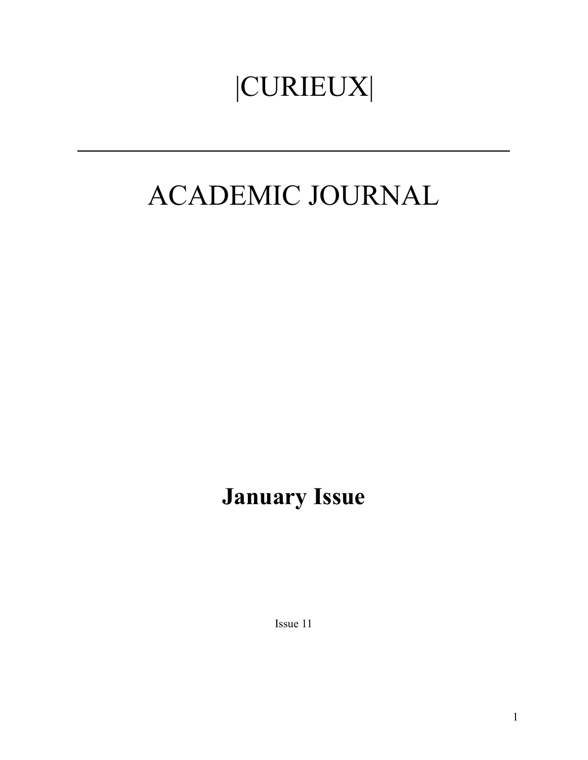# |CURIEUX|

---

# ACADEMIC JOURNAL

## **January Issue**

Issue 11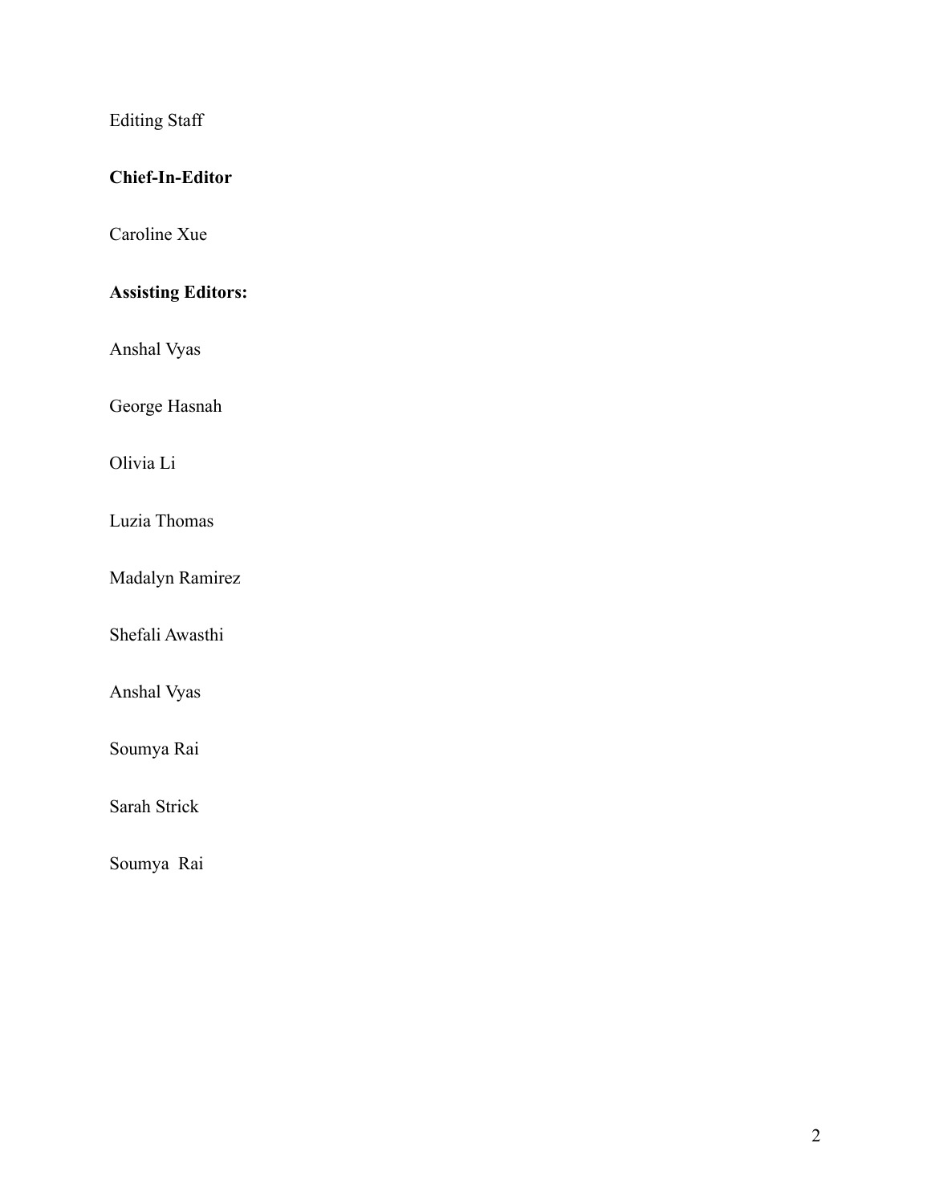Editing Staff

**Chief-In-Editor**

Caroline Xue

**Assisting Editors:**

Anshal Vyas

George Hasnah

Olivia Li

Luzia Thomas

Madalyn Ramirez

Shefali Awasthi

Anshal Vyas

Soumya Rai

Sarah Strick

Soumya  Rai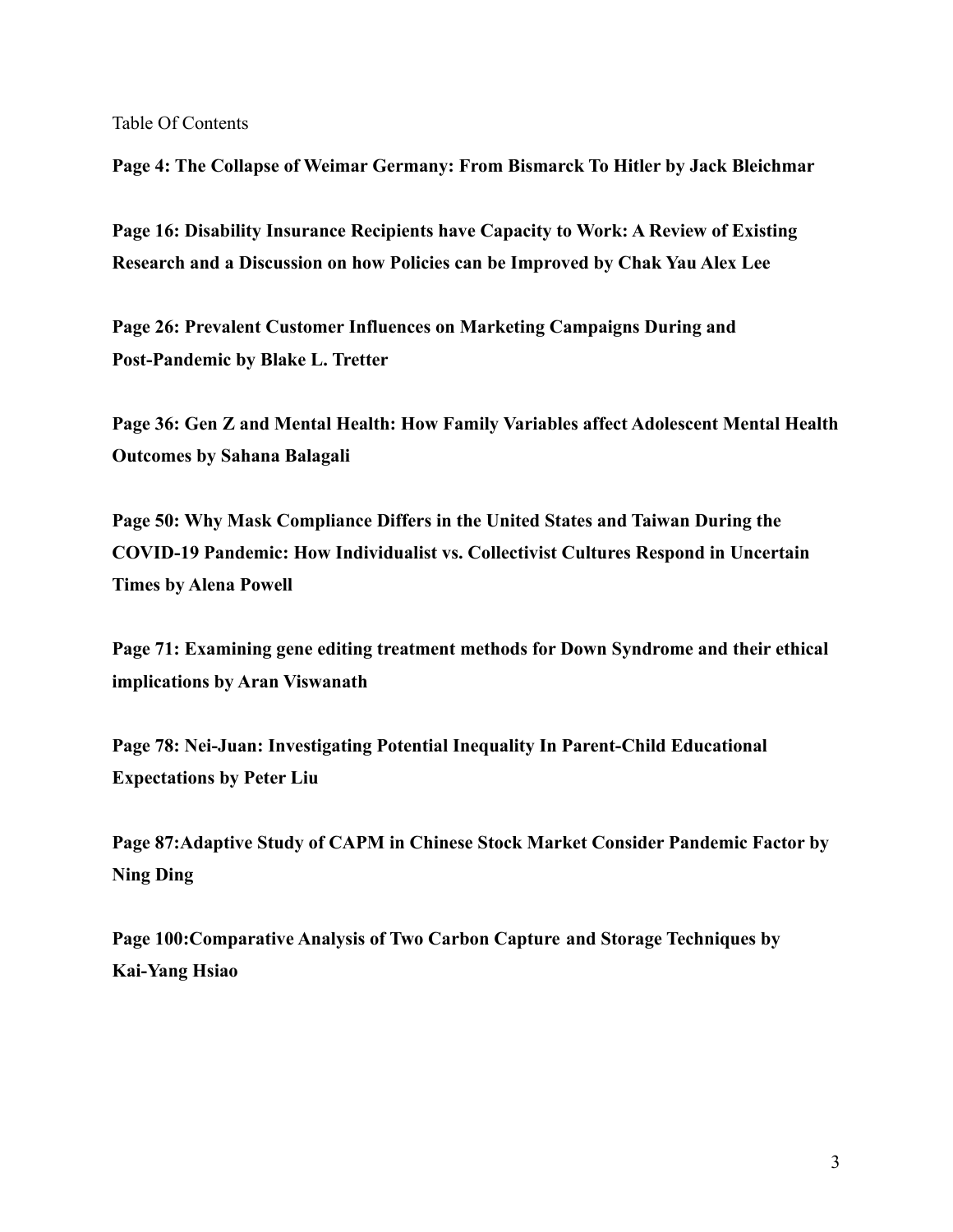Table Of Contents

**Page 4: The Collapse of Weimar Germany: From Bismarck To Hitler by Jack Bleichmar**

**Page 16: Disability Insurance Recipients have Capacity to Work: A Review of Existing Research and a Discussion on how Policies can be Improved by Chak Yau Alex Lee**

**Page 26: Prevalent Customer Influences on Marketing Campaigns During and Post-Pandemic by Blake L. Tretter**

**Page 36: Gen Z and Mental Health: How Family Variables affect Adolescent Mental Health Outcomes by Sahana Balagali**

**Page 50: Why Mask Compliance Differs in the United States and Taiwan During the COVID-19 Pandemic: How Individualist vs. Collectivist Cultures Respond in Uncertain Times by Alena Powell**

**Page 71: Examining gene editing treatment methods for Down Syndrome and their ethical implications by Aran Viswanath**

**Page 78: Nei-Juan: Investigating Potential Inequality In Parent-Child Educational Expectations by Peter Liu**

**Page 87:Adaptive Study of CAPM in Chinese Stock Market Consider Pandemic Factor by Ning Ding**

**Page 100:Comparative Analysis of Two Carbon Capture and Storage Techniques by Kai-Yang Hsiao**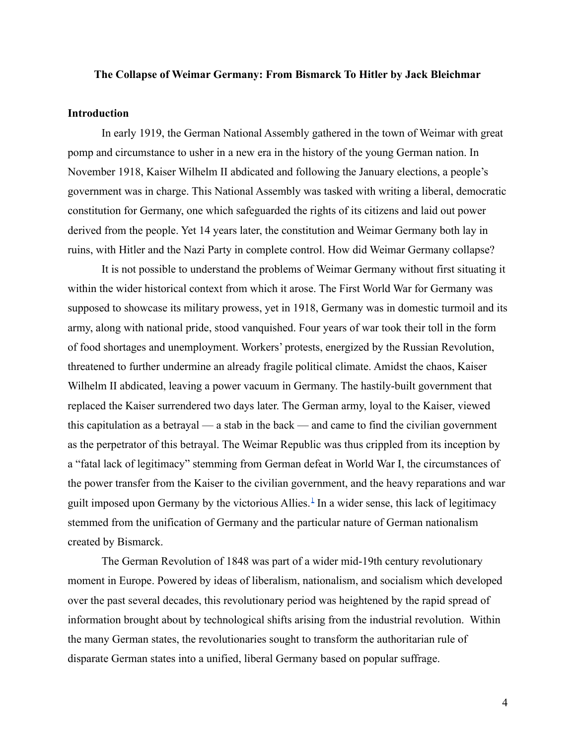**The Collapse of Weimar Germany: From Bismarck To Hitler by Jack Bleichmar**

## Introduction

In early 1919, the German National Assembly gathered in the town of Weimar with great pomp and circumstance to usher in a new era in the history of the young German nation. In November 1918, Kaiser Wilhelm II abdicated and following the January elections, a people's government was in charge. This National Assembly was tasked with writing a liberal, democratic constitution for Germany, one which safeguarded the rights of its citizens and laid out power derived from the people. Yet 14 years later, the constitution and Weimar Germany both lay in ruins, with Hitler and the Nazi Party in complete control. How did Weimar Germany collapse?

It is not possible to understand the problems of Weimar Germany without first situating it within the wider historical context from which it arose. The First World War for Germany was supposed to showcase its military prowess, yet in 1918, Germany was in domestic turmoil and its army, along with national pride, stood vanquished. Four years of war took their toll in the form of food shortages and unemployment. Workers' protests, energized by the Russian Revolution, threatened to further undermine an already fragile political climate. Amidst the chaos, Kaiser Wilhelm II abdicated, leaving a power vacuum in Germany. The hastily-built government that replaced the Kaiser surrendered two days later. The German army, loyal to the Kaiser, viewed this capitulation as a betrayal — a stab in the back — and came to find the civilian government as the perpetrator of this betrayal. The Weimar Republic was thus crippled from its inception by a "fatal lack of legitimacy" stemming from German defeat in World War I, the circumstances of the power transfer from the Kaiser to the civilian government, and the heavy reparations and war guilt imposed upon Germany by the victorious Allies.[1] In a wider sense, this lack of legitimacy stemmed from the unification of Germany and the particular nature of German nationalism created by Bismarck.

The German Revolution of 1848 was part of a wider mid-19th century revolutionary moment in Europe. Powered by ideas of liberalism, nationalism, and socialism which developed over the past several decades, this revolutionary period was heightened by the rapid spread of information brought about by technological shifts arising from the industrial revolution. Within the many German states, the revolutionaries sought to transform the authoritarian rule of disparate German states into a unified, liberal Germany based on popular suffrage.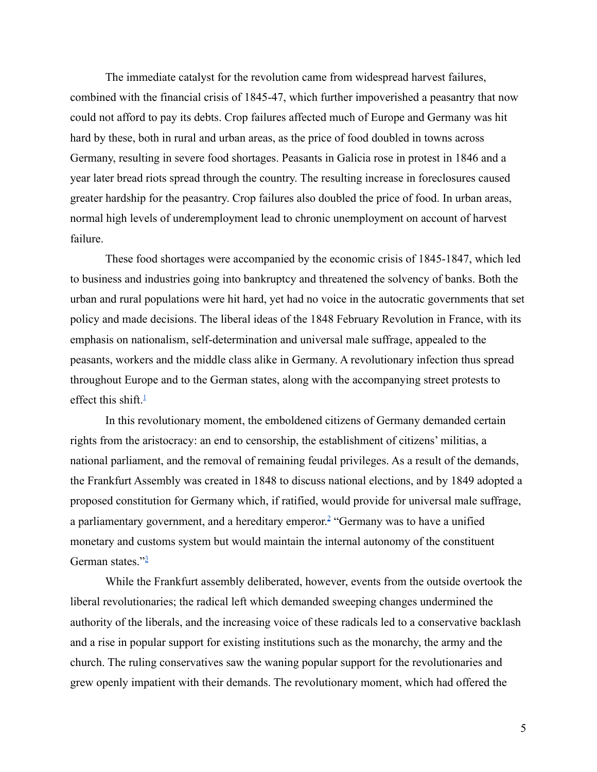The immediate catalyst for the revolution came from widespread harvest failures, combined with the financial crisis of 1845-47, which further impoverished a peasantry that now could not afford to pay its debts. Crop failures affected much of Europe and Germany was hit hard by these, both in rural and urban areas, as the price of food doubled in towns across Germany, resulting in severe food shortages. Peasants in Galicia rose in protest in 1846 and a year later bread riots spread through the country. The resulting increase in foreclosures caused greater hardship for the peasantry. Crop failures also doubled the price of food. In urban areas, normal high levels of underemployment lead to chronic unemployment on account of harvest failure.

These food shortages were accompanied by the economic crisis of 1845-1847, which led to business and industries going into bankruptcy and threatened the solvency of banks. Both the urban and rural populations were hit hard, yet had no voice in the autocratic governments that set policy and made decisions. The liberal ideas of the 1848 February Revolution in France, with its emphasis on nationalism, self-determination and universal male suffrage, appealed to the peasants, workers and the middle class alike in Germany. A revolutionary infection thus spread throughout Europe and to the German states, along with the accompanying street protests to effect this shift.[1]

In this revolutionary moment, the emboldened citizens of Germany demanded certain rights from the aristocracy: an end to censorship, the establishment of citizens' militias, a national parliament, and the removal of remaining feudal privileges. As a result of the demands, the Frankfurt Assembly was created in 1848 to discuss national elections, and by 1849 adopted a proposed constitution for Germany which, if ratified, would provide for universal male suffrage, a parliamentary government, and a hereditary emperor.[2] "Germany was to have a unified monetary and customs system but would maintain the internal autonomy of the constituent German states."[3]

While the Frankfurt assembly deliberated, however, events from the outside overtook the liberal revolutionaries; the radical left which demanded sweeping changes undermined the authority of the liberals, and the increasing voice of these radicals led to a conservative backlash and a rise in popular support for existing institutions such as the monarchy, the army and the church. The ruling conservatives saw the waning popular support for the revolutionaries and grew openly impatient with their demands. The revolutionary moment, which had offered the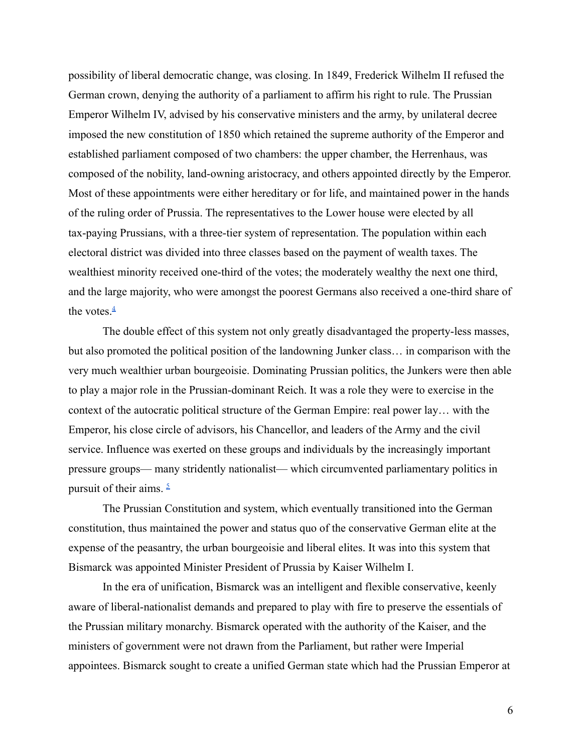possibility of liberal democratic change, was closing. In 1849, Frederick Wilhelm II refused the German crown, denying the authority of a parliament to affirm his right to rule. The Prussian Emperor Wilhelm IV, advised by his conservative ministers and the army, by unilateral decree imposed the new constitution of 1850 which retained the supreme authority of the Emperor and established parliament composed of two chambers: the upper chamber, the Herrenhaus, was composed of the nobility, land-owning aristocracy, and others appointed directly by the Emperor. Most of these appointments were either hereditary or for life, and maintained power in the hands of the ruling order of Prussia. The representatives to the Lower house were elected by all tax-paying Prussians, with a three-tier system of representation. The population within each electoral district was divided into three classes based on the payment of wealth taxes. The wealthiest minority received one-third of the votes; the moderately wealthy the next one third, and the large majority, who were amongst the poorest Germans also received a one-third share of the votes.[4]

The double effect of this system not only greatly disadvantaged the property-less masses, but also promoted the political position of the landowning Junker class… in comparison with the very much wealthier urban bourgeoisie. Dominating Prussian politics, the Junkers were then able to play a major role in the Prussian-dominant Reich. It was a role they were to exercise in the context of the autocratic political structure of the German Empire: real power lay… with the Emperor, his close circle of advisors, his Chancellor, and leaders of the Army and the civil service. Influence was exerted on these groups and individuals by the increasingly important pressure groups— many stridently nationalist— which circumvented parliamentary politics in pursuit of their aims. [5]

The Prussian Constitution and system, which eventually transitioned into the German constitution, thus maintained the power and status quo of the conservative German elite at the expense of the peasantry, the urban bourgeoisie and liberal elites. It was into this system that Bismarck was appointed Minister President of Prussia by Kaiser Wilhelm I.

In the era of unification, Bismarck was an intelligent and flexible conservative, keenly aware of liberal-nationalist demands and prepared to play with fire to preserve the essentials of the Prussian military monarchy. Bismarck operated with the authority of the Kaiser, and the ministers of government were not drawn from the Parliament, but rather were Imperial appointees. Bismarck sought to create a unified German state which had the Prussian Emperor at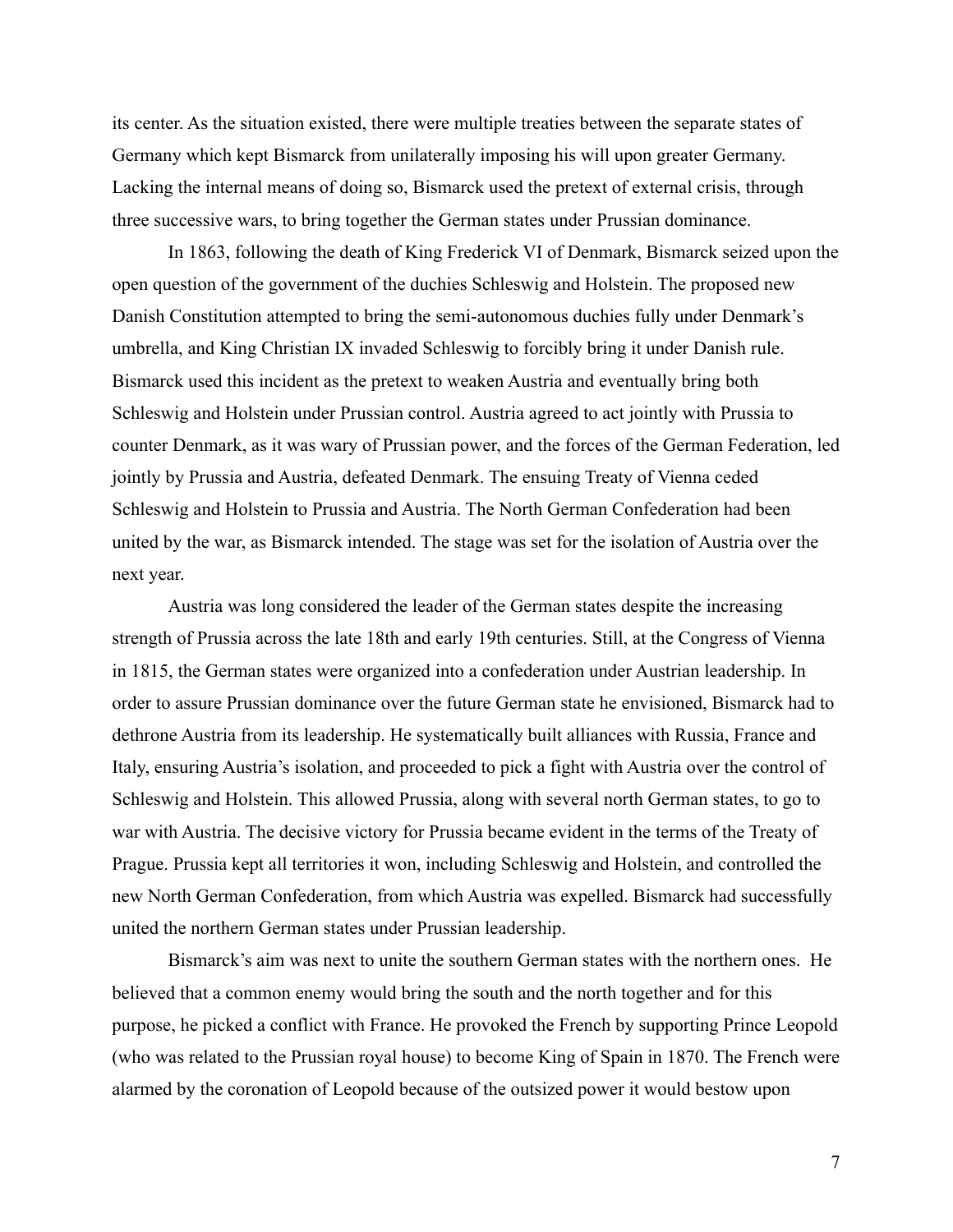its center. As the situation existed, there were multiple treaties between the separate states of Germany which kept Bismarck from unilaterally imposing his will upon greater Germany. Lacking the internal means of doing so, Bismarck used the pretext of external crisis, through three successive wars, to bring together the German states under Prussian dominance.

In 1863, following the death of King Frederick VI of Denmark, Bismarck seized upon the open question of the government of the duchies Schleswig and Holstein. The proposed new Danish Constitution attempted to bring the semi-autonomous duchies fully under Denmark's umbrella, and King Christian IX invaded Schleswig to forcibly bring it under Danish rule. Bismarck used this incident as the pretext to weaken Austria and eventually bring both Schleswig and Holstein under Prussian control. Austria agreed to act jointly with Prussia to counter Denmark, as it was wary of Prussian power, and the forces of the German Federation, led jointly by Prussia and Austria, defeated Denmark. The ensuing Treaty of Vienna ceded Schleswig and Holstein to Prussia and Austria. The North German Confederation had been united by the war, as Bismarck intended. The stage was set for the isolation of Austria over the next year.

Austria was long considered the leader of the German states despite the increasing strength of Prussia across the late 18th and early 19th centuries. Still, at the Congress of Vienna in 1815, the German states were organized into a confederation under Austrian leadership. In order to assure Prussian dominance over the future German state he envisioned, Bismarck had to dethrone Austria from its leadership. He systematically built alliances with Russia, France and Italy, ensuring Austria's isolation, and proceeded to pick a fight with Austria over the control of Schleswig and Holstein. This allowed Prussia, along with several north German states, to go to war with Austria. The decisive victory for Prussia became evident in the terms of the Treaty of Prague. Prussia kept all territories it won, including Schleswig and Holstein, and controlled the new North German Confederation, from which Austria was expelled. Bismarck had successfully united the northern German states under Prussian leadership.

Bismarck's aim was next to unite the southern German states with the northern ones. He believed that a common enemy would bring the south and the north together and for this purpose, he picked a conflict with France. He provoked the French by supporting Prince Leopold (who was related to the Prussian royal house) to become King of Spain in 1870. The French were alarmed by the coronation of Leopold because of the outsized power it would bestow upon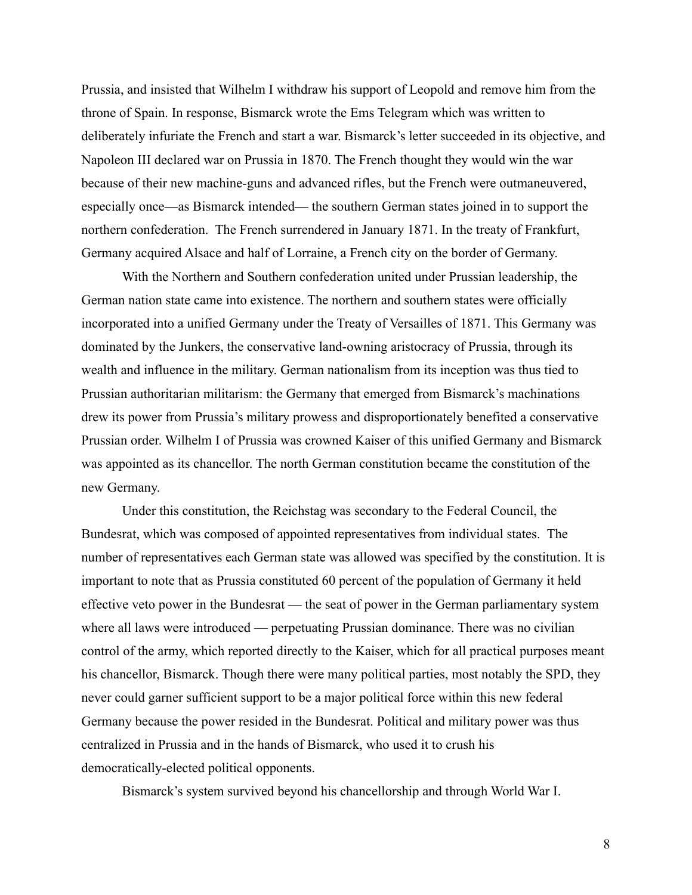Prussia, and insisted that Wilhelm I withdraw his support of Leopold and remove him from the throne of Spain. In response, Bismarck wrote the Ems Telegram which was written to deliberately infuriate the French and start a war. Bismarck's letter succeeded in its objective, and Napoleon III declared war on Prussia in 1870. The French thought they would win the war because of their new machine-guns and advanced rifles, but the French were outmaneuvered, especially once—as Bismarck intended— the southern German states joined in to support the northern confederation. The French surrendered in January 1871. In the treaty of Frankfurt, Germany acquired Alsace and half of Lorraine, a French city on the border of Germany.

With the Northern and Southern confederation united under Prussian leadership, the German nation state came into existence. The northern and southern states were officially incorporated into a unified Germany under the Treaty of Versailles of 1871. This Germany was dominated by the Junkers, the conservative land-owning aristocracy of Prussia, through its wealth and influence in the military. German nationalism from its inception was thus tied to Prussian authoritarian militarism: the Germany that emerged from Bismarck's machinations drew its power from Prussia's military prowess and disproportionately benefited a conservative Prussian order. Wilhelm I of Prussia was crowned Kaiser of this unified Germany and Bismarck was appointed as its chancellor. The north German constitution became the constitution of the new Germany.

Under this constitution, the Reichstag was secondary to the Federal Council, the Bundesrat, which was composed of appointed representatives from individual states. The number of representatives each German state was allowed was specified by the constitution. It is important to note that as Prussia constituted 60 percent of the population of Germany it held effective veto power in the Bundesrat — the seat of power in the German parliamentary system where all laws were introduced — perpetuating Prussian dominance. There was no civilian control of the army, which reported directly to the Kaiser, which for all practical purposes meant his chancellor, Bismarck. Though there were many political parties, most notably the SPD, they never could garner sufficient support to be a major political force within this new federal Germany because the power resided in the Bundesrat. Political and military power was thus centralized in Prussia and in the hands of Bismarck, who used it to crush his democratically-elected political opponents.

Bismarck's system survived beyond his chancellorship and through World War I.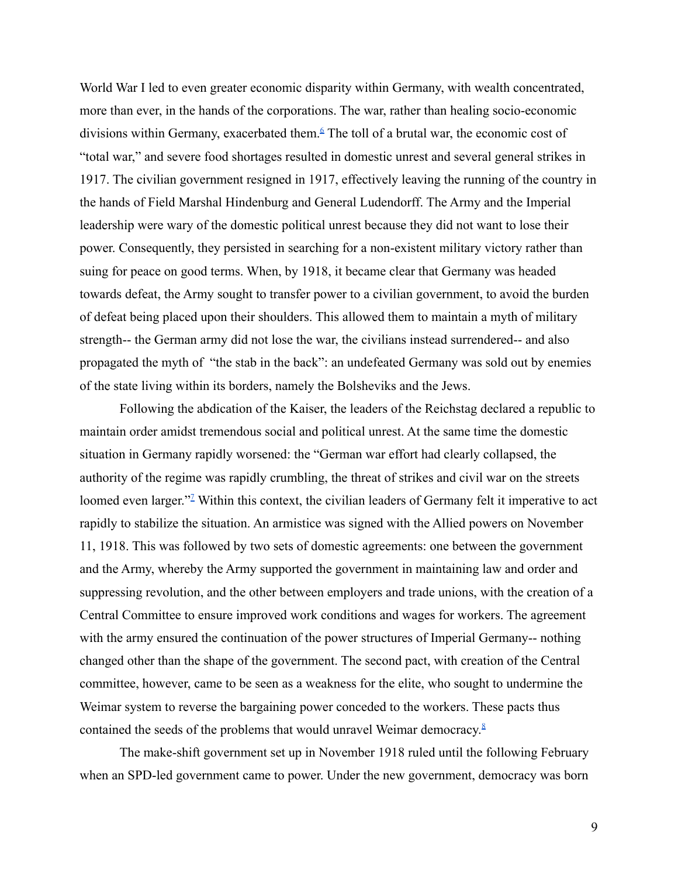World War I led to even greater economic disparity within Germany, with wealth concentrated, more than ever, in the hands of the corporations. The war, rather than healing socio-economic divisions within Germany, exacerbated them.[6] The toll of a brutal war, the economic cost of "total war," and severe food shortages resulted in domestic unrest and several general strikes in 1917. The civilian government resigned in 1917, effectively leaving the running of the country in the hands of Field Marshal Hindenburg and General Ludendorff. The Army and the Imperial leadership were wary of the domestic political unrest because they did not want to lose their power. Consequently, they persisted in searching for a non-existent military victory rather than suing for peace on good terms. When, by 1918, it became clear that Germany was headed towards defeat, the Army sought to transfer power to a civilian government, to avoid the burden of defeat being placed upon their shoulders. This allowed them to maintain a myth of military strength-- the German army did not lose the war, the civilians instead surrendered-- and also propagated the myth of "the stab in the back": an undefeated Germany was sold out by enemies of the state living within its borders, namely the Bolsheviks and the Jews.

Following the abdication of the Kaiser, the leaders of the Reichstag declared a republic to maintain order amidst tremendous social and political unrest. At the same time the domestic situation in Germany rapidly worsened: the "German war effort had clearly collapsed, the authority of the regime was rapidly crumbling, the threat of strikes and civil war on the streets loomed even larger."[7] Within this context, the civilian leaders of Germany felt it imperative to act rapidly to stabilize the situation. An armistice was signed with the Allied powers on November 11, 1918. This was followed by two sets of domestic agreements: one between the government and the Army, whereby the Army supported the government in maintaining law and order and suppressing revolution, and the other between employers and trade unions, with the creation of a Central Committee to ensure improved work conditions and wages for workers. The agreement with the army ensured the continuation of the power structures of Imperial Germany-- nothing changed other than the shape of the government. The second pact, with creation of the Central committee, however, came to be seen as a weakness for the elite, who sought to undermine the Weimar system to reverse the bargaining power conceded to the workers. These pacts thus contained the seeds of the problems that would unravel Weimar democracy.[8]

The make-shift government set up in November 1918 ruled until the following February when an SPD-led government came to power. Under the new government, democracy was born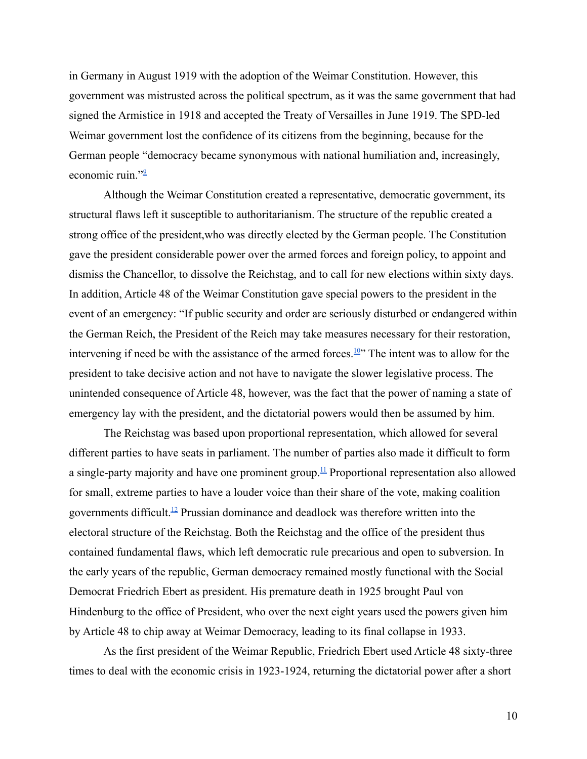in Germany in August 1919 with the adoption of the Weimar Constitution. However, this government was mistrusted across the political spectrum, as it was the same government that had signed the Armistice in 1918 and accepted the Treaty of Versailles in June 1919. The SPD-led Weimar government lost the confidence of its citizens from the beginning, because for the German people "democracy became synonymous with national humiliation and, increasingly, economic ruin."[9]

Although the Weimar Constitution created a representative, democratic government, its structural flaws left it susceptible to authoritarianism. The structure of the republic created a strong office of the president,who was directly elected by the German people. The Constitution gave the president considerable power over the armed forces and foreign policy, to appoint and dismiss the Chancellor, to dissolve the Reichstag, and to call for new elections within sixty days. In addition, Article 48 of the Weimar Constitution gave special powers to the president in the event of an emergency: "If public security and order are seriously disturbed or endangered within the German Reich, the President of the Reich may take measures necessary for their restoration, intervening if need be with the assistance of the armed forces.[10]" The intent was to allow for the president to take decisive action and not have to navigate the slower legislative process. The unintended consequence of Article 48, however, was the fact that the power of naming a state of emergency lay with the president, and the dictatorial powers would then be assumed by him.

The Reichstag was based upon proportional representation, which allowed for several different parties to have seats in parliament. The number of parties also made it difficult to form a single-party majority and have one prominent group.[11] Proportional representation also allowed for small, extreme parties to have a louder voice than their share of the vote, making coalition governments difficult.[12] Prussian dominance and deadlock was therefore written into the electoral structure of the Reichstag. Both the Reichstag and the office of the president thus contained fundamental flaws, which left democratic rule precarious and open to subversion. In the early years of the republic, German democracy remained mostly functional with the Social Democrat Friedrich Ebert as president. His premature death in 1925 brought Paul von Hindenburg to the office of President, who over the next eight years used the powers given him by Article 48 to chip away at Weimar Democracy, leading to its final collapse in 1933.

As the first president of the Weimar Republic, Friedrich Ebert used Article 48 sixty-three times to deal with the economic crisis in 1923-1924, returning the dictatorial power after a short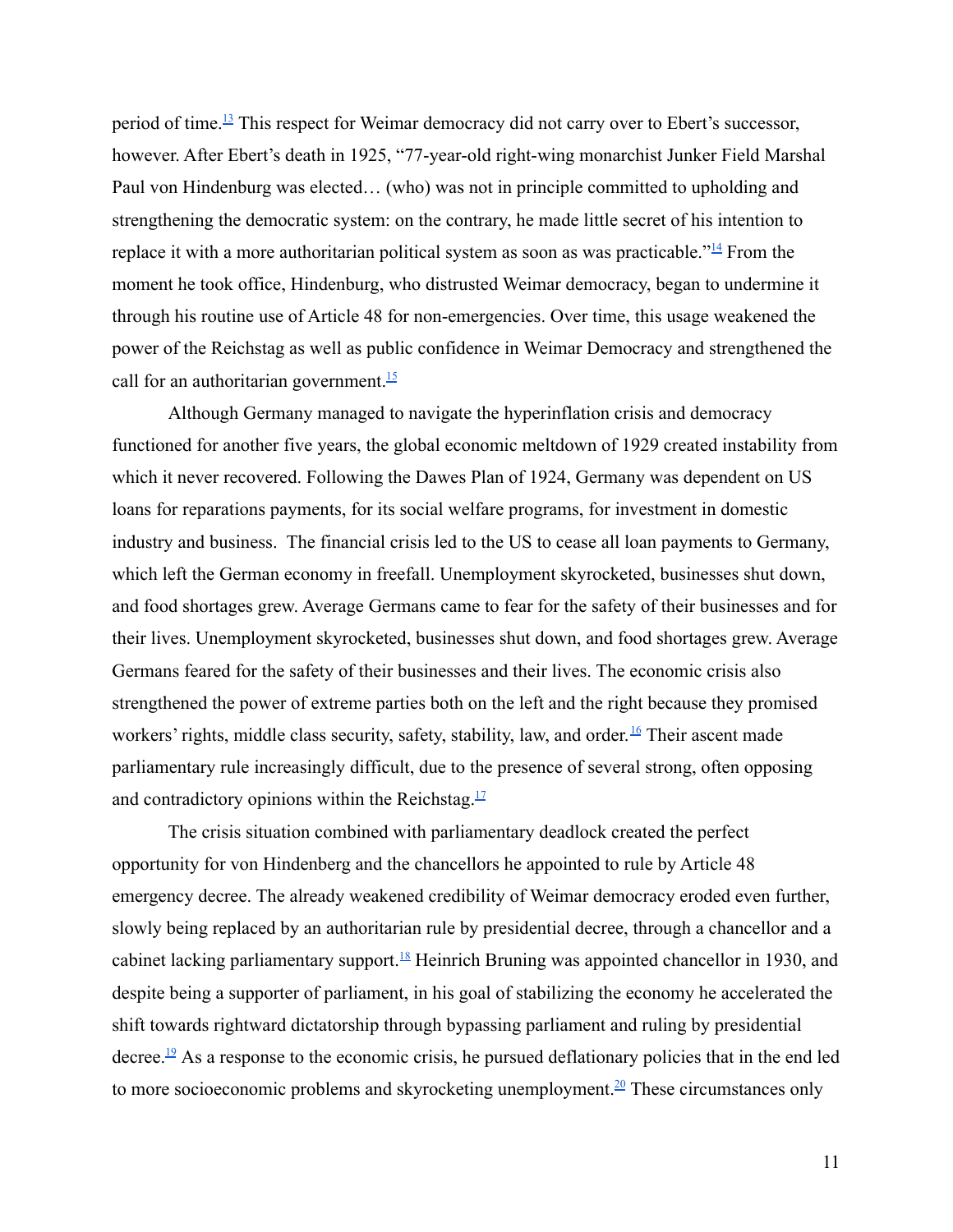period of time.[13] This respect for Weimar democracy did not carry over to Ebert's successor, however. After Ebert's death in 1925, "77-year-old right-wing monarchist Junker Field Marshal Paul von Hindenburg was elected… (who) was not in principle committed to upholding and strengthening the democratic system: on the contrary, he made little secret of his intention to replace it with a more authoritarian political system as soon as was practicable."[14] From the moment he took office, Hindenburg, who distrusted Weimar democracy, began to undermine it through his routine use of Article 48 for non-emergencies. Over time, this usage weakened the power of the Reichstag as well as public confidence in Weimar Democracy and strengthened the call for an authoritarian government.[15]

Although Germany managed to navigate the hyperinflation crisis and democracy functioned for another five years, the global economic meltdown of 1929 created instability from which it never recovered. Following the Dawes Plan of 1924, Germany was dependent on US loans for reparations payments, for its social welfare programs, for investment in domestic industry and business. The financial crisis led to the US to cease all loan payments to Germany, which left the German economy in freefall. Unemployment skyrocketed, businesses shut down, and food shortages grew. Average Germans came to fear for the safety of their businesses and for their lives. Unemployment skyrocketed, businesses shut down, and food shortages grew. Average Germans feared for the safety of their businesses and their lives. The economic crisis also strengthened the power of extreme parties both on the left and the right because they promised workers' rights, middle class security, safety, stability, law, and order.[16] Their ascent made parliamentary rule increasingly difficult, due to the presence of several strong, often opposing and contradictory opinions within the Reichstag.[17]

The crisis situation combined with parliamentary deadlock created the perfect opportunity for von Hindenberg and the chancellors he appointed to rule by Article 48 emergency decree. The already weakened credibility of Weimar democracy eroded even further, slowly being replaced by an authoritarian rule by presidential decree, through a chancellor and a cabinet lacking parliamentary support.[18] Heinrich Bruning was appointed chancellor in 1930, and despite being a supporter of parliament, in his goal of stabilizing the economy he accelerated the shift towards rightward dictatorship through bypassing parliament and ruling by presidential decree.[19] As a response to the economic crisis, he pursued deflationary policies that in the end led to more socioeconomic problems and skyrocketing unemployment.[20] These circumstances only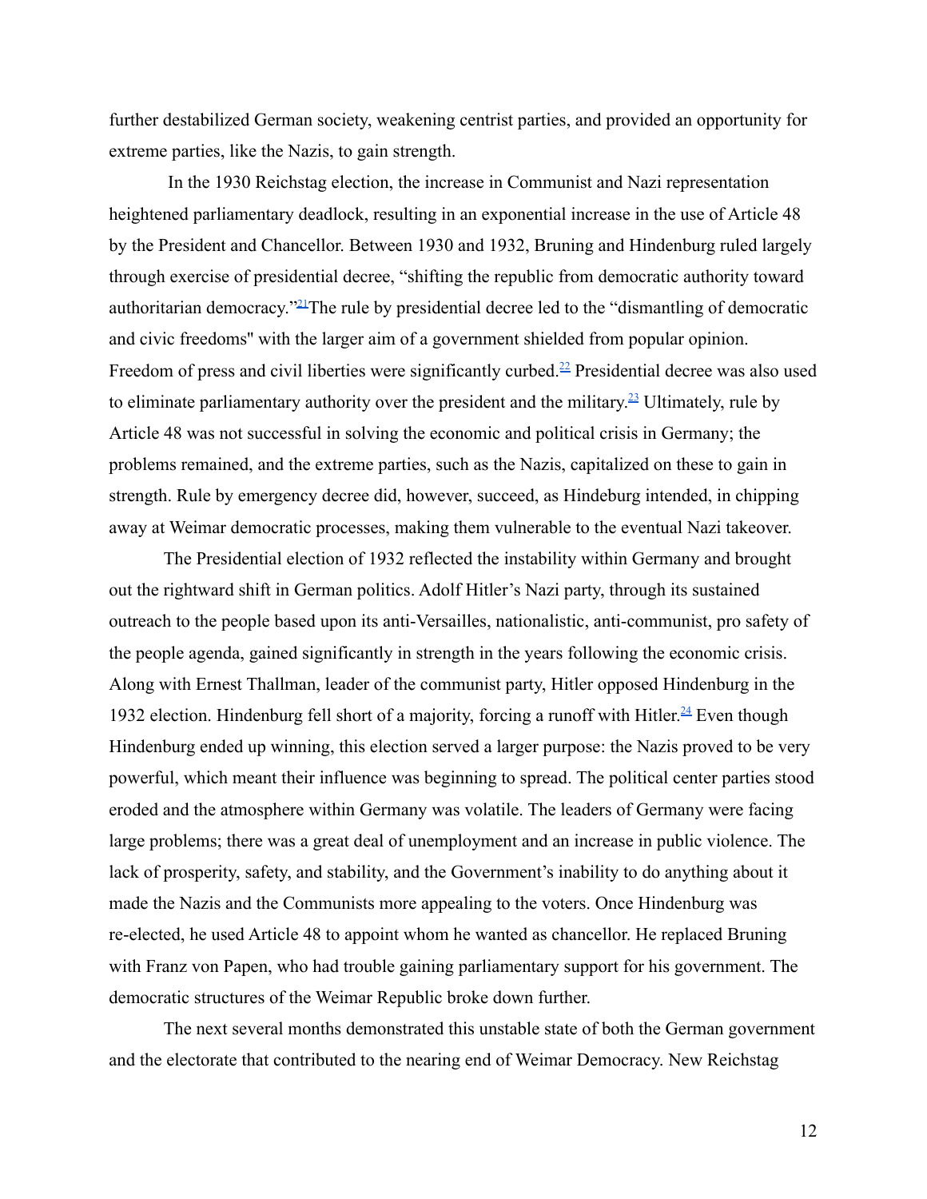further destabilized German society, weakening centrist parties, and provided an opportunity for extreme parties, like the Nazis, to gain strength.

In the 1930 Reichstag election, the increase in Communist and Nazi representation heightened parliamentary deadlock, resulting in an exponential increase in the use of Article 48 by the President and Chancellor. Between 1930 and 1932, Bruning and Hindenburg ruled largely through exercise of presidential decree, "shifting the republic from democratic authority toward authoritarian democracy."[21]The rule by presidential decree led to the "dismantling of democratic and civic freedoms" with the larger aim of a government shielded from popular opinion. Freedom of press and civil liberties were significantly curbed.[22] Presidential decree was also used to eliminate parliamentary authority over the president and the military.[23] Ultimately, rule by Article 48 was not successful in solving the economic and political crisis in Germany; the problems remained, and the extreme parties, such as the Nazis, capitalized on these to gain in strength. Rule by emergency decree did, however, succeed, as Hindeburg intended, in chipping away at Weimar democratic processes, making them vulnerable to the eventual Nazi takeover.

The Presidential election of 1932 reflected the instability within Germany and brought out the rightward shift in German politics. Adolf Hitler's Nazi party, through its sustained outreach to the people based upon its anti-Versailles, nationalistic, anti-communist, pro safety of the people agenda, gained significantly in strength in the years following the economic crisis. Along with Ernest Thallman, leader of the communist party, Hitler opposed Hindenburg in the 1932 election. Hindenburg fell short of a majority, forcing a runoff with Hitler.[24] Even though Hindenburg ended up winning, this election served a larger purpose: the Nazis proved to be very powerful, which meant their influence was beginning to spread. The political center parties stood eroded and the atmosphere within Germany was volatile. The leaders of Germany were facing large problems; there was a great deal of unemployment and an increase in public violence. The lack of prosperity, safety, and stability, and the Government's inability to do anything about it made the Nazis and the Communists more appealing to the voters. Once Hindenburg was re-elected, he used Article 48 to appoint whom he wanted as chancellor. He replaced Bruning with Franz von Papen, who had trouble gaining parliamentary support for his government. The democratic structures of the Weimar Republic broke down further.

The next several months demonstrated this unstable state of both the German government and the electorate that contributed to the nearing end of Weimar Democracy. New Reichstag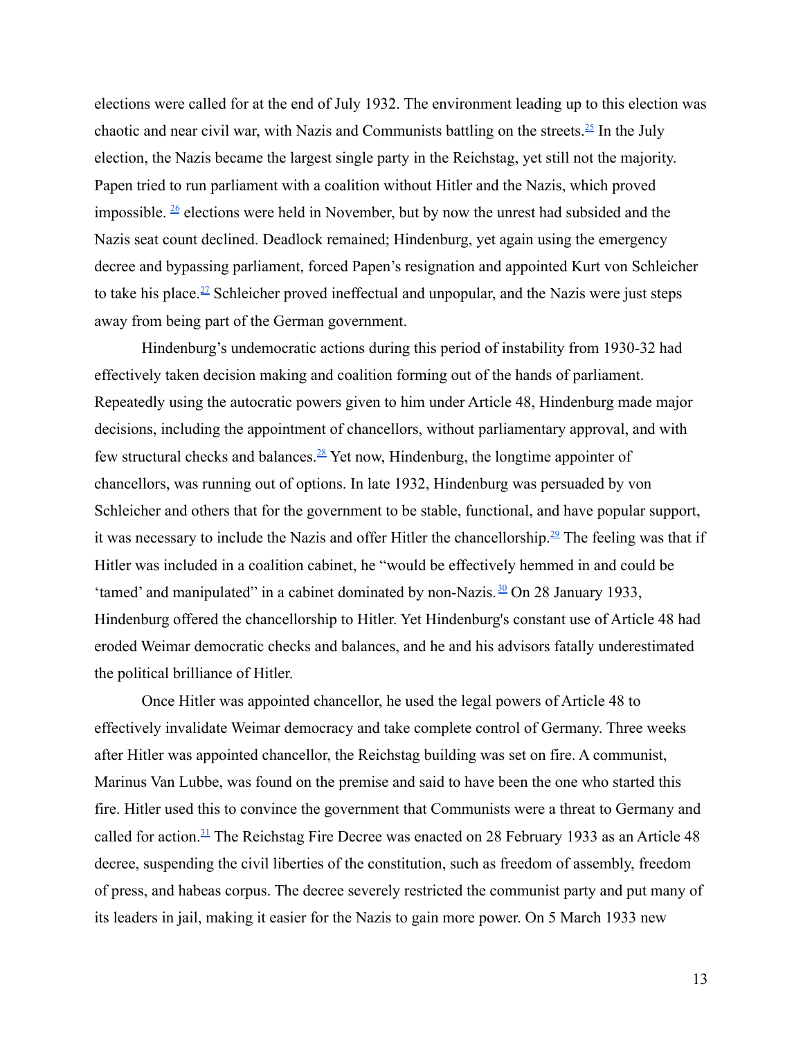elections were called for at the end of July 1932. The environment leading up to this election was chaotic and near civil war, with Nazis and Communists battling on the streets.[25] In the July election, the Nazis became the largest single party in the Reichstag, yet still not the majority. Papen tried to run parliament with a coalition without Hitler and the Nazis, which proved impossible. [26] elections were held in November, but by now the unrest had subsided and the Nazis seat count declined. Deadlock remained; Hindenburg, yet again using the emergency decree and bypassing parliament, forced Papen's resignation and appointed Kurt von Schleicher to take his place.[27] Schleicher proved ineffectual and unpopular, and the Nazis were just steps away from being part of the German government.

Hindenburg's undemocratic actions during this period of instability from 1930-32 had effectively taken decision making and coalition forming out of the hands of parliament. Repeatedly using the autocratic powers given to him under Article 48, Hindenburg made major decisions, including the appointment of chancellors, without parliamentary approval, and with few structural checks and balances.[28] Yet now, Hindenburg, the longtime appointer of chancellors, was running out of options. In late 1932, Hindenburg was persuaded by von Schleicher and others that for the government to be stable, functional, and have popular support, it was necessary to include the Nazis and offer Hitler the chancellorship.[29] The feeling was that if Hitler was included in a coalition cabinet, he "would be effectively hemmed in and could be 'tamed' and manipulated" in a cabinet dominated by non-Nazis. [30] On 28 January 1933, Hindenburg offered the chancellorship to Hitler. Yet Hindenburg's constant use of Article 48 had eroded Weimar democratic checks and balances, and he and his advisors fatally underestimated the political brilliance of Hitler.

Once Hitler was appointed chancellor, he used the legal powers of Article 48 to effectively invalidate Weimar democracy and take complete control of Germany. Three weeks after Hitler was appointed chancellor, the Reichstag building was set on fire. A communist, Marinus Van Lubbe, was found on the premise and said to have been the one who started this fire. Hitler used this to convince the government that Communists were a threat to Germany and called for action.[31] The Reichstag Fire Decree was enacted on 28 February 1933 as an Article 48 decree, suspending the civil liberties of the constitution, such as freedom of assembly, freedom of press, and habeas corpus. The decree severely restricted the communist party and put many of its leaders in jail, making it easier for the Nazis to gain more power. On 5 March 1933 new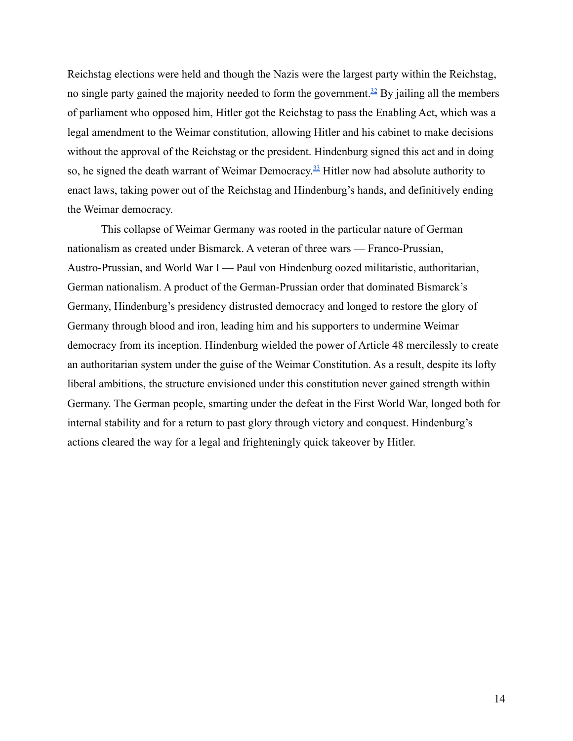Reichstag elections were held and though the Nazis were the largest party within the Reichstag, no single party gained the majority needed to form the government.[32] By jailing all the members of parliament who opposed him, Hitler got the Reichstag to pass the Enabling Act, which was a legal amendment to the Weimar constitution, allowing Hitler and his cabinet to make decisions without the approval of the Reichstag or the president. Hindenburg signed this act and in doing so, he signed the death warrant of Weimar Democracy.[33] Hitler now had absolute authority to enact laws, taking power out of the Reichstag and Hindenburg's hands, and definitively ending the Weimar democracy.

This collapse of Weimar Germany was rooted in the particular nature of German nationalism as created under Bismarck. A veteran of three wars — Franco-Prussian, Austro-Prussian, and World War I — Paul von Hindenburg oozed militaristic, authoritarian, German nationalism. A product of the German-Prussian order that dominated Bismarck's Germany, Hindenburg's presidency distrusted democracy and longed to restore the glory of Germany through blood and iron, leading him and his supporters to undermine Weimar democracy from its inception. Hindenburg wielded the power of Article 48 mercilessly to create an authoritarian system under the guise of the Weimar Constitution. As a result, despite its lofty liberal ambitions, the structure envisioned under this constitution never gained strength within Germany. The German people, smarting under the defeat in the First World War, longed both for internal stability and for a return to past glory through victory and conquest. Hindenburg's actions cleared the way for a legal and frighteningly quick takeover by Hitler.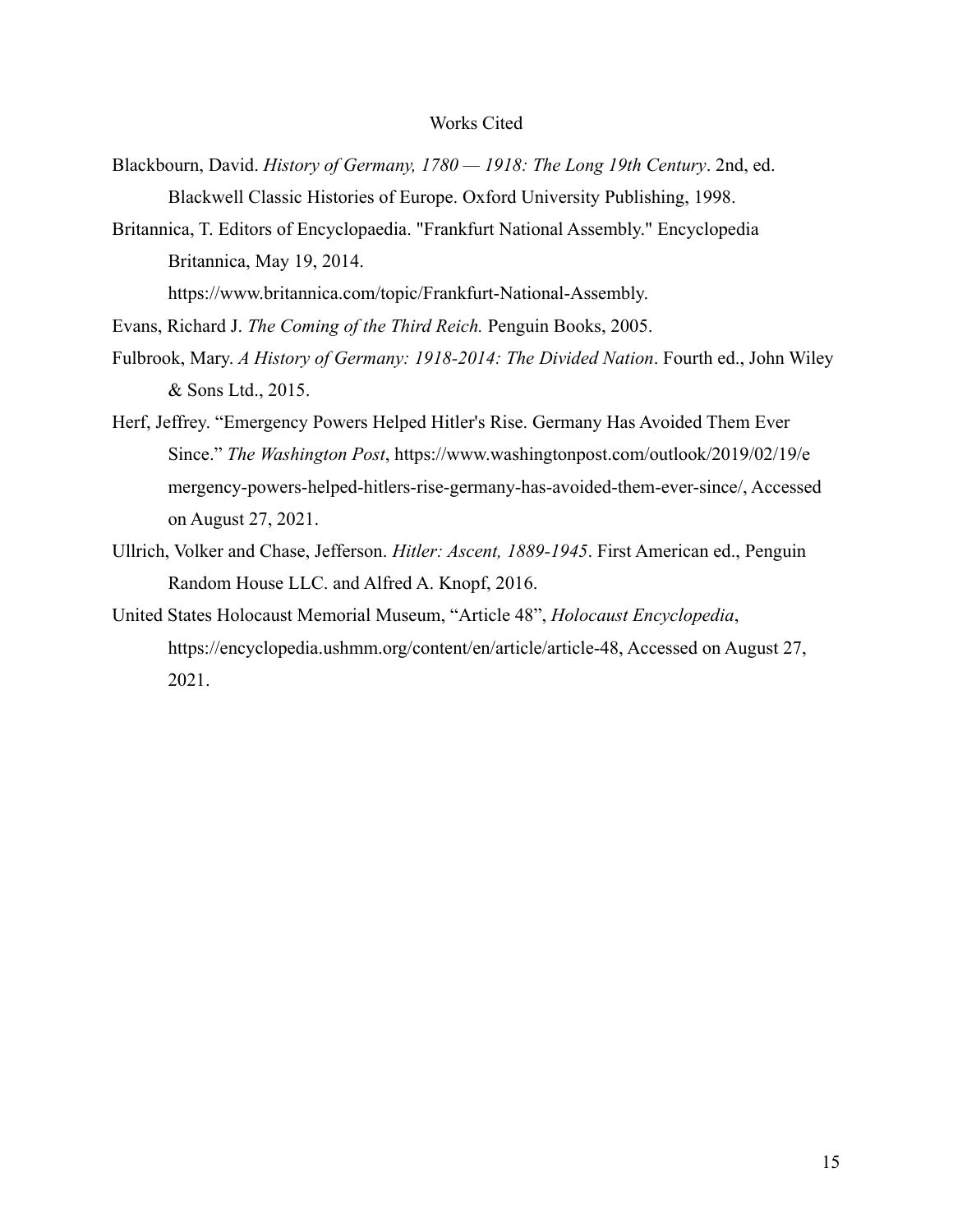# Works Cited

Blackbourn, David. *History of Germany, 1780 — 1918: The Long 19th Century*. 2nd, ed. Blackwell Classic Histories of Europe. Oxford University Publishing, 1998.

Britannica, T. Editors of Encyclopaedia. "Frankfurt National Assembly." Encyclopedia Britannica, May 19, 2014. https://www.britannica.com/topic/Frankfurt-National-Assembly.

Evans, Richard J. *The Coming of the Third Reich.* Penguin Books, 2005.

Fulbrook, Mary. *A History of Germany: 1918-2014: The Divided Nation*. Fourth ed., John Wiley & Sons Ltd., 2015.

Herf, Jeffrey. "Emergency Powers Helped Hitler's Rise. Germany Has Avoided Them Ever Since." *The Washington Post*, https://www.washingtonpost.com/outlook/2019/02/19/emergency-powers-helped-hitlers-rise-germany-has-avoided-them-ever-since/, Accessed on August 27, 2021.

Ullrich, Volker and Chase, Jefferson. *Hitler: Ascent, 1889-1945*. First American ed., Penguin Random House LLC. and Alfred A. Knopf, 2016.

United States Holocaust Memorial Museum, "Article 48", *Holocaust Encyclopedia*, https://encyclopedia.ushmm.org/content/en/article/article-48, Accessed on August 27, 2021.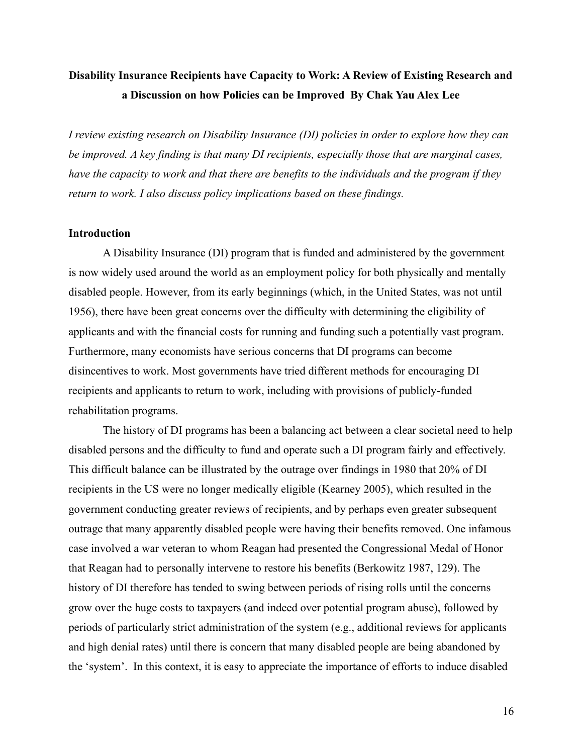# Disability Insurance Recipients have Capacity to Work: A Review of Existing Research and a Discussion on how Policies can be Improved By Chak Yau Alex Lee

*I review existing research on Disability Insurance (DI) policies in order to explore how they can be improved. A key finding is that many DI recipients, especially those that are marginal cases, have the capacity to work and that there are benefits to the individuals and the program if they return to work. I also discuss policy implications based on these findings.*

## Introduction

A Disability Insurance (DI) program that is funded and administered by the government is now widely used around the world as an employment policy for both physically and mentally disabled people. However, from its early beginnings (which, in the United States, was not until 1956), there have been great concerns over the difficulty with determining the eligibility of applicants and with the financial costs for running and funding such a potentially vast program. Furthermore, many economists have serious concerns that DI programs can become disincentives to work. Most governments have tried different methods for encouraging DI recipients and applicants to return to work, including with provisions of publicly-funded rehabilitation programs.

The history of DI programs has been a balancing act between a clear societal need to help disabled persons and the difficulty to fund and operate such a DI program fairly and effectively. This difficult balance can be illustrated by the outrage over findings in 1980 that 20% of DI recipients in the US were no longer medically eligible (Kearney 2005), which resulted in the government conducting greater reviews of recipients, and by perhaps even greater subsequent outrage that many apparently disabled people were having their benefits removed. One infamous case involved a war veteran to whom Reagan had presented the Congressional Medal of Honor that Reagan had to personally intervene to restore his benefits (Berkowitz 1987, 129). The history of DI therefore has tended to swing between periods of rising rolls until the concerns grow over the huge costs to taxpayers (and indeed over potential program abuse), followed by periods of particularly strict administration of the system (e.g., additional reviews for applicants and high denial rates) until there is concern that many disabled people are being abandoned by the 'system'. In this context, it is easy to appreciate the importance of efforts to induce disabled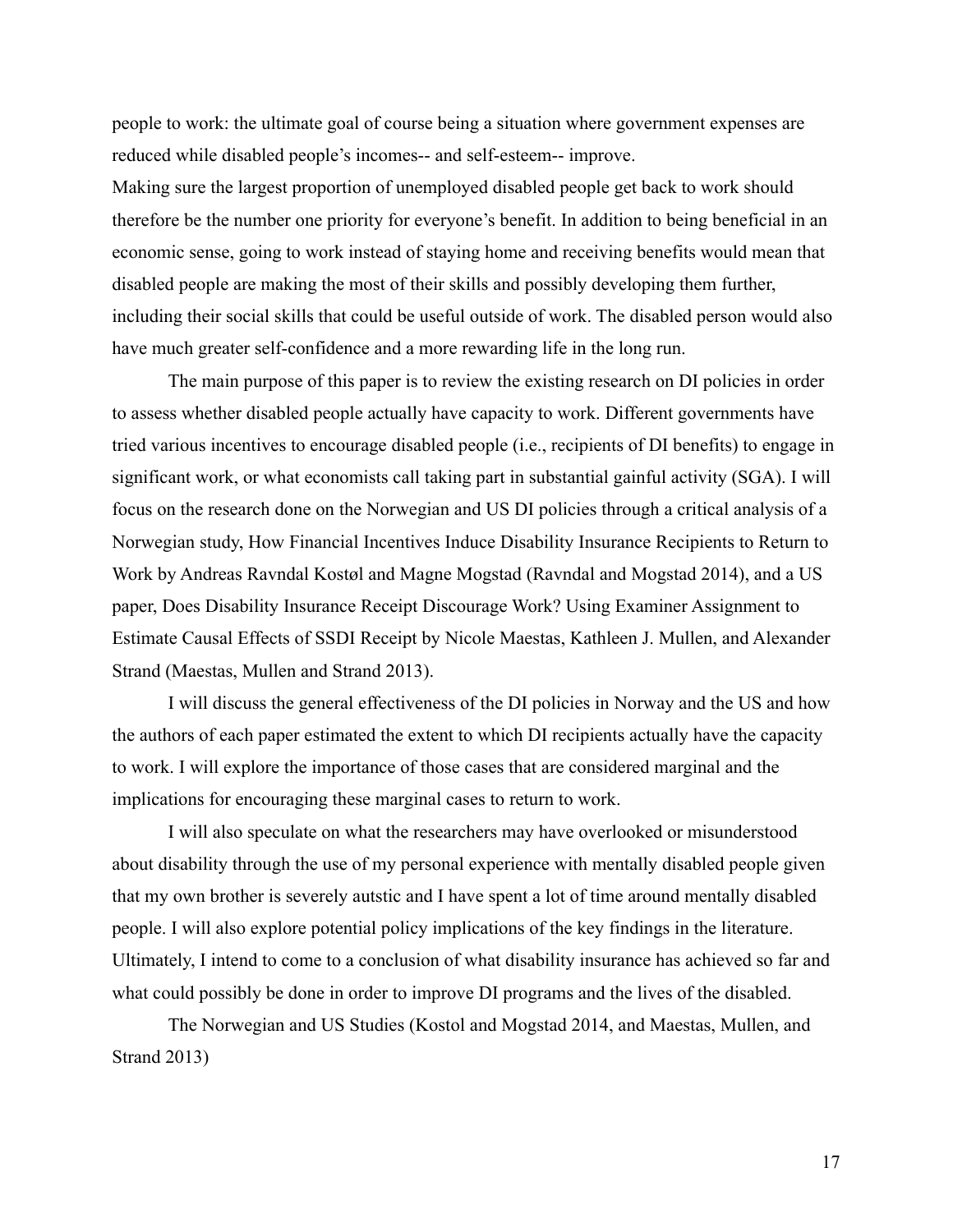people to work: the ultimate goal of course being a situation where government expenses are reduced while disabled people's incomes-- and self-esteem-- improve.

Making sure the largest proportion of unemployed disabled people get back to work should therefore be the number one priority for everyone's benefit. In addition to being beneficial in an economic sense, going to work instead of staying home and receiving benefits would mean that disabled people are making the most of their skills and possibly developing them further, including their social skills that could be useful outside of work. The disabled person would also have much greater self-confidence and a more rewarding life in the long run.

The main purpose of this paper is to review the existing research on DI policies in order to assess whether disabled people actually have capacity to work. Different governments have tried various incentives to encourage disabled people (i.e., recipients of DI benefits) to engage in significant work, or what economists call taking part in substantial gainful activity (SGA). I will focus on the research done on the Norwegian and US DI policies through a critical analysis of a Norwegian study, How Financial Incentives Induce Disability Insurance Recipients to Return to Work by Andreas Ravndal Kostøl and Magne Mogstad (Ravndal and Mogstad 2014), and a US paper, Does Disability Insurance Receipt Discourage Work? Using Examiner Assignment to Estimate Causal Effects of SSDI Receipt by Nicole Maestas, Kathleen J. Mullen, and Alexander Strand (Maestas, Mullen and Strand 2013).

I will discuss the general effectiveness of the DI policies in Norway and the US and how the authors of each paper estimated the extent to which DI recipients actually have the capacity to work. I will explore the importance of those cases that are considered marginal and the implications for encouraging these marginal cases to return to work.

I will also speculate on what the researchers may have overlooked or misunderstood about disability through the use of my personal experience with mentally disabled people given that my own brother is severely autstic and I have spent a lot of time around mentally disabled people. I will also explore potential policy implications of the key findings in the literature. Ultimately, I intend to come to a conclusion of what disability insurance has achieved so far and what could possibly be done in order to improve DI programs and the lives of the disabled.

The Norwegian and US Studies (Kostol and Mogstad 2014, and Maestas, Mullen, and Strand 2013)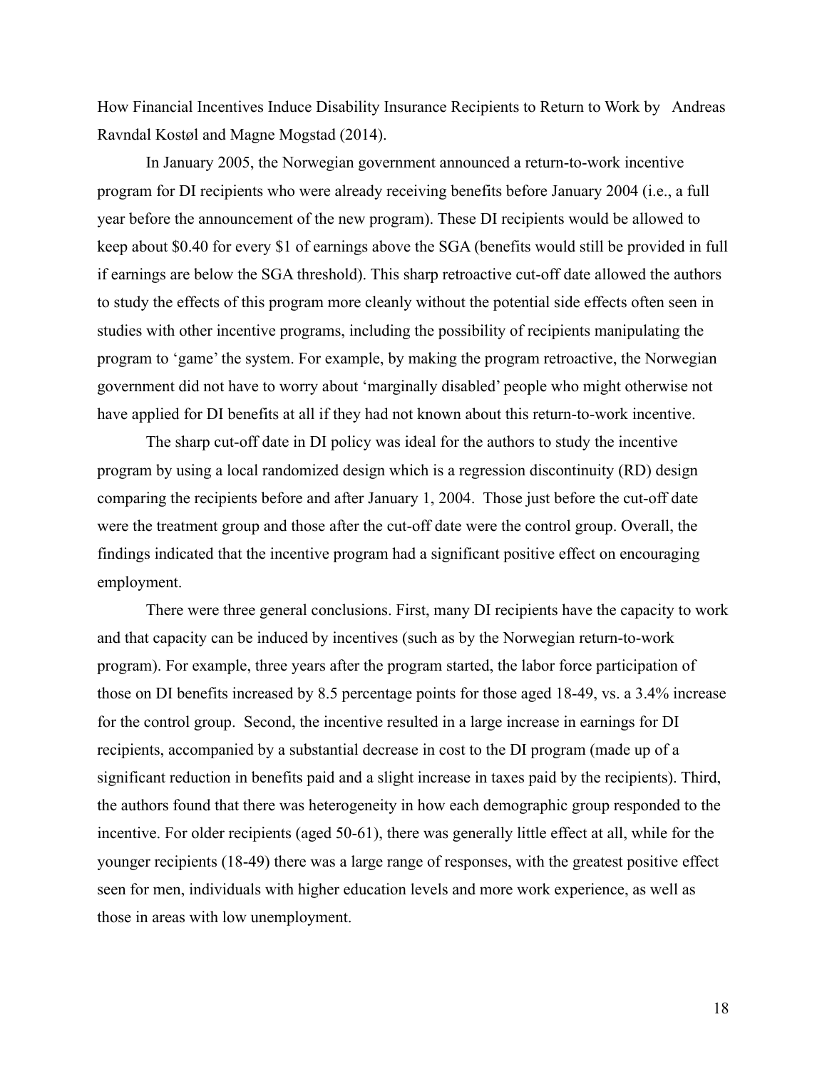How Financial Incentives Induce Disability Insurance Recipients to Return to Work by Andreas Ravndal Kostøl and Magne Mogstad (2014).

In January 2005, the Norwegian government announced a return-to-work incentive program for DI recipients who were already receiving benefits before January 2004 (i.e., a full year before the announcement of the new program). These DI recipients would be allowed to keep about $0.40 for every $1 of earnings above the SGA (benefits would still be provided in full if earnings are below the SGA threshold). This sharp retroactive cut-off date allowed the authors to study the effects of this program more cleanly without the potential side effects often seen in studies with other incentive programs, including the possibility of recipients manipulating the program to 'game' the system. For example, by making the program retroactive, the Norwegian government did not have to worry about 'marginally disabled' people who might otherwise not have applied for DI benefits at all if they had not known about this return-to-work incentive.

The sharp cut-off date in DI policy was ideal for the authors to study the incentive program by using a local randomized design which is a regression discontinuity (RD) design comparing the recipients before and after January 1, 2004. Those just before the cut-off date were the treatment group and those after the cut-off date were the control group. Overall, the findings indicated that the incentive program had a significant positive effect on encouraging employment.

There were three general conclusions. First, many DI recipients have the capacity to work and that capacity can be induced by incentives (such as by the Norwegian return-to-work program). For example, three years after the program started, the labor force participation of those on DI benefits increased by 8.5 percentage points for those aged 18-49, vs. a 3.4% increase for the control group. Second, the incentive resulted in a large increase in earnings for DI recipients, accompanied by a substantial decrease in cost to the DI program (made up of a significant reduction in benefits paid and a slight increase in taxes paid by the recipients). Third, the authors found that there was heterogeneity in how each demographic group responded to the incentive. For older recipients (aged 50-61), there was generally little effect at all, while for the younger recipients (18-49) there was a large range of responses, with the greatest positive effect seen for men, individuals with higher education levels and more work experience, as well as those in areas with low unemployment.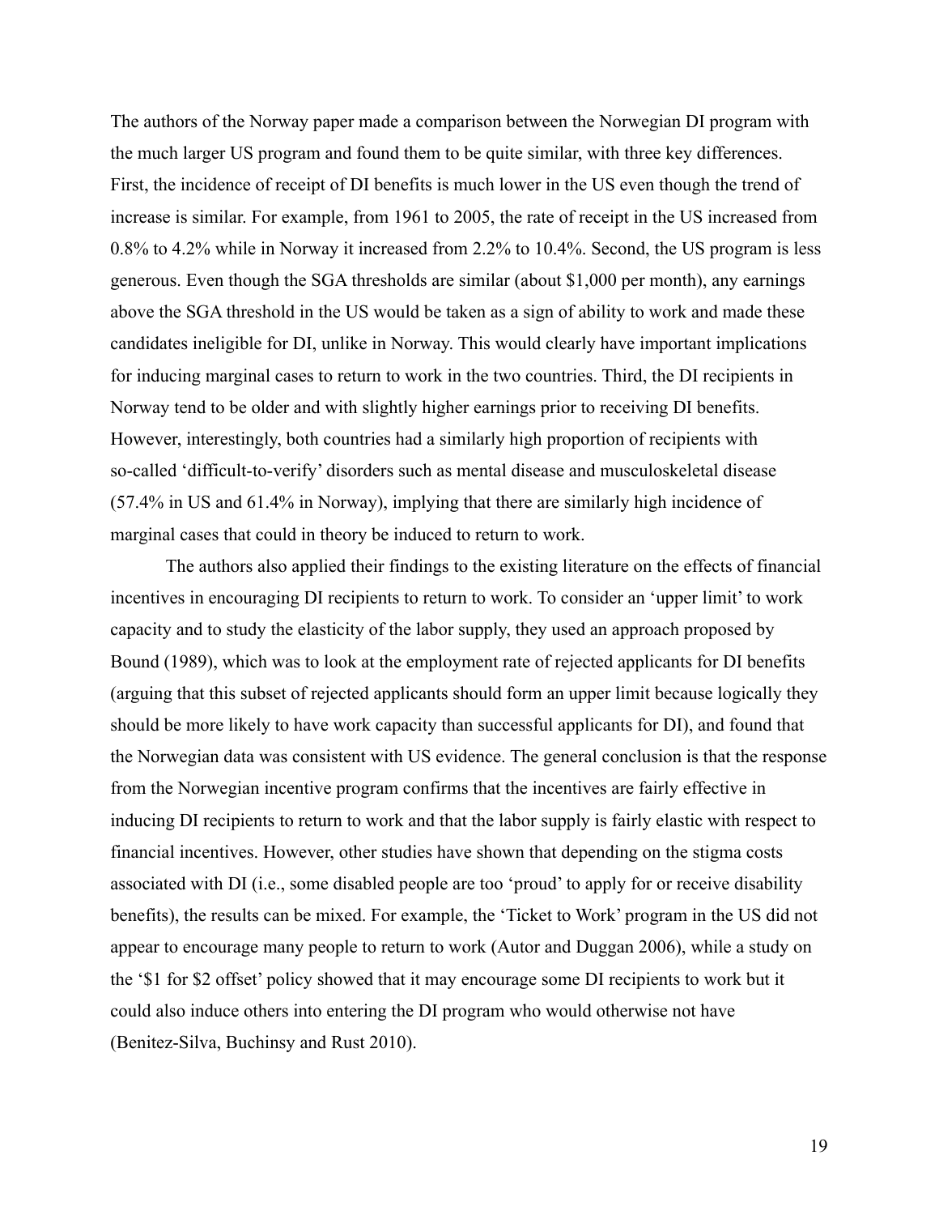The authors of the Norway paper made a comparison between the Norwegian DI program with the much larger US program and found them to be quite similar, with three key differences. First, the incidence of receipt of DI benefits is much lower in the US even though the trend of increase is similar. For example, from 1961 to 2005, the rate of receipt in the US increased from 0.8% to 4.2% while in Norway it increased from 2.2% to 10.4%. Second, the US program is less generous. Even though the SGA thresholds are similar (about $1,000 per month), any earnings above the SGA threshold in the US would be taken as a sign of ability to work and made these candidates ineligible for DI, unlike in Norway. This would clearly have important implications for inducing marginal cases to return to work in the two countries. Third, the DI recipients in Norway tend to be older and with slightly higher earnings prior to receiving DI benefits. However, interestingly, both countries had a similarly high proportion of recipients with so-called 'difficult-to-verify' disorders such as mental disease and musculoskeletal disease (57.4% in US and 61.4% in Norway), implying that there are similarly high incidence of marginal cases that could in theory be induced to return to work.

The authors also applied their findings to the existing literature on the effects of financial incentives in encouraging DI recipients to return to work. To consider an 'upper limit' to work capacity and to study the elasticity of the labor supply, they used an approach proposed by Bound (1989), which was to look at the employment rate of rejected applicants for DI benefits (arguing that this subset of rejected applicants should form an upper limit because logically they should be more likely to have work capacity than successful applicants for DI), and found that the Norwegian data was consistent with US evidence. The general conclusion is that the response from the Norwegian incentive program confirms that the incentives are fairly effective in inducing DI recipients to return to work and that the labor supply is fairly elastic with respect to financial incentives. However, other studies have shown that depending on the stigma costs associated with DI (i.e., some disabled people are too 'proud' to apply for or receive disability benefits), the results can be mixed. For example, the 'Ticket to Work' program in the US did not appear to encourage many people to return to work (Autor and Duggan 2006), while a study on the '$1 for $2 offset' policy showed that it may encourage some DI recipients to work but it could also induce others into entering the DI program who would otherwise not have (Benitez-Silva, Buchinsy and Rust 2010).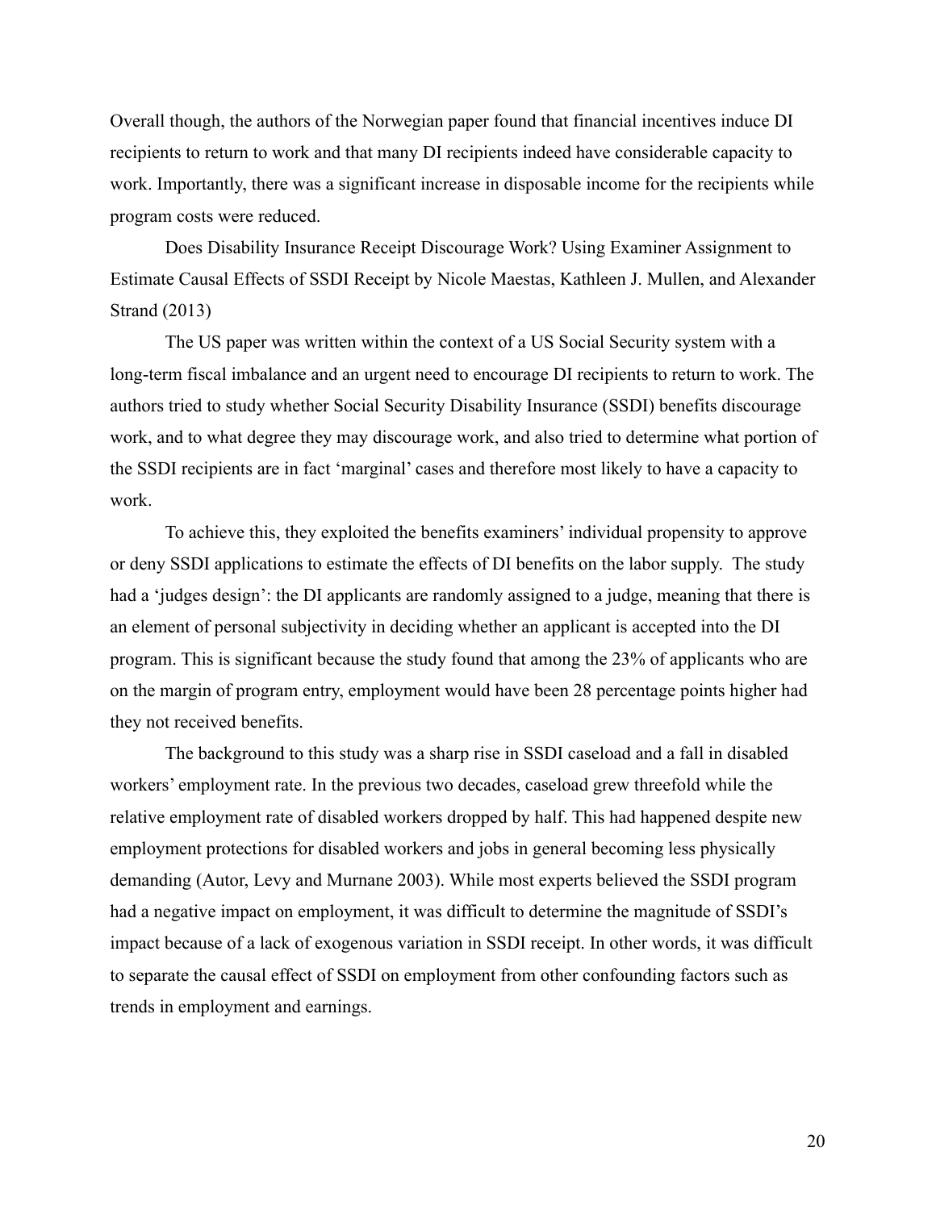Overall though, the authors of the Norwegian paper found that financial incentives induce DI recipients to return to work and that many DI recipients indeed have considerable capacity to work. Importantly, there was a significant increase in disposable income for the recipients while program costs were reduced.

Does Disability Insurance Receipt Discourage Work? Using Examiner Assignment to Estimate Causal Effects of SSDI Receipt by Nicole Maestas, Kathleen J. Mullen, and Alexander Strand (2013)

The US paper was written within the context of a US Social Security system with a long-term fiscal imbalance and an urgent need to encourage DI recipients to return to work. The authors tried to study whether Social Security Disability Insurance (SSDI) benefits discourage work, and to what degree they may discourage work, and also tried to determine what portion of the SSDI recipients are in fact 'marginal' cases and therefore most likely to have a capacity to work.

To achieve this, they exploited the benefits examiners' individual propensity to approve or deny SSDI applications to estimate the effects of DI benefits on the labor supply. The study had a 'judges design': the DI applicants are randomly assigned to a judge, meaning that there is an element of personal subjectivity in deciding whether an applicant is accepted into the DI program. This is significant because the study found that among the 23% of applicants who are on the margin of program entry, employment would have been 28 percentage points higher had they not received benefits.

The background to this study was a sharp rise in SSDI caseload and a fall in disabled workers' employment rate. In the previous two decades, caseload grew threefold while the relative employment rate of disabled workers dropped by half. This had happened despite new employment protections for disabled workers and jobs in general becoming less physically demanding (Autor, Levy and Murnane 2003). While most experts believed the SSDI program had a negative impact on employment, it was difficult to determine the magnitude of SSDI's impact because of a lack of exogenous variation in SSDI receipt. In other words, it was difficult to separate the causal effect of SSDI on employment from other confounding factors such as trends in employment and earnings.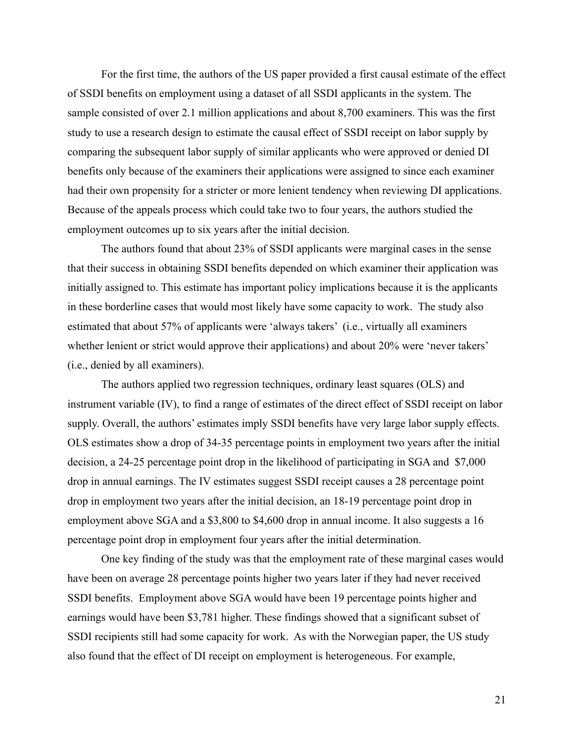For the first time, the authors of the US paper provided a first causal estimate of the effect of SSDI benefits on employment using a dataset of all SSDI applicants in the system. The sample consisted of over 2.1 million applications and about 8,700 examiners. This was the first study to use a research design to estimate the causal effect of SSDI receipt on labor supply by comparing the subsequent labor supply of similar applicants who were approved or denied DI benefits only because of the examiners their applications were assigned to since each examiner had their own propensity for a stricter or more lenient tendency when reviewing DI applications. Because of the appeals process which could take two to four years, the authors studied the employment outcomes up to six years after the initial decision.

The authors found that about 23% of SSDI applicants were marginal cases in the sense that their success in obtaining SSDI benefits depended on which examiner their application was initially assigned to. This estimate has important policy implications because it is the applicants in these borderline cases that would most likely have some capacity to work. The study also estimated that about 57% of applicants were 'always takers' (i.e., virtually all examiners whether lenient or strict would approve their applications) and about 20% were 'never takers' (i.e., denied by all examiners).

The authors applied two regression techniques, ordinary least squares (OLS) and instrument variable (IV), to find a range of estimates of the direct effect of SSDI receipt on labor supply. Overall, the authors' estimates imply SSDI benefits have very large labor supply effects. OLS estimates show a drop of 34-35 percentage points in employment two years after the initial decision, a 24-25 percentage point drop in the likelihood of participating in SGA and $7,000 drop in annual earnings. The IV estimates suggest SSDI receipt causes a 28 percentage point drop in employment two years after the initial decision, an 18-19 percentage point drop in employment above SGA and a $3,800 to $4,600 drop in annual income. It also suggests a 16 percentage point drop in employment four years after the initial determination.

One key finding of the study was that the employment rate of these marginal cases would have been on average 28 percentage points higher two years later if they had never received SSDI benefits. Employment above SGA would have been 19 percentage points higher and earnings would have been $3,781 higher. These findings showed that a significant subset of SSDI recipients still had some capacity for work. As with the Norwegian paper, the US study also found that the effect of DI receipt on employment is heterogeneous. For example,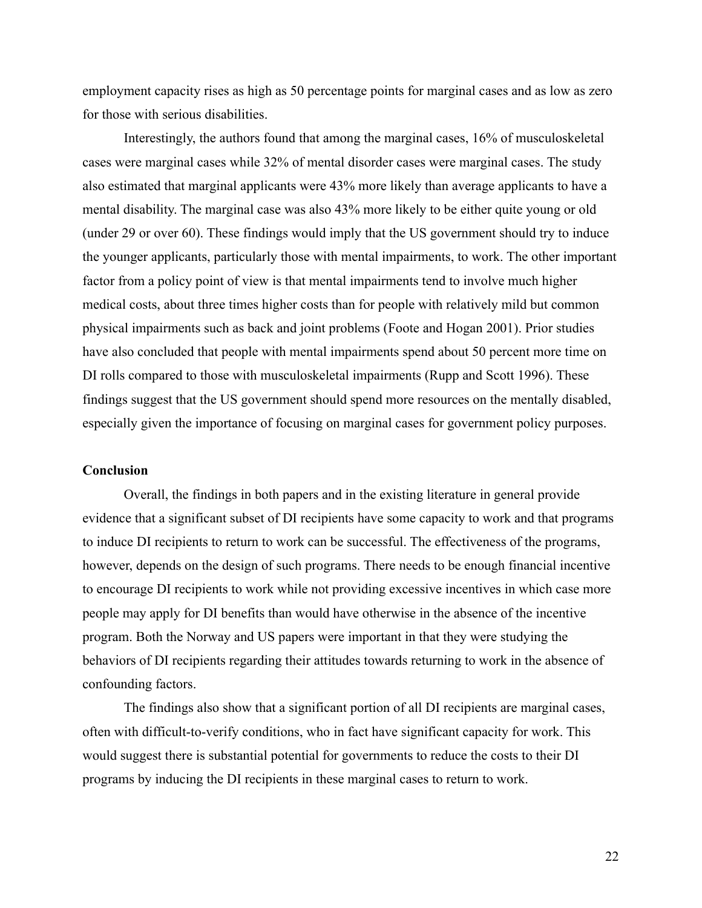employment capacity rises as high as 50 percentage points for marginal cases and as low as zero for those with serious disabilities.

Interestingly, the authors found that among the marginal cases, 16% of musculoskeletal cases were marginal cases while 32% of mental disorder cases were marginal cases. The study also estimated that marginal applicants were 43% more likely than average applicants to have a mental disability. The marginal case was also 43% more likely to be either quite young or old (under 29 or over 60). These findings would imply that the US government should try to induce the younger applicants, particularly those with mental impairments, to work. The other important factor from a policy point of view is that mental impairments tend to involve much higher medical costs, about three times higher costs than for people with relatively mild but common physical impairments such as back and joint problems (Foote and Hogan 2001). Prior studies have also concluded that people with mental impairments spend about 50 percent more time on DI rolls compared to those with musculoskeletal impairments (Rupp and Scott 1996). These findings suggest that the US government should spend more resources on the mentally disabled, especially given the importance of focusing on marginal cases for government policy purposes.

**Conclusion**

Overall, the findings in both papers and in the existing literature in general provide evidence that a significant subset of DI recipients have some capacity to work and that programs to induce DI recipients to return to work can be successful. The effectiveness of the programs, however, depends on the design of such programs. There needs to be enough financial incentive to encourage DI recipients to work while not providing excessive incentives in which case more people may apply for DI benefits than would have otherwise in the absence of the incentive program. Both the Norway and US papers were important in that they were studying the behaviors of DI recipients regarding their attitudes towards returning to work in the absence of confounding factors.

The findings also show that a significant portion of all DI recipients are marginal cases, often with difficult-to-verify conditions, who in fact have significant capacity for work. This would suggest there is substantial potential for governments to reduce the costs to their DI programs by inducing the DI recipients in these marginal cases to return to work.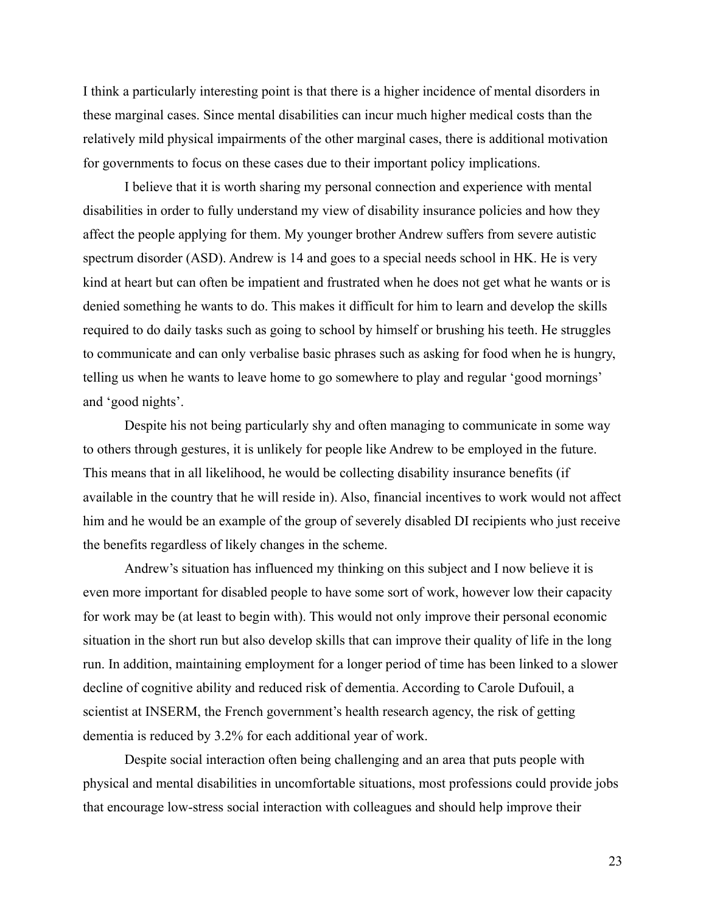I think a particularly interesting point is that there is a higher incidence of mental disorders in these marginal cases. Since mental disabilities can incur much higher medical costs than the relatively mild physical impairments of the other marginal cases, there is additional motivation for governments to focus on these cases due to their important policy implications.

I believe that it is worth sharing my personal connection and experience with mental disabilities in order to fully understand my view of disability insurance policies and how they affect the people applying for them. My younger brother Andrew suffers from severe autistic spectrum disorder (ASD). Andrew is 14 and goes to a special needs school in HK. He is very kind at heart but can often be impatient and frustrated when he does not get what he wants or is denied something he wants to do. This makes it difficult for him to learn and develop the skills required to do daily tasks such as going to school by himself or brushing his teeth. He struggles to communicate and can only verbalise basic phrases such as asking for food when he is hungry, telling us when he wants to leave home to go somewhere to play and regular 'good mornings' and 'good nights'.

Despite his not being particularly shy and often managing to communicate in some way to others through gestures, it is unlikely for people like Andrew to be employed in the future. This means that in all likelihood, he would be collecting disability insurance benefits (if available in the country that he will reside in). Also, financial incentives to work would not affect him and he would be an example of the group of severely disabled DI recipients who just receive the benefits regardless of likely changes in the scheme.

Andrew's situation has influenced my thinking on this subject and I now believe it is even more important for disabled people to have some sort of work, however low their capacity for work may be (at least to begin with). This would not only improve their personal economic situation in the short run but also develop skills that can improve their quality of life in the long run. In addition, maintaining employment for a longer period of time has been linked to a slower decline of cognitive ability and reduced risk of dementia. According to Carole Dufouil, a scientist at INSERM, the French government's health research agency, the risk of getting dementia is reduced by 3.2% for each additional year of work.

Despite social interaction often being challenging and an area that puts people with physical and mental disabilities in uncomfortable situations, most professions could provide jobs that encourage low-stress social interaction with colleagues and should help improve their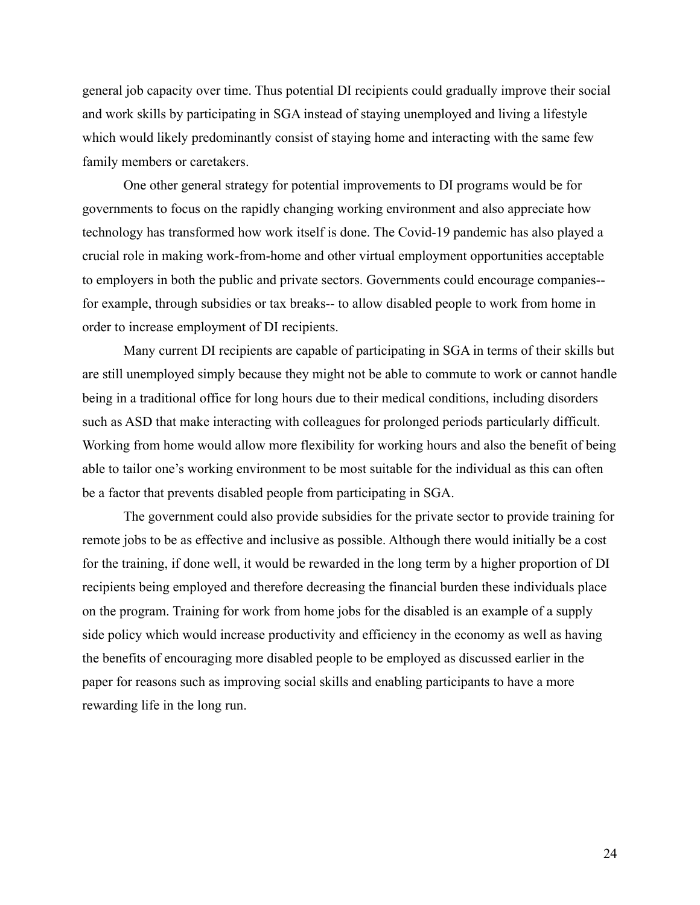general job capacity over time. Thus potential DI recipients could gradually improve their social and work skills by participating in SGA instead of staying unemployed and living a lifestyle which would likely predominantly consist of staying home and interacting with the same few family members or caretakers.

One other general strategy for potential improvements to DI programs would be for governments to focus on the rapidly changing working environment and also appreciate how technology has transformed how work itself is done. The Covid-19 pandemic has also played a crucial role in making work-from-home and other virtual employment opportunities acceptable to employers in both the public and private sectors. Governments could encourage companies-- for example, through subsidies or tax breaks-- to allow disabled people to work from home in order to increase employment of DI recipients.

Many current DI recipients are capable of participating in SGA in terms of their skills but are still unemployed simply because they might not be able to commute to work or cannot handle being in a traditional office for long hours due to their medical conditions, including disorders such as ASD that make interacting with colleagues for prolonged periods particularly difficult. Working from home would allow more flexibility for working hours and also the benefit of being able to tailor one's working environment to be most suitable for the individual as this can often be a factor that prevents disabled people from participating in SGA.

The government could also provide subsidies for the private sector to provide training for remote jobs to be as effective and inclusive as possible. Although there would initially be a cost for the training, if done well, it would be rewarded in the long term by a higher proportion of DI recipients being employed and therefore decreasing the financial burden these individuals place on the program. Training for work from home jobs for the disabled is an example of a supply side policy which would increase productivity and efficiency in the economy as well as having the benefits of encouraging more disabled people to be employed as discussed earlier in the paper for reasons such as improving social skills and enabling participants to have a more rewarding life in the long run.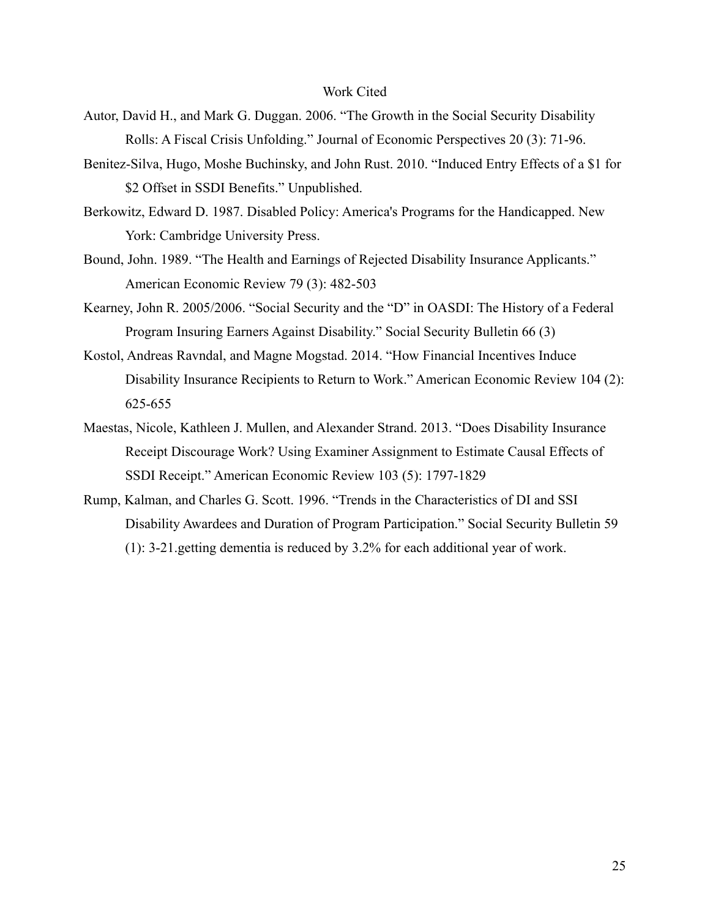# Work Cited

Autor, David H., and Mark G. Duggan. 2006. "The Growth in the Social Security Disability Rolls: A Fiscal Crisis Unfolding." Journal of Economic Perspectives 20 (3): 71-96.

Benitez-Silva, Hugo, Moshe Buchinsky, and John Rust. 2010. "Induced Entry Effects of a $1 for $2 Offset in SSDI Benefits." Unpublished.

Berkowitz, Edward D. 1987. Disabled Policy: America's Programs for the Handicapped. New York: Cambridge University Press.

Bound, John. 1989. "The Health and Earnings of Rejected Disability Insurance Applicants." American Economic Review 79 (3): 482-503

Kearney, John R. 2005/2006. "Social Security and the "D" in OASDI: The History of a Federal Program Insuring Earners Against Disability." Social Security Bulletin 66 (3)

Kostol, Andreas Ravndal, and Magne Mogstad. 2014. "How Financial Incentives Induce Disability Insurance Recipients to Return to Work." American Economic Review 104 (2): 625-655

Maestas, Nicole, Kathleen J. Mullen, and Alexander Strand. 2013. "Does Disability Insurance Receipt Discourage Work? Using Examiner Assignment to Estimate Causal Effects of SSDI Receipt." American Economic Review 103 (5): 1797-1829

Rump, Kalman, and Charles G. Scott. 1996. "Trends in the Characteristics of DI and SSI Disability Awardees and Duration of Program Participation." Social Security Bulletin 59 (1): 3-21.getting dementia is reduced by 3.2% for each additional year of work.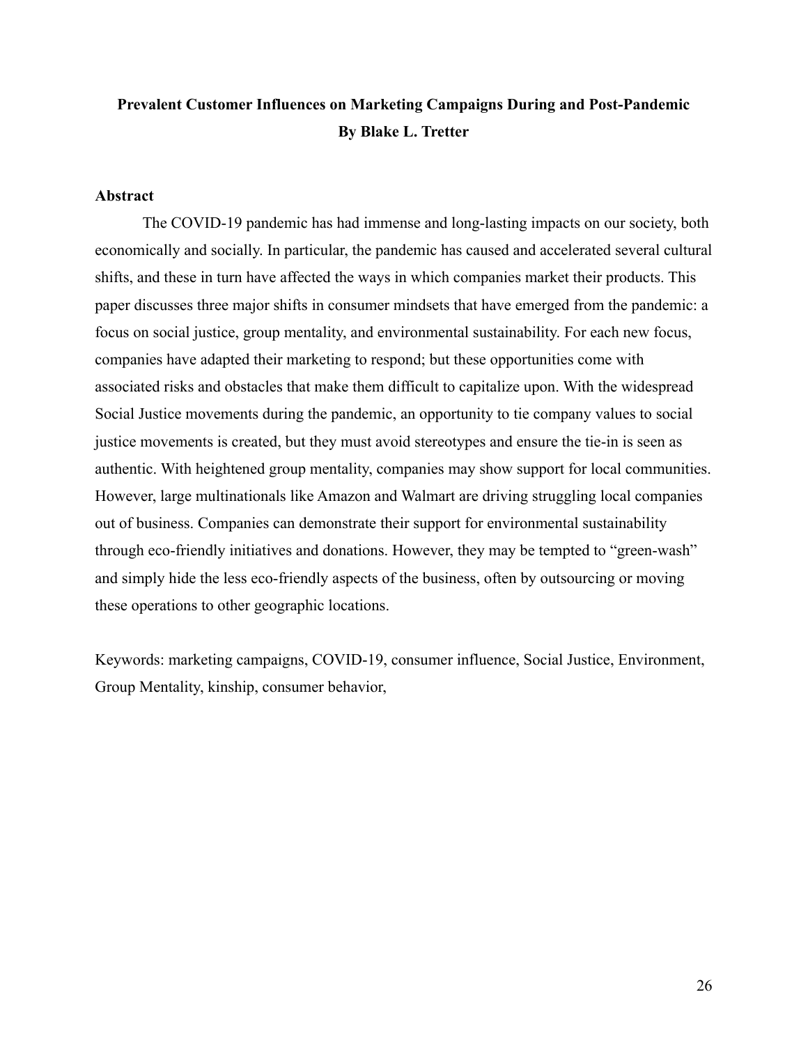# Prevalent Customer Influences on Marketing Campaigns During and Post-Pandemic
**By Blake L. Tretter**

## Abstract

The COVID-19 pandemic has had immense and long-lasting impacts on our society, both economically and socially. In particular, the pandemic has caused and accelerated several cultural shifts, and these in turn have affected the ways in which companies market their products. This paper discusses three major shifts in consumer mindsets that have emerged from the pandemic: a focus on social justice, group mentality, and environmental sustainability. For each new focus, companies have adapted their marketing to respond; but these opportunities come with associated risks and obstacles that make them difficult to capitalize upon. With the widespread Social Justice movements during the pandemic, an opportunity to tie company values to social justice movements is created, but they must avoid stereotypes and ensure the tie-in is seen as authentic. With heightened group mentality, companies may show support for local communities. However, large multinationals like Amazon and Walmart are driving struggling local companies out of business. Companies can demonstrate their support for environmental sustainability through eco-friendly initiatives and donations. However, they may be tempted to "green-wash" and simply hide the less eco-friendly aspects of the business, often by outsourcing or moving these operations to other geographic locations.

Keywords: marketing campaigns, COVID-19, consumer influence, Social Justice, Environment, Group Mentality, kinship, consumer behavior,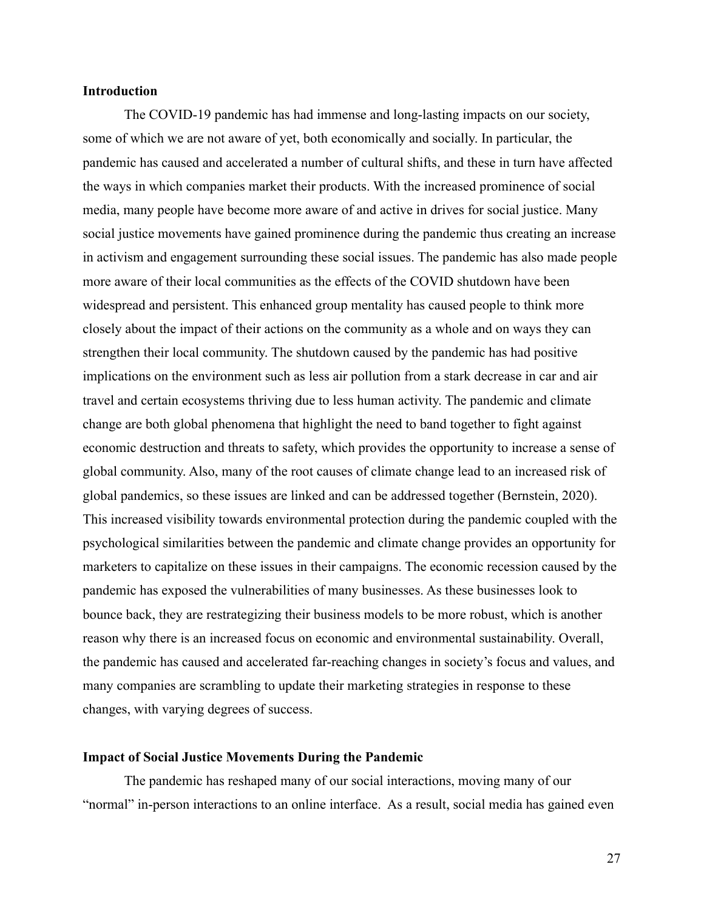**Introduction**

The COVID-19 pandemic has had immense and long-lasting impacts on our society, some of which we are not aware of yet, both economically and socially. In particular, the pandemic has caused and accelerated a number of cultural shifts, and these in turn have affected the ways in which companies market their products. With the increased prominence of social media, many people have become more aware of and active in drives for social justice. Many social justice movements have gained prominence during the pandemic thus creating an increase in activism and engagement surrounding these social issues. The pandemic has also made people more aware of their local communities as the effects of the COVID shutdown have been widespread and persistent. This enhanced group mentality has caused people to think more closely about the impact of their actions on the community as a whole and on ways they can strengthen their local community. The shutdown caused by the pandemic has had positive implications on the environment such as less air pollution from a stark decrease in car and air travel and certain ecosystems thriving due to less human activity. The pandemic and climate change are both global phenomena that highlight the need to band together to fight against economic destruction and threats to safety, which provides the opportunity to increase a sense of global community. Also, many of the root causes of climate change lead to an increased risk of global pandemics, so these issues are linked and can be addressed together (Bernstein, 2020). This increased visibility towards environmental protection during the pandemic coupled with the psychological similarities between the pandemic and climate change provides an opportunity for marketers to capitalize on these issues in their campaigns. The economic recession caused by the pandemic has exposed the vulnerabilities of many businesses. As these businesses look to bounce back, they are restrategizing their business models to be more robust, which is another reason why there is an increased focus on economic and environmental sustainability. Overall, the pandemic has caused and accelerated far-reaching changes in society's focus and values, and many companies are scrambling to update their marketing strategies in response to these changes, with varying degrees of success.

**Impact of Social Justice Movements During the Pandemic**

The pandemic has reshaped many of our social interactions, moving many of our "normal" in-person interactions to an online interface. As a result, social media has gained even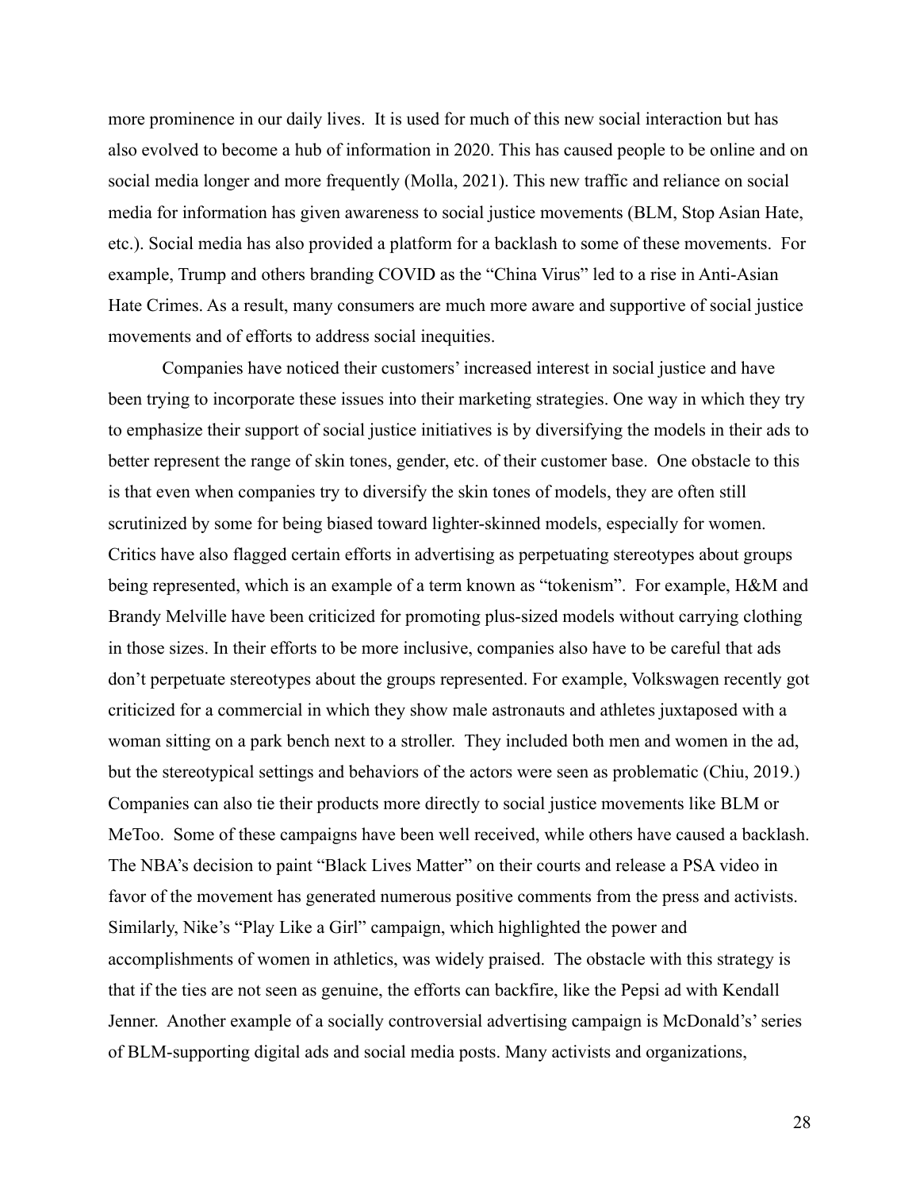more prominence in our daily lives. It is used for much of this new social interaction but has also evolved to become a hub of information in 2020. This has caused people to be online and on social media longer and more frequently (Molla, 2021). This new traffic and reliance on social media for information has given awareness to social justice movements (BLM, Stop Asian Hate, etc.). Social media has also provided a platform for a backlash to some of these movements. For example, Trump and others branding COVID as the "China Virus" led to a rise in Anti-Asian Hate Crimes. As a result, many consumers are much more aware and supportive of social justice movements and of efforts to address social inequities.

Companies have noticed their customers' increased interest in social justice and have been trying to incorporate these issues into their marketing strategies. One way in which they try to emphasize their support of social justice initiatives is by diversifying the models in their ads to better represent the range of skin tones, gender, etc. of their customer base. One obstacle to this is that even when companies try to diversify the skin tones of models, they are often still scrutinized by some for being biased toward lighter-skinned models, especially for women. Critics have also flagged certain efforts in advertising as perpetuating stereotypes about groups being represented, which is an example of a term known as "tokenism". For example, H&M and Brandy Melville have been criticized for promoting plus-sized models without carrying clothing in those sizes. In their efforts to be more inclusive, companies also have to be careful that ads don't perpetuate stereotypes about the groups represented. For example, Volkswagen recently got criticized for a commercial in which they show male astronauts and athletes juxtaposed with a woman sitting on a park bench next to a stroller. They included both men and women in the ad, but the stereotypical settings and behaviors of the actors were seen as problematic (Chiu, 2019.) Companies can also tie their products more directly to social justice movements like BLM or MeToo. Some of these campaigns have been well received, while others have caused a backlash. The NBA's decision to paint "Black Lives Matter" on their courts and release a PSA video in favor of the movement has generated numerous positive comments from the press and activists. Similarly, Nike's "Play Like a Girl" campaign, which highlighted the power and accomplishments of women in athletics, was widely praised. The obstacle with this strategy is that if the ties are not seen as genuine, the efforts can backfire, like the Pepsi ad with Kendall Jenner. Another example of a socially controversial advertising campaign is McDonald's' series of BLM-supporting digital ads and social media posts. Many activists and organizations,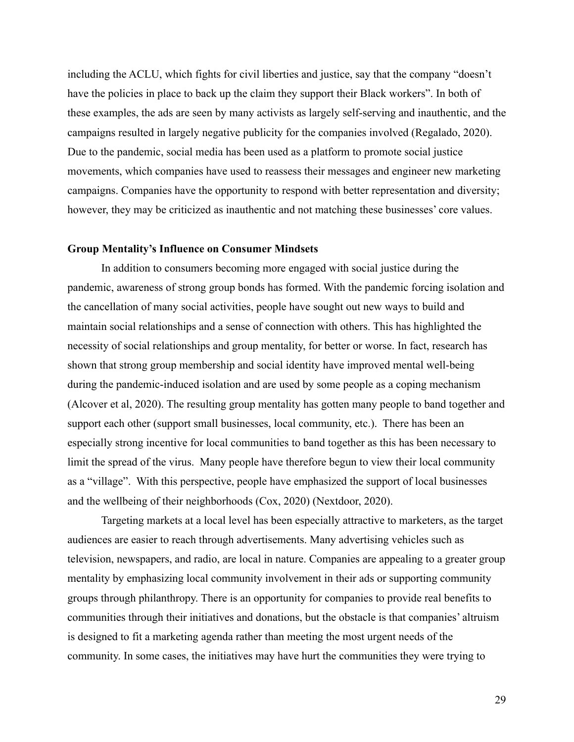including the ACLU, which fights for civil liberties and justice, say that the company "doesn't have the policies in place to back up the claim they support their Black workers". In both of these examples, the ads are seen by many activists as largely self-serving and inauthentic, and the campaigns resulted in largely negative publicity for the companies involved (Regalado, 2020). Due to the pandemic, social media has been used as a platform to promote social justice movements, which companies have used to reassess their messages and engineer new marketing campaigns. Companies have the opportunity to respond with better representation and diversity; however, they may be criticized as inauthentic and not matching these businesses' core values.

**Group Mentality's Influence on Consumer Mindsets**

In addition to consumers becoming more engaged with social justice during the pandemic, awareness of strong group bonds has formed. With the pandemic forcing isolation and the cancellation of many social activities, people have sought out new ways to build and maintain social relationships and a sense of connection with others. This has highlighted the necessity of social relationships and group mentality, for better or worse. In fact, research has shown that strong group membership and social identity have improved mental well-being during the pandemic-induced isolation and are used by some people as a coping mechanism (Alcover et al, 2020). The resulting group mentality has gotten many people to band together and support each other (support small businesses, local community, etc.). There has been an especially strong incentive for local communities to band together as this has been necessary to limit the spread of the virus. Many people have therefore begun to view their local community as a "village". With this perspective, people have emphasized the support of local businesses and the wellbeing of their neighborhoods (Cox, 2020) (Nextdoor, 2020).

Targeting markets at a local level has been especially attractive to marketers, as the target audiences are easier to reach through advertisements. Many advertising vehicles such as television, newspapers, and radio, are local in nature. Companies are appealing to a greater group mentality by emphasizing local community involvement in their ads or supporting community groups through philanthropy. There is an opportunity for companies to provide real benefits to communities through their initiatives and donations, but the obstacle is that companies' altruism is designed to fit a marketing agenda rather than meeting the most urgent needs of the community. In some cases, the initiatives may have hurt the communities they were trying to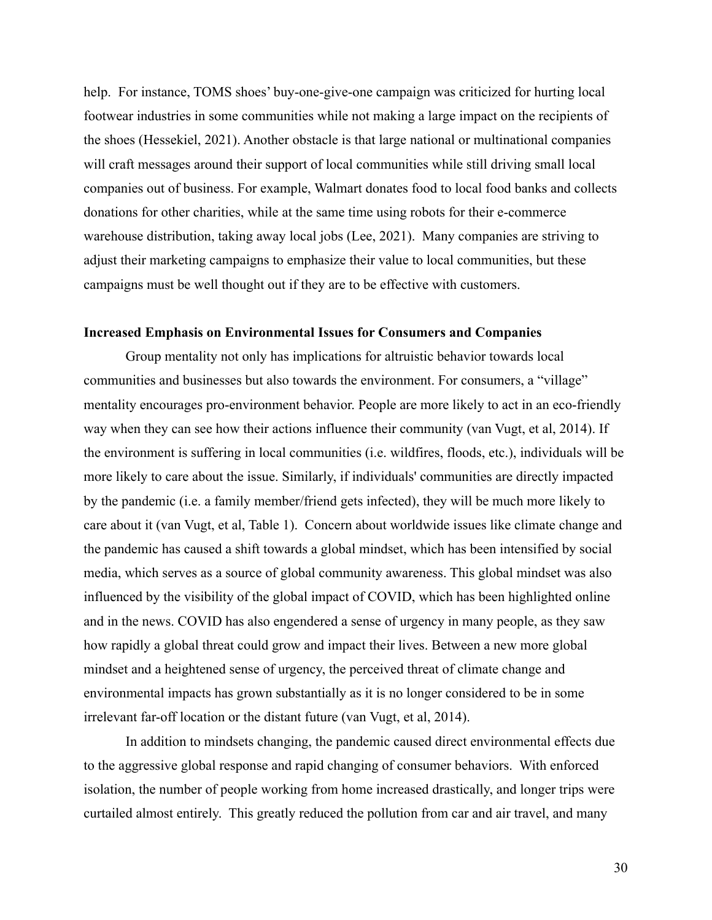help. For instance, TOMS shoes' buy-one-give-one campaign was criticized for hurting local footwear industries in some communities while not making a large impact on the recipients of the shoes (Hessekiel, 2021). Another obstacle is that large national or multinational companies will craft messages around their support of local communities while still driving small local companies out of business. For example, Walmart donates food to local food banks and collects donations for other charities, while at the same time using robots for their e-commerce warehouse distribution, taking away local jobs (Lee, 2021). Many companies are striving to adjust their marketing campaigns to emphasize their value to local communities, but these campaigns must be well thought out if they are to be effective with customers.

**Increased Emphasis on Environmental Issues for Consumers and Companies**

Group mentality not only has implications for altruistic behavior towards local communities and businesses but also towards the environment. For consumers, a "village" mentality encourages pro-environment behavior. People are more likely to act in an eco-friendly way when they can see how their actions influence their community (van Vugt, et al, 2014). If the environment is suffering in local communities (i.e. wildfires, floods, etc.), individuals will be more likely to care about the issue. Similarly, if individuals' communities are directly impacted by the pandemic (i.e. a family member/friend gets infected), they will be much more likely to care about it (van Vugt, et al, Table 1). Concern about worldwide issues like climate change and the pandemic has caused a shift towards a global mindset, which has been intensified by social media, which serves as a source of global community awareness. This global mindset was also influenced by the visibility of the global impact of COVID, which has been highlighted online and in the news. COVID has also engendered a sense of urgency in many people, as they saw how rapidly a global threat could grow and impact their lives. Between a new more global mindset and a heightened sense of urgency, the perceived threat of climate change and environmental impacts has grown substantially as it is no longer considered to be in some irrelevant far-off location or the distant future (van Vugt, et al, 2014).

In addition to mindsets changing, the pandemic caused direct environmental effects due to the aggressive global response and rapid changing of consumer behaviors. With enforced isolation, the number of people working from home increased drastically, and longer trips were curtailed almost entirely. This greatly reduced the pollution from car and air travel, and many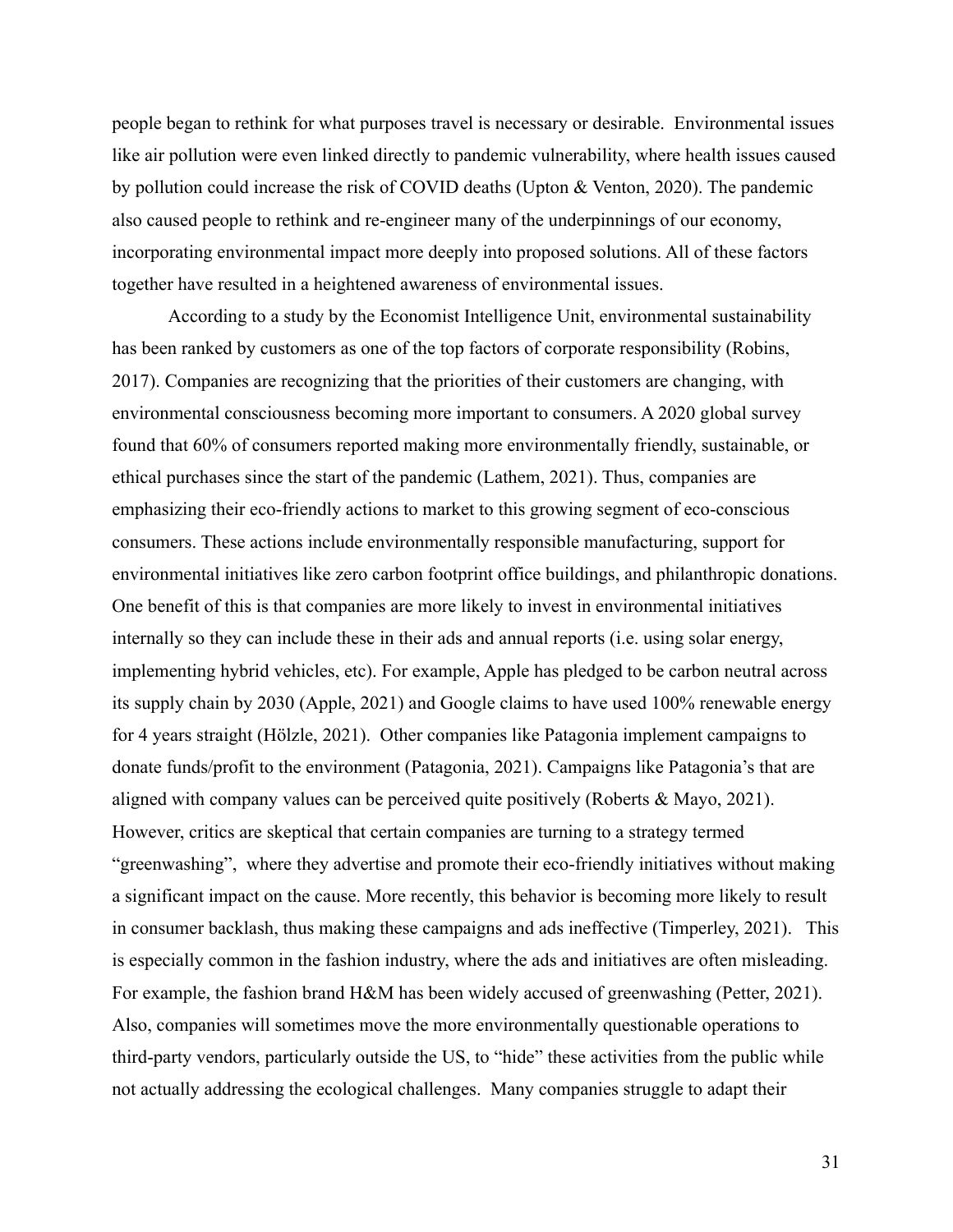people began to rethink for what purposes travel is necessary or desirable. Environmental issues like air pollution were even linked directly to pandemic vulnerability, where health issues caused by pollution could increase the risk of COVID deaths (Upton & Venton, 2020). The pandemic also caused people to rethink and re-engineer many of the underpinnings of our economy, incorporating environmental impact more deeply into proposed solutions. All of these factors together have resulted in a heightened awareness of environmental issues.

According to a study by the Economist Intelligence Unit, environmental sustainability has been ranked by customers as one of the top factors of corporate responsibility (Robins, 2017). Companies are recognizing that the priorities of their customers are changing, with environmental consciousness becoming more important to consumers. A 2020 global survey found that 60% of consumers reported making more environmentally friendly, sustainable, or ethical purchases since the start of the pandemic (Lathem, 2021). Thus, companies are emphasizing their eco-friendly actions to market to this growing segment of eco-conscious consumers. These actions include environmentally responsible manufacturing, support for environmental initiatives like zero carbon footprint office buildings, and philanthropic donations. One benefit of this is that companies are more likely to invest in environmental initiatives internally so they can include these in their ads and annual reports (i.e. using solar energy, implementing hybrid vehicles, etc). For example, Apple has pledged to be carbon neutral across its supply chain by 2030 (Apple, 2021) and Google claims to have used 100% renewable energy for 4 years straight (Hölzle, 2021). Other companies like Patagonia implement campaigns to donate funds/profit to the environment (Patagonia, 2021). Campaigns like Patagonia's that are aligned with company values can be perceived quite positively (Roberts & Mayo, 2021). However, critics are skeptical that certain companies are turning to a strategy termed "greenwashing", where they advertise and promote their eco-friendly initiatives without making a significant impact on the cause. More recently, this behavior is becoming more likely to result in consumer backlash, thus making these campaigns and ads ineffective (Timperley, 2021). This is especially common in the fashion industry, where the ads and initiatives are often misleading. For example, the fashion brand H&M has been widely accused of greenwashing (Petter, 2021). Also, companies will sometimes move the more environmentally questionable operations to third-party vendors, particularly outside the US, to "hide" these activities from the public while not actually addressing the ecological challenges. Many companies struggle to adapt their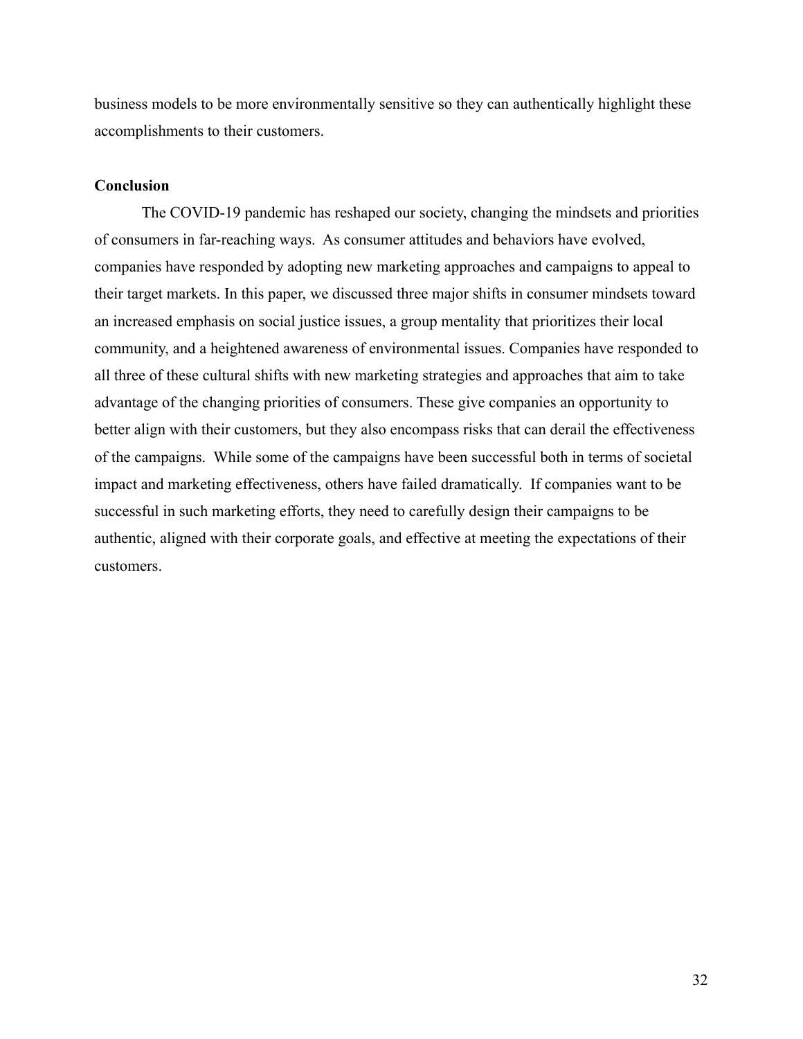business models to be more environmentally sensitive so they can authentically highlight these accomplishments to their customers.

**Conclusion**

The COVID-19 pandemic has reshaped our society, changing the mindsets and priorities of consumers in far-reaching ways. As consumer attitudes and behaviors have evolved, companies have responded by adopting new marketing approaches and campaigns to appeal to their target markets. In this paper, we discussed three major shifts in consumer mindsets toward an increased emphasis on social justice issues, a group mentality that prioritizes their local community, and a heightened awareness of environmental issues. Companies have responded to all three of these cultural shifts with new marketing strategies and approaches that aim to take advantage of the changing priorities of consumers. These give companies an opportunity to better align with their customers, but they also encompass risks that can derail the effectiveness of the campaigns. While some of the campaigns have been successful both in terms of societal impact and marketing effectiveness, others have failed dramatically. If companies want to be successful in such marketing efforts, they need to carefully design their campaigns to be authentic, aligned with their corporate goals, and effective at meeting the expectations of their customers.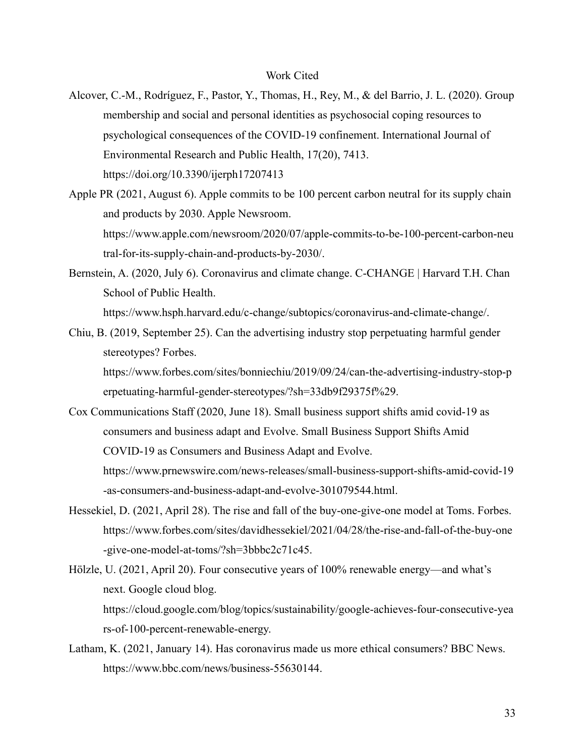# Work Cited

Alcover, C.-M., Rodríguez, F., Pastor, Y., Thomas, H., Rey, M., & del Barrio, J. L. (2020). Group membership and social and personal identities as psychosocial coping resources to psychological consequences of the COVID-19 confinement. International Journal of Environmental Research and Public Health, 17(20), 7413. https://doi.org/10.3390/ijerph17207413

Apple PR (2021, August 6). Apple commits to be 100 percent carbon neutral for its supply chain and products by 2030. Apple Newsroom. https://www.apple.com/newsroom/2020/07/apple-commits-to-be-100-percent-carbon-neutral-for-its-supply-chain-and-products-by-2030/.

Bernstein, A. (2020, July 6). Coronavirus and climate change. C-CHANGE | Harvard T.H. Chan School of Public Health. https://www.hsph.harvard.edu/c-change/subtopics/coronavirus-and-climate-change/.

Chiu, B. (2019, September 25). Can the advertising industry stop perpetuating harmful gender stereotypes? Forbes. https://www.forbes.com/sites/bonniechiu/2019/09/24/can-the-advertising-industry-stop-perpetuating-harmful-gender-stereotypes/?sh=33db9f29375f%29.

Cox Communications Staff (2020, June 18). Small business support shifts amid covid-19 as consumers and business adapt and Evolve. Small Business Support Shifts Amid COVID-19 as Consumers and Business Adapt and Evolve. https://www.prnewswire.com/news-releases/small-business-support-shifts-amid-covid-19-as-consumers-and-business-adapt-and-evolve-301079544.html.

Hessekiel, D. (2021, April 28). The rise and fall of the buy-one-give-one model at Toms. Forbes. https://www.forbes.com/sites/davidhessekiel/2021/04/28/the-rise-and-fall-of-the-buy-one-give-one-model-at-toms/?sh=3bbbc2c71c45.

Hölzle, U. (2021, April 20). Four consecutive years of 100% renewable energy—and what's next. Google cloud blog. https://cloud.google.com/blog/topics/sustainability/google-achieves-four-consecutive-years-of-100-percent-renewable-energy.

Latham, K. (2021, January 14). Has coronavirus made us more ethical consumers? BBC News. https://www.bbc.com/news/business-55630144.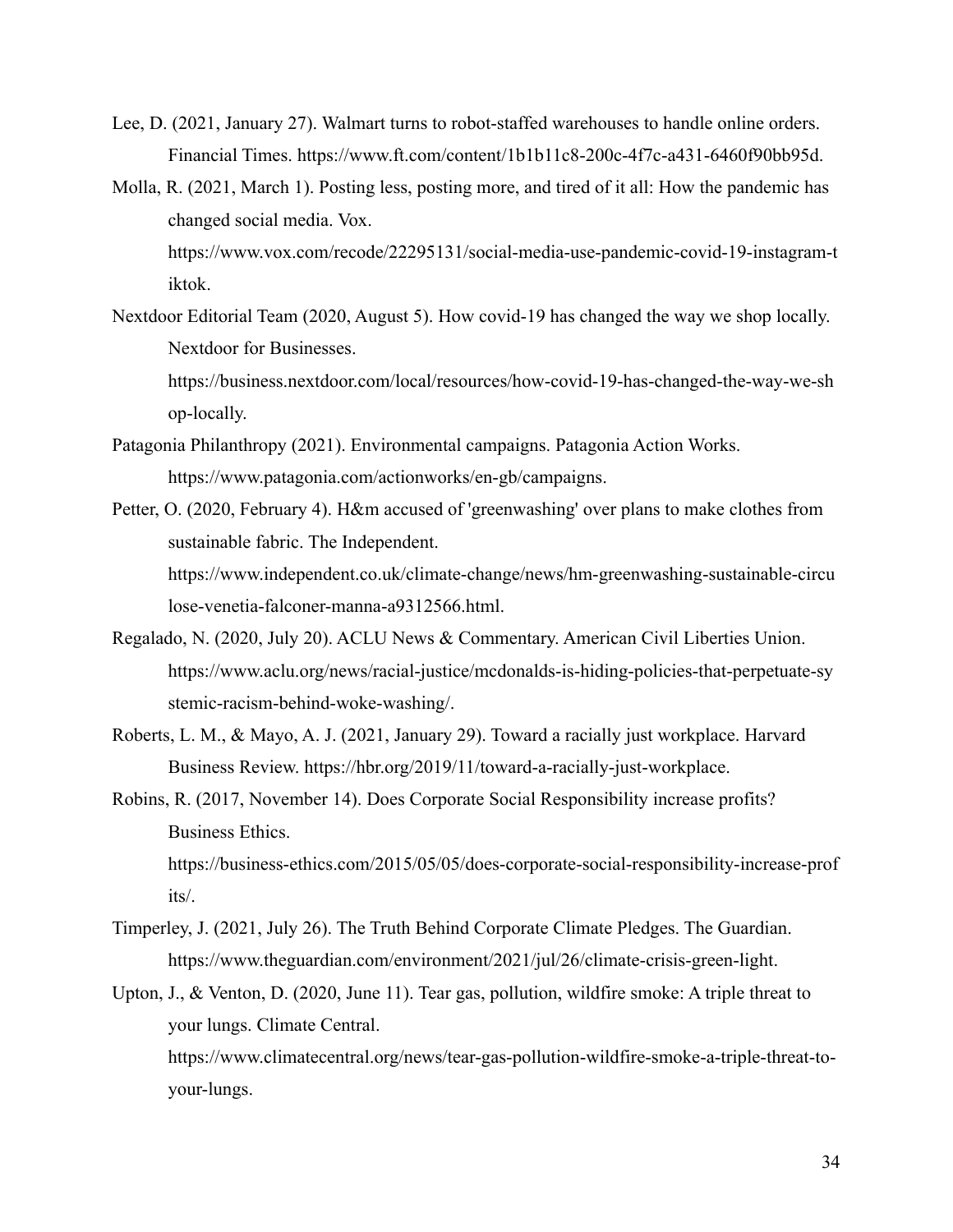Lee, D. (2021, January 27). Walmart turns to robot-staffed warehouses to handle online orders. Financial Times. https://www.ft.com/content/1b1b11c8-200c-4f7c-a431-6460f90bb95d.

Molla, R. (2021, March 1). Posting less, posting more, and tired of it all: How the pandemic has changed social media. Vox. https://www.vox.com/recode/22295131/social-media-use-pandemic-covid-19-instagram-tiktok.

Nextdoor Editorial Team (2020, August 5). How covid-19 has changed the way we shop locally. Nextdoor for Businesses. https://business.nextdoor.com/local/resources/how-covid-19-has-changed-the-way-we-shop-locally.

Patagonia Philanthropy (2021). Environmental campaigns. Patagonia Action Works. https://www.patagonia.com/actionworks/en-gb/campaigns.

Petter, O. (2020, February 4). H&m accused of 'greenwashing' over plans to make clothes from sustainable fabric. The Independent. https://www.independent.co.uk/climate-change/news/hm-greenwashing-sustainable-circulose-venetia-falconer-manna-a9312566.html.

Regalado, N. (2020, July 20). ACLU News & Commentary. American Civil Liberties Union. https://www.aclu.org/news/racial-justice/mcdonalds-is-hiding-policies-that-perpetuate-systemic-racism-behind-woke-washing/.

Roberts, L. M., & Mayo, A. J. (2021, January 29). Toward a racially just workplace. Harvard Business Review. https://hbr.org/2019/11/toward-a-racially-just-workplace.

Robins, R. (2017, November 14). Does Corporate Social Responsibility increase profits? Business Ethics. https://business-ethics.com/2015/05/05/does-corporate-social-responsibility-increase-profits/.

Timperley, J. (2021, July 26). The Truth Behind Corporate Climate Pledges. The Guardian. https://www.theguardian.com/environment/2021/jul/26/climate-crisis-green-light.

Upton, J., & Venton, D. (2020, June 11). Tear gas, pollution, wildfire smoke: A triple threat to your lungs. Climate Central. https://www.climatecentral.org/news/tear-gas-pollution-wildfire-smoke-a-triple-threat-to-your-lungs.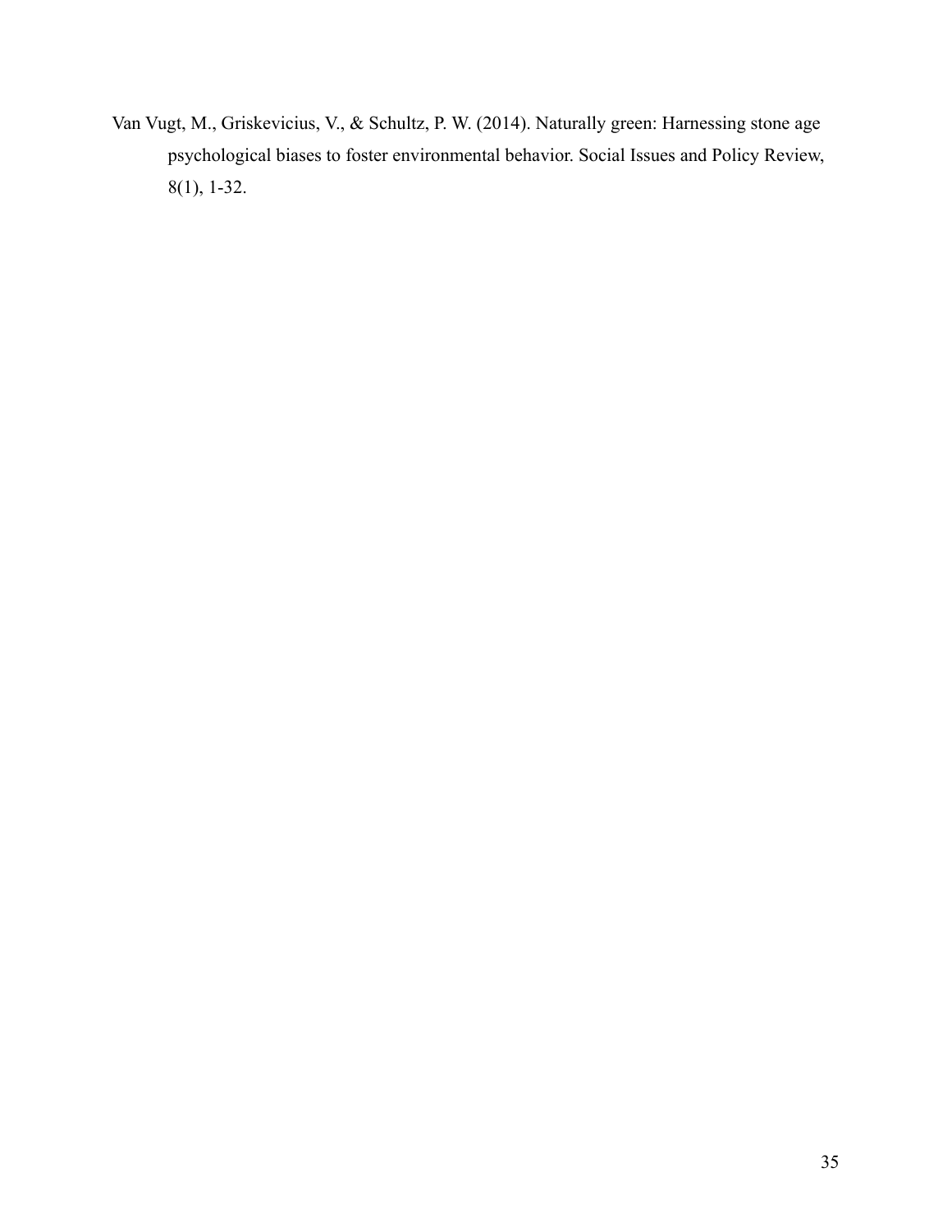Van Vugt, M., Griskevicius, V., & Schultz, P. W. (2014). Naturally green: Harnessing stone age psychological biases to foster environmental behavior. Social Issues and Policy Review, 8(1), 1-32.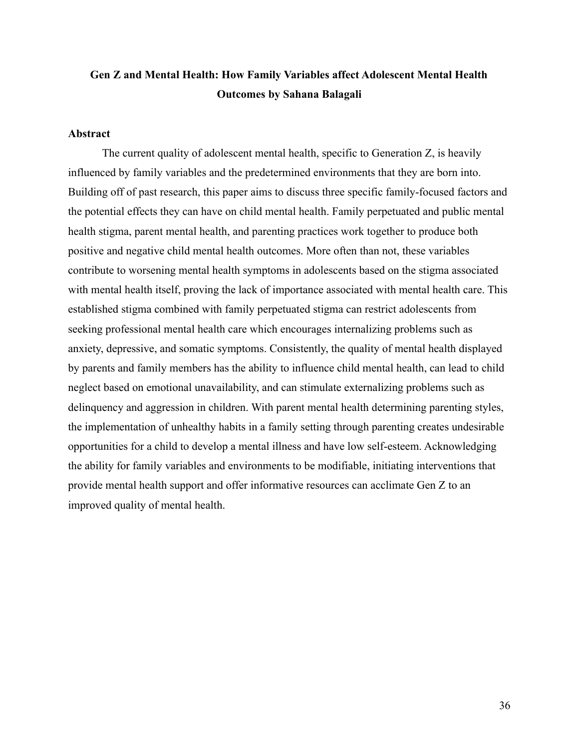# Gen Z and Mental Health: How Family Variables affect Adolescent Mental Health Outcomes by Sahana Balagali

## Abstract

The current quality of adolescent mental health, specific to Generation Z, is heavily influenced by family variables and the predetermined environments that they are born into. Building off of past research, this paper aims to discuss three specific family-focused factors and the potential effects they can have on child mental health. Family perpetuated and public mental health stigma, parent mental health, and parenting practices work together to produce both positive and negative child mental health outcomes. More often than not, these variables contribute to worsening mental health symptoms in adolescents based on the stigma associated with mental health itself, proving the lack of importance associated with mental health care. This established stigma combined with family perpetuated stigma can restrict adolescents from seeking professional mental health care which encourages internalizing problems such as anxiety, depressive, and somatic symptoms. Consistently, the quality of mental health displayed by parents and family members has the ability to influence child mental health, can lead to child neglect based on emotional unavailability, and can stimulate externalizing problems such as delinquency and aggression in children. With parent mental health determining parenting styles, the implementation of unhealthy habits in a family setting through parenting creates undesirable opportunities for a child to develop a mental illness and have low self-esteem. Acknowledging the ability for family variables and environments to be modifiable, initiating interventions that provide mental health support and offer informative resources can acclimate Gen Z to an improved quality of mental health.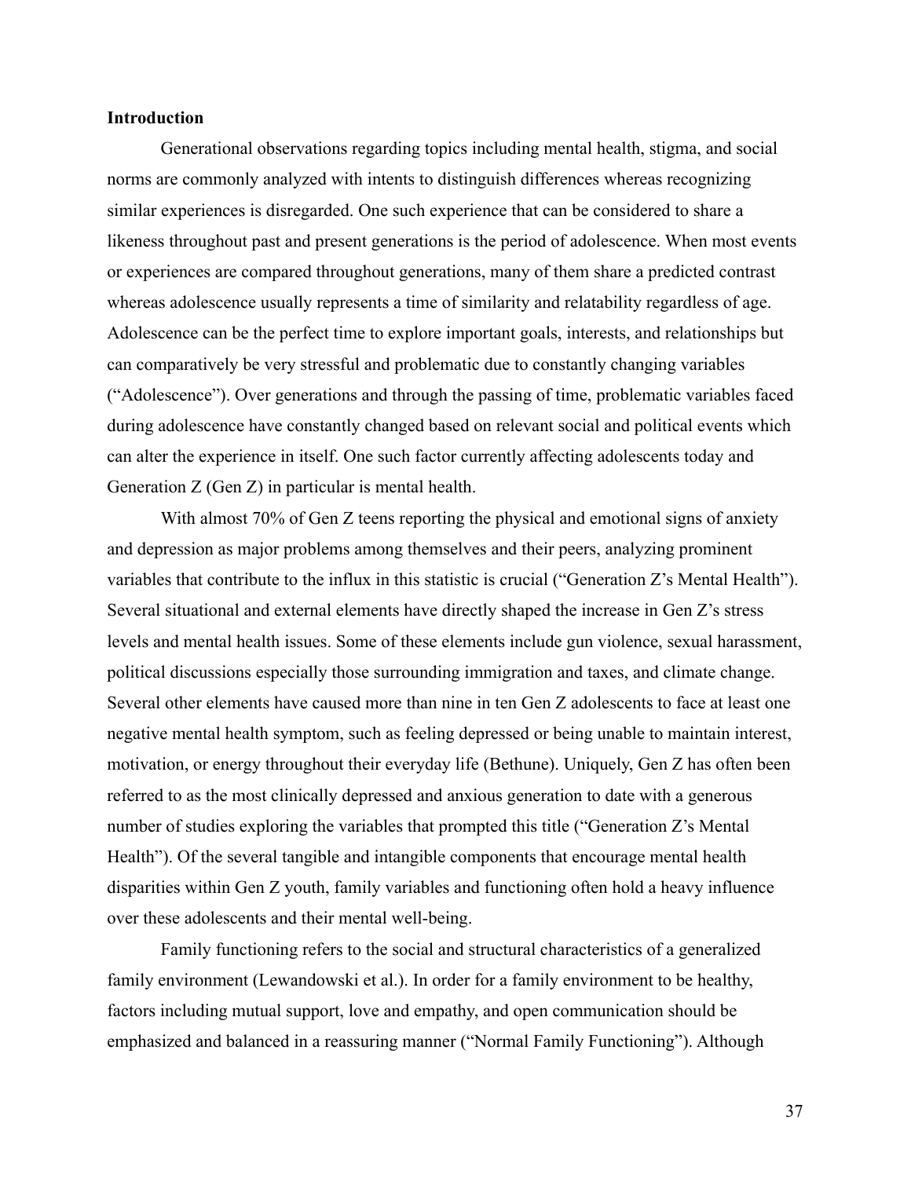**Introduction**

Generational observations regarding topics including mental health, stigma, and social norms are commonly analyzed with intents to distinguish differences whereas recognizing similar experiences is disregarded. One such experience that can be considered to share a likeness throughout past and present generations is the period of adolescence. When most events or experiences are compared throughout generations, many of them share a predicted contrast whereas adolescence usually represents a time of similarity and relatability regardless of age. Adolescence can be the perfect time to explore important goals, interests, and relationships but can comparatively be very stressful and problematic due to constantly changing variables ("Adolescence"). Over generations and through the passing of time, problematic variables faced during adolescence have constantly changed based on relevant social and political events which can alter the experience in itself. One such factor currently affecting adolescents today and Generation Z (Gen Z) in particular is mental health.

With almost 70% of Gen Z teens reporting the physical and emotional signs of anxiety and depression as major problems among themselves and their peers, analyzing prominent variables that contribute to the influx in this statistic is crucial ("Generation Z's Mental Health"). Several situational and external elements have directly shaped the increase in Gen Z's stress levels and mental health issues. Some of these elements include gun violence, sexual harassment, political discussions especially those surrounding immigration and taxes, and climate change. Several other elements have caused more than nine in ten Gen Z adolescents to face at least one negative mental health symptom, such as feeling depressed or being unable to maintain interest, motivation, or energy throughout their everyday life (Bethune). Uniquely, Gen Z has often been referred to as the most clinically depressed and anxious generation to date with a generous number of studies exploring the variables that prompted this title ("Generation Z's Mental Health"). Of the several tangible and intangible components that encourage mental health disparities within Gen Z youth, family variables and functioning often hold a heavy influence over these adolescents and their mental well-being.

Family functioning refers to the social and structural characteristics of a generalized family environment (Lewandowski et al.). In order for a family environment to be healthy, factors including mutual support, love and empathy, and open communication should be emphasized and balanced in a reassuring manner ("Normal Family Functioning"). Although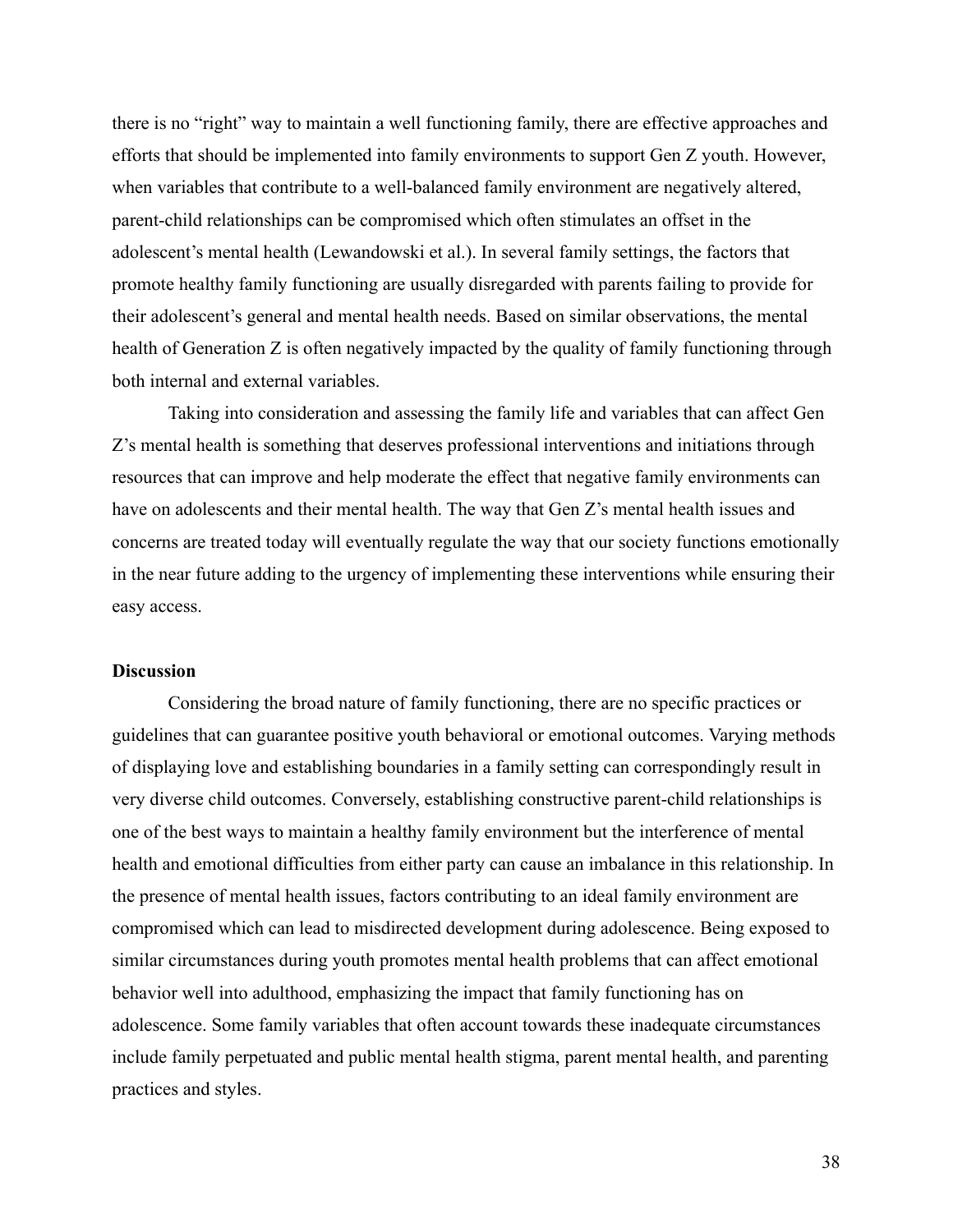there is no "right" way to maintain a well functioning family, there are effective approaches and efforts that should be implemented into family environments to support Gen Z youth. However, when variables that contribute to a well-balanced family environment are negatively altered, parent-child relationships can be compromised which often stimulates an offset in the adolescent's mental health (Lewandowski et al.). In several family settings, the factors that promote healthy family functioning are usually disregarded with parents failing to provide for their adolescent's general and mental health needs. Based on similar observations, the mental health of Generation Z is often negatively impacted by the quality of family functioning through both internal and external variables.

Taking into consideration and assessing the family life and variables that can affect Gen Z's mental health is something that deserves professional interventions and initiations through resources that can improve and help moderate the effect that negative family environments can have on adolescents and their mental health. The way that Gen Z's mental health issues and concerns are treated today will eventually regulate the way that our society functions emotionally in the near future adding to the urgency of implementing these interventions while ensuring their easy access.

**Discussion**

Considering the broad nature of family functioning, there are no specific practices or guidelines that can guarantee positive youth behavioral or emotional outcomes. Varying methods of displaying love and establishing boundaries in a family setting can correspondingly result in very diverse child outcomes. Conversely, establishing constructive parent-child relationships is one of the best ways to maintain a healthy family environment but the interference of mental health and emotional difficulties from either party can cause an imbalance in this relationship. In the presence of mental health issues, factors contributing to an ideal family environment are compromised which can lead to misdirected development during adolescence. Being exposed to similar circumstances during youth promotes mental health problems that can affect emotional behavior well into adulthood, emphasizing the impact that family functioning has on adolescence. Some family variables that often account towards these inadequate circumstances include family perpetuated and public mental health stigma, parent mental health, and parenting practices and styles.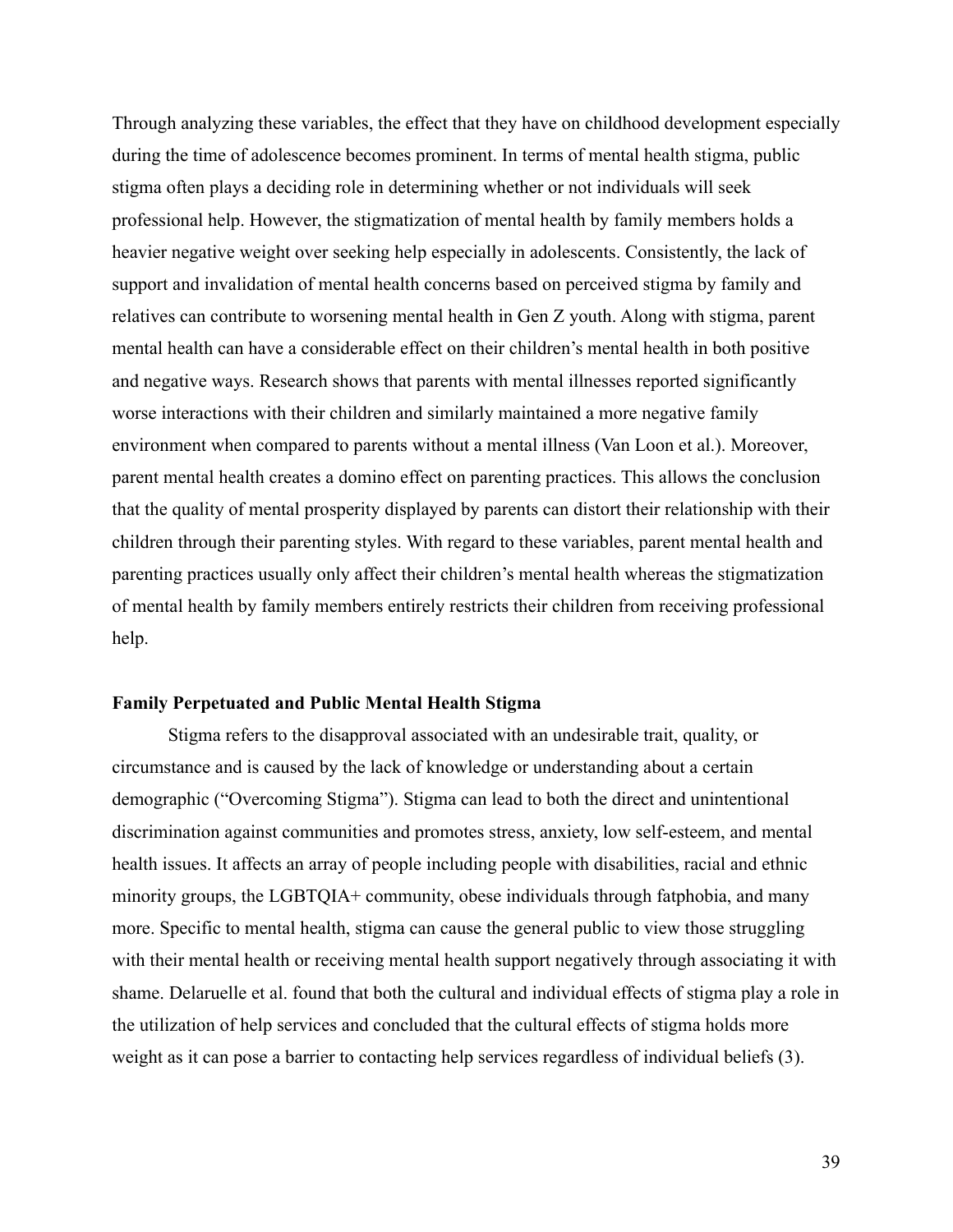Through analyzing these variables, the effect that they have on childhood development especially during the time of adolescence becomes prominent. In terms of mental health stigma, public stigma often plays a deciding role in determining whether or not individuals will seek professional help. However, the stigmatization of mental health by family members holds a heavier negative weight over seeking help especially in adolescents. Consistently, the lack of support and invalidation of mental health concerns based on perceived stigma by family and relatives can contribute to worsening mental health in Gen Z youth. Along with stigma, parent mental health can have a considerable effect on their children's mental health in both positive and negative ways. Research shows that parents with mental illnesses reported significantly worse interactions with their children and similarly maintained a more negative family environment when compared to parents without a mental illness (Van Loon et al.). Moreover, parent mental health creates a domino effect on parenting practices. This allows the conclusion that the quality of mental prosperity displayed by parents can distort their relationship with their children through their parenting styles. With regard to these variables, parent mental health and parenting practices usually only affect their children's mental health whereas the stigmatization of mental health by family members entirely restricts their children from receiving professional help.

**Family Perpetuated and Public Mental Health Stigma**

Stigma refers to the disapproval associated with an undesirable trait, quality, or circumstance and is caused by the lack of knowledge or understanding about a certain demographic ("Overcoming Stigma"). Stigma can lead to both the direct and unintentional discrimination against communities and promotes stress, anxiety, low self-esteem, and mental health issues. It affects an array of people including people with disabilities, racial and ethnic minority groups, the LGBTQIA+ community, obese individuals through fatphobia, and many more. Specific to mental health, stigma can cause the general public to view those struggling with their mental health or receiving mental health support negatively through associating it with shame. Delaruelle et al. found that both the cultural and individual effects of stigma play a role in the utilization of help services and concluded that the cultural effects of stigma holds more weight as it can pose a barrier to contacting help services regardless of individual beliefs (3).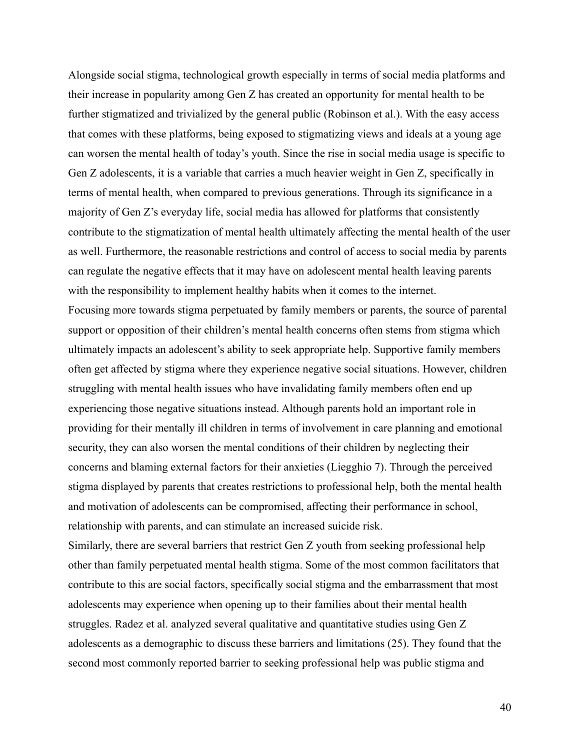Alongside social stigma, technological growth especially in terms of social media platforms and their increase in popularity among Gen Z has created an opportunity for mental health to be further stigmatized and trivialized by the general public (Robinson et al.). With the easy access that comes with these platforms, being exposed to stigmatizing views and ideals at a young age can worsen the mental health of today's youth. Since the rise in social media usage is specific to Gen Z adolescents, it is a variable that carries a much heavier weight in Gen Z, specifically in terms of mental health, when compared to previous generations. Through its significance in a majority of Gen Z's everyday life, social media has allowed for platforms that consistently contribute to the stigmatization of mental health ultimately affecting the mental health of the user as well. Furthermore, the reasonable restrictions and control of access to social media by parents can regulate the negative effects that it may have on adolescent mental health leaving parents with the responsibility to implement healthy habits when it comes to the internet.

Focusing more towards stigma perpetuated by family members or parents, the source of parental support or opposition of their children's mental health concerns often stems from stigma which ultimately impacts an adolescent's ability to seek appropriate help. Supportive family members often get affected by stigma where they experience negative social situations. However, children struggling with mental health issues who have invalidating family members often end up experiencing those negative situations instead. Although parents hold an important role in providing for their mentally ill children in terms of involvement in care planning and emotional security, they can also worsen the mental conditions of their children by neglecting their concerns and blaming external factors for their anxieties (Liegghio 7). Through the perceived stigma displayed by parents that creates restrictions to professional help, both the mental health and motivation of adolescents can be compromised, affecting their performance in school, relationship with parents, and can stimulate an increased suicide risk.

Similarly, there are several barriers that restrict Gen Z youth from seeking professional help other than family perpetuated mental health stigma. Some of the most common facilitators that contribute to this are social factors, specifically social stigma and the embarrassment that most adolescents may experience when opening up to their families about their mental health struggles. Radez et al. analyzed several qualitative and quantitative studies using Gen Z adolescents as a demographic to discuss these barriers and limitations (25). They found that the second most commonly reported barrier to seeking professional help was public stigma and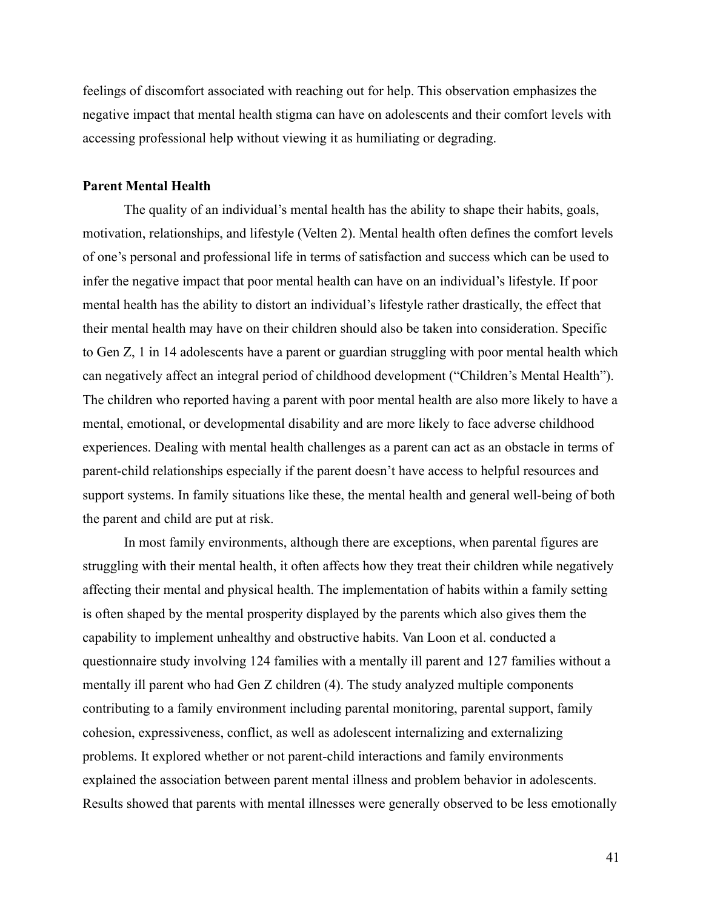feelings of discomfort associated with reaching out for help. This observation emphasizes the negative impact that mental health stigma can have on adolescents and their comfort levels with accessing professional help without viewing it as humiliating or degrading.

**Parent Mental Health**

The quality of an individual's mental health has the ability to shape their habits, goals, motivation, relationships, and lifestyle (Velten 2). Mental health often defines the comfort levels of one's personal and professional life in terms of satisfaction and success which can be used to infer the negative impact that poor mental health can have on an individual's lifestyle. If poor mental health has the ability to distort an individual's lifestyle rather drastically, the effect that their mental health may have on their children should also be taken into consideration. Specific to Gen Z, 1 in 14 adolescents have a parent or guardian struggling with poor mental health which can negatively affect an integral period of childhood development ("Children's Mental Health"). The children who reported having a parent with poor mental health are also more likely to have a mental, emotional, or developmental disability and are more likely to face adverse childhood experiences. Dealing with mental health challenges as a parent can act as an obstacle in terms of parent-child relationships especially if the parent doesn't have access to helpful resources and support systems. In family situations like these, the mental health and general well-being of both the parent and child are put at risk.

In most family environments, although there are exceptions, when parental figures are struggling with their mental health, it often affects how they treat their children while negatively affecting their mental and physical health. The implementation of habits within a family setting is often shaped by the mental prosperity displayed by the parents which also gives them the capability to implement unhealthy and obstructive habits. Van Loon et al. conducted a questionnaire study involving 124 families with a mentally ill parent and 127 families without a mentally ill parent who had Gen Z children (4). The study analyzed multiple components contributing to a family environment including parental monitoring, parental support, family cohesion, expressiveness, conflict, as well as adolescent internalizing and externalizing problems. It explored whether or not parent-child interactions and family environments explained the association between parent mental illness and problem behavior in adolescents. Results showed that parents with mental illnesses were generally observed to be less emotionally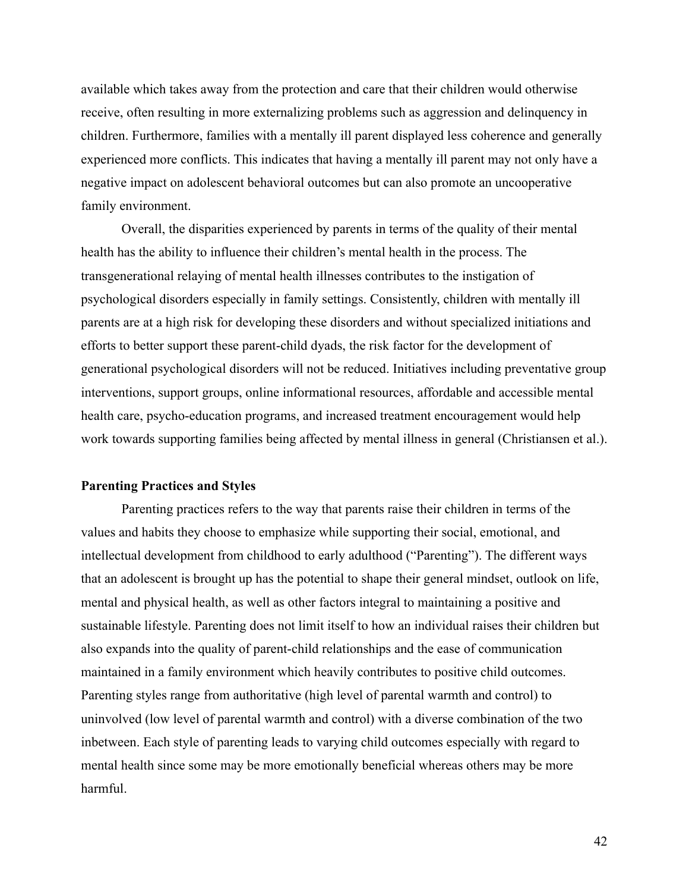available which takes away from the protection and care that their children would otherwise receive, often resulting in more externalizing problems such as aggression and delinquency in children. Furthermore, families with a mentally ill parent displayed less coherence and generally experienced more conflicts. This indicates that having a mentally ill parent may not only have a negative impact on adolescent behavioral outcomes but can also promote an uncooperative family environment.

Overall, the disparities experienced by parents in terms of the quality of their mental health has the ability to influence their children's mental health in the process. The transgenerational relaying of mental health illnesses contributes to the instigation of psychological disorders especially in family settings. Consistently, children with mentally ill parents are at a high risk for developing these disorders and without specialized initiations and efforts to better support these parent-child dyads, the risk factor for the development of generational psychological disorders will not be reduced. Initiatives including preventative group interventions, support groups, online informational resources, affordable and accessible mental health care, psycho-education programs, and increased treatment encouragement would help work towards supporting families being affected by mental illness in general (Christiansen et al.).

**Parenting Practices and Styles**

Parenting practices refers to the way that parents raise their children in terms of the values and habits they choose to emphasize while supporting their social, emotional, and intellectual development from childhood to early adulthood ("Parenting"). The different ways that an adolescent is brought up has the potential to shape their general mindset, outlook on life, mental and physical health, as well as other factors integral to maintaining a positive and sustainable lifestyle. Parenting does not limit itself to how an individual raises their children but also expands into the quality of parent-child relationships and the ease of communication maintained in a family environment which heavily contributes to positive child outcomes. Parenting styles range from authoritative (high level of parental warmth and control) to uninvolved (low level of parental warmth and control) with a diverse combination of the two inbetween. Each style of parenting leads to varying child outcomes especially with regard to mental health since some may be more emotionally beneficial whereas others may be more harmful.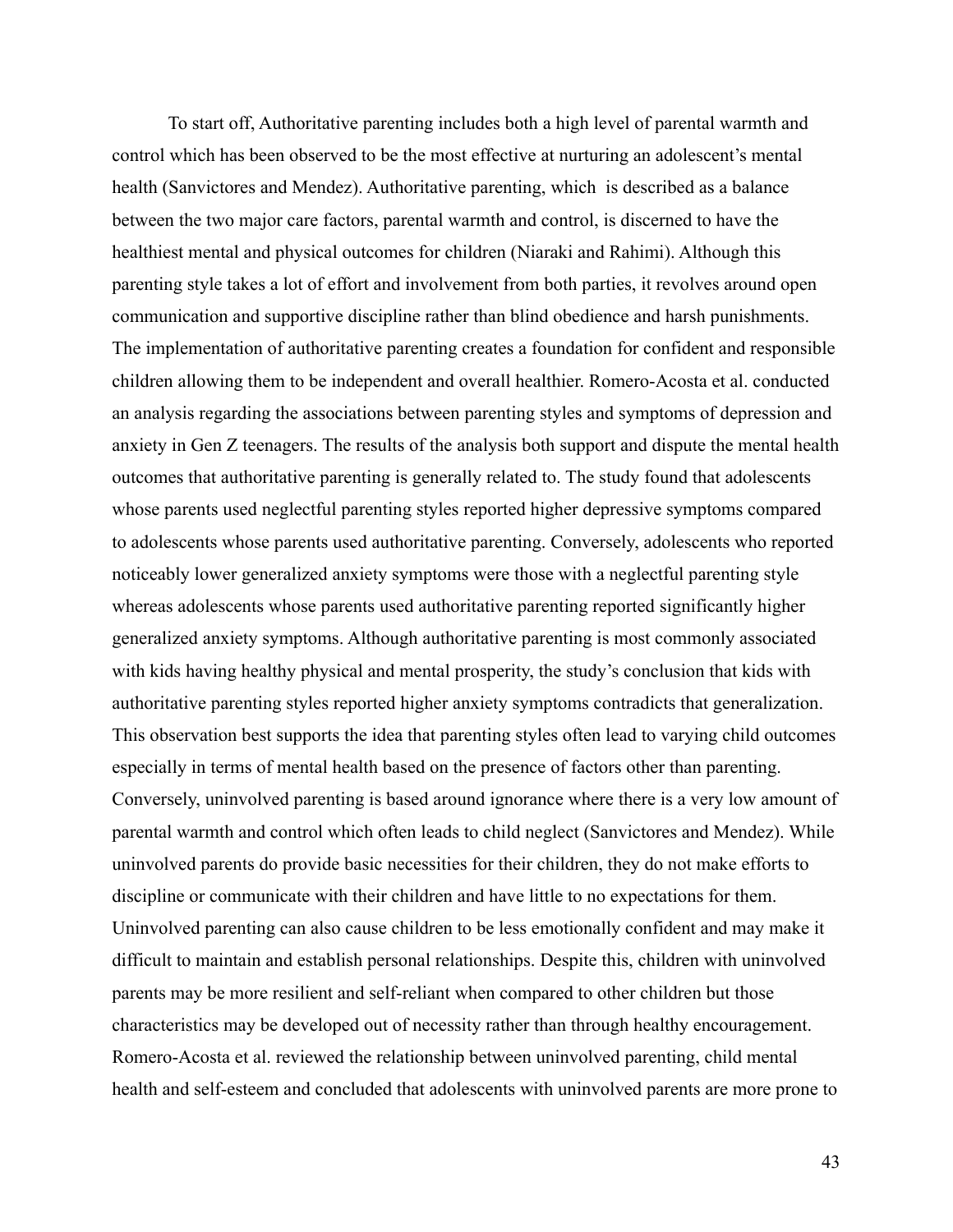To start off, Authoritative parenting includes both a high level of parental warmth and control which has been observed to be the most effective at nurturing an adolescent's mental health (Sanvictores and Mendez). Authoritative parenting, which  is described as a balance between the two major care factors, parental warmth and control, is discerned to have the healthiest mental and physical outcomes for children (Niaraki and Rahimi). Although this parenting style takes a lot of effort and involvement from both parties, it revolves around open communication and supportive discipline rather than blind obedience and harsh punishments. The implementation of authoritative parenting creates a foundation for confident and responsible children allowing them to be independent and overall healthier. Romero-Acosta et al. conducted an analysis regarding the associations between parenting styles and symptoms of depression and anxiety in Gen Z teenagers. The results of the analysis both support and dispute the mental health outcomes that authoritative parenting is generally related to. The study found that adolescents whose parents used neglectful parenting styles reported higher depressive symptoms compared to adolescents whose parents used authoritative parenting. Conversely, adolescents who reported noticeably lower generalized anxiety symptoms were those with a neglectful parenting style whereas adolescents whose parents used authoritative parenting reported significantly higher generalized anxiety symptoms. Although authoritative parenting is most commonly associated with kids having healthy physical and mental prosperity, the study's conclusion that kids with authoritative parenting styles reported higher anxiety symptoms contradicts that generalization. This observation best supports the idea that parenting styles often lead to varying child outcomes especially in terms of mental health based on the presence of factors other than parenting. Conversely, uninvolved parenting is based around ignorance where there is a very low amount of parental warmth and control which often leads to child neglect (Sanvictores and Mendez). While uninvolved parents do provide basic necessities for their children, they do not make efforts to discipline or communicate with their children and have little to no expectations for them. Uninvolved parenting can also cause children to be less emotionally confident and may make it difficult to maintain and establish personal relationships. Despite this, children with uninvolved parents may be more resilient and self-reliant when compared to other children but those characteristics may be developed out of necessity rather than through healthy encouragement. Romero-Acosta et al. reviewed the relationship between uninvolved parenting, child mental health and self-esteem and concluded that adolescents with uninvolved parents are more prone to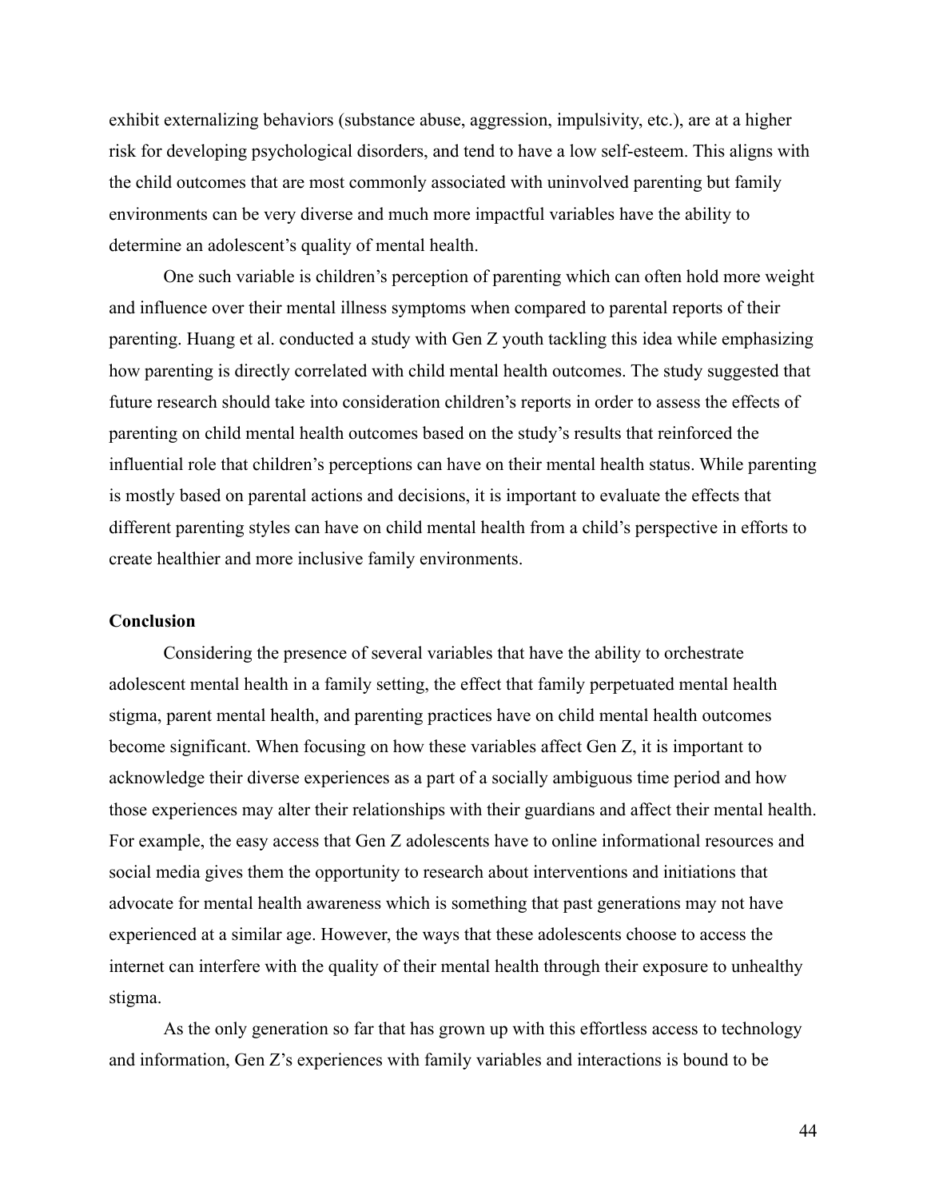exhibit externalizing behaviors (substance abuse, aggression, impulsivity, etc.), are at a higher risk for developing psychological disorders, and tend to have a low self-esteem. This aligns with the child outcomes that are most commonly associated with uninvolved parenting but family environments can be very diverse and much more impactful variables have the ability to determine an adolescent's quality of mental health.

One such variable is children's perception of parenting which can often hold more weight and influence over their mental illness symptoms when compared to parental reports of their parenting. Huang et al. conducted a study with Gen Z youth tackling this idea while emphasizing how parenting is directly correlated with child mental health outcomes. The study suggested that future research should take into consideration children's reports in order to assess the effects of parenting on child mental health outcomes based on the study's results that reinforced the influential role that children's perceptions can have on their mental health status. While parenting is mostly based on parental actions and decisions, it is important to evaluate the effects that different parenting styles can have on child mental health from a child's perspective in efforts to create healthier and more inclusive family environments.

**Conclusion**

Considering the presence of several variables that have the ability to orchestrate adolescent mental health in a family setting, the effect that family perpetuated mental health stigma, parent mental health, and parenting practices have on child mental health outcomes become significant. When focusing on how these variables affect Gen Z, it is important to acknowledge their diverse experiences as a part of a socially ambiguous time period and how those experiences may alter their relationships with their guardians and affect their mental health. For example, the easy access that Gen Z adolescents have to online informational resources and social media gives them the opportunity to research about interventions and initiations that advocate for mental health awareness which is something that past generations may not have experienced at a similar age. However, the ways that these adolescents choose to access the internet can interfere with the quality of their mental health through their exposure to unhealthy stigma.

As the only generation so far that has grown up with this effortless access to technology and information, Gen Z's experiences with family variables and interactions is bound to be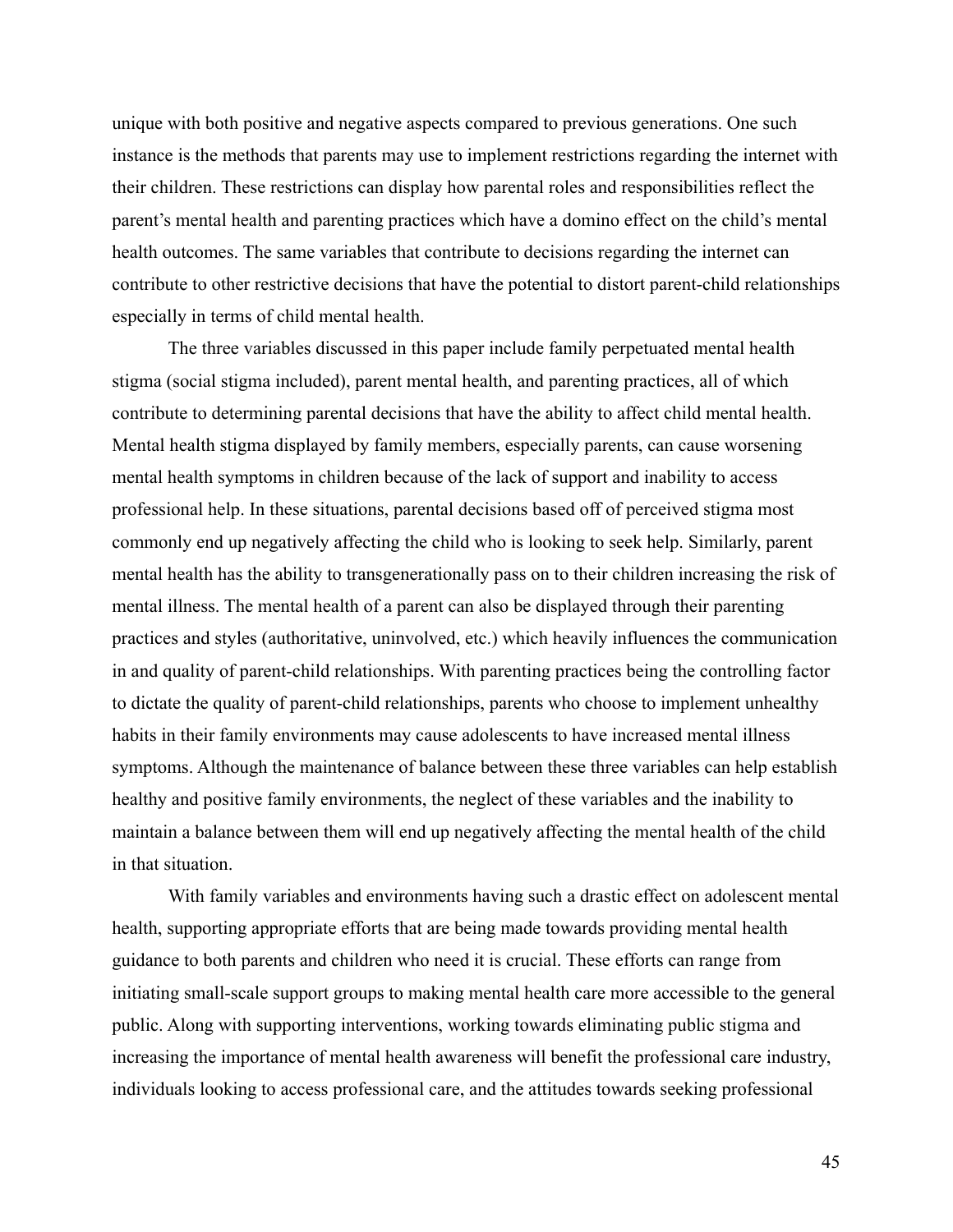unique with both positive and negative aspects compared to previous generations. One such instance is the methods that parents may use to implement restrictions regarding the internet with their children. These restrictions can display how parental roles and responsibilities reflect the parent's mental health and parenting practices which have a domino effect on the child's mental health outcomes. The same variables that contribute to decisions regarding the internet can contribute to other restrictive decisions that have the potential to distort parent-child relationships especially in terms of child mental health.

The three variables discussed in this paper include family perpetuated mental health stigma (social stigma included), parent mental health, and parenting practices, all of which contribute to determining parental decisions that have the ability to affect child mental health. Mental health stigma displayed by family members, especially parents, can cause worsening mental health symptoms in children because of the lack of support and inability to access professional help. In these situations, parental decisions based off of perceived stigma most commonly end up negatively affecting the child who is looking to seek help. Similarly, parent mental health has the ability to transgenerationally pass on to their children increasing the risk of mental illness. The mental health of a parent can also be displayed through their parenting practices and styles (authoritative, uninvolved, etc.) which heavily influences the communication in and quality of parent-child relationships. With parenting practices being the controlling factor to dictate the quality of parent-child relationships, parents who choose to implement unhealthy habits in their family environments may cause adolescents to have increased mental illness symptoms. Although the maintenance of balance between these three variables can help establish healthy and positive family environments, the neglect of these variables and the inability to maintain a balance between them will end up negatively affecting the mental health of the child in that situation.

With family variables and environments having such a drastic effect on adolescent mental health, supporting appropriate efforts that are being made towards providing mental health guidance to both parents and children who need it is crucial. These efforts can range from initiating small-scale support groups to making mental health care more accessible to the general public. Along with supporting interventions, working towards eliminating public stigma and increasing the importance of mental health awareness will benefit the professional care industry, individuals looking to access professional care, and the attitudes towards seeking professional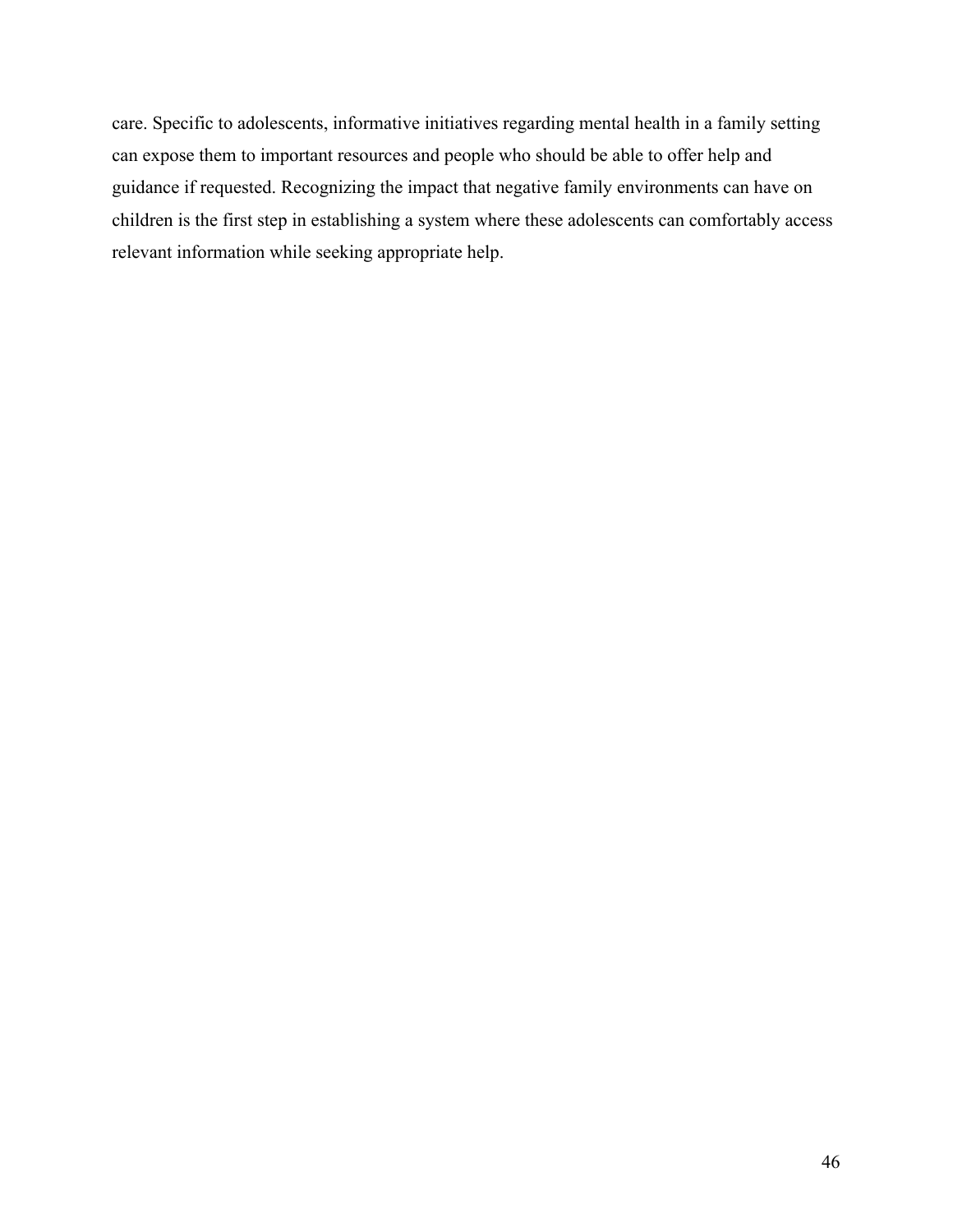care. Specific to adolescents, informative initiatives regarding mental health in a family setting can expose them to important resources and people who should be able to offer help and guidance if requested. Recognizing the impact that negative family environments can have on children is the first step in establishing a system where these adolescents can comfortably access relevant information while seeking appropriate help.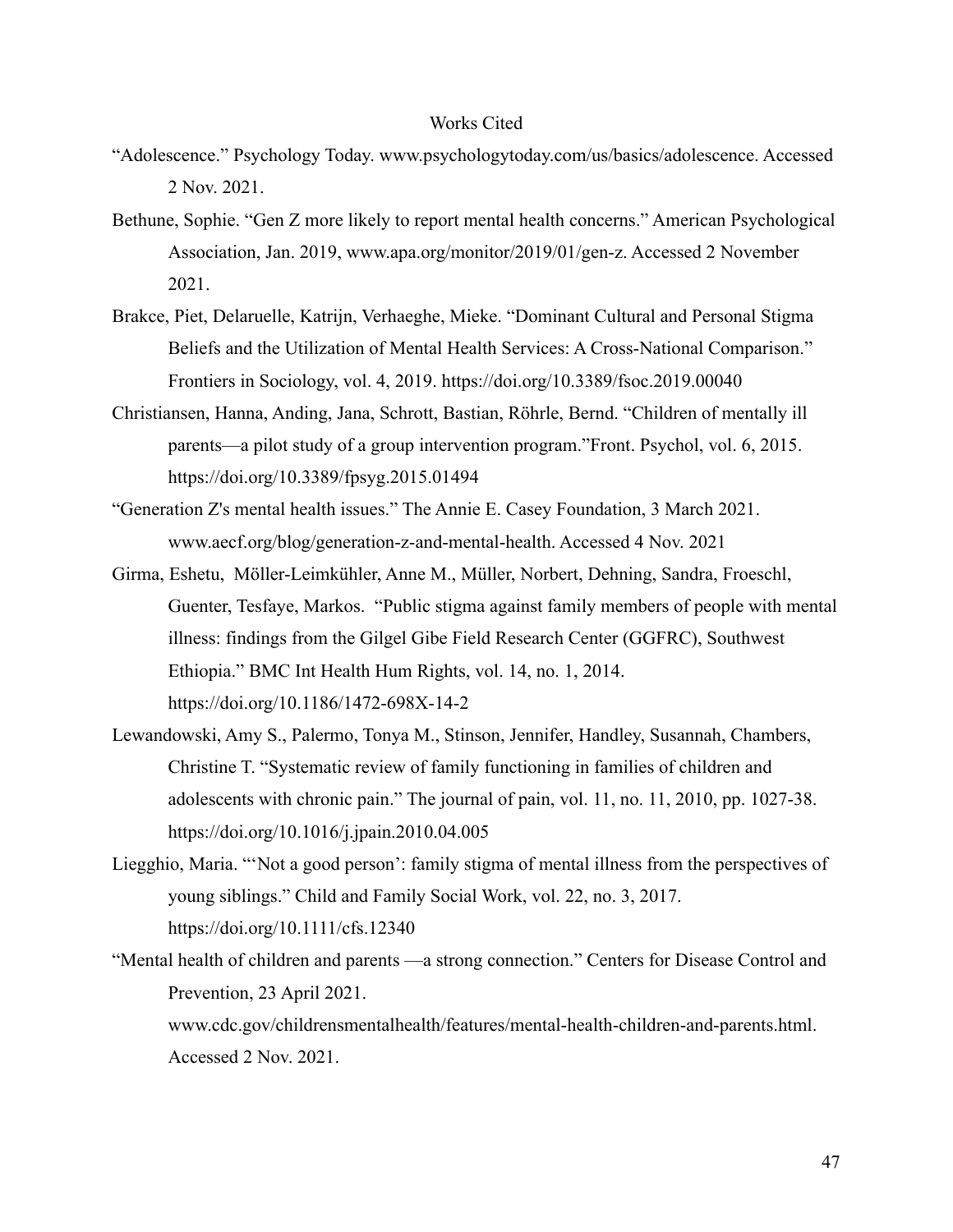# Works Cited

"Adolescence." Psychology Today. www.psychologytoday.com/us/basics/adolescence. Accessed 2 Nov. 2021.

Bethune, Sophie. "Gen Z more likely to report mental health concerns." American Psychological Association, Jan. 2019, www.apa.org/monitor/2019/01/gen-z. Accessed 2 November 2021.

Brakce, Piet, Delaruelle, Katrijn, Verhaeghe, Mieke. "Dominant Cultural and Personal Stigma Beliefs and the Utilization of Mental Health Services: A Cross-National Comparison." Frontiers in Sociology, vol. 4, 2019. https://doi.org/10.3389/fsoc.2019.00040

Christiansen, Hanna, Anding, Jana, Schrott, Bastian, Röhrle, Bernd. "Children of mentally ill parents—a pilot study of a group intervention program."Front. Psychol, vol. 6, 2015. https://doi.org/10.3389/fpsyg.2015.01494

"Generation Z's mental health issues." The Annie E. Casey Foundation, 3 March 2021. www.aecf.org/blog/generation-z-and-mental-health. Accessed 4 Nov. 2021

Girma, Eshetu, Möller-Leimkühler, Anne M., Müller, Norbert, Dehning, Sandra, Froeschl, Guenter, Tesfaye, Markos. "Public stigma against family members of people with mental illness: findings from the Gilgel Gibe Field Research Center (GGFRC), Southwest Ethiopia." BMC Int Health Hum Rights, vol. 14, no. 1, 2014. https://doi.org/10.1186/1472-698X-14-2

Lewandowski, Amy S., Palermo, Tonya M., Stinson, Jennifer, Handley, Susannah, Chambers, Christine T. "Systematic review of family functioning in families of children and adolescents with chronic pain." The journal of pain, vol. 11, no. 11, 2010, pp. 1027-38. https://doi.org/10.1016/j.jpain.2010.04.005

Liegghio, Maria. "'Not a good person': family stigma of mental illness from the perspectives of young siblings." Child and Family Social Work, vol. 22, no. 3, 2017. https://doi.org/10.1111/cfs.12340

"Mental health of children and parents —a strong connection." Centers for Disease Control and Prevention, 23 April 2021. www.cdc.gov/childrensmentalhealth/features/mental-health-children-and-parents.html. Accessed 2 Nov. 2021.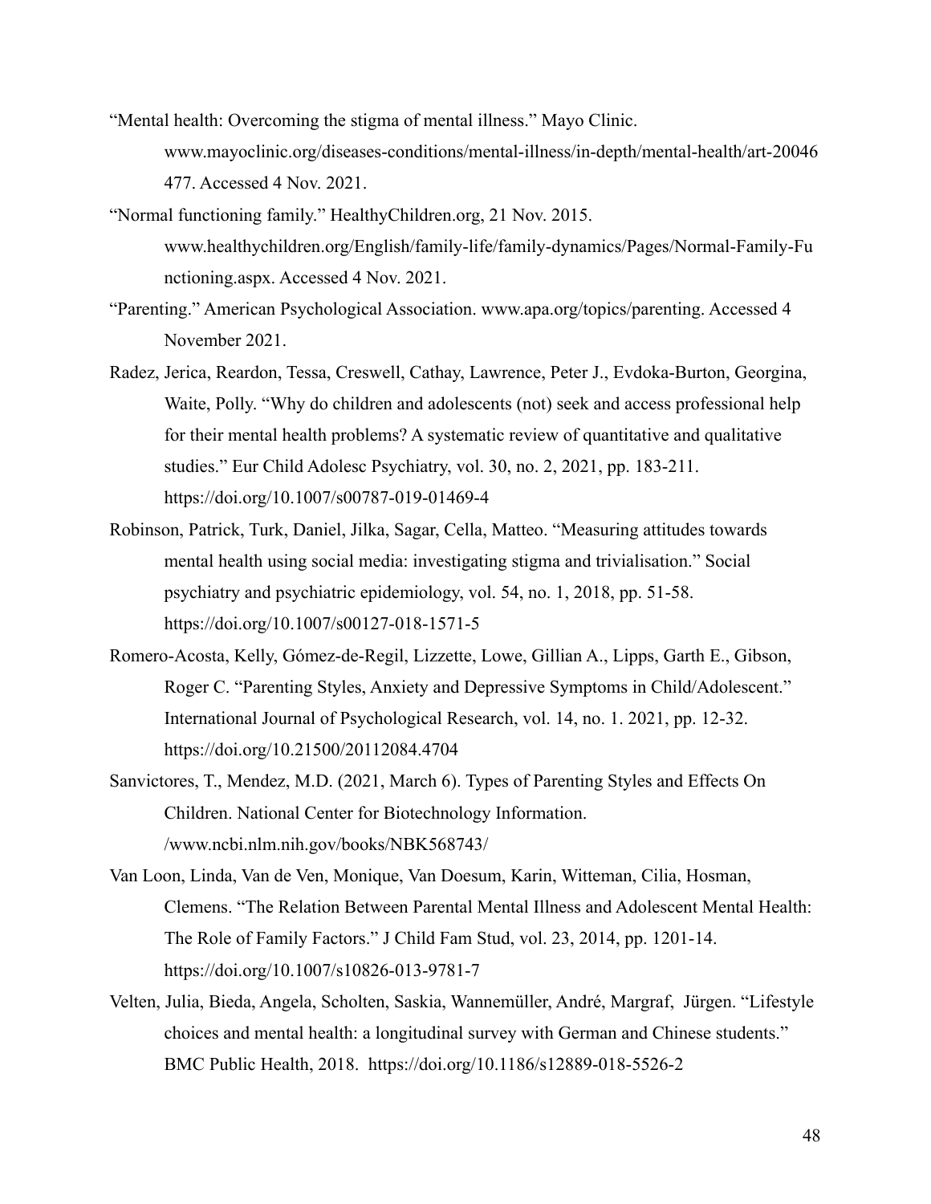"Mental health: Overcoming the stigma of mental illness." Mayo Clinic. www.mayoclinic.org/diseases-conditions/mental-illness/in-depth/mental-health/art-20046477. Accessed 4 Nov. 2021.

"Normal functioning family." HealthyChildren.org, 21 Nov. 2015. www.healthychildren.org/English/family-life/family-dynamics/Pages/Normal-Family-Functioning.aspx. Accessed 4 Nov. 2021.

"Parenting." American Psychological Association. www.apa.org/topics/parenting. Accessed 4 November 2021.

Radez, Jerica, Reardon, Tessa, Creswell, Cathay, Lawrence, Peter J., Evdoka-Burton, Georgina, Waite, Polly. "Why do children and adolescents (not) seek and access professional help for their mental health problems? A systematic review of quantitative and qualitative studies." Eur Child Adolesc Psychiatry, vol. 30, no. 2, 2021, pp. 183-211. https://doi.org/10.1007/s00787-019-01469-4

Robinson, Patrick, Turk, Daniel, Jilka, Sagar, Cella, Matteo. "Measuring attitudes towards mental health using social media: investigating stigma and trivialisation." Social psychiatry and psychiatric epidemiology, vol. 54, no. 1, 2018, pp. 51-58. https://doi.org/10.1007/s00127-018-1571-5

Romero-Acosta, Kelly, Gómez-de-Regil, Lizzette, Lowe, Gillian A., Lipps, Garth E., Gibson, Roger C. "Parenting Styles, Anxiety and Depressive Symptoms in Child/Adolescent." International Journal of Psychological Research, vol. 14, no. 1. 2021, pp. 12-32. https://doi.org/10.21500/20112084.4704

Sanvictores, T., Mendez, M.D. (2021, March 6). Types of Parenting Styles and Effects On Children. National Center for Biotechnology Information. /www.ncbi.nlm.nih.gov/books/NBK568743/

Van Loon, Linda, Van de Ven, Monique, Van Doesum, Karin, Witteman, Cilia, Hosman, Clemens. "The Relation Between Parental Mental Illness and Adolescent Mental Health: The Role of Family Factors." J Child Fam Stud, vol. 23, 2014, pp. 1201-14. https://doi.org/10.1007/s10826-013-9781-7

Velten, Julia, Bieda, Angela, Scholten, Saskia, Wannemüller, André, Margraf, Jürgen. "Lifestyle choices and mental health: a longitudinal survey with German and Chinese students." BMC Public Health, 2018. https://doi.org/10.1186/s12889-018-5526-2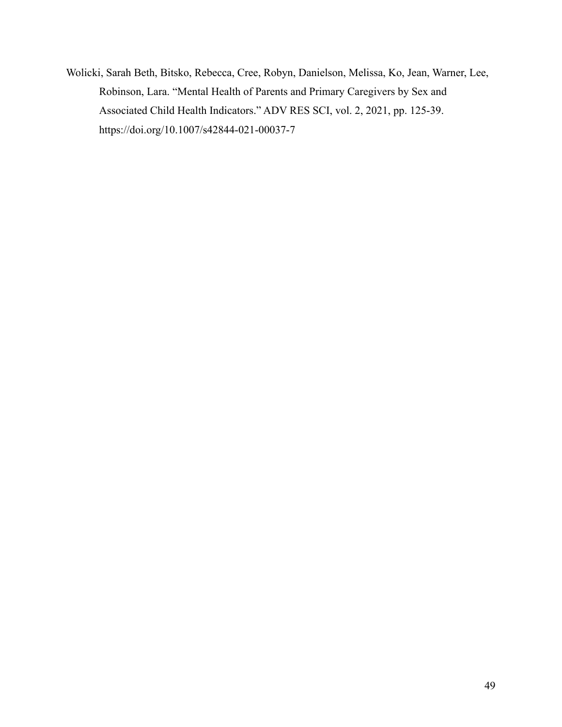Wolicki, Sarah Beth, Bitsko, Rebecca, Cree, Robyn, Danielson, Melissa, Ko, Jean, Warner, Lee, Robinson, Lara. "Mental Health of Parents and Primary Caregivers by Sex and Associated Child Health Indicators." ADV RES SCI, vol. 2, 2021, pp. 125-39. https://doi.org/10.1007/s42844-021-00037-7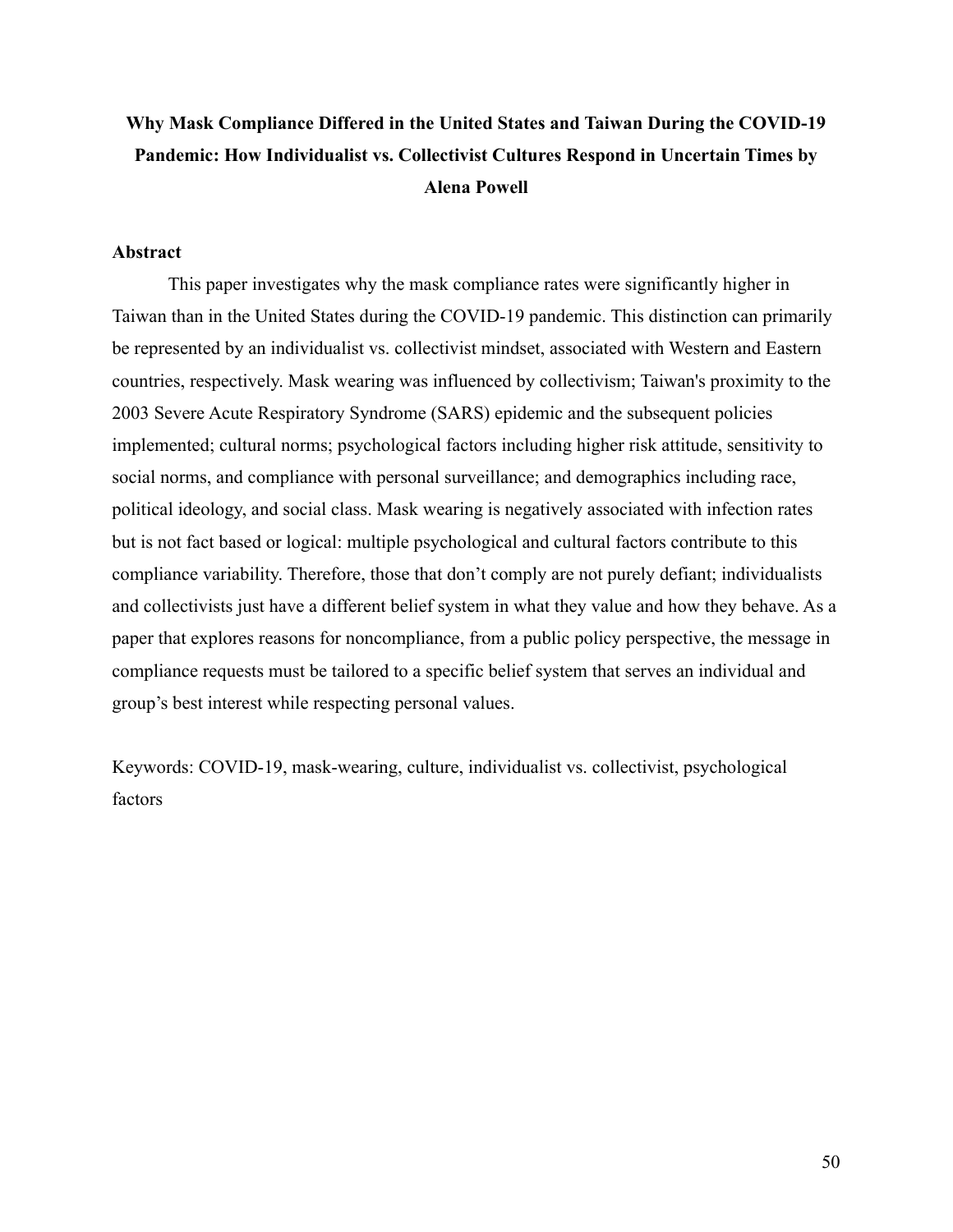# Why Mask Compliance Differed in the United States and Taiwan During the COVID-19 Pandemic: How Individualist vs. Collectivist Cultures Respond in Uncertain Times by Alena Powell

## Abstract

This paper investigates why the mask compliance rates were significantly higher in Taiwan than in the United States during the COVID-19 pandemic. This distinction can primarily be represented by an individualist vs. collectivist mindset, associated with Western and Eastern countries, respectively. Mask wearing was influenced by collectivism; Taiwan's proximity to the 2003 Severe Acute Respiratory Syndrome (SARS) epidemic and the subsequent policies implemented; cultural norms; psychological factors including higher risk attitude, sensitivity to social norms, and compliance with personal surveillance; and demographics including race, political ideology, and social class. Mask wearing is negatively associated with infection rates but is not fact based or logical: multiple psychological and cultural factors contribute to this compliance variability. Therefore, those that don't comply are not purely defiant; individualists and collectivists just have a different belief system in what they value and how they behave. As a paper that explores reasons for noncompliance, from a public policy perspective, the message in compliance requests must be tailored to a specific belief system that serves an individual and group's best interest while respecting personal values.

Keywords: COVID-19, mask-wearing, culture, individualist vs. collectivist, psychological factors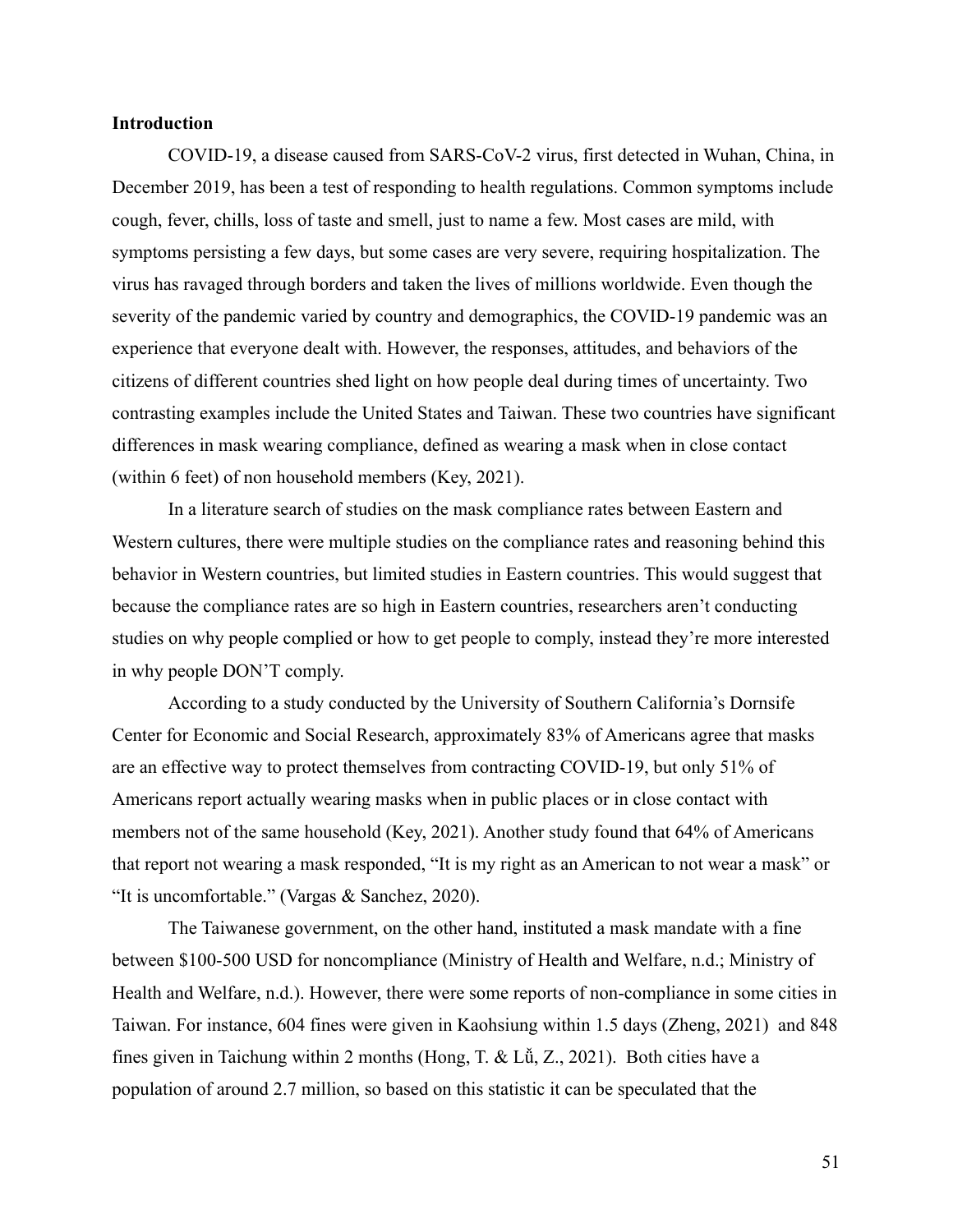**Introduction**

COVID-19, a disease caused from SARS-CoV-2 virus, first detected in Wuhan, China, in December 2019, has been a test of responding to health regulations. Common symptoms include cough, fever, chills, loss of taste and smell, just to name a few. Most cases are mild, with symptoms persisting a few days, but some cases are very severe, requiring hospitalization. The virus has ravaged through borders and taken the lives of millions worldwide. Even though the severity of the pandemic varied by country and demographics, the COVID-19 pandemic was an experience that everyone dealt with. However, the responses, attitudes, and behaviors of the citizens of different countries shed light on how people deal during times of uncertainty. Two contrasting examples include the United States and Taiwan. These two countries have significant differences in mask wearing compliance, defined as wearing a mask when in close contact (within 6 feet) of non household members (Key, 2021).

In a literature search of studies on the mask compliance rates between Eastern and Western cultures, there were multiple studies on the compliance rates and reasoning behind this behavior in Western countries, but limited studies in Eastern countries. This would suggest that because the compliance rates are so high in Eastern countries, researchers aren't conducting studies on why people complied or how to get people to comply, instead they're more interested in why people DON'T comply.

According to a study conducted by the University of Southern California's Dornsife Center for Economic and Social Research, approximately 83% of Americans agree that masks are an effective way to protect themselves from contracting COVID-19, but only 51% of Americans report actually wearing masks when in public places or in close contact with members not of the same household (Key, 2021). Another study found that 64% of Americans that report not wearing a mask responded, "It is my right as an American to not wear a mask" or "It is uncomfortable." (Vargas & Sanchez, 2020).

The Taiwanese government, on the other hand, instituted a mask mandate with a fine between $100-500 USD for noncompliance (Ministry of Health and Welfare, n.d.; Ministry of Health and Welfare, n.d.). However, there were some reports of non-compliance in some cities in Taiwan. For instance, 604 fines were given in Kaohsiung within 1.5 days (Zheng, 2021) and 848 fines given in Taichung within 2 months (Hong, T. & Lǚ, Z., 2021). Both cities have a population of around 2.7 million, so based on this statistic it can be speculated that the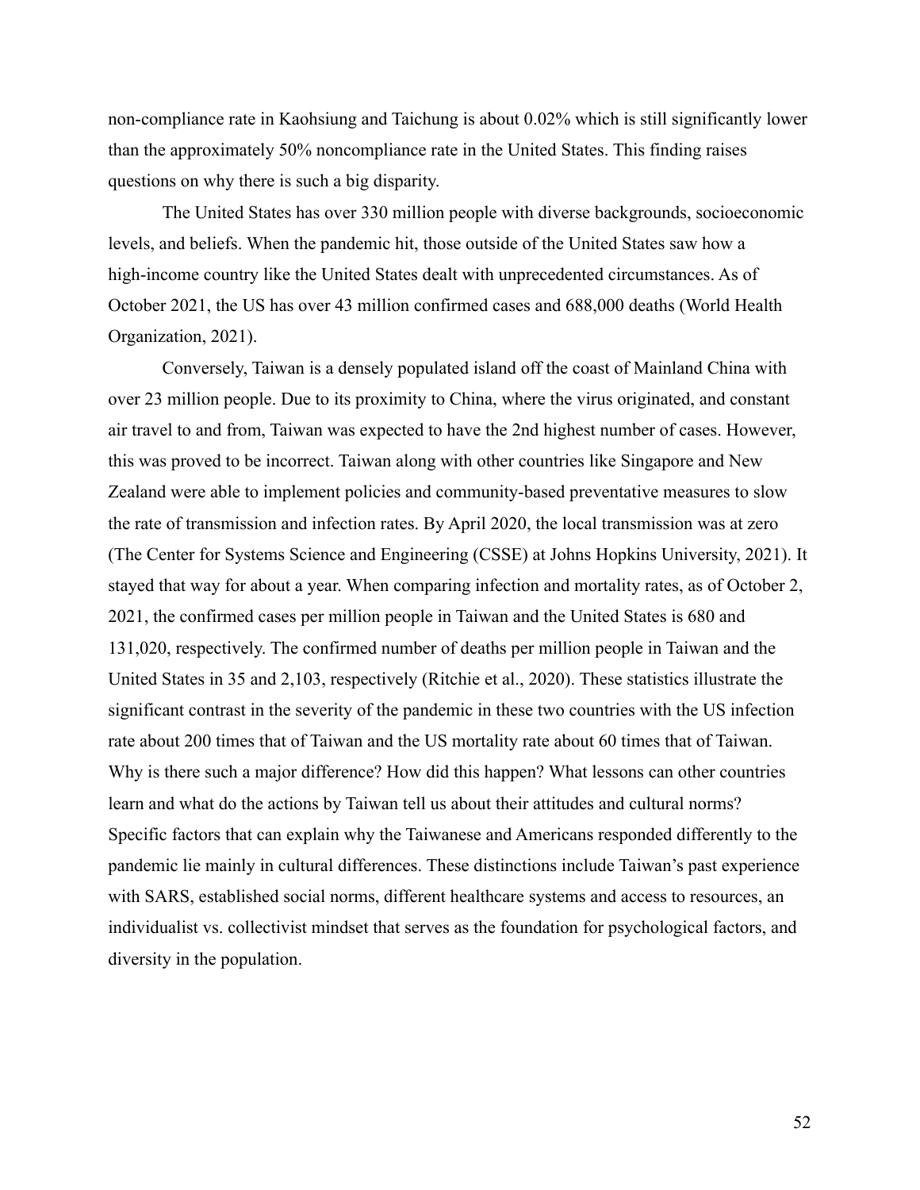non-compliance rate in Kaohsiung and Taichung is about 0.02% which is still significantly lower than the approximately 50% noncompliance rate in the United States. This finding raises questions on why there is such a big disparity.

The United States has over 330 million people with diverse backgrounds, socioeconomic levels, and beliefs. When the pandemic hit, those outside of the United States saw how a high-income country like the United States dealt with unprecedented circumstances. As of October 2021, the US has over 43 million confirmed cases and 688,000 deaths (World Health Organization, 2021).

Conversely, Taiwan is a densely populated island off the coast of Mainland China with over 23 million people. Due to its proximity to China, where the virus originated, and constant air travel to and from, Taiwan was expected to have the 2nd highest number of cases. However, this was proved to be incorrect. Taiwan along with other countries like Singapore and New Zealand were able to implement policies and community-based preventative measures to slow the rate of transmission and infection rates. By April 2020, the local transmission was at zero (The Center for Systems Science and Engineering (CSSE) at Johns Hopkins University, 2021). It stayed that way for about a year. When comparing infection and mortality rates, as of October 2, 2021, the confirmed cases per million people in Taiwan and the United States is 680 and 131,020, respectively. The confirmed number of deaths per million people in Taiwan and the United States in 35 and 2,103, respectively (Ritchie et al., 2020). These statistics illustrate the significant contrast in the severity of the pandemic in these two countries with the US infection rate about 200 times that of Taiwan and the US mortality rate about 60 times that of Taiwan. Why is there such a major difference? How did this happen? What lessons can other countries learn and what do the actions by Taiwan tell us about their attitudes and cultural norms? Specific factors that can explain why the Taiwanese and Americans responded differently to the pandemic lie mainly in cultural differences. These distinctions include Taiwan's past experience with SARS, established social norms, different healthcare systems and access to resources, an individualist vs. collectivist mindset that serves as the foundation for psychological factors, and diversity in the population.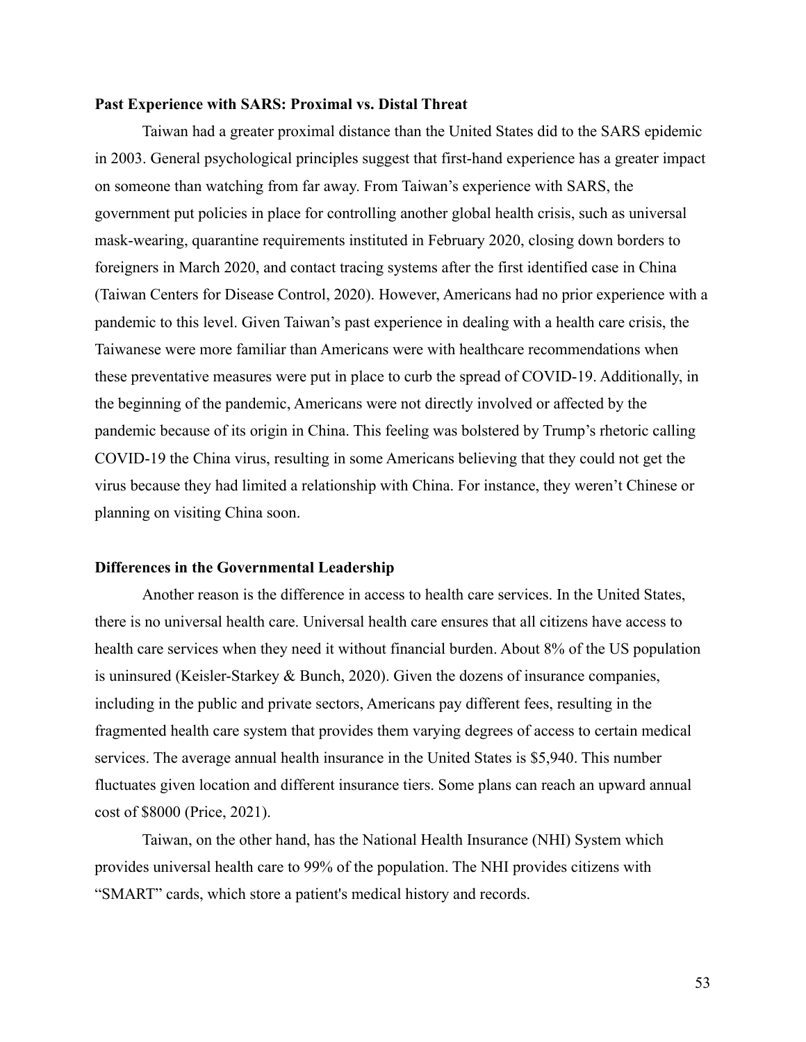**Past Experience with SARS: Proximal vs. Distal Threat**

Taiwan had a greater proximal distance than the United States did to the SARS epidemic in 2003. General psychological principles suggest that first-hand experience has a greater impact on someone than watching from far away. From Taiwan's experience with SARS, the government put policies in place for controlling another global health crisis, such as universal mask-wearing, quarantine requirements instituted in February 2020, closing down borders to foreigners in March 2020, and contact tracing systems after the first identified case in China (Taiwan Centers for Disease Control, 2020). However, Americans had no prior experience with a pandemic to this level. Given Taiwan's past experience in dealing with a health care crisis, the Taiwanese were more familiar than Americans were with healthcare recommendations when these preventative measures were put in place to curb the spread of COVID-19. Additionally, in the beginning of the pandemic, Americans were not directly involved or affected by the pandemic because of its origin in China. This feeling was bolstered by Trump's rhetoric calling COVID-19 the China virus, resulting in some Americans believing that they could not get the virus because they had limited a relationship with China. For instance, they weren't Chinese or planning on visiting China soon.

**Differences in the Governmental Leadership**

Another reason is the difference in access to health care services. In the United States, there is no universal health care. Universal health care ensures that all citizens have access to health care services when they need it without financial burden. About 8% of the US population is uninsured (Keisler-Starkey & Bunch, 2020). Given the dozens of insurance companies, including in the public and private sectors, Americans pay different fees, resulting in the fragmented health care system that provides them varying degrees of access to certain medical services. The average annual health insurance in the United States is $5,940. This number fluctuates given location and different insurance tiers. Some plans can reach an upward annual cost of $8000 (Price, 2021).

Taiwan, on the other hand, has the National Health Insurance (NHI) System which provides universal health care to 99% of the population. The NHI provides citizens with "SMART" cards, which store a patient's medical history and records.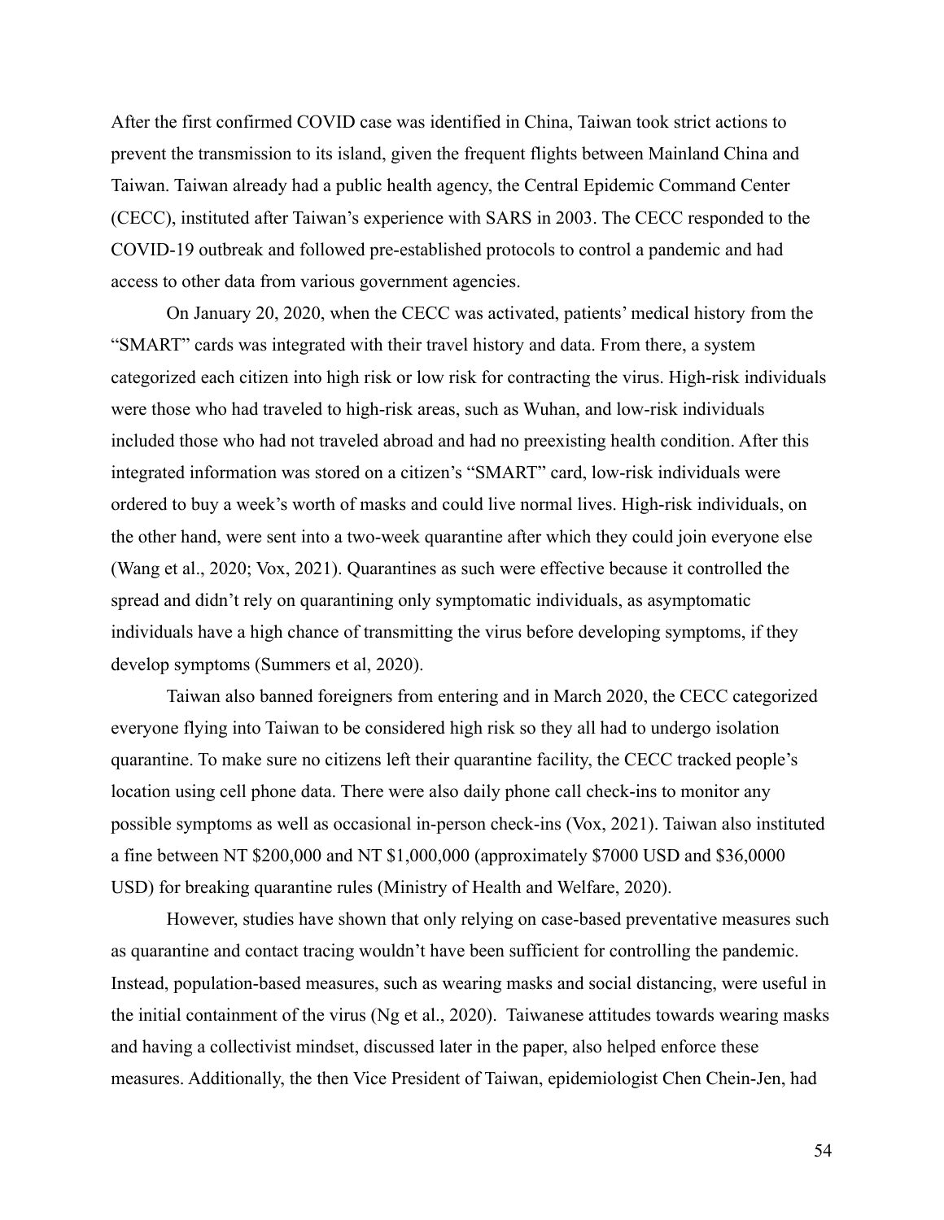After the first confirmed COVID case was identified in China, Taiwan took strict actions to prevent the transmission to its island, given the frequent flights between Mainland China and Taiwan. Taiwan already had a public health agency, the Central Epidemic Command Center (CECC), instituted after Taiwan's experience with SARS in 2003. The CECC responded to the COVID-19 outbreak and followed pre-established protocols to control a pandemic and had access to other data from various government agencies.

On January 20, 2020, when the CECC was activated, patients' medical history from the "SMART" cards was integrated with their travel history and data. From there, a system categorized each citizen into high risk or low risk for contracting the virus. High-risk individuals were those who had traveled to high-risk areas, such as Wuhan, and low-risk individuals included those who had not traveled abroad and had no preexisting health condition. After this integrated information was stored on a citizen's "SMART" card, low-risk individuals were ordered to buy a week's worth of masks and could live normal lives. High-risk individuals, on the other hand, were sent into a two-week quarantine after which they could join everyone else (Wang et al., 2020; Vox, 2021). Quarantines as such were effective because it controlled the spread and didn't rely on quarantining only symptomatic individuals, as asymptomatic individuals have a high chance of transmitting the virus before developing symptoms, if they develop symptoms (Summers et al, 2020).

Taiwan also banned foreigners from entering and in March 2020, the CECC categorized everyone flying into Taiwan to be considered high risk so they all had to undergo isolation quarantine. To make sure no citizens left their quarantine facility, the CECC tracked people's location using cell phone data. There were also daily phone call check-ins to monitor any possible symptoms as well as occasional in-person check-ins (Vox, 2021). Taiwan also instituted a fine between NT $200,000 and NT $1,000,000 (approximately $7000 USD and $36,0000 USD) for breaking quarantine rules (Ministry of Health and Welfare, 2020).

However, studies have shown that only relying on case-based preventative measures such as quarantine and contact tracing wouldn't have been sufficient for controlling the pandemic. Instead, population-based measures, such as wearing masks and social distancing, were useful in the initial containment of the virus (Ng et al., 2020). Taiwanese attitudes towards wearing masks and having a collectivist mindset, discussed later in the paper, also helped enforce these measures. Additionally, the then Vice President of Taiwan, epidemiologist Chen Chein-Jen, had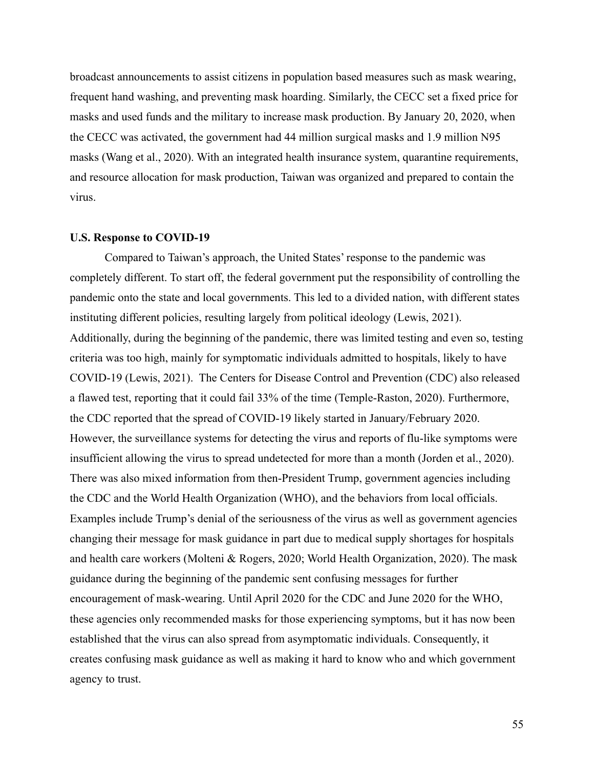broadcast announcements to assist citizens in population based measures such as mask wearing, frequent hand washing, and preventing mask hoarding. Similarly, the CECC set a fixed price for masks and used funds and the military to increase mask production. By January 20, 2020, when the CECC was activated, the government had 44 million surgical masks and 1.9 million N95 masks (Wang et al., 2020). With an integrated health insurance system, quarantine requirements, and resource allocation for mask production, Taiwan was organized and prepared to contain the virus.

**U.S. Response to COVID-19**

Compared to Taiwan's approach, the United States' response to the pandemic was completely different. To start off, the federal government put the responsibility of controlling the pandemic onto the state and local governments. This led to a divided nation, with different states instituting different policies, resulting largely from political ideology (Lewis, 2021). Additionally, during the beginning of the pandemic, there was limited testing and even so, testing criteria was too high, mainly for symptomatic individuals admitted to hospitals, likely to have COVID-19 (Lewis, 2021). The Centers for Disease Control and Prevention (CDC) also released a flawed test, reporting that it could fail 33% of the time (Temple-Raston, 2020). Furthermore, the CDC reported that the spread of COVID-19 likely started in January/February 2020. However, the surveillance systems for detecting the virus and reports of flu-like symptoms were insufficient allowing the virus to spread undetected for more than a month (Jorden et al., 2020). There was also mixed information from then-President Trump, government agencies including the CDC and the World Health Organization (WHO), and the behaviors from local officials. Examples include Trump's denial of the seriousness of the virus as well as government agencies changing their message for mask guidance in part due to medical supply shortages for hospitals and health care workers (Molteni & Rogers, 2020; World Health Organization, 2020). The mask guidance during the beginning of the pandemic sent confusing messages for further encouragement of mask-wearing. Until April 2020 for the CDC and June 2020 for the WHO, these agencies only recommended masks for those experiencing symptoms, but it has now been established that the virus can also spread from asymptomatic individuals. Consequently, it creates confusing mask guidance as well as making it hard to know who and which government agency to trust.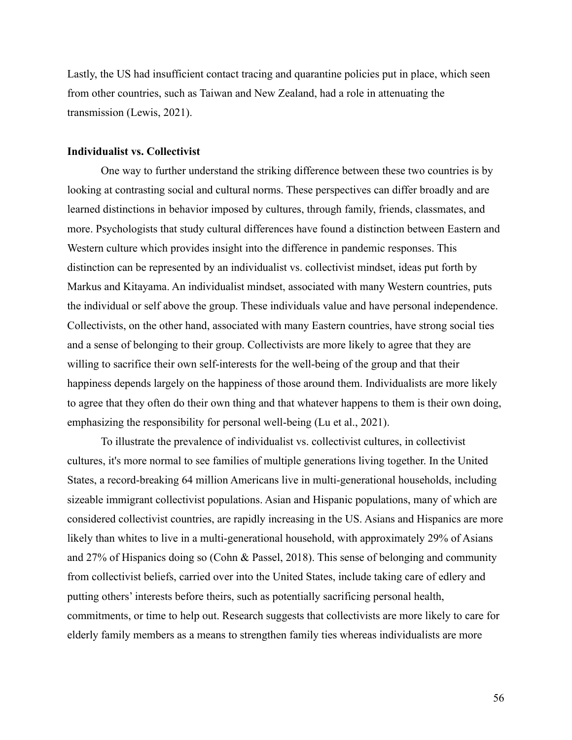Lastly, the US had insufficient contact tracing and quarantine policies put in place, which seen from other countries, such as Taiwan and New Zealand, had a role in attenuating the transmission (Lewis, 2021).

**Individualist vs. Collectivist**

One way to further understand the striking difference between these two countries is by looking at contrasting social and cultural norms. These perspectives can differ broadly and are learned distinctions in behavior imposed by cultures, through family, friends, classmates, and more. Psychologists that study cultural differences have found a distinction between Eastern and Western culture which provides insight into the difference in pandemic responses. This distinction can be represented by an individualist vs. collectivist mindset, ideas put forth by Markus and Kitayama. An individualist mindset, associated with many Western countries, puts the individual or self above the group. These individuals value and have personal independence. Collectivists, on the other hand, associated with many Eastern countries, have strong social ties and a sense of belonging to their group. Collectivists are more likely to agree that they are willing to sacrifice their own self-interests for the well-being of the group and that their happiness depends largely on the happiness of those around them. Individualists are more likely to agree that they often do their own thing and that whatever happens to them is their own doing, emphasizing the responsibility for personal well-being (Lu et al., 2021).

To illustrate the prevalence of individualist vs. collectivist cultures, in collectivist cultures, it's more normal to see families of multiple generations living together. In the United States, a record-breaking 64 million Americans live in multi-generational households, including sizeable immigrant collectivist populations. Asian and Hispanic populations, many of which are considered collectivist countries, are rapidly increasing in the US. Asians and Hispanics are more likely than whites to live in a multi-generational household, with approximately 29% of Asians and 27% of Hispanics doing so (Cohn & Passel, 2018). This sense of belonging and community from collectivist beliefs, carried over into the United States, include taking care of edlery and putting others' interests before theirs, such as potentially sacrificing personal health, commitments, or time to help out. Research suggests that collectivists are more likely to care for elderly family members as a means to strengthen family ties whereas individualists are more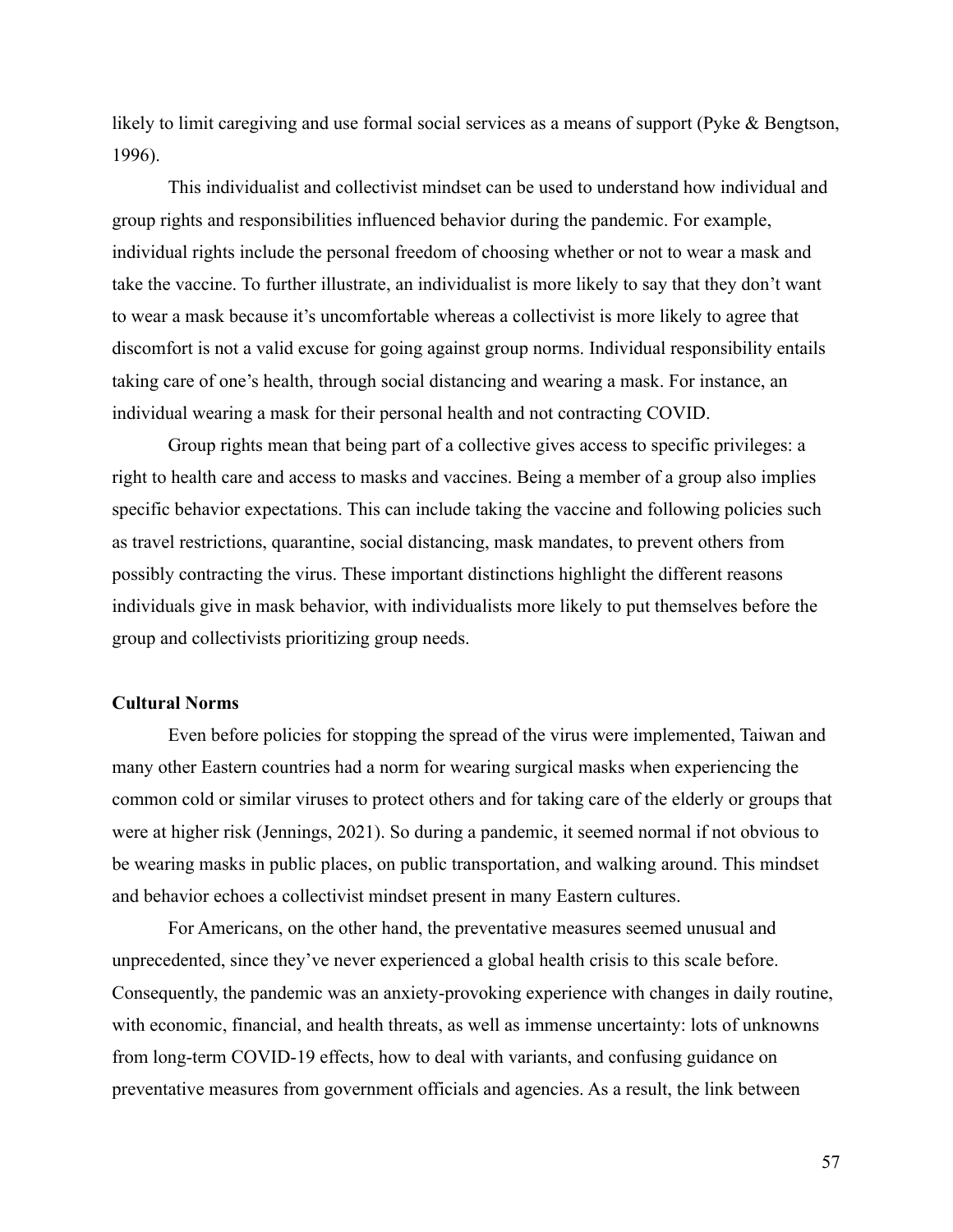likely to limit caregiving and use formal social services as a means of support (Pyke & Bengtson, 1996).

This individualist and collectivist mindset can be used to understand how individual and group rights and responsibilities influenced behavior during the pandemic. For example, individual rights include the personal freedom of choosing whether or not to wear a mask and take the vaccine. To further illustrate, an individualist is more likely to say that they don't want to wear a mask because it's uncomfortable whereas a collectivist is more likely to agree that discomfort is not a valid excuse for going against group norms. Individual responsibility entails taking care of one's health, through social distancing and wearing a mask. For instance, an individual wearing a mask for their personal health and not contracting COVID.

Group rights mean that being part of a collective gives access to specific privileges: a right to health care and access to masks and vaccines. Being a member of a group also implies specific behavior expectations. This can include taking the vaccine and following policies such as travel restrictions, quarantine, social distancing, mask mandates, to prevent others from possibly contracting the virus. These important distinctions highlight the different reasons individuals give in mask behavior, with individualists more likely to put themselves before the group and collectivists prioritizing group needs.

**Cultural Norms**

Even before policies for stopping the spread of the virus were implemented, Taiwan and many other Eastern countries had a norm for wearing surgical masks when experiencing the common cold or similar viruses to protect others and for taking care of the elderly or groups that were at higher risk (Jennings, 2021). So during a pandemic, it seemed normal if not obvious to be wearing masks in public places, on public transportation, and walking around. This mindset and behavior echoes a collectivist mindset present in many Eastern cultures.

For Americans, on the other hand, the preventative measures seemed unusual and unprecedented, since they've never experienced a global health crisis to this scale before. Consequently, the pandemic was an anxiety-provoking experience with changes in daily routine, with economic, financial, and health threats, as well as immense uncertainty: lots of unknowns from long-term COVID-19 effects, how to deal with variants, and confusing guidance on preventative measures from government officials and agencies. As a result, the link between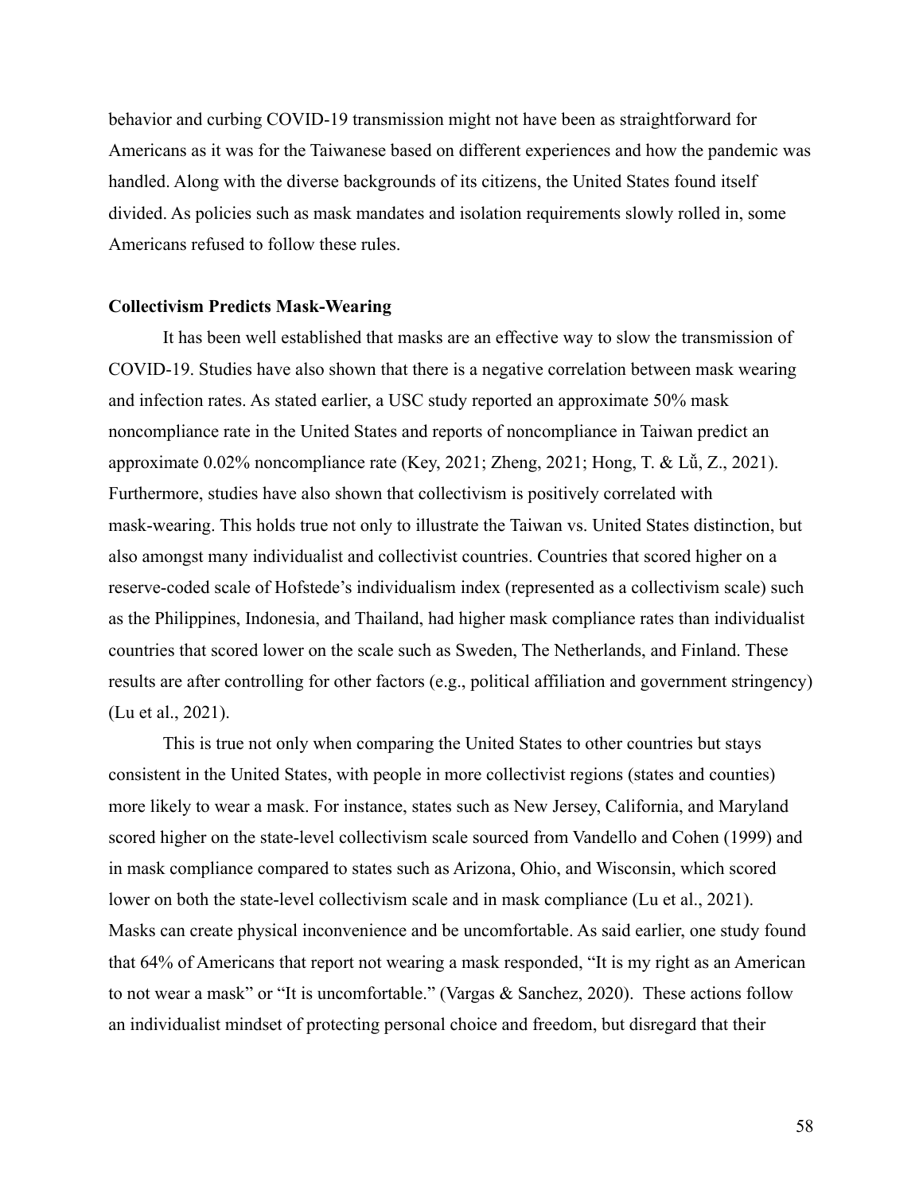behavior and curbing COVID-19 transmission might not have been as straightforward for Americans as it was for the Taiwanese based on different experiences and how the pandemic was handled. Along with the diverse backgrounds of its citizens, the United States found itself divided. As policies such as mask mandates and isolation requirements slowly rolled in, some Americans refused to follow these rules.

**Collectivism Predicts Mask-Wearing**

It has been well established that masks are an effective way to slow the transmission of COVID-19. Studies have also shown that there is a negative correlation between mask wearing and infection rates. As stated earlier, a USC study reported an approximate 50% mask noncompliance rate in the United States and reports of noncompliance in Taiwan predict an approximate 0.02% noncompliance rate (Key, 2021; Zheng, 2021; Hong, T. & Lǔ, Z., 2021). Furthermore, studies have also shown that collectivism is positively correlated with mask-wearing. This holds true not only to illustrate the Taiwan vs. United States distinction, but also amongst many individualist and collectivist countries. Countries that scored higher on a reserve-coded scale of Hofstede's individualism index (represented as a collectivism scale) such as the Philippines, Indonesia, and Thailand, had higher mask compliance rates than individualist countries that scored lower on the scale such as Sweden, The Netherlands, and Finland. These results are after controlling for other factors (e.g., political affiliation and government stringency) (Lu et al., 2021).

This is true not only when comparing the United States to other countries but stays consistent in the United States, with people in more collectivist regions (states and counties) more likely to wear a mask. For instance, states such as New Jersey, California, and Maryland scored higher on the state-level collectivism scale sourced from Vandello and Cohen (1999) and in mask compliance compared to states such as Arizona, Ohio, and Wisconsin, which scored lower on both the state-level collectivism scale and in mask compliance (Lu et al., 2021). Masks can create physical inconvenience and be uncomfortable. As said earlier, one study found that 64% of Americans that report not wearing a mask responded, "It is my right as an American to not wear a mask" or "It is uncomfortable." (Vargas & Sanchez, 2020). These actions follow an individualist mindset of protecting personal choice and freedom, but disregard that their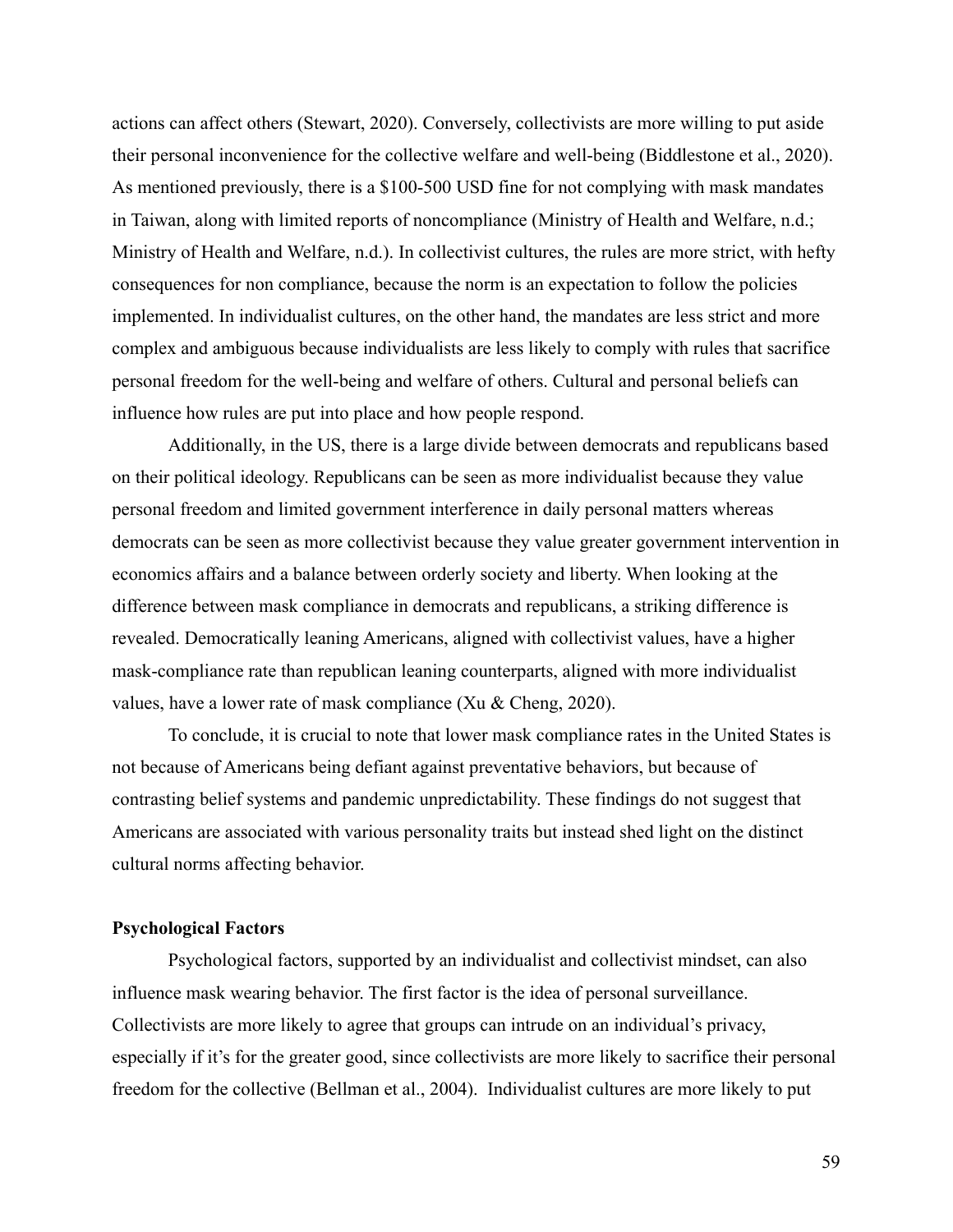actions can affect others (Stewart, 2020). Conversely, collectivists are more willing to put aside their personal inconvenience for the collective welfare and well-being (Biddlestone et al., 2020). As mentioned previously, there is a $100-500 USD fine for not complying with mask mandates in Taiwan, along with limited reports of noncompliance (Ministry of Health and Welfare, n.d.; Ministry of Health and Welfare, n.d.). In collectivist cultures, the rules are more strict, with hefty consequences for non compliance, because the norm is an expectation to follow the policies implemented. In individualist cultures, on the other hand, the mandates are less strict and more complex and ambiguous because individualists are less likely to comply with rules that sacrifice personal freedom for the well-being and welfare of others. Cultural and personal beliefs can influence how rules are put into place and how people respond.

Additionally, in the US, there is a large divide between democrats and republicans based on their political ideology. Republicans can be seen as more individualist because they value personal freedom and limited government interference in daily personal matters whereas democrats can be seen as more collectivist because they value greater government intervention in economics affairs and a balance between orderly society and liberty. When looking at the difference between mask compliance in democrats and republicans, a striking difference is revealed. Democratically leaning Americans, aligned with collectivist values, have a higher mask-compliance rate than republican leaning counterparts, aligned with more individualist values, have a lower rate of mask compliance (Xu & Cheng, 2020).

To conclude, it is crucial to note that lower mask compliance rates in the United States is not because of Americans being defiant against preventative behaviors, but because of contrasting belief systems and pandemic unpredictability. These findings do not suggest that Americans are associated with various personality traits but instead shed light on the distinct cultural norms affecting behavior.

**Psychological Factors**

Psychological factors, supported by an individualist and collectivist mindset, can also influence mask wearing behavior. The first factor is the idea of personal surveillance. Collectivists are more likely to agree that groups can intrude on an individual's privacy, especially if it's for the greater good, since collectivists are more likely to sacrifice their personal freedom for the collective (Bellman et al., 2004). Individualist cultures are more likely to put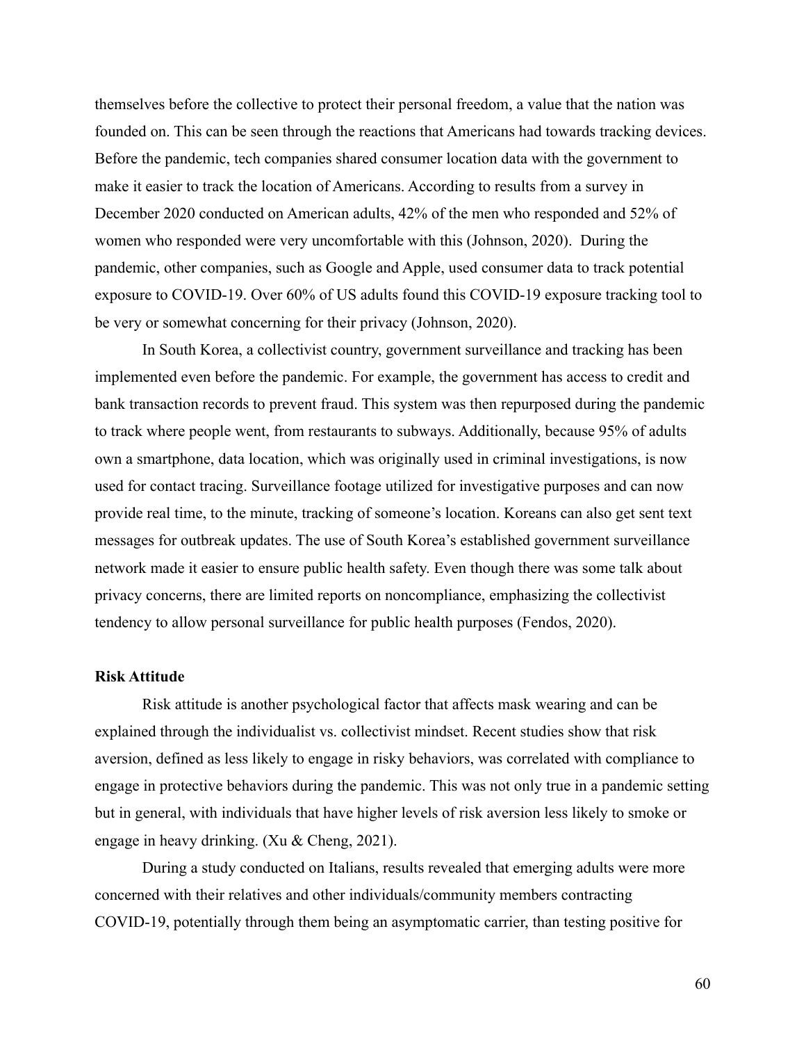themselves before the collective to protect their personal freedom, a value that the nation was founded on. This can be seen through the reactions that Americans had towards tracking devices. Before the pandemic, tech companies shared consumer location data with the government to make it easier to track the location of Americans. According to results from a survey in December 2020 conducted on American adults, 42% of the men who responded and 52% of women who responded were very uncomfortable with this (Johnson, 2020). During the pandemic, other companies, such as Google and Apple, used consumer data to track potential exposure to COVID-19. Over 60% of US adults found this COVID-19 exposure tracking tool to be very or somewhat concerning for their privacy (Johnson, 2020).

In South Korea, a collectivist country, government surveillance and tracking has been implemented even before the pandemic. For example, the government has access to credit and bank transaction records to prevent fraud. This system was then repurposed during the pandemic to track where people went, from restaurants to subways. Additionally, because 95% of adults own a smartphone, data location, which was originally used in criminal investigations, is now used for contact tracing. Surveillance footage utilized for investigative purposes and can now provide real time, to the minute, tracking of someone's location. Koreans can also get sent text messages for outbreak updates. The use of South Korea's established government surveillance network made it easier to ensure public health safety. Even though there was some talk about privacy concerns, there are limited reports on noncompliance, emphasizing the collectivist tendency to allow personal surveillance for public health purposes (Fendos, 2020).

### Risk Attitude

Risk attitude is another psychological factor that affects mask wearing and can be explained through the individualist vs. collectivist mindset. Recent studies show that risk aversion, defined as less likely to engage in risky behaviors, was correlated with compliance to engage in protective behaviors during the pandemic. This was not only true in a pandemic setting but in general, with individuals that have higher levels of risk aversion less likely to smoke or engage in heavy drinking. (Xu & Cheng, 2021).

During a study conducted on Italians, results revealed that emerging adults were more concerned with their relatives and other individuals/community members contracting COVID-19, potentially through them being an asymptomatic carrier, than testing positive for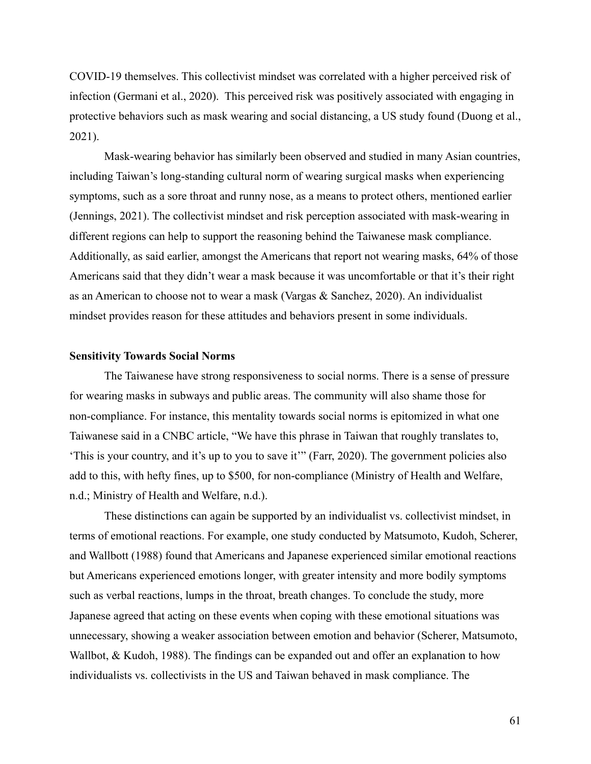COVID-19 themselves. This collectivist mindset was correlated with a higher perceived risk of infection (Germani et al., 2020). This perceived risk was positively associated with engaging in protective behaviors such as mask wearing and social distancing, a US study found (Duong et al., 2021).

Mask-wearing behavior has similarly been observed and studied in many Asian countries, including Taiwan's long-standing cultural norm of wearing surgical masks when experiencing symptoms, such as a sore throat and runny nose, as a means to protect others, mentioned earlier (Jennings, 2021). The collectivist mindset and risk perception associated with mask-wearing in different regions can help to support the reasoning behind the Taiwanese mask compliance. Additionally, as said earlier, amongst the Americans that report not wearing masks, 64% of those Americans said that they didn't wear a mask because it was uncomfortable or that it's their right as an American to choose not to wear a mask (Vargas & Sanchez, 2020). An individualist mindset provides reason for these attitudes and behaviors present in some individuals.

**Sensitivity Towards Social Norms**

The Taiwanese have strong responsiveness to social norms. There is a sense of pressure for wearing masks in subways and public areas. The community will also shame those for non-compliance. For instance, this mentality towards social norms is epitomized in what one Taiwanese said in a CNBC article, "We have this phrase in Taiwan that roughly translates to, 'This is your country, and it's up to you to save it'" (Farr, 2020). The government policies also add to this, with hefty fines, up to $500, for non-compliance (Ministry of Health and Welfare, n.d.; Ministry of Health and Welfare, n.d.).

These distinctions can again be supported by an individualist vs. collectivist mindset, in terms of emotional reactions. For example, one study conducted by Matsumoto, Kudoh, Scherer, and Wallbott (1988) found that Americans and Japanese experienced similar emotional reactions but Americans experienced emotions longer, with greater intensity and more bodily symptoms such as verbal reactions, lumps in the throat, breath changes. To conclude the study, more Japanese agreed that acting on these events when coping with these emotional situations was unnecessary, showing a weaker association between emotion and behavior (Scherer, Matsumoto, Wallbot, & Kudoh, 1988). The findings can be expanded out and offer an explanation to how individualists vs. collectivists in the US and Taiwan behaved in mask compliance. The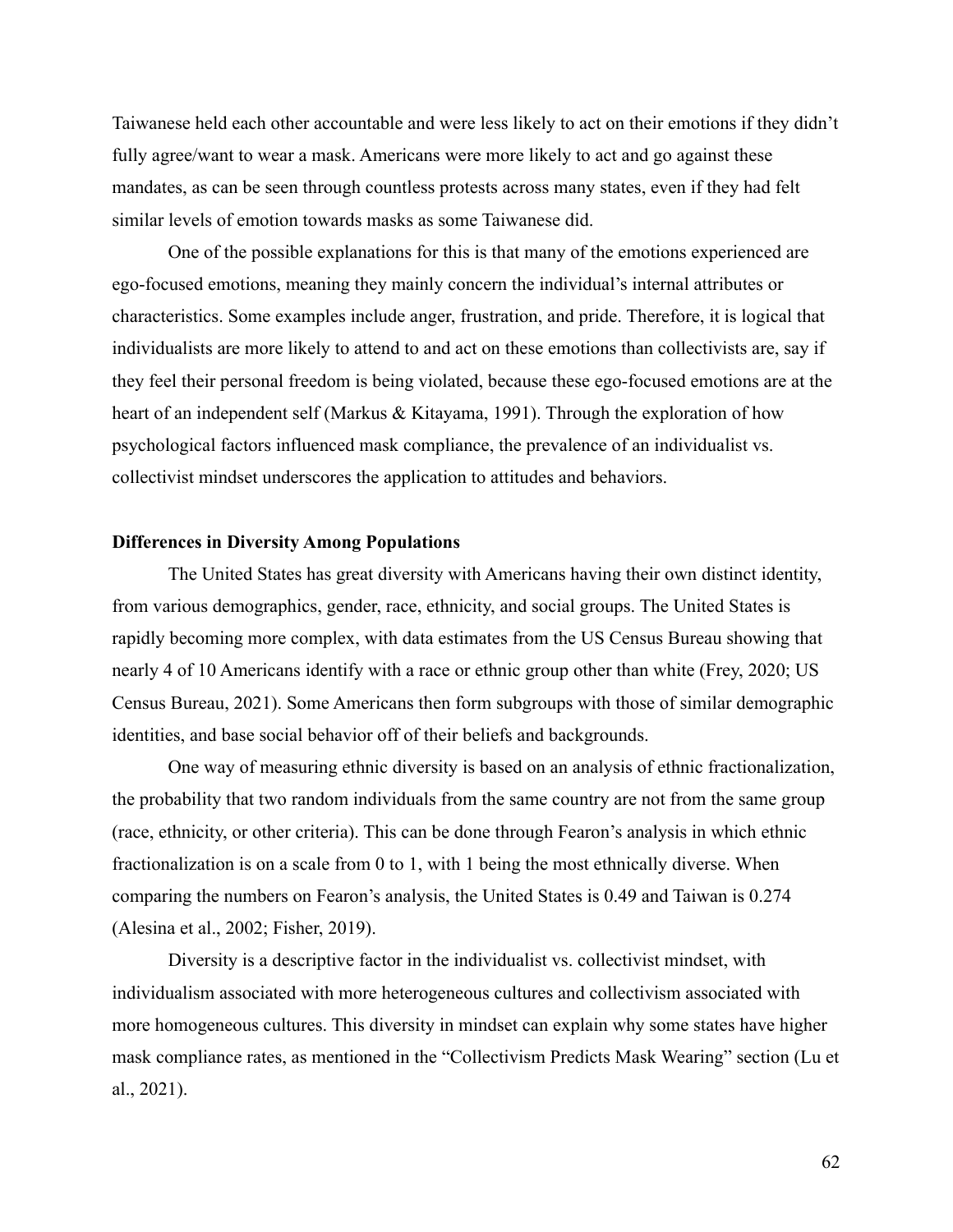Taiwanese held each other accountable and were less likely to act on their emotions if they didn't fully agree/want to wear a mask. Americans were more likely to act and go against these mandates, as can be seen through countless protests across many states, even if they had felt similar levels of emotion towards masks as some Taiwanese did.

One of the possible explanations for this is that many of the emotions experienced are ego-focused emotions, meaning they mainly concern the individual's internal attributes or characteristics. Some examples include anger, frustration, and pride. Therefore, it is logical that individualists are more likely to attend to and act on these emotions than collectivists are, say if they feel their personal freedom is being violated, because these ego-focused emotions are at the heart of an independent self (Markus & Kitayama, 1991). Through the exploration of how psychological factors influenced mask compliance, the prevalence of an individualist vs. collectivist mindset underscores the application to attitudes and behaviors.

**Differences in Diversity Among Populations**

The United States has great diversity with Americans having their own distinct identity, from various demographics, gender, race, ethnicity, and social groups. The United States is rapidly becoming more complex, with data estimates from the US Census Bureau showing that nearly 4 of 10 Americans identify with a race or ethnic group other than white (Frey, 2020; US Census Bureau, 2021). Some Americans then form subgroups with those of similar demographic identities, and base social behavior off of their beliefs and backgrounds.

One way of measuring ethnic diversity is based on an analysis of ethnic fractionalization, the probability that two random individuals from the same country are not from the same group (race, ethnicity, or other criteria). This can be done through Fearon's analysis in which ethnic fractionalization is on a scale from 0 to 1, with 1 being the most ethnically diverse. When comparing the numbers on Fearon's analysis, the United States is 0.49 and Taiwan is 0.274 (Alesina et al., 2002; Fisher, 2019).

Diversity is a descriptive factor in the individualist vs. collectivist mindset, with individualism associated with more heterogeneous cultures and collectivism associated with more homogeneous cultures. This diversity in mindset can explain why some states have higher mask compliance rates, as mentioned in the "Collectivism Predicts Mask Wearing" section (Lu et al., 2021).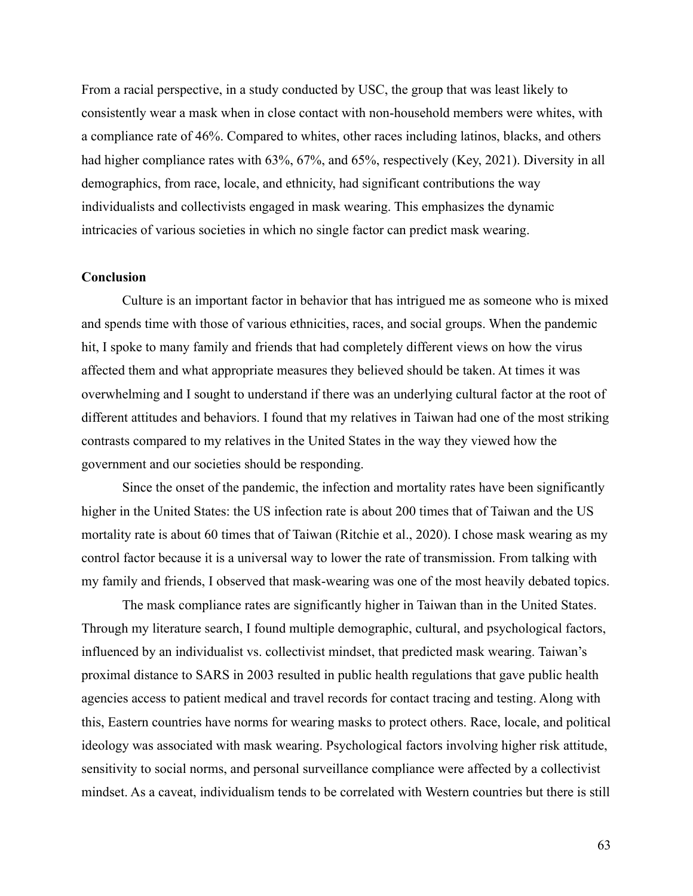From a racial perspective, in a study conducted by USC, the group that was least likely to consistently wear a mask when in close contact with non-household members were whites, with a compliance rate of 46%. Compared to whites, other races including latinos, blacks, and others had higher compliance rates with 63%, 67%, and 65%, respectively (Key, 2021). Diversity in all demographics, from race, locale, and ethnicity, had significant contributions the way individualists and collectivists engaged in mask wearing. This emphasizes the dynamic intricacies of various societies in which no single factor can predict mask wearing.

**Conclusion**

Culture is an important factor in behavior that has intrigued me as someone who is mixed and spends time with those of various ethnicities, races, and social groups. When the pandemic hit, I spoke to many family and friends that had completely different views on how the virus affected them and what appropriate measures they believed should be taken. At times it was overwhelming and I sought to understand if there was an underlying cultural factor at the root of different attitudes and behaviors. I found that my relatives in Taiwan had one of the most striking contrasts compared to my relatives in the United States in the way they viewed how the government and our societies should be responding.

Since the onset of the pandemic, the infection and mortality rates have been significantly higher in the United States: the US infection rate is about 200 times that of Taiwan and the US mortality rate is about 60 times that of Taiwan (Ritchie et al., 2020). I chose mask wearing as my control factor because it is a universal way to lower the rate of transmission. From talking with my family and friends, I observed that mask-wearing was one of the most heavily debated topics.

The mask compliance rates are significantly higher in Taiwan than in the United States. Through my literature search, I found multiple demographic, cultural, and psychological factors, influenced by an individualist vs. collectivist mindset, that predicted mask wearing. Taiwan's proximal distance to SARS in 2003 resulted in public health regulations that gave public health agencies access to patient medical and travel records for contact tracing and testing. Along with this, Eastern countries have norms for wearing masks to protect others. Race, locale, and political ideology was associated with mask wearing. Psychological factors involving higher risk attitude, sensitivity to social norms, and personal surveillance compliance were affected by a collectivist mindset. As a caveat, individualism tends to be correlated with Western countries but there is still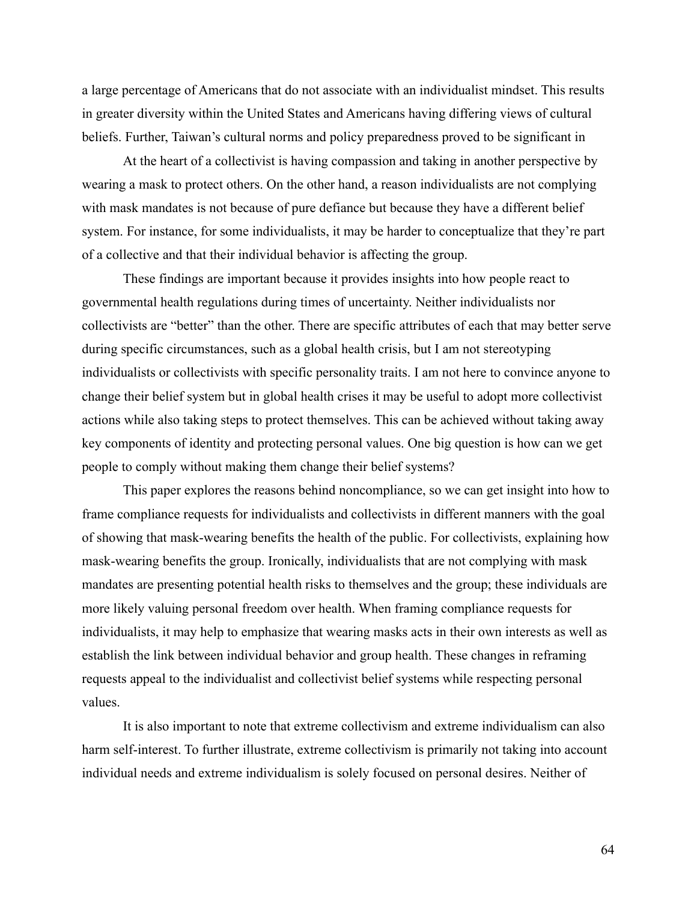a large percentage of Americans that do not associate with an individualist mindset. This results in greater diversity within the United States and Americans having differing views of cultural beliefs. Further, Taiwan's cultural norms and policy preparedness proved to be significant in

At the heart of a collectivist is having compassion and taking in another perspective by wearing a mask to protect others. On the other hand, a reason individualists are not complying with mask mandates is not because of pure defiance but because they have a different belief system. For instance, for some individualists, it may be harder to conceptualize that they're part of a collective and that their individual behavior is affecting the group.

These findings are important because it provides insights into how people react to governmental health regulations during times of uncertainty. Neither individualists nor collectivists are "better" than the other. There are specific attributes of each that may better serve during specific circumstances, such as a global health crisis, but I am not stereotyping individualists or collectivists with specific personality traits. I am not here to convince anyone to change their belief system but in global health crises it may be useful to adopt more collectivist actions while also taking steps to protect themselves. This can be achieved without taking away key components of identity and protecting personal values. One big question is how can we get people to comply without making them change their belief systems?

This paper explores the reasons behind noncompliance, so we can get insight into how to frame compliance requests for individualists and collectivists in different manners with the goal of showing that mask-wearing benefits the health of the public. For collectivists, explaining how mask-wearing benefits the group. Ironically, individualists that are not complying with mask mandates are presenting potential health risks to themselves and the group; these individuals are more likely valuing personal freedom over health. When framing compliance requests for individualists, it may help to emphasize that wearing masks acts in their own interests as well as establish the link between individual behavior and group health. These changes in reframing requests appeal to the individualist and collectivist belief systems while respecting personal values.

It is also important to note that extreme collectivism and extreme individualism can also harm self-interest. To further illustrate, extreme collectivism is primarily not taking into account individual needs and extreme individualism is solely focused on personal desires. Neither of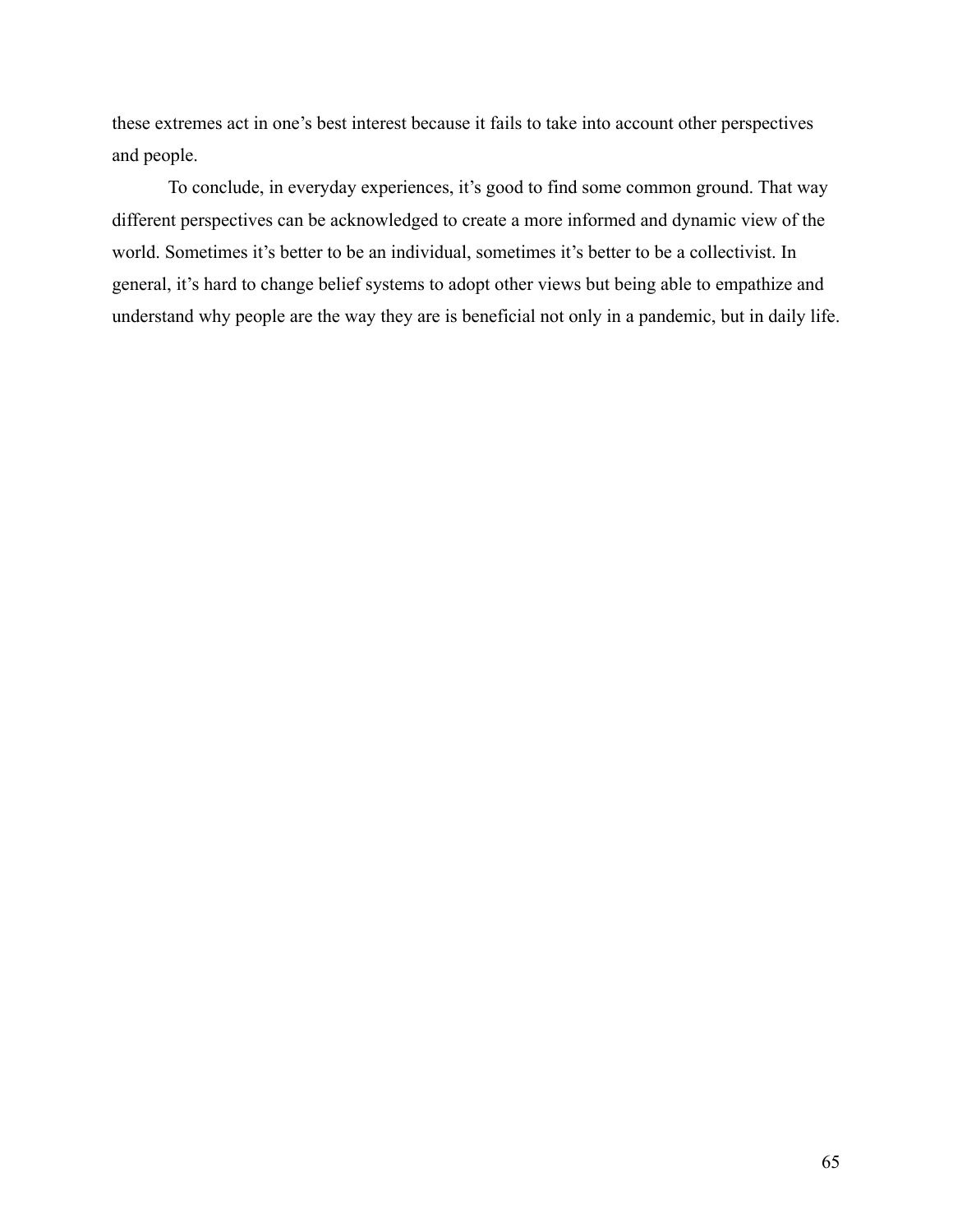these extremes act in one's best interest because it fails to take into account other perspectives and people.

To conclude, in everyday experiences, it's good to find some common ground. That way different perspectives can be acknowledged to create a more informed and dynamic view of the world. Sometimes it's better to be an individual, sometimes it's better to be a collectivist. In general, it's hard to change belief systems to adopt other views but being able to empathize and understand why people are the way they are is beneficial not only in a pandemic, but in daily life.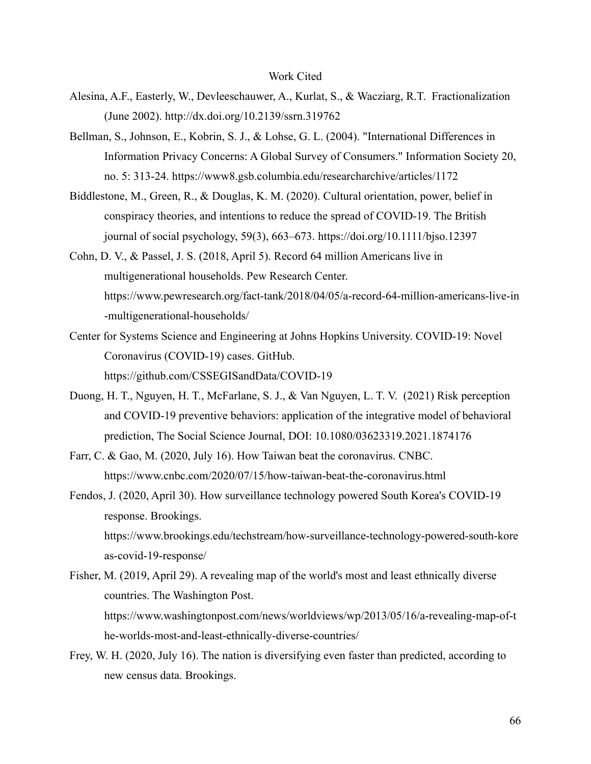# Work Cited

Alesina, A.F., Easterly, W., Devleeschauwer, A., Kurlat, S., & Wacziarg, R.T. Fractionalization (June 2002). http://dx.doi.org/10.2139/ssrn.319762

Bellman, S., Johnson, E., Kobrin, S. J., & Lohse, G. L. (2004). "International Differences in Information Privacy Concerns: A Global Survey of Consumers." Information Society 20, no. 5: 313-24. https://www8.gsb.columbia.edu/researcharchive/articles/1172

Biddlestone, M., Green, R., & Douglas, K. M. (2020). Cultural orientation, power, belief in conspiracy theories, and intentions to reduce the spread of COVID-19. The British journal of social psychology, 59(3), 663–673. https://doi.org/10.1111/bjso.12397

Cohn, D. V., & Passel, J. S. (2018, April 5). Record 64 million Americans live in multigenerational households. Pew Research Center. https://www.pewresearch.org/fact-tank/2018/04/05/a-record-64-million-americans-live-in-multigenerational-households/

Center for Systems Science and Engineering at Johns Hopkins University. COVID-19: Novel Coronavirus (COVID-19) cases. GitHub. https://github.com/CSSEGISandData/COVID-19

Duong, H. T., Nguyen, H. T., McFarlane, S. J., & Van Nguyen, L. T. V. (2021) Risk perception and COVID-19 preventive behaviors: application of the integrative model of behavioral prediction, The Social Science Journal, DOI: 10.1080/03623319.2021.1874176

Farr, C. & Gao, M. (2020, July 16). How Taiwan beat the coronavirus. CNBC. https://www.cnbc.com/2020/07/15/how-taiwan-beat-the-coronavirus.html

Fendos, J. (2020, April 30). How surveillance technology powered South Korea's COVID-19 response. Brookings. https://www.brookings.edu/techstream/how-surveillance-technology-powered-south-koreas-covid-19-response/

Fisher, M. (2019, April 29). A revealing map of the world's most and least ethnically diverse countries. The Washington Post. https://www.washingtonpost.com/news/worldviews/wp/2013/05/16/a-revealing-map-of-the-worlds-most-and-least-ethnically-diverse-countries/

Frey, W. H. (2020, July 16). The nation is diversifying even faster than predicted, according to new census data. Brookings.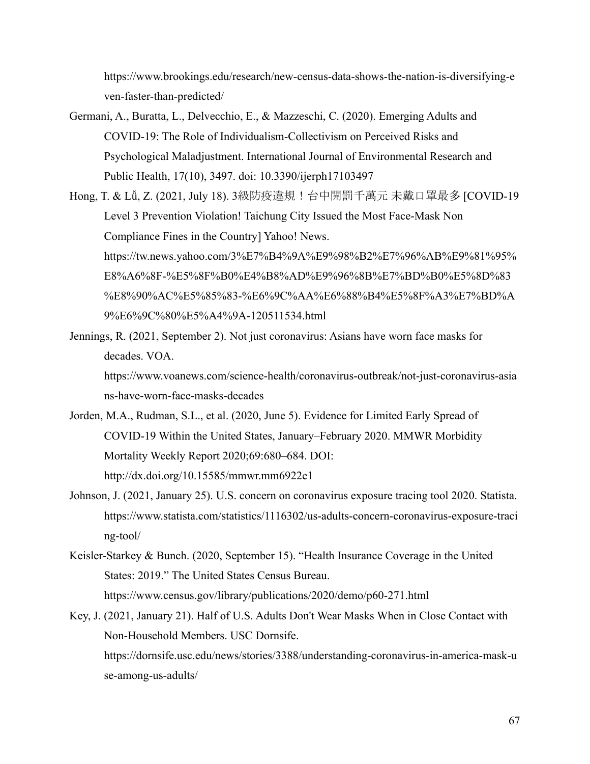https://www.brookings.edu/research/new-census-data-shows-the-nation-is-diversifying-even-faster-than-predicted/

Germani, A., Buratta, L., Delvecchio, E., & Mazzeschi, C. (2020). Emerging Adults and COVID-19: The Role of Individualism-Collectivism on Perceived Risks and Psychological Maladjustment. International Journal of Environmental Research and Public Health, 17(10), 3497. doi: 10.3390/ijerph17103497

Hong, T. & Lǔ, Z. (2021, July 18). 3級防疫違規！台中開罰千萬元 未戴口罩最多 [COVID-19 Level 3 Prevention Violation! Taichung City Issued the Most Face-Mask Non Compliance Fines in the Country] Yahoo! News. https://tw.news.yahoo.com/3%E7%B4%9A%E9%98%B2%E7%96%AB%E9%81%95%E8%A6%8F-%E5%8F%B0%E4%B8%AD%E9%96%8B%E7%BD%B0%E5%8D%83%E8%90%AC%E5%85%83-%E6%9C%AA%E6%88%B4%E5%8F%A3%E7%BD%A9%E6%9C%80%E5%A4%9A-120511534.html

Jennings, R. (2021, September 2). Not just coronavirus: Asians have worn face masks for decades. VOA. https://www.voanews.com/science-health/coronavirus-outbreak/not-just-coronavirus-asians-have-worn-face-masks-decades

Jorden, M.A., Rudman, S.L., et al. (2020, June 5). Evidence for Limited Early Spread of COVID-19 Within the United States, January–February 2020. MMWR Morbidity Mortality Weekly Report 2020;69:680–684. DOI: http://dx.doi.org/10.15585/mmwr.mm6922e1

Johnson, J. (2021, January 25). U.S. concern on coronavirus exposure tracing tool 2020. Statista. https://www.statista.com/statistics/1116302/us-adults-concern-coronavirus-exposure-tracing-tool/

Keisler-Starkey & Bunch. (2020, September 15). “Health Insurance Coverage in the United States: 2019.” The United States Census Bureau. https://www.census.gov/library/publications/2020/demo/p60-271.html

Key, J. (2021, January 21). Half of U.S. Adults Don't Wear Masks When in Close Contact with Non-Household Members. USC Dornsife. https://dornsife.usc.edu/news/stories/3388/understanding-coronavirus-in-america-mask-use-among-us-adults/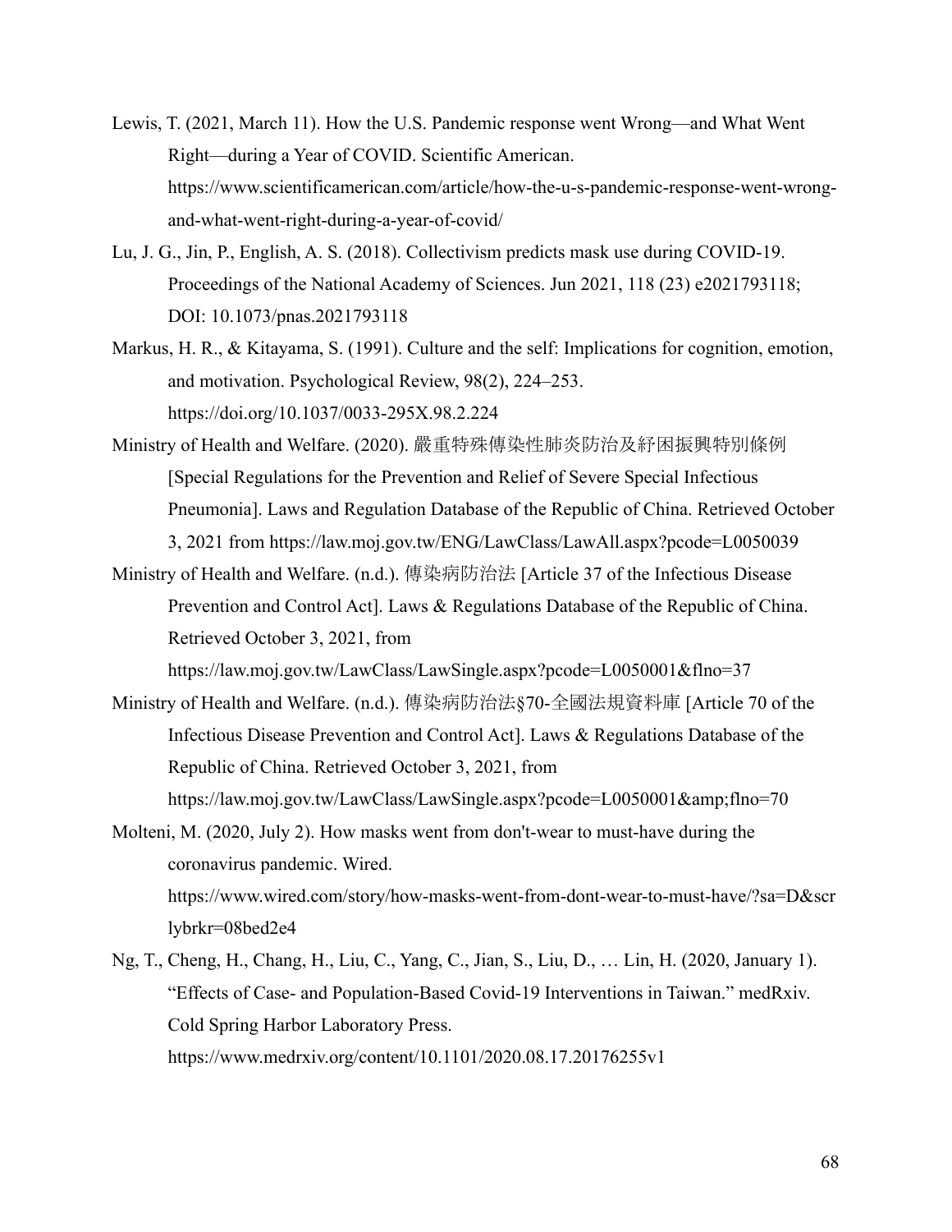Lewis, T. (2021, March 11). How the U.S. Pandemic response went Wrong—and What Went Right—during a Year of COVID. Scientific American. https://www.scientificamerican.com/article/how-the-u-s-pandemic-response-went-wrong-and-what-went-right-during-a-year-of-covid/

Lu, J. G., Jin, P., English, A. S. (2018). Collectivism predicts mask use during COVID-19. Proceedings of the National Academy of Sciences. Jun 2021, 118 (23) e2021793118; DOI: 10.1073/pnas.2021793118

Markus, H. R., & Kitayama, S. (1991). Culture and the self: Implications for cognition, emotion, and motivation. Psychological Review, 98(2), 224–253. https://doi.org/10.1037/0033-295X.98.2.224

Ministry of Health and Welfare. (2020). 嚴重特殊傳染性肺炎防治及紓困振興特別條例 [Special Regulations for the Prevention and Relief of Severe Special Infectious Pneumonia]. Laws and Regulation Database of the Republic of China. Retrieved October 3, 2021 from https://law.moj.gov.tw/ENG/LawClass/LawAll.aspx?pcode=L0050039

Ministry of Health and Welfare. (n.d.). 傳染病防治法 [Article 37 of the Infectious Disease Prevention and Control Act]. Laws & Regulations Database of the Republic of China. Retrieved October 3, 2021, from https://law.moj.gov.tw/LawClass/LawSingle.aspx?pcode=L0050001&flno=37

Ministry of Health and Welfare. (n.d.). 傳染病防治法§70-全國法規資料庫 [Article 70 of the Infectious Disease Prevention and Control Act]. Laws & Regulations Database of the Republic of China. Retrieved October 3, 2021, from https://law.moj.gov.tw/LawClass/LawSingle.aspx?pcode=L0050001&amp;flno=70

Molteni, M. (2020, July 2). How masks went from don't-wear to must-have during the coronavirus pandemic. Wired. https://www.wired.com/story/how-masks-went-from-dont-wear-to-must-have/?sa=D&scrlybrkr=08bed2e4

Ng, T., Cheng, H., Chang, H., Liu, C., Yang, C., Jian, S., Liu, D., … Lin, H. (2020, January 1). "Effects of Case- and Population-Based Covid-19 Interventions in Taiwan." medRxiv. Cold Spring Harbor Laboratory Press. https://www.medrxiv.org/content/10.1101/2020.08.17.20176255v1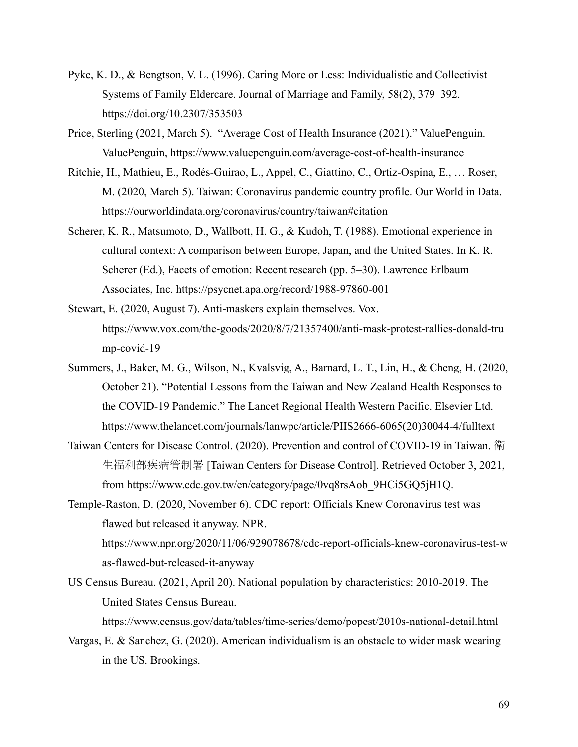Pyke, K. D., & Bengtson, V. L. (1996). Caring More or Less: Individualistic and Collectivist Systems of Family Eldercare. Journal of Marriage and Family, 58(2), 379–392. https://doi.org/10.2307/353503

Price, Sterling (2021, March 5). "Average Cost of Health Insurance (2021)." ValuePenguin. ValuePenguin, https://www.valuepenguin.com/average-cost-of-health-insurance

Ritchie, H., Mathieu, E., Rodés-Guirao, L., Appel, C., Giattino, C., Ortiz-Ospina, E., … Roser, M. (2020, March 5). Taiwan: Coronavirus pandemic country profile. Our World in Data. https://ourworldindata.org/coronavirus/country/taiwan#citation

Scherer, K. R., Matsumoto, D., Wallbott, H. G., & Kudoh, T. (1988). Emotional experience in cultural context: A comparison between Europe, Japan, and the United States. In K. R. Scherer (Ed.), Facets of emotion: Recent research (pp. 5–30). Lawrence Erlbaum Associates, Inc. https://psycnet.apa.org/record/1988-97860-001

Stewart, E. (2020, August 7). Anti-maskers explain themselves. Vox. https://www.vox.com/the-goods/2020/8/7/21357400/anti-mask-protest-rallies-donald-trump-covid-19

Summers, J., Baker, M. G., Wilson, N., Kvalsvig, A., Barnard, L. T., Lin, H., & Cheng, H. (2020, October 21). "Potential Lessons from the Taiwan and New Zealand Health Responses to the COVID-19 Pandemic." The Lancet Regional Health Western Pacific. Elsevier Ltd. https://www.thelancet.com/journals/lanwpc/article/PIIS2666-6065(20)30044-4/fulltext

Taiwan Centers for Disease Control. (2020). Prevention and control of COVID-19 in Taiwan. 衛生福利部疾病管制署 [Taiwan Centers for Disease Control]. Retrieved October 3, 2021, from https://www.cdc.gov.tw/en/category/page/0vq8rsAob_9HCi5GQ5jH1Q.

Temple-Raston, D. (2020, November 6). CDC report: Officials Knew Coronavirus test was flawed but released it anyway. NPR. https://www.npr.org/2020/11/06/929078678/cdc-report-officials-knew-coronavirus-test-was-flawed-but-released-it-anyway

US Census Bureau. (2021, April 20). National population by characteristics: 2010-2019. The United States Census Bureau. https://www.census.gov/data/tables/time-series/demo/popest/2010s-national-detail.html

Vargas, E. & Sanchez, G. (2020). American individualism is an obstacle to wider mask wearing in the US. Brookings.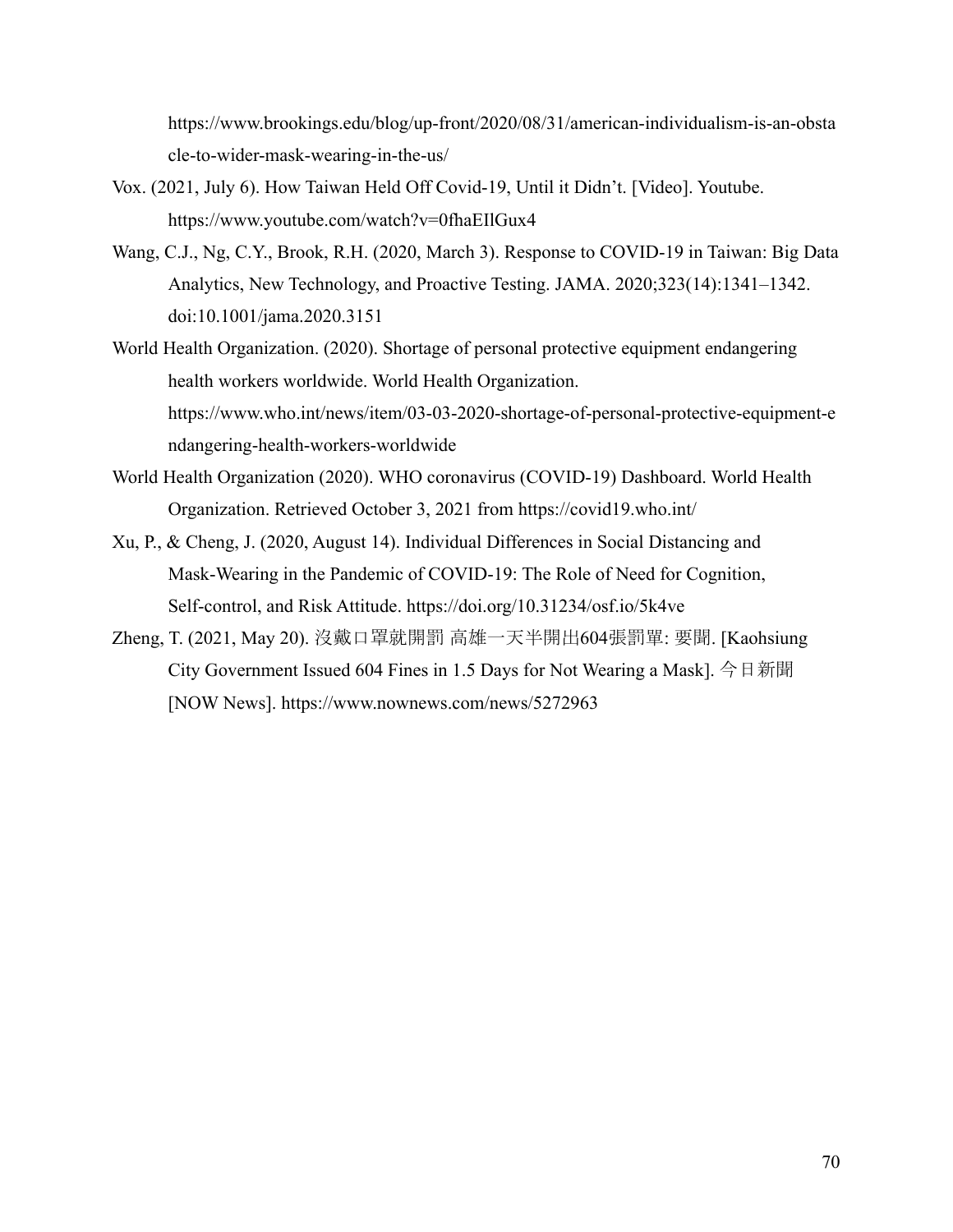https://www.brookings.edu/blog/up-front/2020/08/31/american-individualism-is-an-obstacle-to-wider-mask-wearing-in-the-us/

Vox. (2021, July 6). How Taiwan Held Off Covid-19, Until it Didn't. [Video]. Youtube. https://www.youtube.com/watch?v=0fhaEIlGux4

Wang, C.J., Ng, C.Y., Brook, R.H. (2020, March 3). Response to COVID-19 in Taiwan: Big Data Analytics, New Technology, and Proactive Testing. JAMA. 2020;323(14):1341–1342. doi:10.1001/jama.2020.3151

World Health Organization. (2020). Shortage of personal protective equipment endangering health workers worldwide. World Health Organization. https://www.who.int/news/item/03-03-2020-shortage-of-personal-protective-equipment-endangering-health-workers-worldwide

World Health Organization (2020). WHO coronavirus (COVID-19) Dashboard. World Health Organization. Retrieved October 3, 2021 from https://covid19.who.int/

Xu, P., & Cheng, J. (2020, August 14). Individual Differences in Social Distancing and Mask-Wearing in the Pandemic of COVID-19: The Role of Need for Cognition, Self-control, and Risk Attitude. https://doi.org/10.31234/osf.io/5k4ve

Zheng, T. (2021, May 20). 沒戴口罩就開罰 高雄一天半開出604張罰單: 要聞. [Kaohsiung City Government Issued 604 Fines in 1.5 Days for Not Wearing a Mask]. 今日新聞 [NOW News]. https://www.nownews.com/news/5272963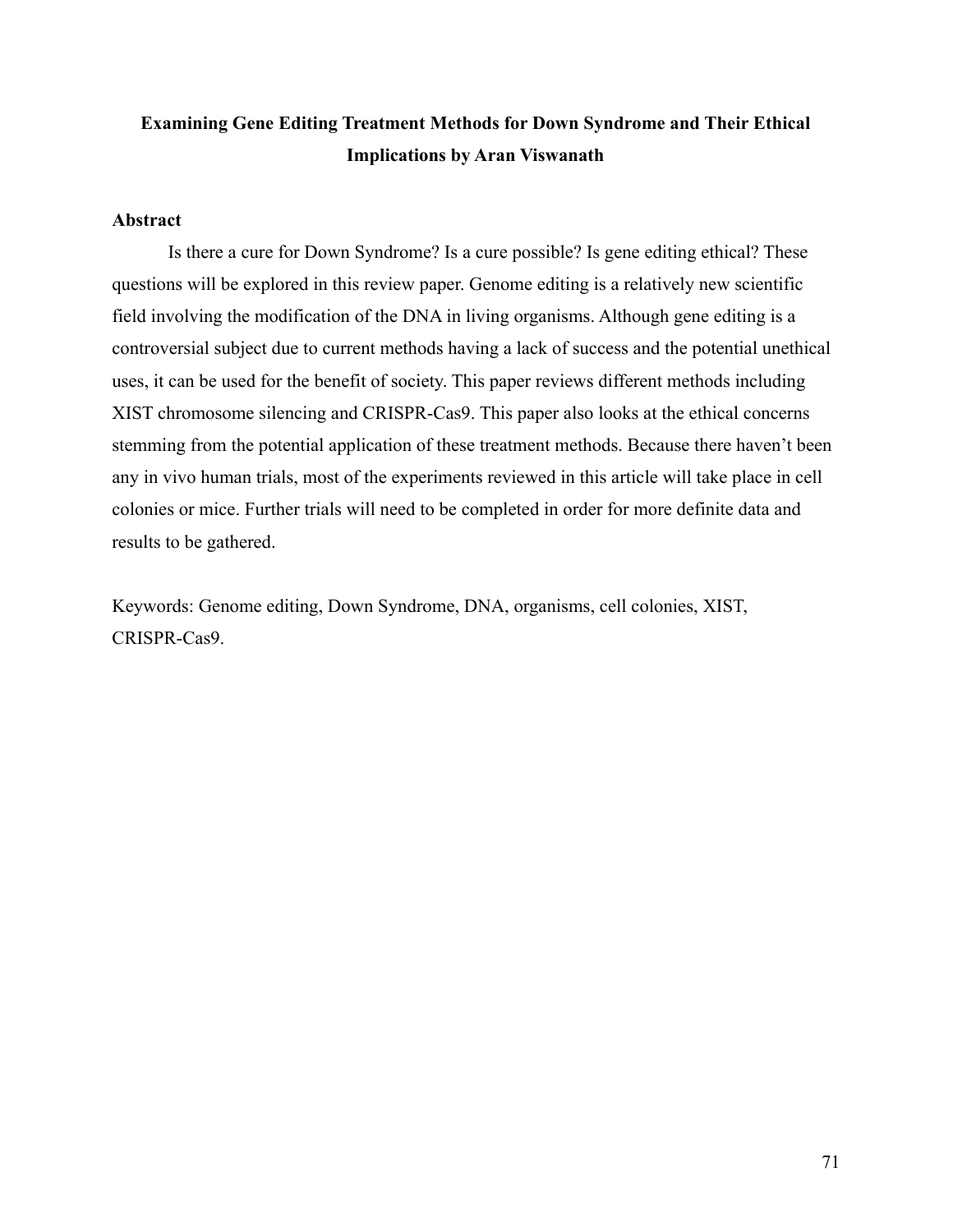# Examining Gene Editing Treatment Methods for Down Syndrome and Their Ethical Implications by Aran Viswanath

## Abstract

Is there a cure for Down Syndrome? Is a cure possible? Is gene editing ethical? These questions will be explored in this review paper. Genome editing is a relatively new scientific field involving the modification of the DNA in living organisms. Although gene editing is a controversial subject due to current methods having a lack of success and the potential unethical uses, it can be used for the benefit of society. This paper reviews different methods including XIST chromosome silencing and CRISPR-Cas9. This paper also looks at the ethical concerns stemming from the potential application of these treatment methods. Because there haven't been any in vivo human trials, most of the experiments reviewed in this article will take place in cell colonies or mice. Further trials will need to be completed in order for more definite data and results to be gathered.

Keywords: Genome editing, Down Syndrome, DNA, organisms, cell colonies, XIST, CRISPR-Cas9.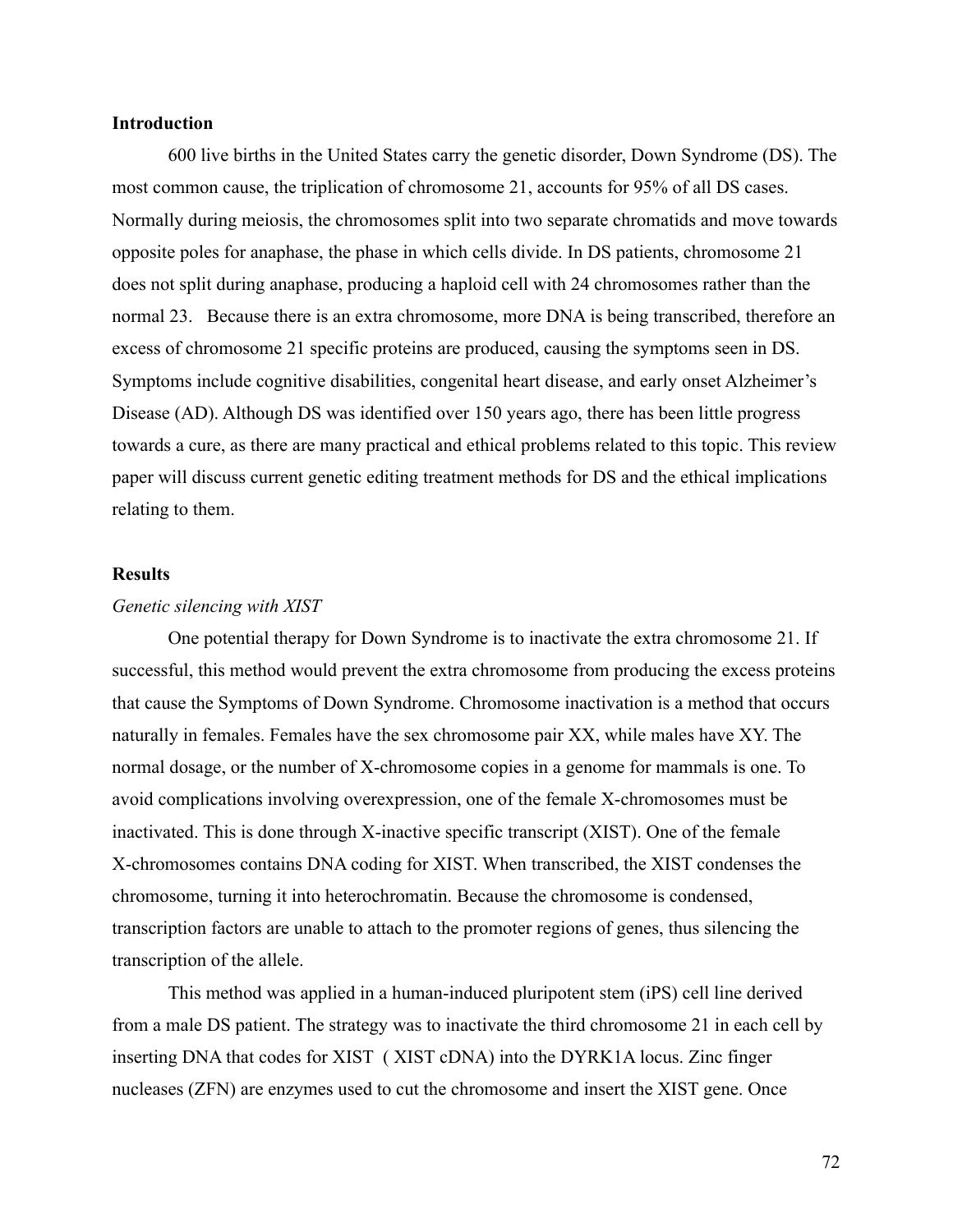**Introduction**

600 live births in the United States carry the genetic disorder, Down Syndrome (DS). The most common cause, the triplication of chromosome 21, accounts for 95% of all DS cases. Normally during meiosis, the chromosomes split into two separate chromatids and move towards opposite poles for anaphase, the phase in which cells divide. In DS patients, chromosome 21 does not split during anaphase, producing a haploid cell with 24 chromosomes rather than the normal 23.   Because there is an extra chromosome, more DNA is being transcribed, therefore an excess of chromosome 21 specific proteins are produced, causing the symptoms seen in DS. Symptoms include cognitive disabilities, congenital heart disease, and early onset Alzheimer's Disease (AD). Although DS was identified over 150 years ago, there has been little progress towards a cure, as there are many practical and ethical problems related to this topic. This review paper will discuss current genetic editing treatment methods for DS and the ethical implications relating to them.

**Results**

*Genetic silencing with XIST*

One potential therapy for Down Syndrome is to inactivate the extra chromosome 21. If successful, this method would prevent the extra chromosome from producing the excess proteins that cause the Symptoms of Down Syndrome. Chromosome inactivation is a method that occurs naturally in females. Females have the sex chromosome pair XX, while males have XY. The normal dosage, or the number of X-chromosome copies in a genome for mammals is one. To avoid complications involving overexpression, one of the female X-chromosomes must be inactivated. This is done through X-inactive specific transcript (XIST). One of the female X-chromosomes contains DNA coding for XIST. When transcribed, the XIST condenses the chromosome, turning it into heterochromatin. Because the chromosome is condensed, transcription factors are unable to attach to the promoter regions of genes, thus silencing the transcription of the allele.

This method was applied in a human-induced pluripotent stem (iPS) cell line derived from a male DS patient. The strategy was to inactivate the third chromosome 21 in each cell by inserting DNA that codes for XIST  ( XIST cDNA) into the DYRK1A locus. Zinc finger nucleases (ZFN) are enzymes used to cut the chromosome and insert the XIST gene. Once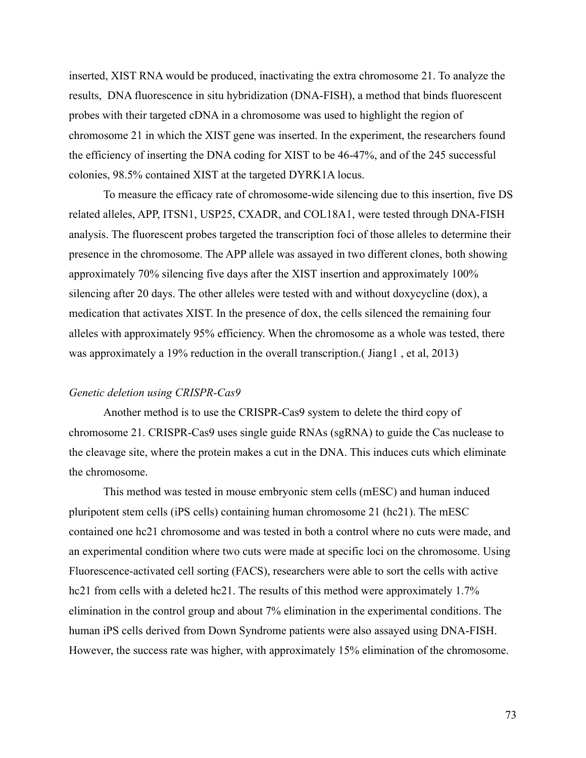inserted, XIST RNA would be produced, inactivating the extra chromosome 21. To analyze the results, DNA fluorescence in situ hybridization (DNA-FISH), a method that binds fluorescent probes with their targeted cDNA in a chromosome was used to highlight the region of chromosome 21 in which the XIST gene was inserted. In the experiment, the researchers found the efficiency of inserting the DNA coding for XIST to be 46-47%, and of the 245 successful colonies, 98.5% contained XIST at the targeted DYRK1A locus.

To measure the efficacy rate of chromosome-wide silencing due to this insertion, five DS related alleles, APP, ITSN1, USP25, CXADR, and COL18A1, were tested through DNA-FISH analysis. The fluorescent probes targeted the transcription foci of those alleles to determine their presence in the chromosome. The APP allele was assayed in two different clones, both showing approximately 70% silencing five days after the XIST insertion and approximately 100% silencing after 20 days. The other alleles were tested with and without doxycycline (dox), a medication that activates XIST. In the presence of dox, the cells silenced the remaining four alleles with approximately 95% efficiency. When the chromosome as a whole was tested, there was approximately a 19% reduction in the overall transcription.( Jiang1 , et al, 2013)

*Genetic deletion using CRISPR-Cas9*

Another method is to use the CRISPR-Cas9 system to delete the third copy of chromosome 21. CRISPR-Cas9 uses single guide RNAs (sgRNA) to guide the Cas nuclease to the cleavage site, where the protein makes a cut in the DNA. This induces cuts which eliminate the chromosome.

This method was tested in mouse embryonic stem cells (mESC) and human induced pluripotent stem cells (iPS cells) containing human chromosome 21 (hc21). The mESC contained one hc21 chromosome and was tested in both a control where no cuts were made, and an experimental condition where two cuts were made at specific loci on the chromosome. Using Fluorescence-activated cell sorting (FACS), researchers were able to sort the cells with active hc21 from cells with a deleted hc21. The results of this method were approximately 1.7% elimination in the control group and about 7% elimination in the experimental conditions. The human iPS cells derived from Down Syndrome patients were also assayed using DNA-FISH. However, the success rate was higher, with approximately 15% elimination of the chromosome.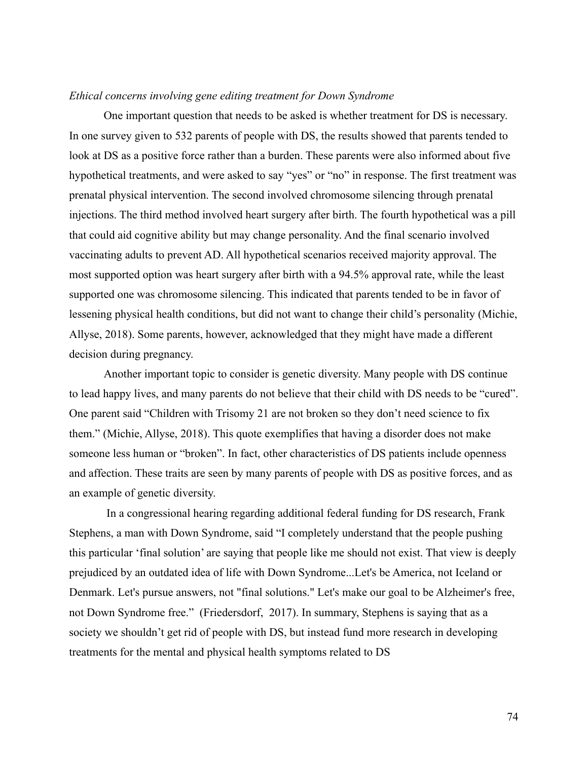*Ethical concerns involving gene editing treatment for Down Syndrome*

One important question that needs to be asked is whether treatment for DS is necessary. In one survey given to 532 parents of people with DS, the results showed that parents tended to look at DS as a positive force rather than a burden. These parents were also informed about five hypothetical treatments, and were asked to say "yes" or "no" in response. The first treatment was prenatal physical intervention. The second involved chromosome silencing through prenatal injections. The third method involved heart surgery after birth. The fourth hypothetical was a pill that could aid cognitive ability but may change personality. And the final scenario involved vaccinating adults to prevent AD. All hypothetical scenarios received majority approval. The most supported option was heart surgery after birth with a 94.5% approval rate, while the least supported one was chromosome silencing. This indicated that parents tended to be in favor of lessening physical health conditions, but did not want to change their child's personality (Michie, Allyse, 2018). Some parents, however, acknowledged that they might have made a different decision during pregnancy.

Another important topic to consider is genetic diversity. Many people with DS continue to lead happy lives, and many parents do not believe that their child with DS needs to be "cured". One parent said "Children with Trisomy 21 are not broken so they don't need science to fix them." (Michie, Allyse, 2018). This quote exemplifies that having a disorder does not make someone less human or "broken". In fact, other characteristics of DS patients include openness and affection. These traits are seen by many parents of people with DS as positive forces, and as an example of genetic diversity.

In a congressional hearing regarding additional federal funding for DS research, Frank Stephens, a man with Down Syndrome, said "I completely understand that the people pushing this particular 'final solution' are saying that people like me should not exist. That view is deeply prejudiced by an outdated idea of life with Down Syndrome...Let's be America, not Iceland or Denmark. Let's pursue answers, not "final solutions." Let's make our goal to be Alzheimer's free, not Down Syndrome free." (Friedersdorf, 2017). In summary, Stephens is saying that as a society we shouldn't get rid of people with DS, but instead fund more research in developing treatments for the mental and physical health symptoms related to DS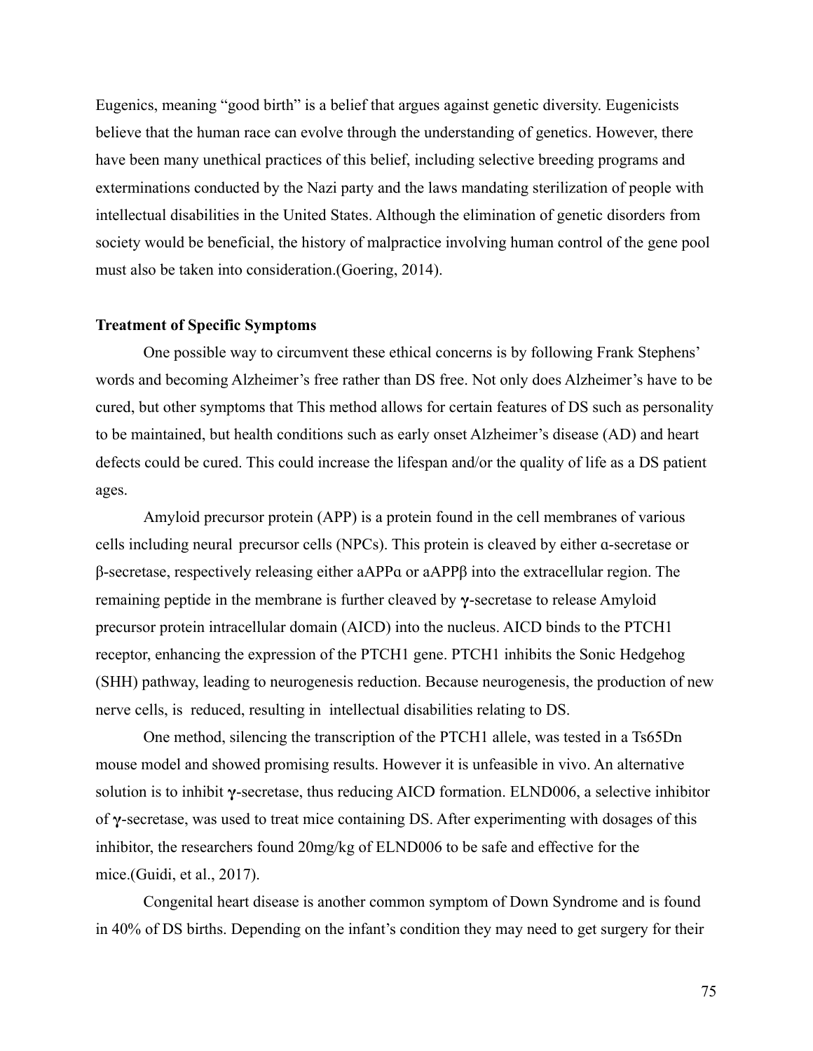Eugenics, meaning "good birth" is a belief that argues against genetic diversity. Eugenicists believe that the human race can evolve through the understanding of genetics. However, there have been many unethical practices of this belief, including selective breeding programs and exterminations conducted by the Nazi party and the laws mandating sterilization of people with intellectual disabilities in the United States. Although the elimination of genetic disorders from society would be beneficial, the history of malpractice involving human control of the gene pool must also be taken into consideration.(Goering, 2014).

**Treatment of Specific Symptoms**

One possible way to circumvent these ethical concerns is by following Frank Stephens' words and becoming Alzheimer's free rather than DS free. Not only does Alzheimer's have to be cured, but other symptoms that This method allows for certain features of DS such as personality to be maintained, but health conditions such as early onset Alzheimer's disease (AD) and heart defects could be cured. This could increase the lifespan and/or the quality of life as a DS patient ages.

Amyloid precursor protein (APP) is a protein found in the cell membranes of various cells including neural precursor cells (NPCs). This protein is cleaved by either α-secretase or β-secretase, respectively releasing either aAPPα or aAPPβ into the extracellular region. The remaining peptide in the membrane is further cleaved by **γ**-secretase to release Amyloid precursor protein intracellular domain (AICD) into the nucleus. AICD binds to the PTCH1 receptor, enhancing the expression of the PTCH1 gene. PTCH1 inhibits the Sonic Hedgehog (SHH) pathway, leading to neurogenesis reduction. Because neurogenesis, the production of new nerve cells, is reduced, resulting in intellectual disabilities relating to DS.

One method, silencing the transcription of the PTCH1 allele, was tested in a Ts65Dn mouse model and showed promising results. However it is unfeasible in vivo. An alternative solution is to inhibit **γ**-secretase, thus reducing AICD formation. ELND006, a selective inhibitor of **γ**-secretase, was used to treat mice containing DS. After experimenting with dosages of this inhibitor, the researchers found 20mg/kg of ELND006 to be safe and effective for the mice.(Guidi, et al., 2017).

Congenital heart disease is another common symptom of Down Syndrome and is found in 40% of DS births. Depending on the infant's condition they may need to get surgery for their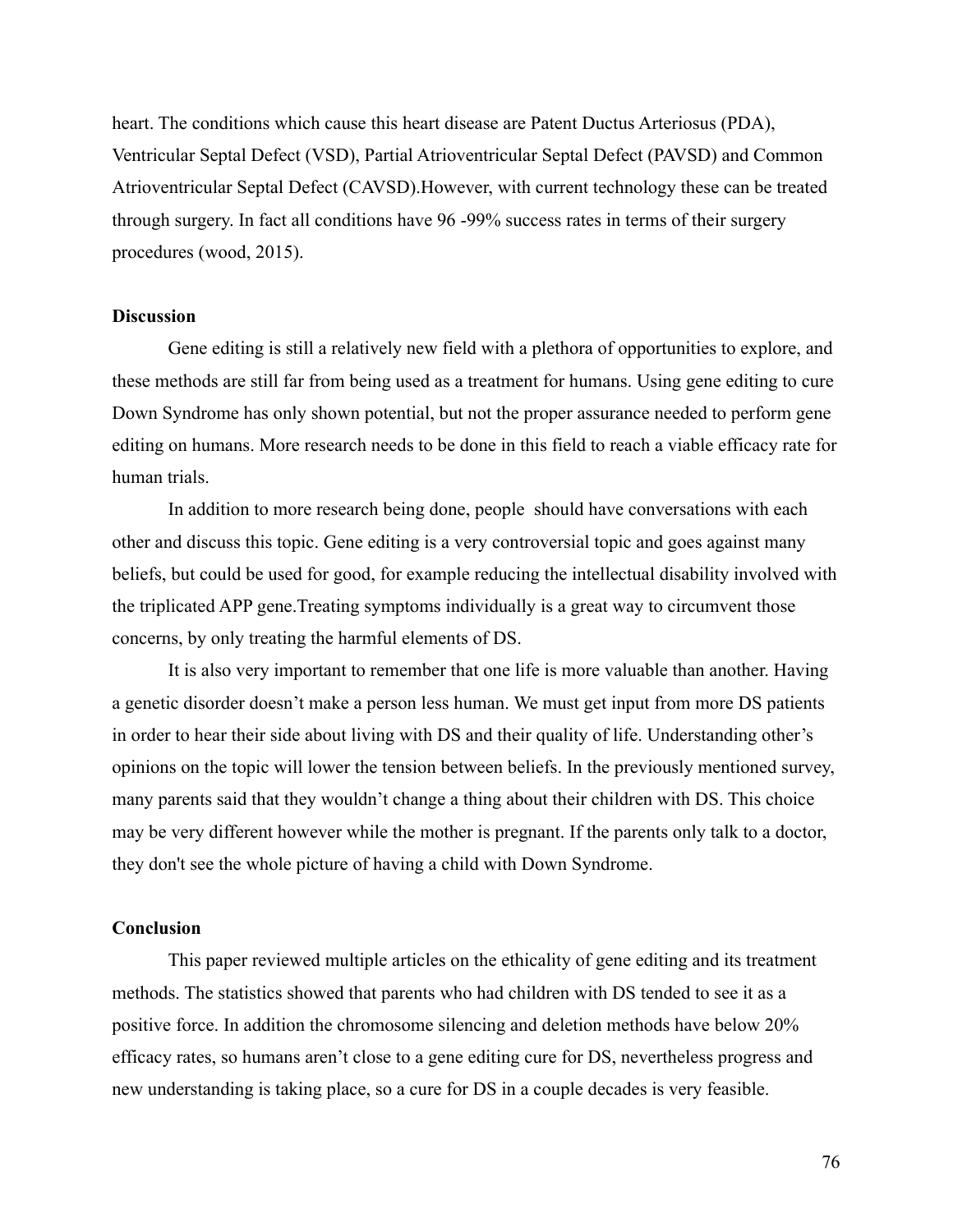heart. The conditions which cause this heart disease are Patent Ductus Arteriosus (PDA), Ventricular Septal Defect (VSD), Partial Atrioventricular Septal Defect (PAVSD) and Common Atrioventricular Septal Defect (CAVSD).However, with current technology these can be treated through surgery. In fact all conditions have 96 -99% success rates in terms of their surgery procedures (wood, 2015).

**Discussion**

Gene editing is still a relatively new field with a plethora of opportunities to explore, and these methods are still far from being used as a treatment for humans. Using gene editing to cure Down Syndrome has only shown potential, but not the proper assurance needed to perform gene editing on humans. More research needs to be done in this field to reach a viable efficacy rate for human trials.

In addition to more research being done, people should have conversations with each other and discuss this topic. Gene editing is a very controversial topic and goes against many beliefs, but could be used for good, for example reducing the intellectual disability involved with the triplicated APP gene.Treating symptoms individually is a great way to circumvent those concerns, by only treating the harmful elements of DS.

It is also very important to remember that one life is more valuable than another. Having a genetic disorder doesn't make a person less human. We must get input from more DS patients in order to hear their side about living with DS and their quality of life. Understanding other's opinions on the topic will lower the tension between beliefs. In the previously mentioned survey, many parents said that they wouldn't change a thing about their children with DS. This choice may be very different however while the mother is pregnant. If the parents only talk to a doctor, they don't see the whole picture of having a child with Down Syndrome.

**Conclusion**

This paper reviewed multiple articles on the ethicality of gene editing and its treatment methods. The statistics showed that parents who had children with DS tended to see it as a positive force. In addition the chromosome silencing and deletion methods have below 20% efficacy rates, so humans aren't close to a gene editing cure for DS, nevertheless progress and new understanding is taking place, so a cure for DS in a couple decades is very feasible.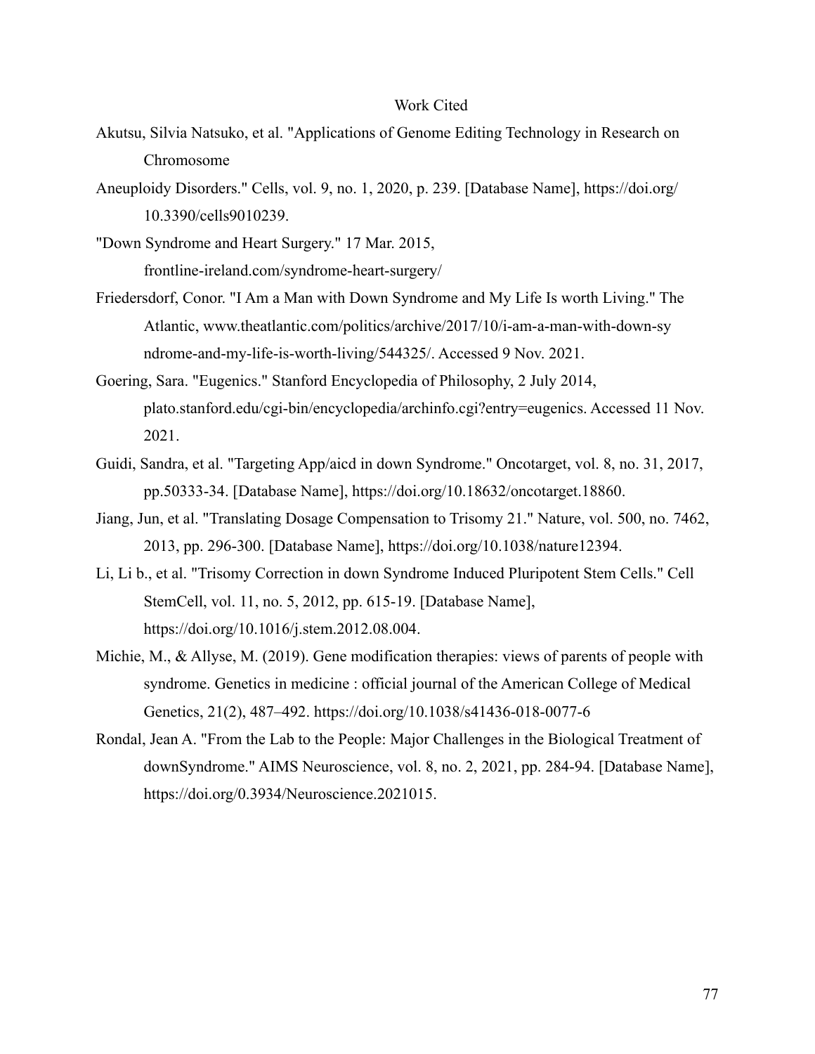# Work Cited

Akutsu, Silvia Natsuko, et al. "Applications of Genome Editing Technology in Research on Chromosome

Aneuploidy Disorders." Cells, vol. 9, no. 1, 2020, p. 239. [Database Name], https://doi.org/10.3390/cells9010239.

"Down Syndrome and Heart Surgery." 17 Mar. 2015, frontline-ireland.com/syndrome-heart-surgery/

Friedersdorf, Conor. "I Am a Man with Down Syndrome and My Life Is worth Living." The Atlantic, www.theatlantic.com/politics/archive/2017/10/i-am-a-man-with-down-syndrome-and-my-life-is-worth-living/544325/. Accessed 9 Nov. 2021.

Goering, Sara. "Eugenics." Stanford Encyclopedia of Philosophy, 2 July 2014, plato.stanford.edu/cgi-bin/encyclopedia/archinfo.cgi?entry=eugenics. Accessed 11 Nov. 2021.

Guidi, Sandra, et al. "Targeting App/aicd in down Syndrome." Oncotarget, vol. 8, no. 31, 2017, pp.50333-34. [Database Name], https://doi.org/10.18632/oncotarget.18860.

Jiang, Jun, et al. "Translating Dosage Compensation to Trisomy 21." Nature, vol. 500, no. 7462, 2013, pp. 296-300. [Database Name], https://doi.org/10.1038/nature12394.

Li, Li b., et al. "Trisomy Correction in down Syndrome Induced Pluripotent Stem Cells." Cell StemCell, vol. 11, no. 5, 2012, pp. 615-19. [Database Name], https://doi.org/10.1016/j.stem.2012.08.004.

Michie, M., & Allyse, M. (2019). Gene modification therapies: views of parents of people with syndrome. Genetics in medicine : official journal of the American College of Medical Genetics, 21(2), 487–492. https://doi.org/10.1038/s41436-018-0077-6

Rondal, Jean A. "From the Lab to the People: Major Challenges in the Biological Treatment of downSyndrome." AIMS Neuroscience, vol. 8, no. 2, 2021, pp. 284-94. [Database Name], https://doi.org/0.3934/Neuroscience.2021015.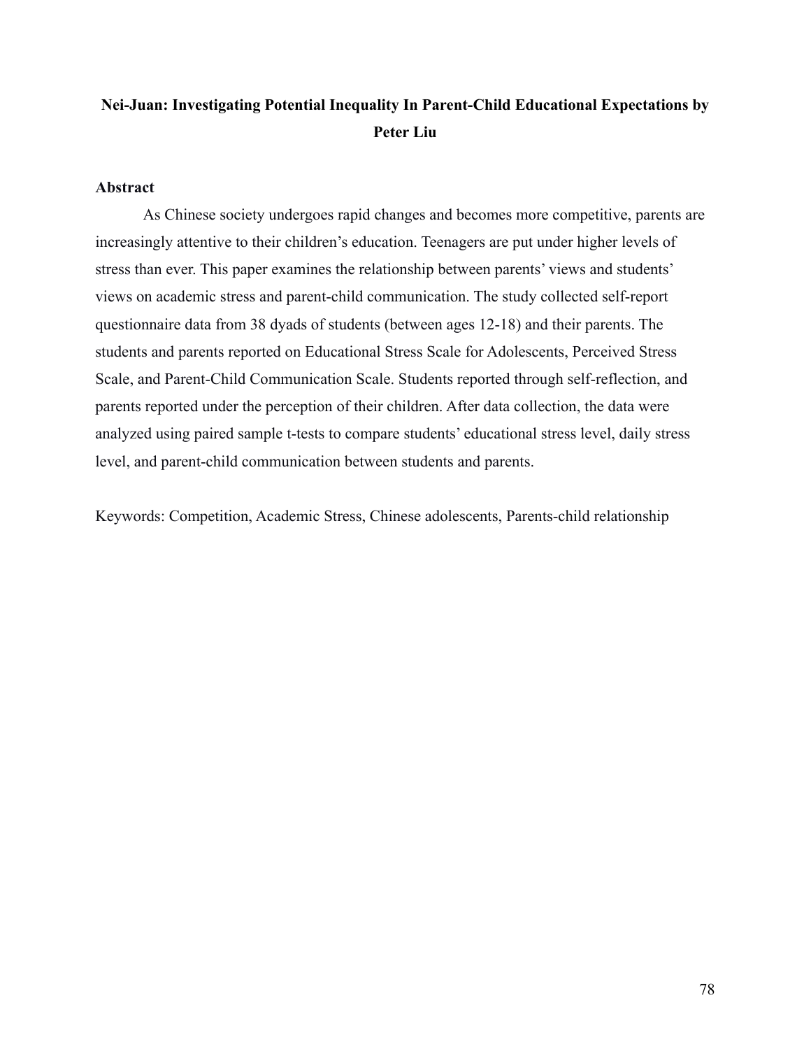# Nei-Juan: Investigating Potential Inequality In Parent-Child Educational Expectations by Peter Liu

## Abstract

As Chinese society undergoes rapid changes and becomes more competitive, parents are increasingly attentive to their children's education. Teenagers are put under higher levels of stress than ever. This paper examines the relationship between parents' views and students' views on academic stress and parent-child communication. The study collected self-report questionnaire data from 38 dyads of students (between ages 12-18) and their parents. The students and parents reported on Educational Stress Scale for Adolescents, Perceived Stress Scale, and Parent-Child Communication Scale. Students reported through self-reflection, and parents reported under the perception of their children. After data collection, the data were analyzed using paired sample t-tests to compare students' educational stress level, daily stress level, and parent-child communication between students and parents.

Keywords: Competition, Academic Stress, Chinese adolescents, Parents-child relationship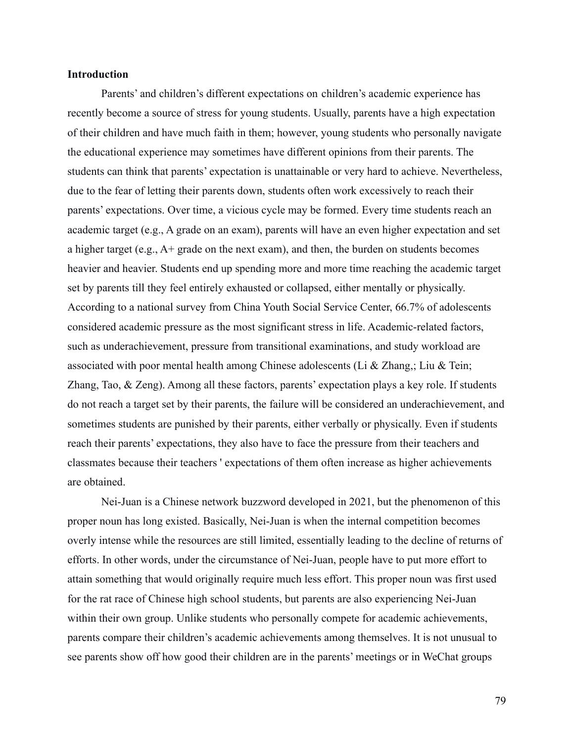**Introduction**

Parents' and children's different expectations on children's academic experience has recently become a source of stress for young students. Usually, parents have a high expectation of their children and have much faith in them; however, young students who personally navigate the educational experience may sometimes have different opinions from their parents. The students can think that parents' expectation is unattainable or very hard to achieve. Nevertheless, due to the fear of letting their parents down, students often work excessively to reach their parents' expectations. Over time, a vicious cycle may be formed. Every time students reach an academic target (e.g., A grade on an exam), parents will have an even higher expectation and set a higher target (e.g., A+ grade on the next exam), and then, the burden on students becomes heavier and heavier. Students end up spending more and more time reaching the academic target set by parents till they feel entirely exhausted or collapsed, either mentally or physically. According to a national survey from China Youth Social Service Center, 66.7% of adolescents considered academic pressure as the most significant stress in life. Academic-related factors, such as underachievement, pressure from transitional examinations, and study workload are associated with poor mental health among Chinese adolescents (Li & Zhang,; Liu & Tein; Zhang, Tao, & Zeng). Among all these factors, parents' expectation plays a key role. If students do not reach a target set by their parents, the failure will be considered an underachievement, and sometimes students are punished by their parents, either verbally or physically. Even if students reach their parents' expectations, they also have to face the pressure from their teachers and classmates because their teachers ' expectations of them often increase as higher achievements are obtained.

Nei-Juan is a Chinese network buzzword developed in 2021, but the phenomenon of this proper noun has long existed. Basically, Nei-Juan is when the internal competition becomes overly intense while the resources are still limited, essentially leading to the decline of returns of efforts. In other words, under the circumstance of Nei-Juan, people have to put more effort to attain something that would originally require much less effort. This proper noun was first used for the rat race of Chinese high school students, but parents are also experiencing Nei-Juan within their own group. Unlike students who personally compete for academic achievements, parents compare their children's academic achievements among themselves. It is not unusual to see parents show off how good their children are in the parents' meetings or in WeChat groups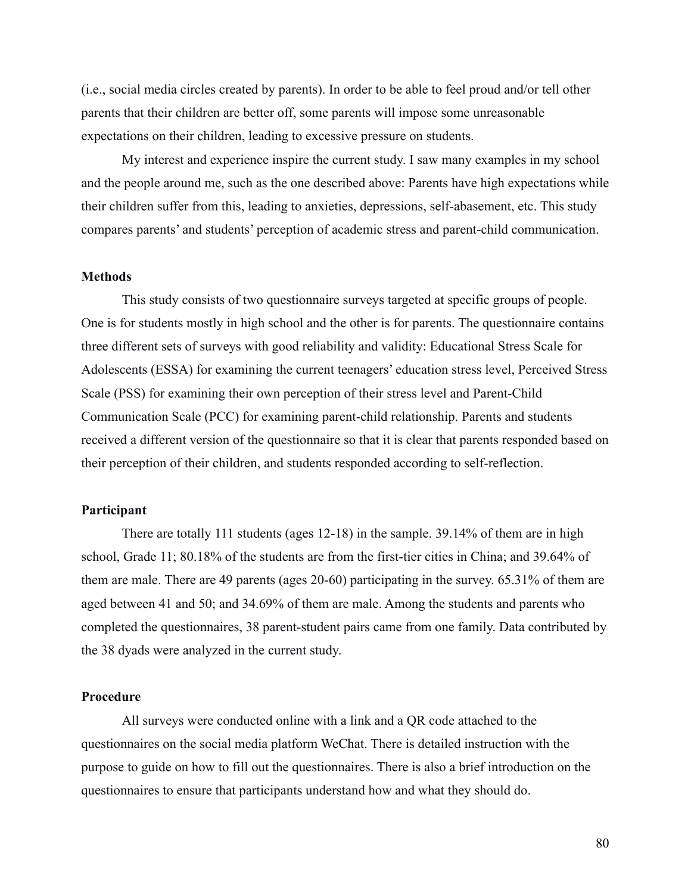(i.e., social media circles created by parents). In order to be able to feel proud and/or tell other parents that their children are better off, some parents will impose some unreasonable expectations on their children, leading to excessive pressure on students.

My interest and experience inspire the current study. I saw many examples in my school and the people around me, such as the one described above: Parents have high expectations while their children suffer from this, leading to anxieties, depressions, self-abasement, etc. This study compares parents' and students' perception of academic stress and parent-child communication.

### Methods

This study consists of two questionnaire surveys targeted at specific groups of people. One is for students mostly in high school and the other is for parents. The questionnaire contains three different sets of surveys with good reliability and validity: Educational Stress Scale for Adolescents (ESSA) for examining the current teenagers' education stress level, Perceived Stress Scale (PSS) for examining their own perception of their stress level and Parent-Child Communication Scale (PCC) for examining parent-child relationship. Parents and students received a different version of the questionnaire so that it is clear that parents responded based on their perception of their children, and students responded according to self-reflection.

### Participant

There are totally 111 students (ages 12-18) in the sample. 39.14% of them are in high school, Grade 11; 80.18% of the students are from the first-tier cities in China; and 39.64% of them are male. There are 49 parents (ages 20-60) participating in the survey. 65.31% of them are aged between 41 and 50; and 34.69% of them are male. Among the students and parents who completed the questionnaires, 38 parent-student pairs came from one family. Data contributed by the 38 dyads were analyzed in the current study.

### Procedure

All surveys were conducted online with a link and a QR code attached to the questionnaires on the social media platform WeChat. There is detailed instruction with the purpose to guide on how to fill out the questionnaires. There is also a brief introduction on the questionnaires to ensure that participants understand how and what they should do.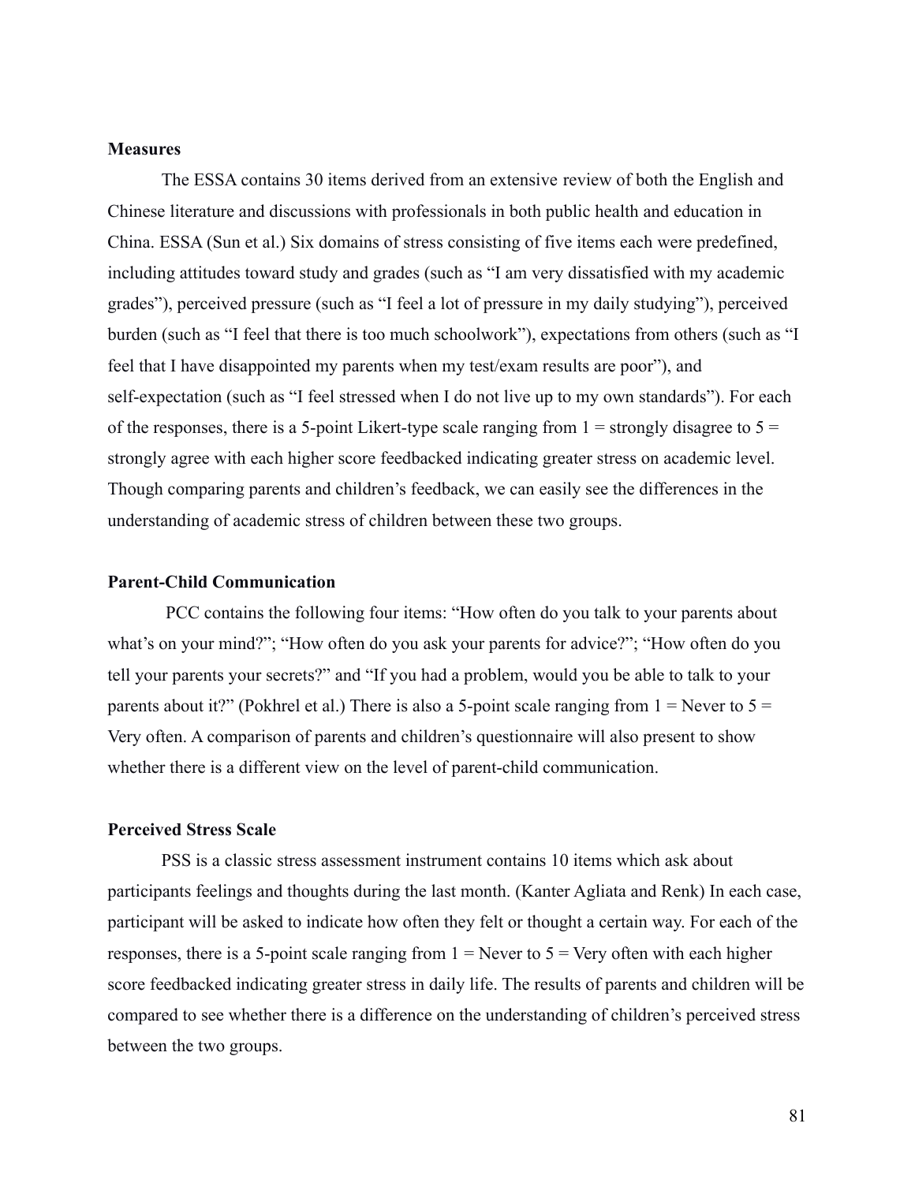**Measures**

The ESSA contains 30 items derived from an extensive review of both the English and Chinese literature and discussions with professionals in both public health and education in China. ESSA (Sun et al.) Six domains of stress consisting of five items each were predefined, including attitudes toward study and grades (such as "I am very dissatisfied with my academic grades"), perceived pressure (such as "I feel a lot of pressure in my daily studying"), perceived burden (such as "I feel that there is too much schoolwork"), expectations from others (such as "I feel that I have disappointed my parents when my test/exam results are poor"), and self-expectation (such as "I feel stressed when I do not live up to my own standards"). For each of the responses, there is a 5-point Likert-type scale ranging from 1 = strongly disagree to 5 = strongly agree with each higher score feedbacked indicating greater stress on academic level. Though comparing parents and children's feedback, we can easily see the differences in the understanding of academic stress of children between these two groups.

**Parent-Child Communication**

PCC contains the following four items: "How often do you talk to your parents about what's on your mind?"; "How often do you ask your parents for advice?"; "How often do you tell your parents your secrets?" and "If you had a problem, would you be able to talk to your parents about it?" (Pokhrel et al.) There is also a 5-point scale ranging from 1 = Never to 5 = Very often. A comparison of parents and children's questionnaire will also present to show whether there is a different view on the level of parent-child communication.

**Perceived Stress Scale**

PSS is a classic stress assessment instrument contains 10 items which ask about participants feelings and thoughts during the last month. (Kanter Agliata and Renk) In each case, participant will be asked to indicate how often they felt or thought a certain way. For each of the responses, there is a 5-point scale ranging from 1 = Never to 5 = Very often with each higher score feedbacked indicating greater stress in daily life. The results of parents and children will be compared to see whether there is a difference on the understanding of children's perceived stress between the two groups.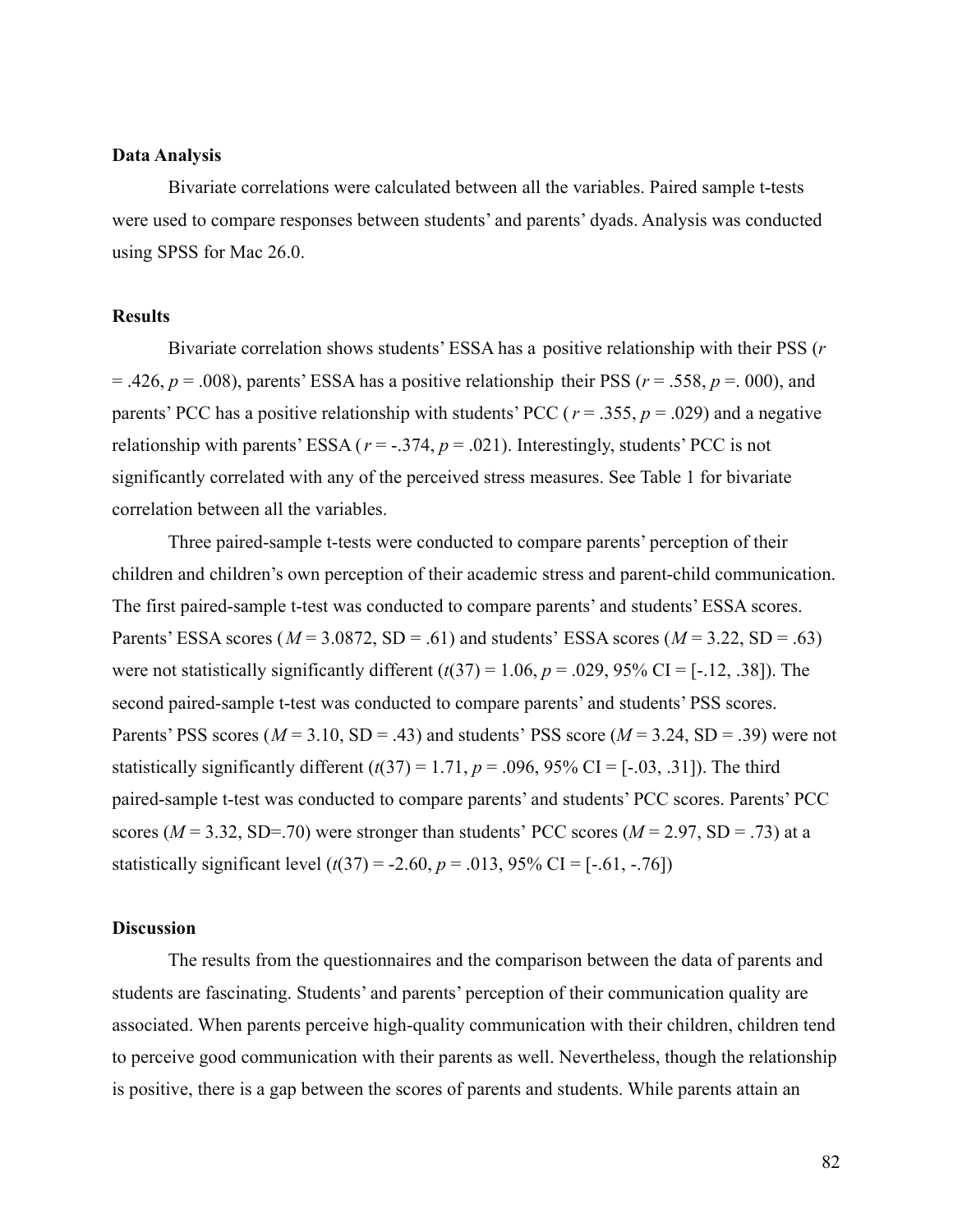**Data Analysis**

Bivariate correlations were calculated between all the variables. Paired sample t-tests were used to compare responses between students' and parents' dyads. Analysis was conducted using SPSS for Mac 26.0.

**Results**

Bivariate correlation shows students' ESSA has a positive relationship with their PSS ($r$ = .426, $p$ = .008), parents' ESSA has a positive relationship their PSS ($r$ = .558, $p$ =. 000), and parents' PCC has a positive relationship with students' PCC ( $r$ = .355, $p$ = .029) and a negative relationship with parents' ESSA ( $r$ = -.374, $p$ = .021). Interestingly, students' PCC is not significantly correlated with any of the perceived stress measures. See Table 1 for bivariate correlation between all the variables.

Three paired-sample t-tests were conducted to compare parents' perception of their children and children's own perception of their academic stress and parent-child communication. The first paired-sample t-test was conducted to compare parents' and students' ESSA scores. Parents' ESSA scores ( $M$ = 3.0872, SD = .61) and students' ESSA scores ( $M$ = 3.22, SD = .63) were not statistically significantly different ($t$(37) = 1.06, $p$ = .029, 95% CI = [-.12, .38]). The second paired-sample t-test was conducted to compare parents' and students' PSS scores. Parents' PSS scores ($M$ = 3.10, SD = .43) and students' PSS score ($M$ = 3.24, SD = .39) were not statistically significantly different ($t$(37) = 1.71, $p$ = .096, 95% CI = [-.03, .31]). The third paired-sample t-test was conducted to compare parents' and students' PCC scores. Parents' PCC scores ($M$ = 3.32, SD=.70) were stronger than students' PCC scores ($M$ = 2.97, SD = .73) at a statistically significant level ($t$(37) = -2.60, $p$ = .013, 95% CI = [-.61, -.76])

**Discussion**

The results from the questionnaires and the comparison between the data of parents and students are fascinating. Students' and parents' perception of their communication quality are associated. When parents perceive high-quality communication with their children, children tend to perceive good communication with their parents as well. Nevertheless, though the relationship is positive, there is a gap between the scores of parents and students. While parents attain an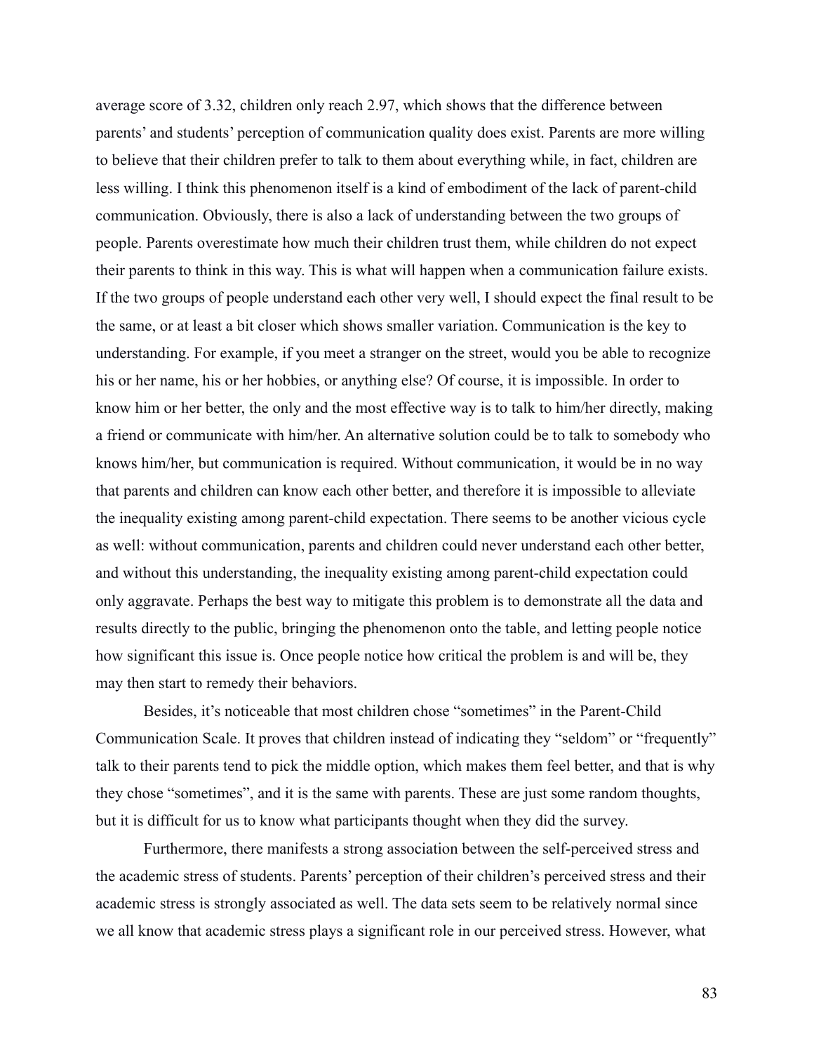average score of 3.32, children only reach 2.97, which shows that the difference between parents' and students' perception of communication quality does exist. Parents are more willing to believe that their children prefer to talk to them about everything while, in fact, children are less willing. I think this phenomenon itself is a kind of embodiment of the lack of parent-child communication. Obviously, there is also a lack of understanding between the two groups of people. Parents overestimate how much their children trust them, while children do not expect their parents to think in this way. This is what will happen when a communication failure exists. If the two groups of people understand each other very well, I should expect the final result to be the same, or at least a bit closer which shows smaller variation. Communication is the key to understanding. For example, if you meet a stranger on the street, would you be able to recognize his or her name, his or her hobbies, or anything else? Of course, it is impossible. In order to know him or her better, the only and the most effective way is to talk to him/her directly, making a friend or communicate with him/her. An alternative solution could be to talk to somebody who knows him/her, but communication is required. Without communication, it would be in no way that parents and children can know each other better, and therefore it is impossible to alleviate the inequality existing among parent-child expectation. There seems to be another vicious cycle as well: without communication, parents and children could never understand each other better, and without this understanding, the inequality existing among parent-child expectation could only aggravate. Perhaps the best way to mitigate this problem is to demonstrate all the data and results directly to the public, bringing the phenomenon onto the table, and letting people notice how significant this issue is. Once people notice how critical the problem is and will be, they may then start to remedy their behaviors.

Besides, it's noticeable that most children chose "sometimes" in the Parent-Child Communication Scale. It proves that children instead of indicating they "seldom" or "frequently" talk to their parents tend to pick the middle option, which makes them feel better, and that is why they chose "sometimes", and it is the same with parents. These are just some random thoughts, but it is difficult for us to know what participants thought when they did the survey.

Furthermore, there manifests a strong association between the self-perceived stress and the academic stress of students. Parents' perception of their children's perceived stress and their academic stress is strongly associated as well. The data sets seem to be relatively normal since we all know that academic stress plays a significant role in our perceived stress. However, what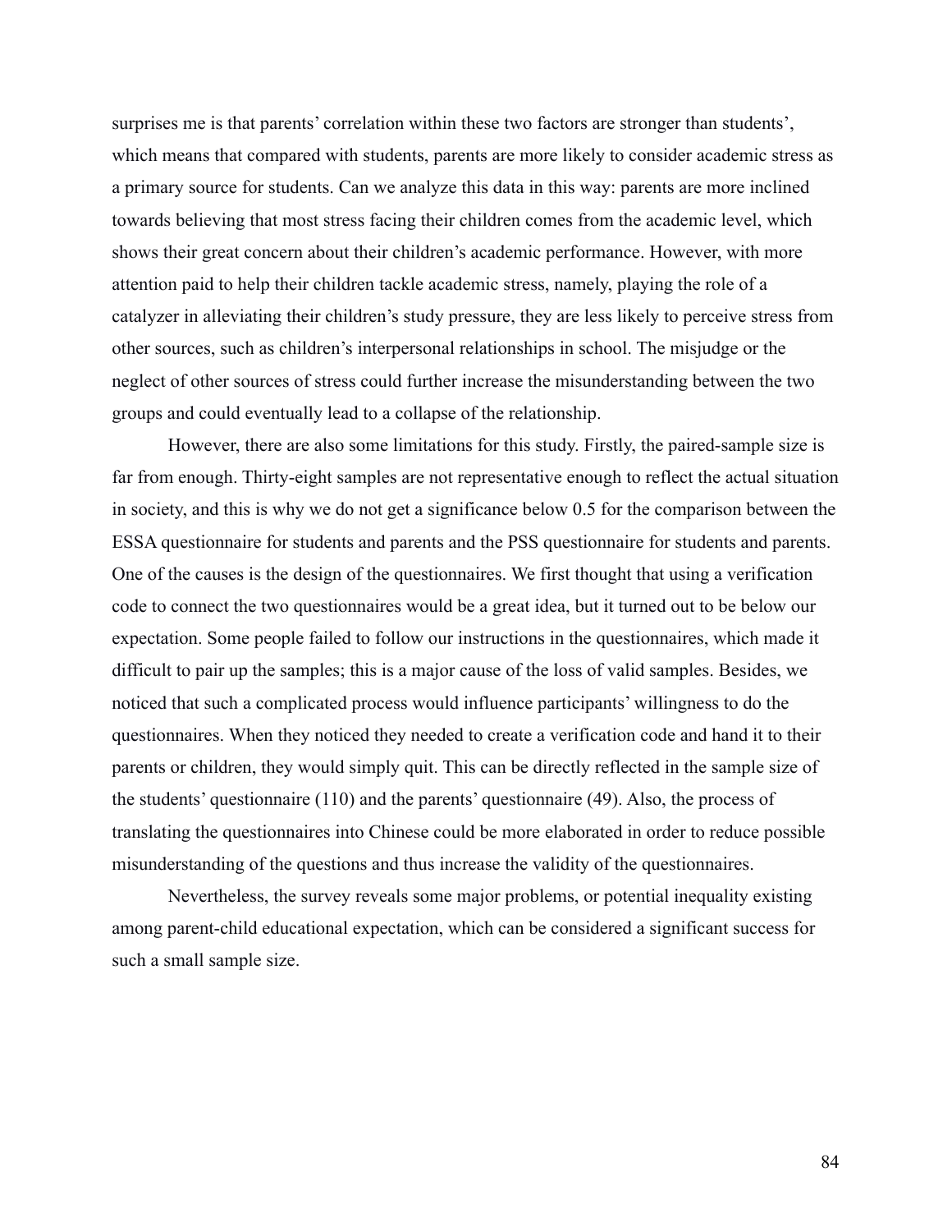surprises me is that parents' correlation within these two factors are stronger than students', which means that compared with students, parents are more likely to consider academic stress as a primary source for students. Can we analyze this data in this way: parents are more inclined towards believing that most stress facing their children comes from the academic level, which shows their great concern about their children's academic performance. However, with more attention paid to help their children tackle academic stress, namely, playing the role of a catalyzer in alleviating their children's study pressure, they are less likely to perceive stress from other sources, such as children's interpersonal relationships in school. The misjudge or the neglect of other sources of stress could further increase the misunderstanding between the two groups and could eventually lead to a collapse of the relationship.

However, there are also some limitations for this study. Firstly, the paired-sample size is far from enough. Thirty-eight samples are not representative enough to reflect the actual situation in society, and this is why we do not get a significance below 0.5 for the comparison between the ESSA questionnaire for students and parents and the PSS questionnaire for students and parents. One of the causes is the design of the questionnaires. We first thought that using a verification code to connect the two questionnaires would be a great idea, but it turned out to be below our expectation. Some people failed to follow our instructions in the questionnaires, which made it difficult to pair up the samples; this is a major cause of the loss of valid samples. Besides, we noticed that such a complicated process would influence participants' willingness to do the questionnaires. When they noticed they needed to create a verification code and hand it to their parents or children, they would simply quit. This can be directly reflected in the sample size of the students' questionnaire (110) and the parents' questionnaire (49). Also, the process of translating the questionnaires into Chinese could be more elaborated in order to reduce possible misunderstanding of the questions and thus increase the validity of the questionnaires.

Nevertheless, the survey reveals some major problems, or potential inequality existing among parent-child educational expectation, which can be considered a significant success for such a small sample size.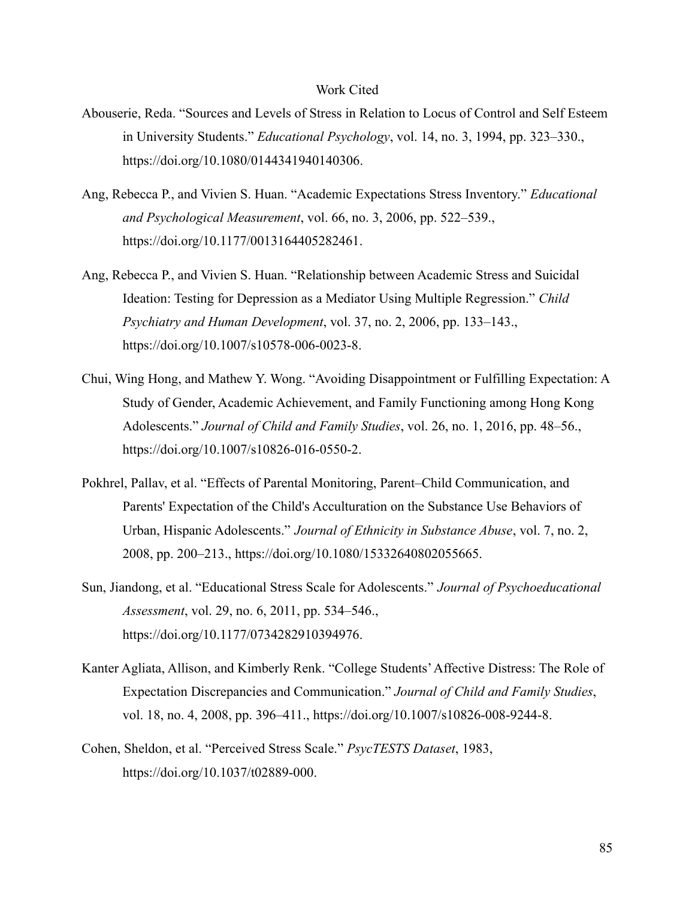# Work Cited

Abouserie, Reda. "Sources and Levels of Stress in Relation to Locus of Control and Self Esteem in University Students." *Educational Psychology*, vol. 14, no. 3, 1994, pp. 323–330., https://doi.org/10.1080/0144341940140306.

Ang, Rebecca P., and Vivien S. Huan. "Academic Expectations Stress Inventory." *Educational and Psychological Measurement*, vol. 66, no. 3, 2006, pp. 522–539., https://doi.org/10.1177/0013164405282461.

Ang, Rebecca P., and Vivien S. Huan. "Relationship between Academic Stress and Suicidal Ideation: Testing for Depression as a Mediator Using Multiple Regression." *Child Psychiatry and Human Development*, vol. 37, no. 2, 2006, pp. 133–143., https://doi.org/10.1007/s10578-006-0023-8.

Chui, Wing Hong, and Mathew Y. Wong. "Avoiding Disappointment or Fulfilling Expectation: A Study of Gender, Academic Achievement, and Family Functioning among Hong Kong Adolescents." *Journal of Child and Family Studies*, vol. 26, no. 1, 2016, pp. 48–56., https://doi.org/10.1007/s10826-016-0550-2.

Pokhrel, Pallav, et al. "Effects of Parental Monitoring, Parent–Child Communication, and Parents' Expectation of the Child's Acculturation on the Substance Use Behaviors of Urban, Hispanic Adolescents." *Journal of Ethnicity in Substance Abuse*, vol. 7, no. 2, 2008, pp. 200–213., https://doi.org/10.1080/15332640802055665.

Sun, Jiandong, et al. "Educational Stress Scale for Adolescents." *Journal of Psychoeducational Assessment*, vol. 29, no. 6, 2011, pp. 534–546., https://doi.org/10.1177/0734282910394976.

Kanter Agliata, Allison, and Kimberly Renk. "College Students' Affective Distress: The Role of Expectation Discrepancies and Communication." *Journal of Child and Family Studies*, vol. 18, no. 4, 2008, pp. 396–411., https://doi.org/10.1007/s10826-008-9244-8.

Cohen, Sheldon, et al. "Perceived Stress Scale." *PsycTESTS Dataset*, 1983, https://doi.org/10.1037/t02889-000.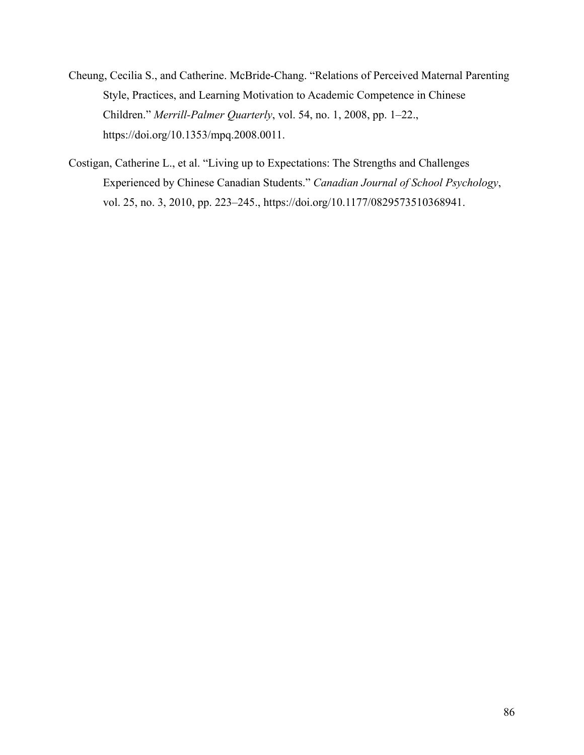Cheung, Cecilia S., and Catherine. McBride-Chang. "Relations of Perceived Maternal Parenting Style, Practices, and Learning Motivation to Academic Competence in Chinese Children." *Merrill-Palmer Quarterly*, vol. 54, no. 1, 2008, pp. 1–22., https://doi.org/10.1353/mpq.2008.0011.

Costigan, Catherine L., et al. "Living up to Expectations: The Strengths and Challenges Experienced by Chinese Canadian Students." *Canadian Journal of School Psychology*, vol. 25, no. 3, 2010, pp. 223–245., https://doi.org/10.1177/0829573510368941.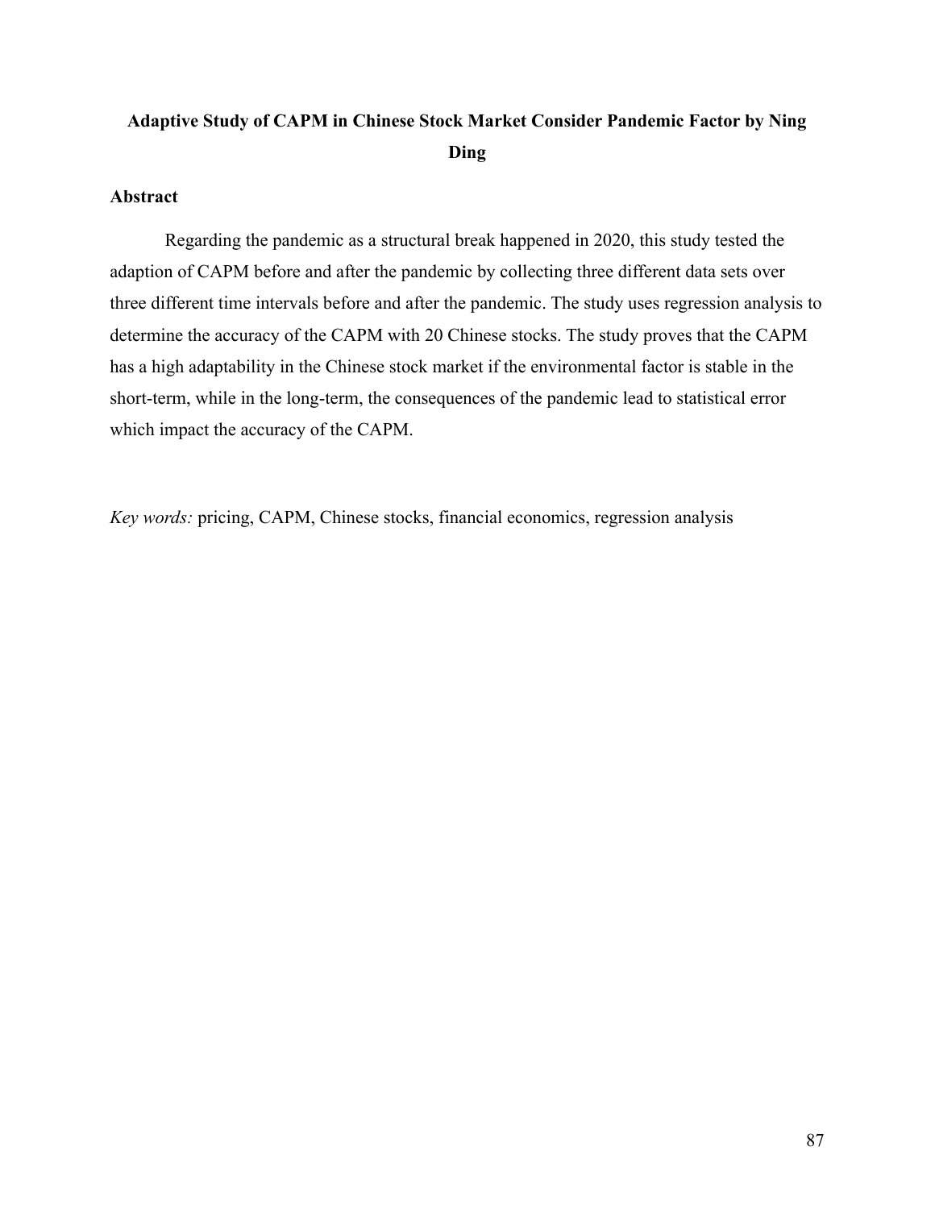# Adaptive Study of CAPM in Chinese Stock Market Consider Pandemic Factor by Ning Ding

## Abstract

Regarding the pandemic as a structural break happened in 2020, this study tested the adaption of CAPM before and after the pandemic by collecting three different data sets over three different time intervals before and after the pandemic. The study uses regression analysis to determine the accuracy of the CAPM with 20 Chinese stocks. The study proves that the CAPM has a high adaptability in the Chinese stock market if the environmental factor is stable in the short-term, while in the long-term, the consequences of the pandemic lead to statistical error which impact the accuracy of the CAPM.

*Key words:* pricing, CAPM, Chinese stocks, financial economics, regression analysis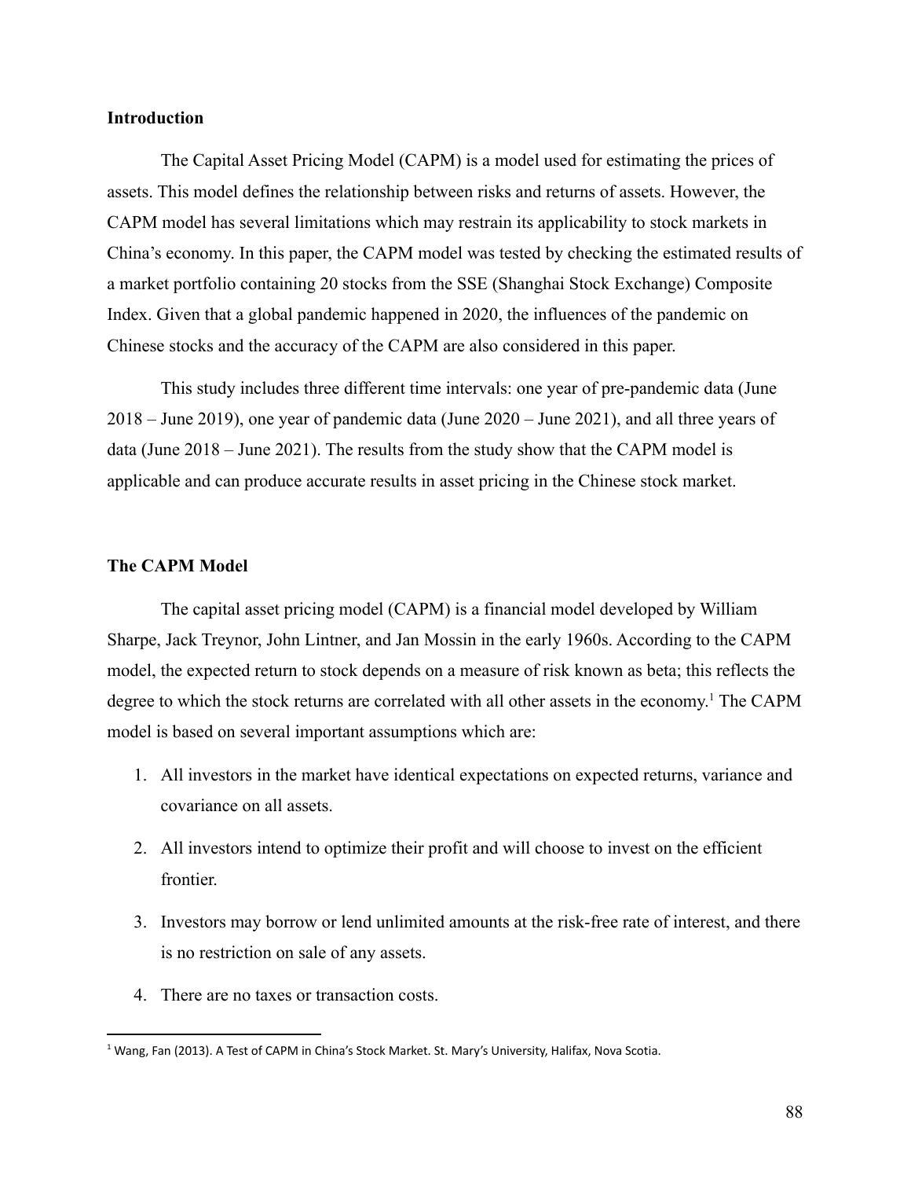## Introduction

The Capital Asset Pricing Model (CAPM) is a model used for estimating the prices of assets. This model defines the relationship between risks and returns of assets. However, the CAPM model has several limitations which may restrain its applicability to stock markets in China's economy. In this paper, the CAPM model was tested by checking the estimated results of a market portfolio containing 20 stocks from the SSE (Shanghai Stock Exchange) Composite Index. Given that a global pandemic happened in 2020, the influences of the pandemic on Chinese stocks and the accuracy of the CAPM are also considered in this paper.

This study includes three different time intervals: one year of pre-pandemic data (June 2018 – June 2019), one year of pandemic data (June 2020 – June 2021), and all three years of data (June 2018 – June 2021). The results from the study show that the CAPM model is applicable and can produce accurate results in asset pricing in the Chinese stock market.

## The CAPM Model

The capital asset pricing model (CAPM) is a financial model developed by William Sharpe, Jack Treynor, John Lintner, and Jan Mossin in the early 1960s. According to the CAPM model, the expected return to stock depends on a measure of risk known as beta; this reflects the degree to which the stock returns are correlated with all other assets in the economy.[1] The CAPM model is based on several important assumptions which are:

1. All investors in the market have identical expectations on expected returns, variance and covariance on all assets.
2. All investors intend to optimize their profit and will choose to invest on the efficient frontier.
3. Investors may borrow or lend unlimited amounts at the risk-free rate of interest, and there is no restriction on sale of any assets.
4. There are no taxes or transaction costs.

[1] Wang, Fan (2013). A Test of CAPM in China's Stock Market. St. Mary's University, Halifax, Nova Scotia.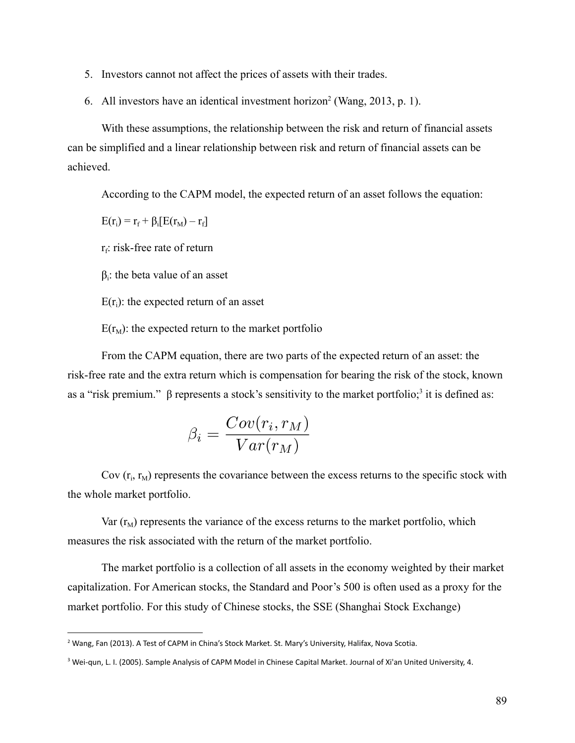5. Investors cannot not affect the prices of assets with their trades.
6. All investors have an identical investment horizon[2] (Wang, 2013, p. 1).

With these assumptions, the relationship between the risk and return of financial assets can be simplified and a linear relationship between risk and return of financial assets can be achieved.

According to the CAPM model, the expected return of an asset follows the equation:

$E(r_i) = r_f + \beta_i[E(r_M) – r_f]$

$r_f$: risk-free rate of return

$\beta_i$: the beta value of an asset

$E(r_i)$: the expected return of an asset

$E(r_M)$: the expected return to the market portfolio

From the CAPM equation, there are two parts of the expected return of an asset: the risk-free rate and the extra return which is compensation for bearing the risk of the stock, known as a "risk premium." β represents a stock's sensitivity to the market portfolio;[3] it is defined as:

$$\beta_i = \frac{Cov(r_i, r_M)}{Var(r_M)}$$

$Cov(r_i, r_M)$ represents the covariance between the excess returns to the specific stock with the whole market portfolio.

$Var(r_M)$ represents the variance of the excess returns to the market portfolio, which measures the risk associated with the return of the market portfolio.

The market portfolio is a collection of all assets in the economy weighted by their market capitalization. For American stocks, the Standard and Poor's 500 is often used as a proxy for the market portfolio. For this study of Chinese stocks, the SSE (Shanghai Stock Exchange)

---

[2] Wang, Fan (2013). A Test of CAPM in China's Stock Market. St. Mary's University, Halifax, Nova Scotia.

[3] Wei-qun, L. I. (2005). Sample Analysis of CAPM Model in Chinese Capital Market. Journal of Xi'an United University, 4.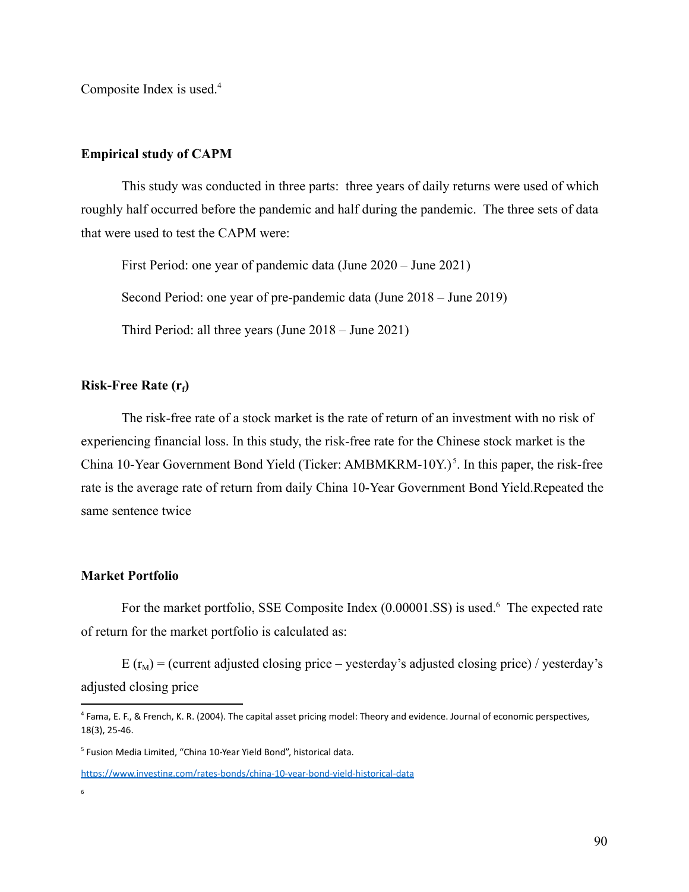Composite Index is used.[4]

**Empirical study of CAPM**

This study was conducted in three parts: three years of daily returns were used of which roughly half occurred before the pandemic and half during the pandemic. The three sets of data that were used to test the CAPM were:

First Period: one year of pandemic data (June 2020 – June 2021)

Second Period: one year of pre-pandemic data (June 2018 – June 2019)

Third Period: all three years (June 2018 – June 2021)

**Risk-Free Rate ($r_f$)**

The risk-free rate of a stock market is the rate of return of an investment with no risk of experiencing financial loss. In this study, the risk-free rate for the Chinese stock market is the China 10-Year Government Bond Yield (Ticker: AMBMKRM-10Y.)[5]. In this paper, the risk-free rate is the average rate of return from daily China 10-Year Government Bond Yield.Repeated the same sentence twice

**Market Portfolio**

For the market portfolio, SSE Composite Index (0.00001.SS) is used.[6] The expected rate of return for the market portfolio is calculated as:

$E(r_M)$ = (current adjusted closing price – yesterday's adjusted closing price) / yesterday's adjusted closing price

---

[4] Fama, E. F., & French, K. R. (2004). The capital asset pricing model: Theory and evidence. Journal of economic perspectives, 18(3), 25-46.

[5] Fusion Media Limited, "China 10-Year Yield Bond", historical data.

https://www.investing.com/rates-bonds/china-10-year-bond-yield-historical-data

[6]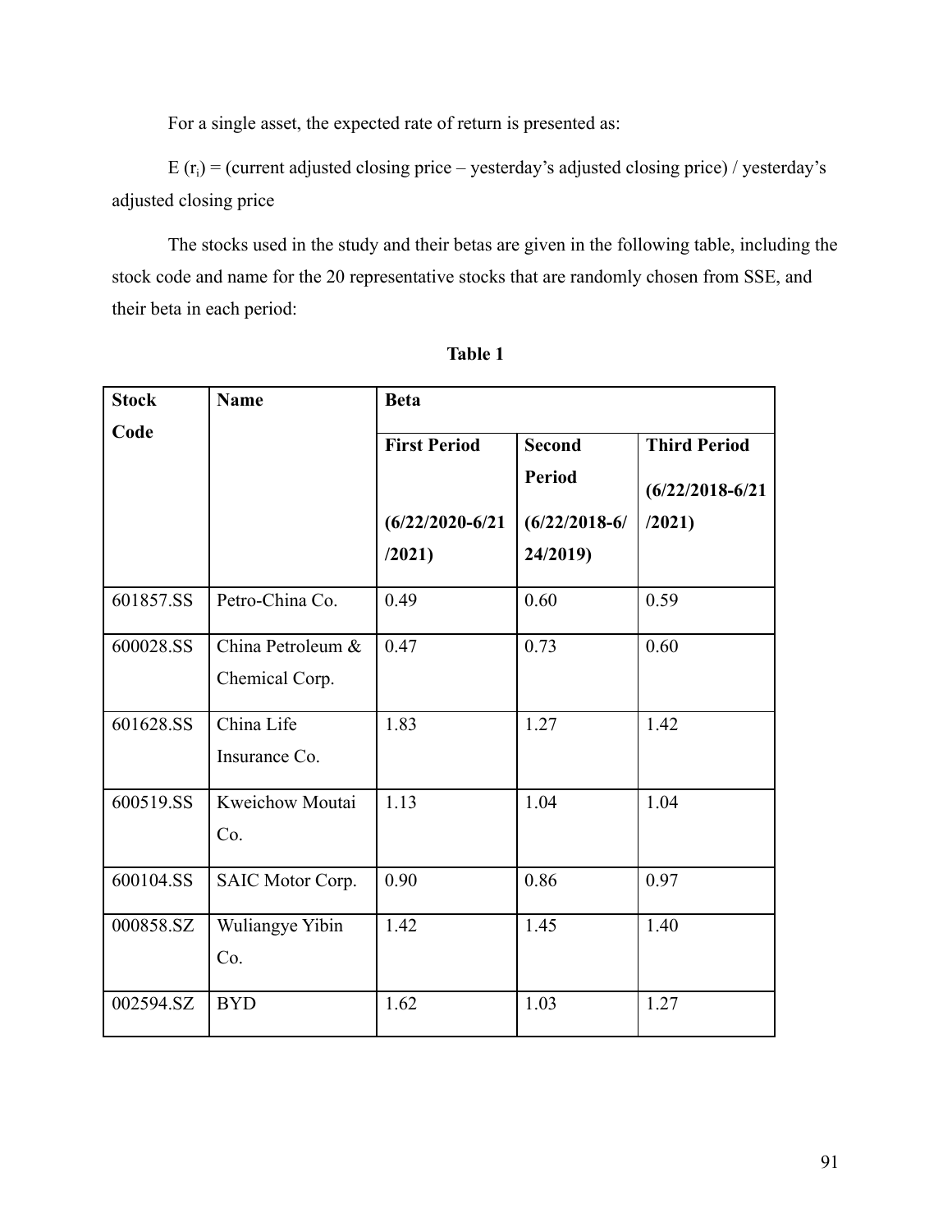For a single asset, the expected rate of return is presented as:

$E(r_i)$ = (current adjusted closing price – yesterday's adjusted closing price) / yesterday's adjusted closing price

The stocks used in the study and their betas are given in the following table, including the stock code and name for the 20 representative stocks that are randomly chosen from SSE, and their beta in each period:

**Table 1**

| **Stock Code** | **Name** | **Beta** | | |
|---|---|---|---|---|
| | | **First Period (6/22/2020-6/21/2021)** | **Second Period (6/22/2018-6/24/2019)** | **Third Period (6/22/2018-6/21/2021)** |
| 601857.SS | Petro-China Co. | 0.49 | 0.60 | 0.59 |
| 600028.SS | China Petroleum & Chemical Corp. | 0.47 | 0.73 | 0.60 |
| 601628.SS | China Life Insurance Co. | 1.83 | 1.27 | 1.42 |
| 600519.SS | Kweichow Moutai Co. | 1.13 | 1.04 | 1.04 |
| 600104.SS | SAIC Motor Corp. | 0.90 | 0.86 | 0.97 |
| 000858.SZ | Wuliangye Yibin Co. | 1.42 | 1.45 | 1.40 |
| 002594.SZ | BYD | 1.62 | 1.03 | 1.27 |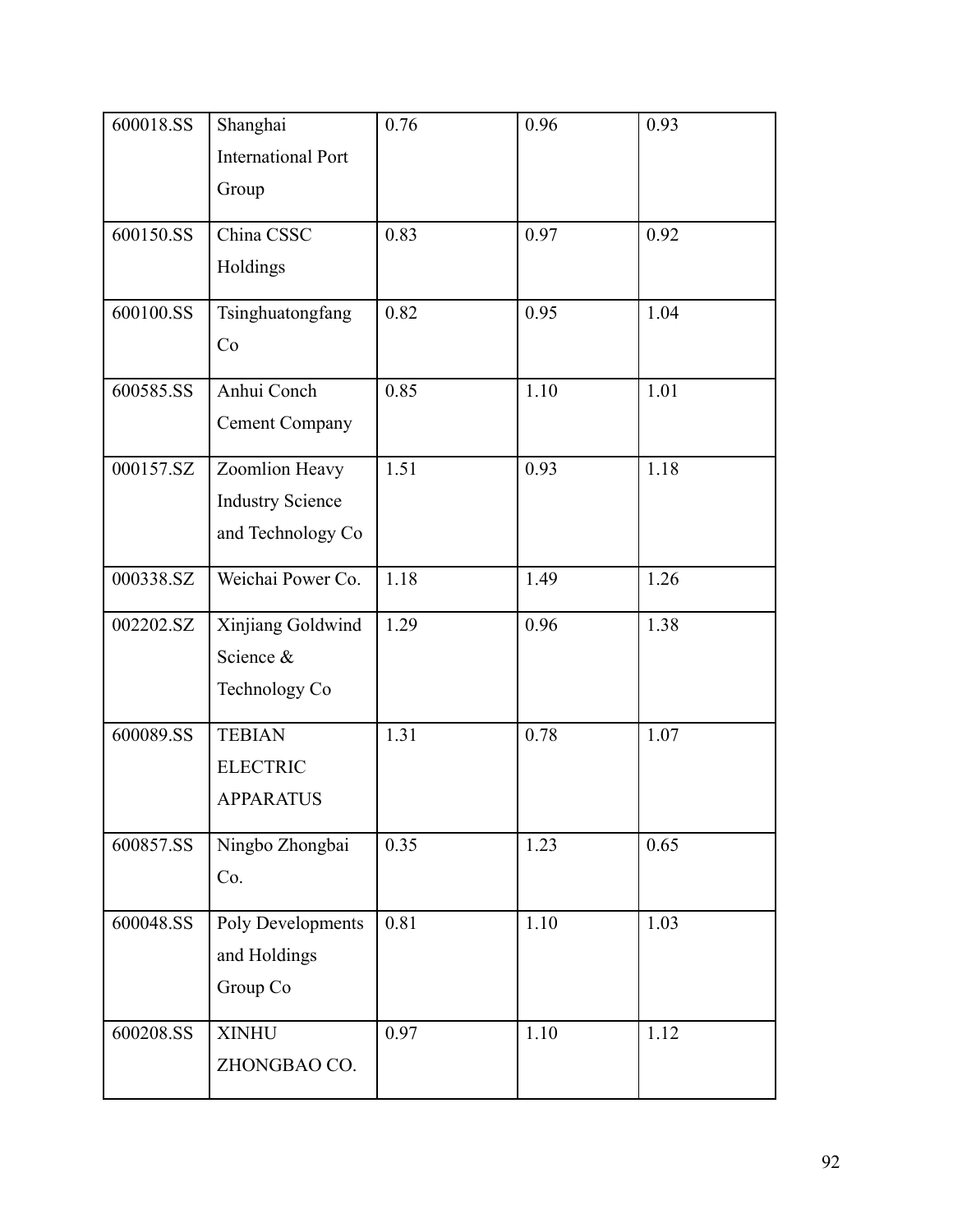| 600018.SS | Shanghai International Port Group | 0.76 | 0.96 | 0.93 |
|---|---|---|---|---|
| 600150.SS | China CSSC Holdings | 0.83 | 0.97 | 0.92 |
| 600100.SS | Tsinghuatongfang Co | 0.82 | 0.95 | 1.04 |
| 600585.SS | Anhui Conch Cement Company | 0.85 | 1.10 | 1.01 |
| 000157.SZ | Zoomlion Heavy Industry Science and Technology Co | 1.51 | 0.93 | 1.18 |
| 000338.SZ | Weichai Power Co. | 1.18 | 1.49 | 1.26 |
| 002202.SZ | Xinjiang Goldwind Science & Technology Co | 1.29 | 0.96 | 1.38 |
| 600089.SS | TEBIAN ELECTRIC APPARATUS | 1.31 | 0.78 | 1.07 |
| 600857.SS | Ningbo Zhongbai Co. | 0.35 | 1.23 | 0.65 |
| 600048.SS | Poly Developments and Holdings Group Co | 0.81 | 1.10 | 1.03 |
| 600208.SS | XINHU ZHONGBAO CO. | 0.97 | 1.10 | 1.12 |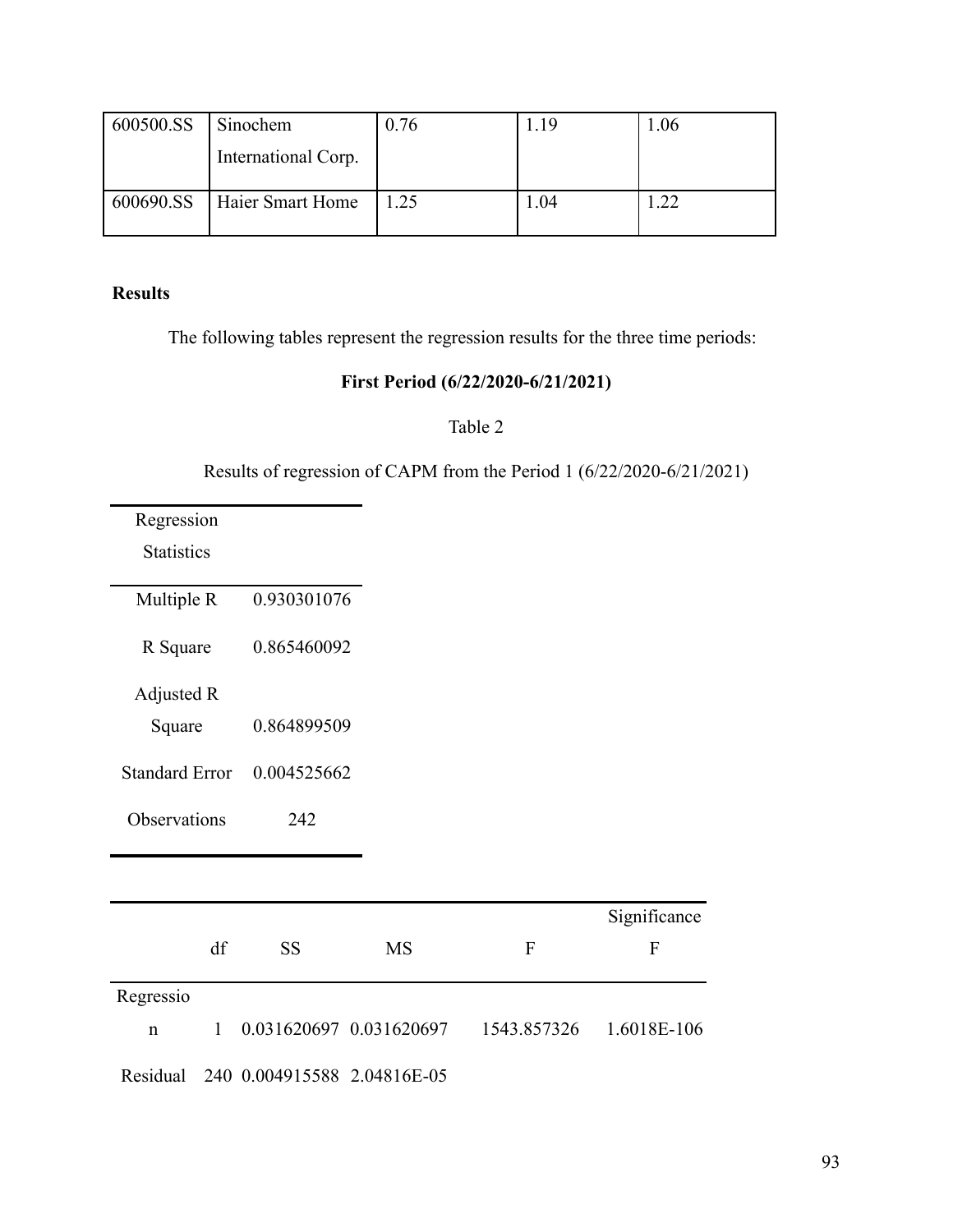| 600500.SS | Sinochem International Corp. | 0.76 | 1.19 | 1.06 |
|---|---|---|---|---|
| 600690.SS | Haier Smart Home | 1.25 | 1.04 | 1.22 |

**Results**

The following tables represent the regression results for the three time periods:

**First Period (6/22/2020-6/21/2021)**

Table 2

Results of regression of CAPM from the Period 1 (6/22/2020-6/21/2021)

| Regression Statistics | |
|---|---|
| Multiple R | 0.930301076 |
| R Square | 0.865460092 |
| Adjusted R Square | 0.864899509 |
| Standard Error | 0.004525662 |
| Observations | 242 |

| | df | SS | MS | F | Significance F |
|---|---|---|---|---|---|
| Regression | 1 | 0.031620697 | 0.031620697 | 1543.857326 | 1.6018E-106 |
| Residual | 240 | 0.004915588 | 2.04816E-05 | | |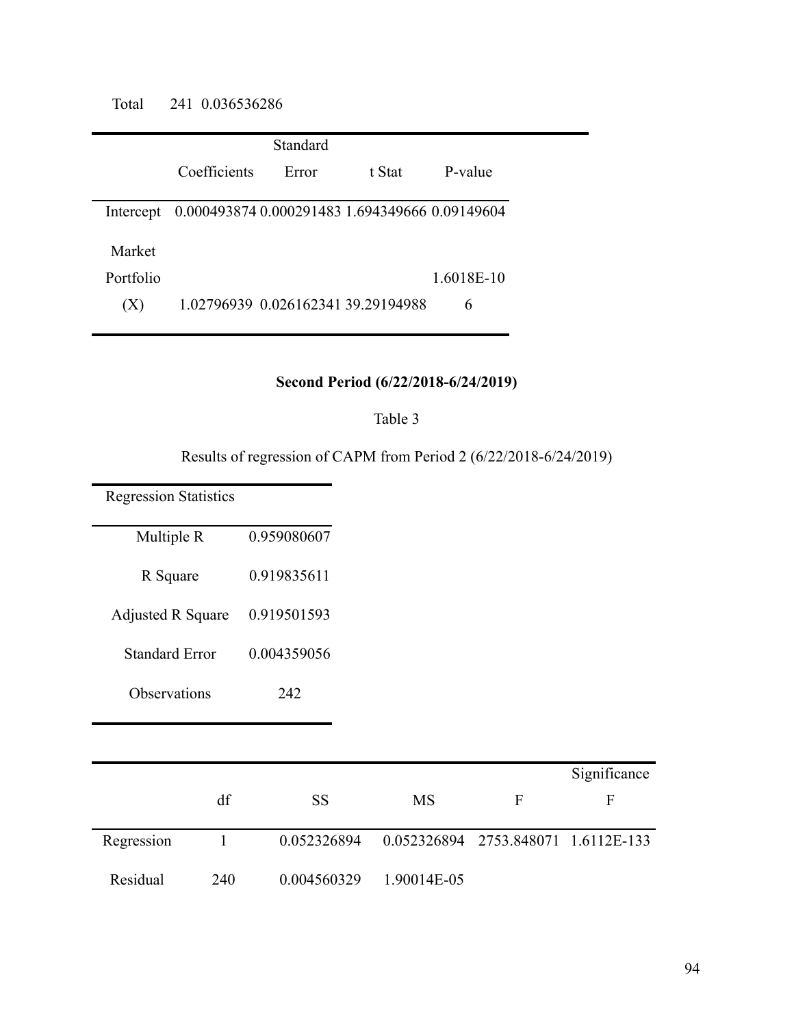| | | |
|---|---|---|
| Total | 241 | 0.036536286 |

| | Coefficients | Standard Error | t Stat | P-value |
|---|---|---|---|---|
| Intercept | 0.000493874 | 0.000291483 | 1.694349666 | 0.09149604 |
| Market Portfolio (X) | 1.02796939 | 0.026162341 | 39.29194988 | 1.6018E-106 |

**Second Period (6/22/2018-6/24/2019)**

Table 3

Results of regression of CAPM from Period 2 (6/22/2018-6/24/2019)

| Regression Statistics | |
|---|---|
| Multiple R | 0.959080607 |
| R Square | 0.919835611 |
| Adjusted R Square | 0.919501593 |
| Standard Error | 0.004359056 |
| Observations | 242 |

| | df | SS | MS | F | Significance F |
|---|---|---|---|---|---|
| Regression | 1 | 0.052326894 | 0.052326894 | 2753.848071 | 1.6112E-133 |
| Residual | 240 | 0.004560329 | 1.90014E-05 | | |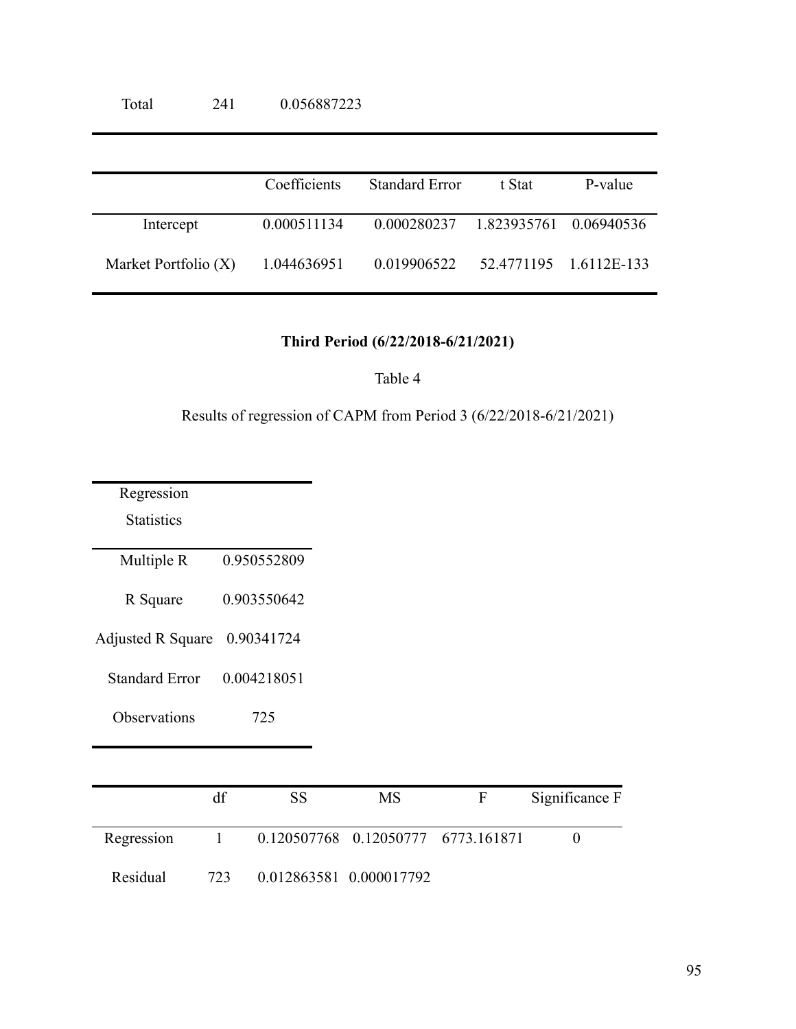| | | |
|---|---|---|
| Total | 241 | 0.056887223 |

| | Coefficients | Standard Error | t Stat | P-value |
|---|---|---|---|---|
| Intercept | 0.000511134 | 0.000280237 | 1.823935761 | 0.06940536 |
| Market Portfolio (X) | 1.044636951 | 0.019906522 | 52.4771195 | 1.6112E-133 |

**Third Period (6/22/2018-6/21/2021)**

Table 4

Results of regression of CAPM from Period 3 (6/22/2018-6/21/2021)

| Regression Statistics | |
|---|---|
| Multiple R | 0.950552809 |
| R Square | 0.903550642 |
| Adjusted R Square | 0.90341724 |
| Standard Error | 0.004218051 |
| Observations | 725 |

| | df | SS | MS | F | Significance F |
|---|---|---|---|---|---|
| Regression | 1 | 0.120507768 | 0.12050777 | 6773.161871 | 0 |
| Residual | 723 | 0.012863581 | 0.000017792 | | |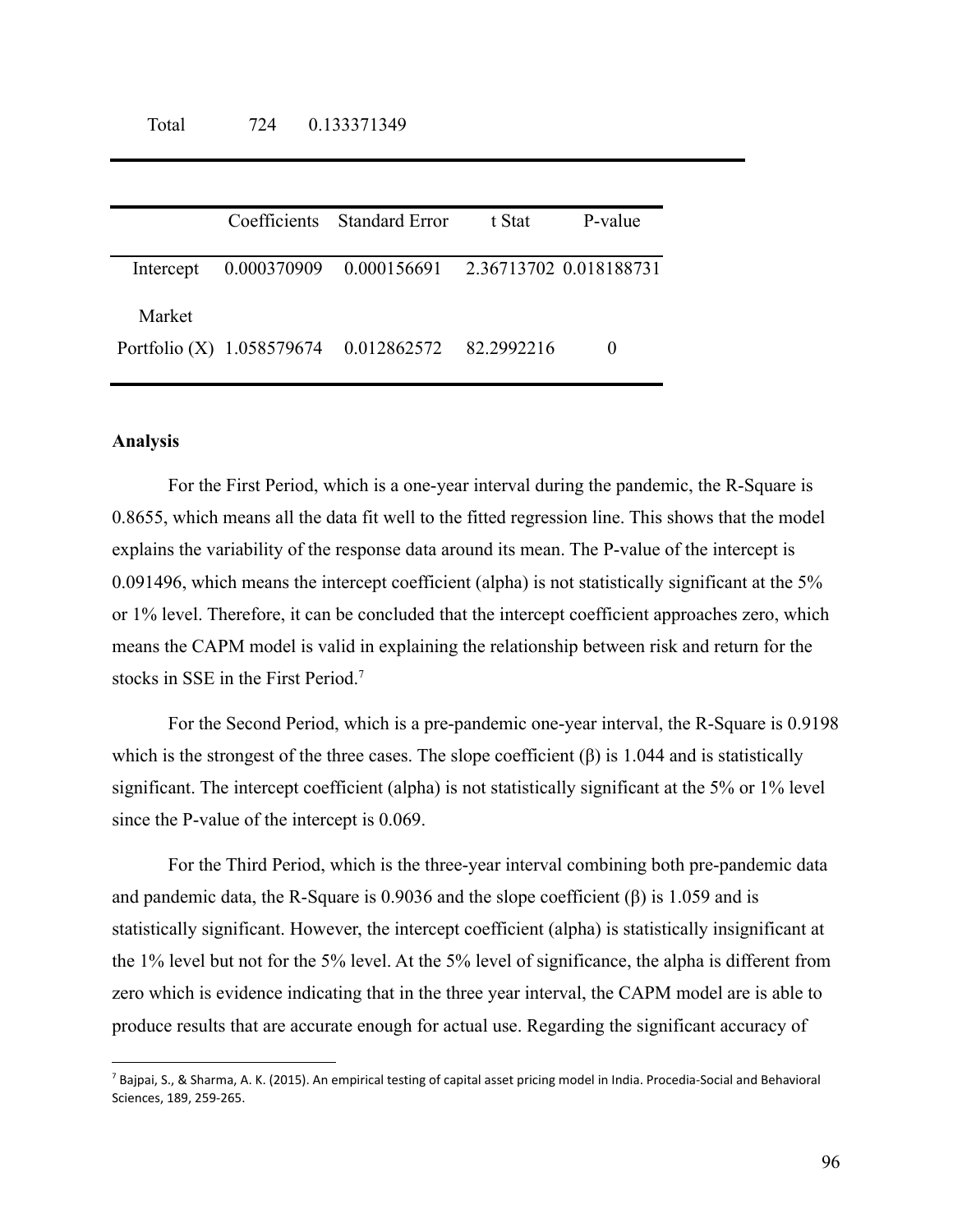| | | |
|---|---|---|
| Total | 724 | 0.133371349 |

| | Coefficients | Standard Error | t Stat | P-value |
|---|---|---|---|---|
| Intercept | 0.000370909 | 0.000156691 | 2.36713702 | 0.018188731 |
| Market Portfolio (X) | 1.058579674 | 0.012862572 | 82.2992216 | 0 |

**Analysis**

For the First Period, which is a one-year interval during the pandemic, the R-Square is 0.8655, which means all the data fit well to the fitted regression line. This shows that the model explains the variability of the response data around its mean. The P-value of the intercept is 0.091496, which means the intercept coefficient (alpha) is not statistically significant at the 5% or 1% level. Therefore, it can be concluded that the intercept coefficient approaches zero, which means the CAPM model is valid in explaining the relationship between risk and return for the stocks in SSE in the First Period.[7]

For the Second Period, which is a pre-pandemic one-year interval, the R-Square is 0.9198 which is the strongest of the three cases. The slope coefficient (β) is 1.044 and is statistically significant. The intercept coefficient (alpha) is not statistically significant at the 5% or 1% level since the P-value of the intercept is 0.069.

For the Third Period, which is the three-year interval combining both pre-pandemic data and pandemic data, the R-Square is 0.9036 and the slope coefficient (β) is 1.059 and is statistically significant. However, the intercept coefficient (alpha) is statistically insignificant at the 1% level but not for the 5% level. At the 5% level of significance, the alpha is different from zero which is evidence indicating that in the three year interval, the CAPM model are is able to produce results that are accurate enough for actual use. Regarding the significant accuracy of

[7] Bajpai, S., & Sharma, A. K. (2015). An empirical testing of capital asset pricing model in India. Procedia-Social and Behavioral Sciences, 189, 259-265.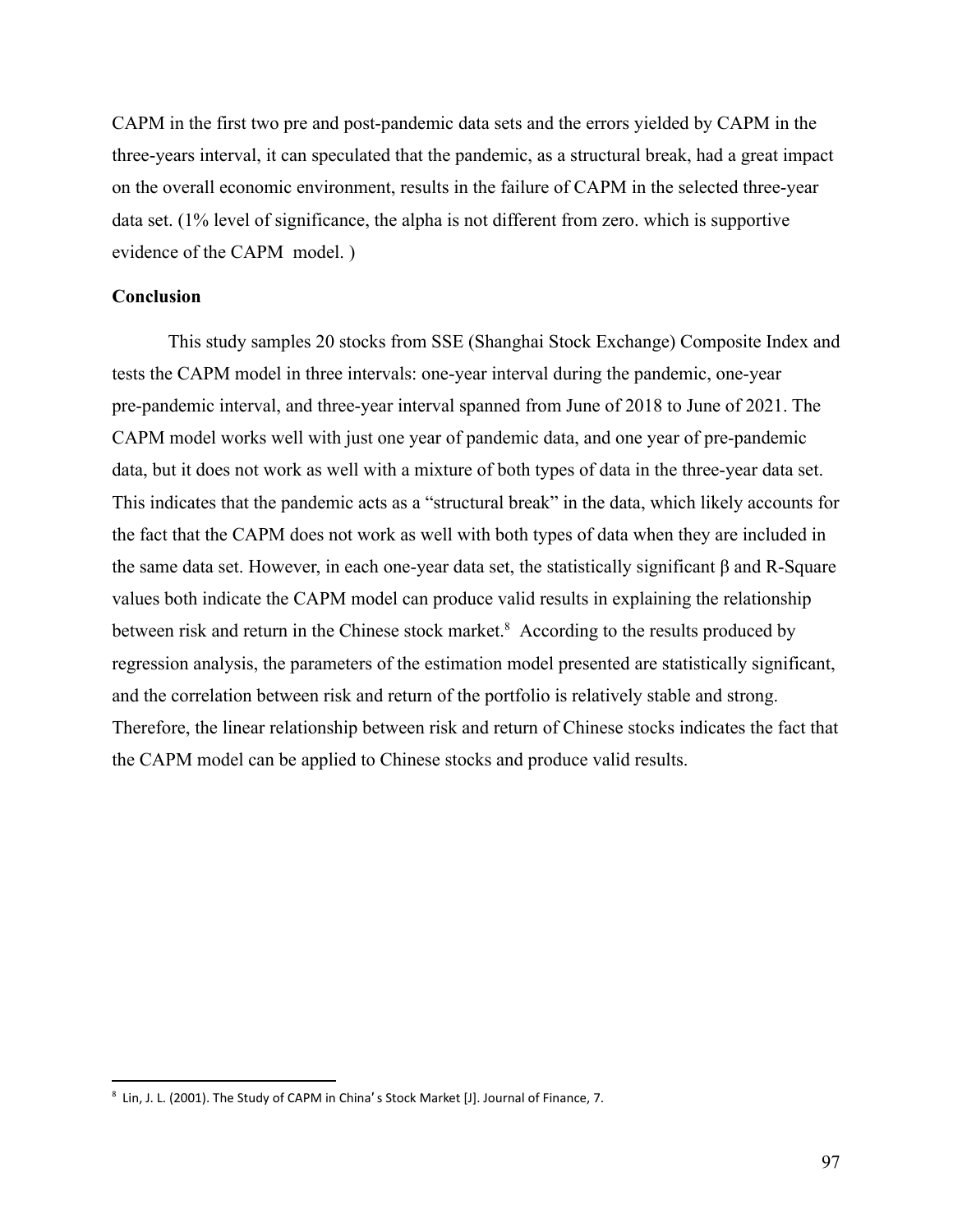CAPM in the first two pre and post-pandemic data sets and the errors yielded by CAPM in the three-years interval, it can speculated that the pandemic, as a structural break, had a great impact on the overall economic environment, results in the failure of CAPM in the selected three-year data set. (1% level of significance, the alpha is not different from zero. which is supportive evidence of the CAPM model. )

**Conclusion**

This study samples 20 stocks from SSE (Shanghai Stock Exchange) Composite Index and tests the CAPM model in three intervals: one-year interval during the pandemic, one-year pre-pandemic interval, and three-year interval spanned from June of 2018 to June of 2021. The CAPM model works well with just one year of pandemic data, and one year of pre-pandemic data, but it does not work as well with a mixture of both types of data in the three-year data set. This indicates that the pandemic acts as a "structural break" in the data, which likely accounts for the fact that the CAPM does not work as well with both types of data when they are included in the same data set. However, in each one-year data set, the statistically significant β and R-Square values both indicate the CAPM model can produce valid results in explaining the relationship between risk and return in the Chinese stock market.[8] According to the results produced by regression analysis, the parameters of the estimation model presented are statistically significant, and the correlation between risk and return of the portfolio is relatively stable and strong. Therefore, the linear relationship between risk and return of Chinese stocks indicates the fact that the CAPM model can be applied to Chinese stocks and produce valid results.

[8] Lin, J. L. (2001). The Study of CAPM in China's Stock Market [J]. Journal of Finance, 7.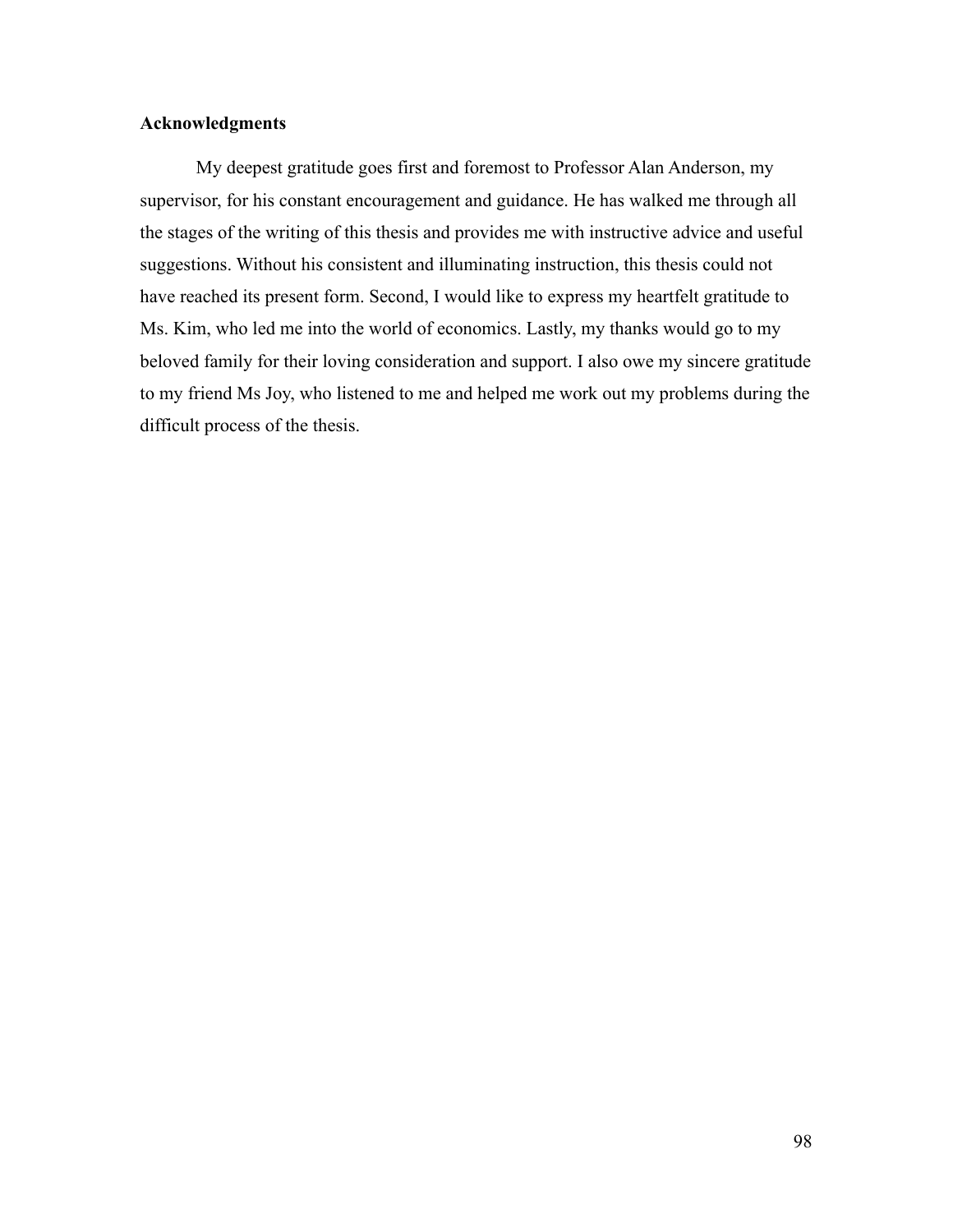## Acknowledgments

My deepest gratitude goes first and foremost to Professor Alan Anderson, my supervisor, for his constant encouragement and guidance. He has walked me through all the stages of the writing of this thesis and provides me with instructive advice and useful suggestions. Without his consistent and illuminating instruction, this thesis could not have reached its present form. Second, I would like to express my heartfelt gratitude to Ms. Kim, who led me into the world of economics. Lastly, my thanks would go to my beloved family for their loving consideration and support. I also owe my sincere gratitude to my friend Ms Joy, who listened to me and helped me work out my problems during the difficult process of the thesis.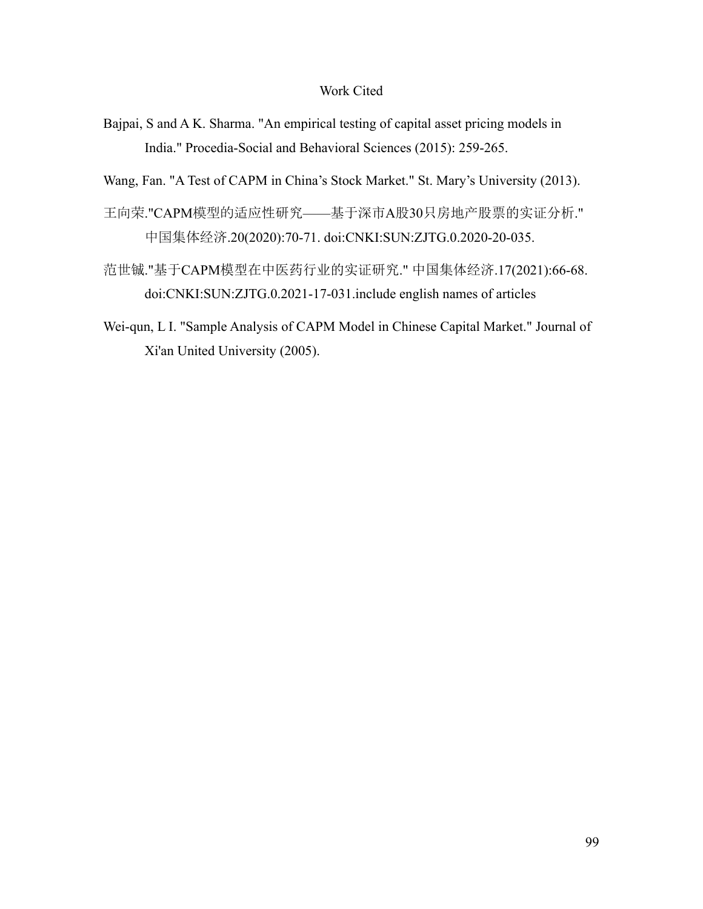# Work Cited

Bajpai, S and A K. Sharma. "An empirical testing of capital asset pricing models in India." Procedia-Social and Behavioral Sciences (2015): 259-265.

Wang, Fan. "A Test of CAPM in China's Stock Market." St. Mary's University (2013).

王向荣."CAPM模型的适应性研究——基于深市A股30只房地产股票的实证分析." 中国集体经济.20(2020):70-71. doi:CNKI:SUN:ZJTG.0.2020-20-035.

范世铖."基于CAPM模型在中医药行业的实证研究." 中国集体经济.17(2021):66-68. doi:CNKI:SUN:ZJTG.0.2021-17-031.include english names of articles

Wei-qun, L I. "Sample Analysis of CAPM Model in Chinese Capital Market." Journal of Xi'an United University (2005).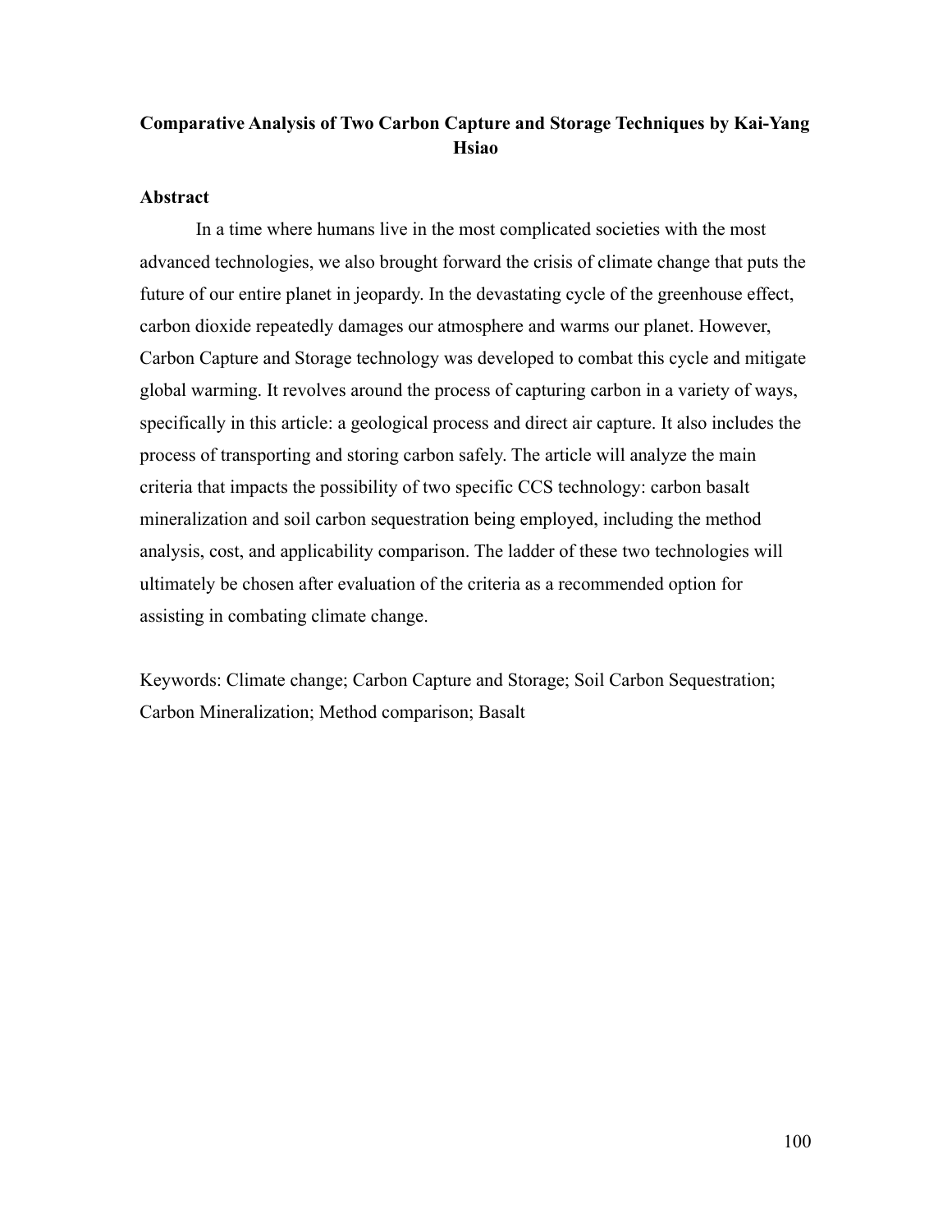# Comparative Analysis of Two Carbon Capture and Storage Techniques by Kai-Yang Hsiao

## Abstract

In a time where humans live in the most complicated societies with the most advanced technologies, we also brought forward the crisis of climate change that puts the future of our entire planet in jeopardy. In the devastating cycle of the greenhouse effect, carbon dioxide repeatedly damages our atmosphere and warms our planet. However, Carbon Capture and Storage technology was developed to combat this cycle and mitigate global warming. It revolves around the process of capturing carbon in a variety of ways, specifically in this article: a geological process and direct air capture. It also includes the process of transporting and storing carbon safely. The article will analyze the main criteria that impacts the possibility of two specific CCS technology: carbon basalt mineralization and soil carbon sequestration being employed, including the method analysis, cost, and applicability comparison. The ladder of these two technologies will ultimately be chosen after evaluation of the criteria as a recommended option for assisting in combating climate change.

Keywords: Climate change; Carbon Capture and Storage; Soil Carbon Sequestration; Carbon Mineralization; Method comparison; Basalt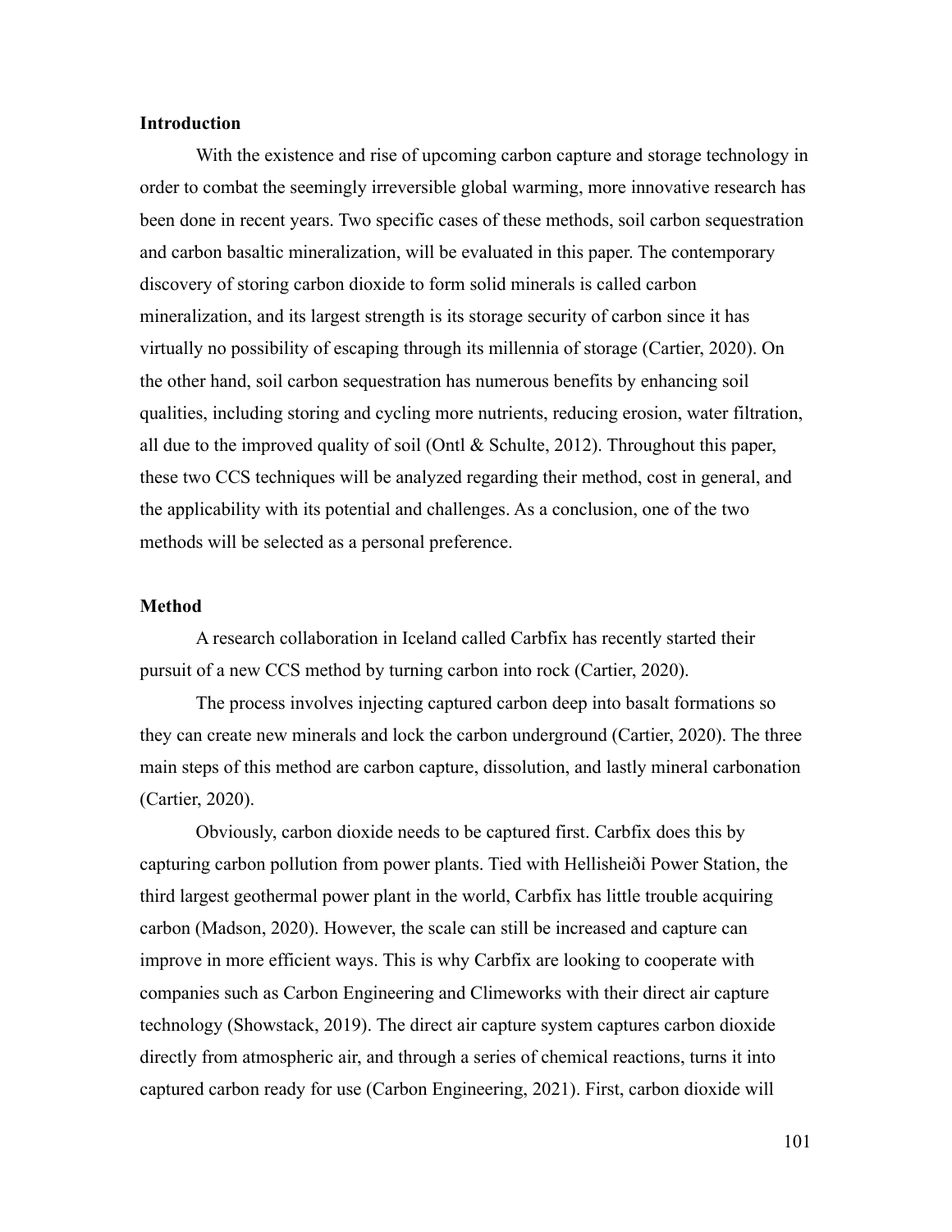**Introduction**

With the existence and rise of upcoming carbon capture and storage technology in order to combat the seemingly irreversible global warming, more innovative research has been done in recent years. Two specific cases of these methods, soil carbon sequestration and carbon basaltic mineralization, will be evaluated in this paper. The contemporary discovery of storing carbon dioxide to form solid minerals is called carbon mineralization, and its largest strength is its storage security of carbon since it has virtually no possibility of escaping through its millennia of storage (Cartier, 2020). On the other hand, soil carbon sequestration has numerous benefits by enhancing soil qualities, including storing and cycling more nutrients, reducing erosion, water filtration, all due to the improved quality of soil (Ontl & Schulte, 2012). Throughout this paper, these two CCS techniques will be analyzed regarding their method, cost in general, and the applicability with its potential and challenges. As a conclusion, one of the two methods will be selected as a personal preference.

**Method**

A research collaboration in Iceland called Carbfix has recently started their pursuit of a new CCS method by turning carbon into rock (Cartier, 2020).

The process involves injecting captured carbon deep into basalt formations so they can create new minerals and lock the carbon underground (Cartier, 2020). The three main steps of this method are carbon capture, dissolution, and lastly mineral carbonation (Cartier, 2020).

Obviously, carbon dioxide needs to be captured first. Carbfix does this by capturing carbon pollution from power plants. Tied with Hellisheiði Power Station, the third largest geothermal power plant in the world, Carbfix has little trouble acquiring carbon (Madson, 2020). However, the scale can still be increased and capture can improve in more efficient ways. This is why Carbfix are looking to cooperate with companies such as Carbon Engineering and Climeworks with their direct air capture technology (Showstack, 2019). The direct air capture system captures carbon dioxide directly from atmospheric air, and through a series of chemical reactions, turns it into captured carbon ready for use (Carbon Engineering, 2021). First, carbon dioxide will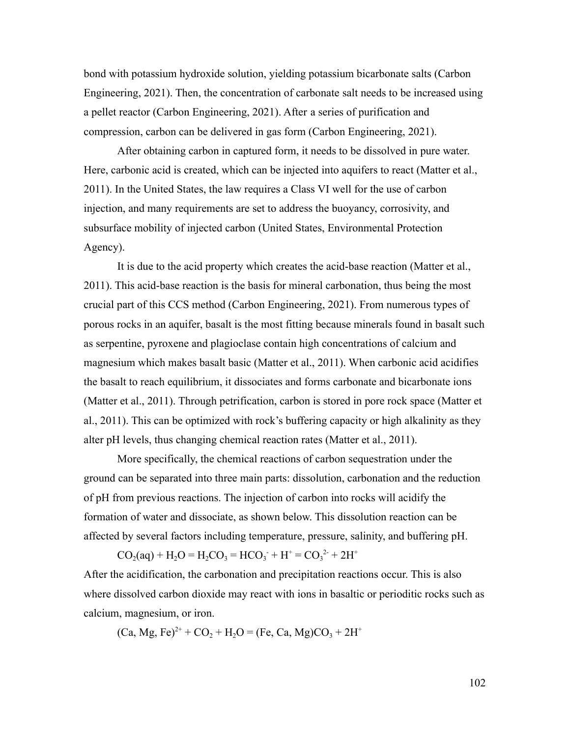bond with potassium hydroxide solution, yielding potassium bicarbonate salts (Carbon Engineering, 2021). Then, the concentration of carbonate salt needs to be increased using a pellet reactor (Carbon Engineering, 2021). After a series of purification and compression, carbon can be delivered in gas form (Carbon Engineering, 2021).

After obtaining carbon in captured form, it needs to be dissolved in pure water. Here, carbonic acid is created, which can be injected into aquifers to react (Matter et al., 2011). In the United States, the law requires a Class VI well for the use of carbon injection, and many requirements are set to address the buoyancy, corrosivity, and subsurface mobility of injected carbon (United States, Environmental Protection Agency).

It is due to the acid property which creates the acid-base reaction (Matter et al., 2011). This acid-base reaction is the basis for mineral carbonation, thus being the most crucial part of this CCS method (Carbon Engineering, 2021). From numerous types of porous rocks in an aquifer, basalt is the most fitting because minerals found in basalt such as serpentine, pyroxene and plagioclase contain high concentrations of calcium and magnesium which makes basalt basic (Matter et al., 2011). When carbonic acid acidifies the basalt to reach equilibrium, it dissociates and forms carbonate and bicarbonate ions (Matter et al., 2011). Through petrification, carbon is stored in pore rock space (Matter et al., 2011). This can be optimized with rock's buffering capacity or high alkalinity as they alter pH levels, thus changing chemical reaction rates (Matter et al., 2011).

More specifically, the chemical reactions of carbon sequestration under the ground can be separated into three main parts: dissolution, carbonation and the reduction of pH from previous reactions. The injection of carbon into rocks will acidify the formation of water and dissociate, as shown below. This dissolution reaction can be affected by several factors including temperature, pressure, salinity, and buffering pH.

$$CO_2(aq) + H_2O = H_2CO_3 = HCO_3^- + H^+ = CO_3^{2-} + 2H^+$$

After the acidification, the carbonation and precipitation reactions occur. This is also where dissolved carbon dioxide may react with ions in basaltic or perioditic rocks such as calcium, magnesium, or iron.

$$(Ca, Mg, Fe)^{2+} + CO_2 + H_2O = (Fe, Ca, Mg)CO_3 + 2H^+$$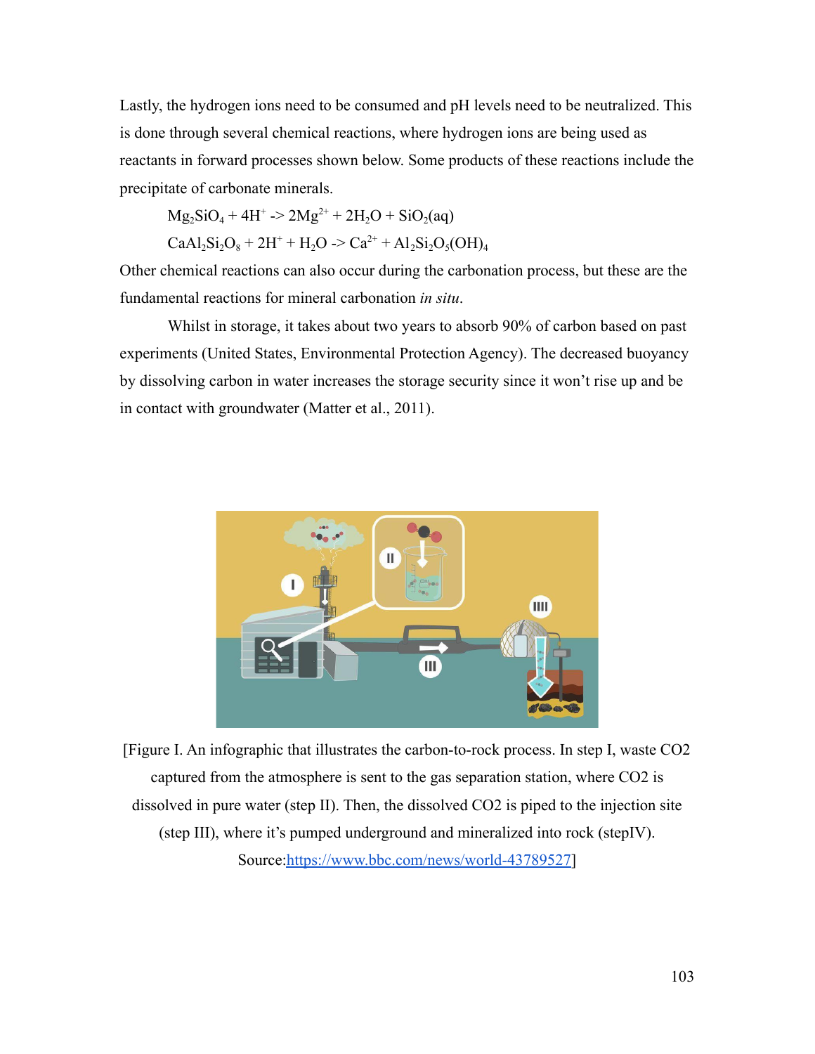Lastly, the hydrogen ions need to be consumed and pH levels need to be neutralized. This is done through several chemical reactions, where hydrogen ions are being used as reactants in forward processes shown below. Some products of these reactions include the precipitate of carbonate minerals.

$$Mg_2SiO_4 + 4H^+ \rightarrow 2Mg^{2+} + 2H_2O + SiO_2(aq)$$

$$CaAl_2Si_2O_8 + 2H^+ + H_2O \rightarrow Ca^{2+} + Al_2Si_2O_5(OH)_4$$

Other chemical reactions can also occur during the carbonation process, but these are the fundamental reactions for mineral carbonation *in situ*.

Whilst in storage, it takes about two years to absorb 90% of carbon based on past experiments (United States, Environmental Protection Agency). The decreased buoyancy by dissolving carbon in water increases the storage security since it won't rise up and be in contact with groundwater (Matter et al., 2011).

[Figure I. An infographic that illustrates the carbon-to-rock process. In step I, waste CO2 captured from the atmosphere is sent to the gas separation station, where CO2 is dissolved in pure water (step II). Then, the dissolved CO2 is piped to the injection site (step III), where it's pumped underground and mineralized into rock (stepIV). Source:https://www.bbc.com/news/world-43789527]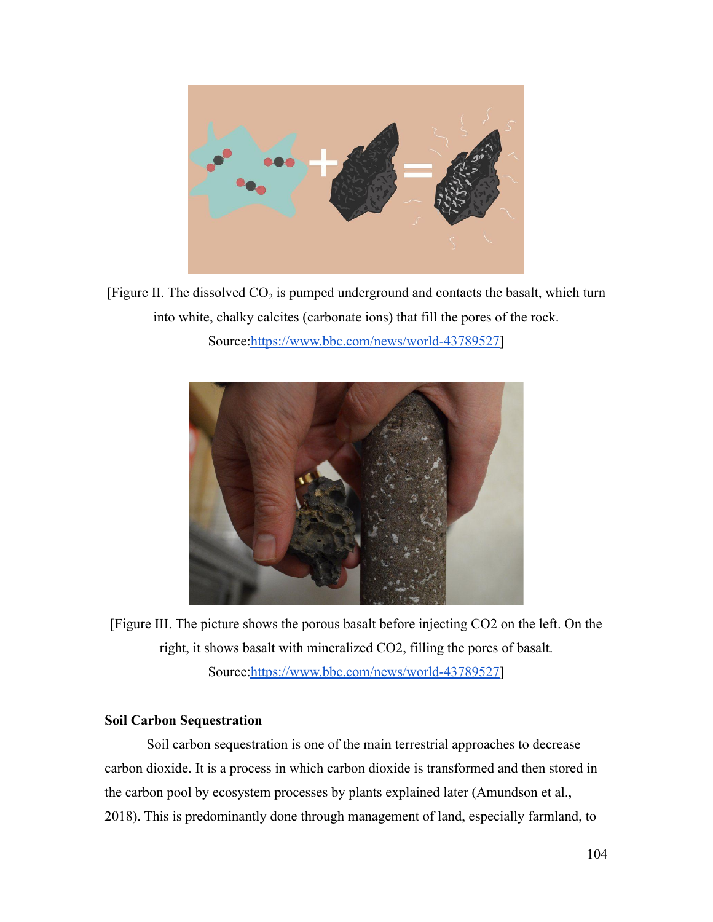[Figure II. The dissolved $CO_2$ is pumped underground and contacts the basalt, which turn into white, chalky calcites (carbonate ions) that fill the pores of the rock. Source:https://www.bbc.com/news/world-43789527]

[Figure III. The picture shows the porous basalt before injecting CO2 on the left. On the right, it shows basalt with mineralized CO2, filling the pores of basalt. Source:https://www.bbc.com/news/world-43789527]

**Soil Carbon Sequestration**

Soil carbon sequestration is one of the main terrestrial approaches to decrease carbon dioxide. It is a process in which carbon dioxide is transformed and then stored in the carbon pool by ecosystem processes by plants explained later (Amundson et al., 2018). This is predominantly done through management of land, especially farmland, to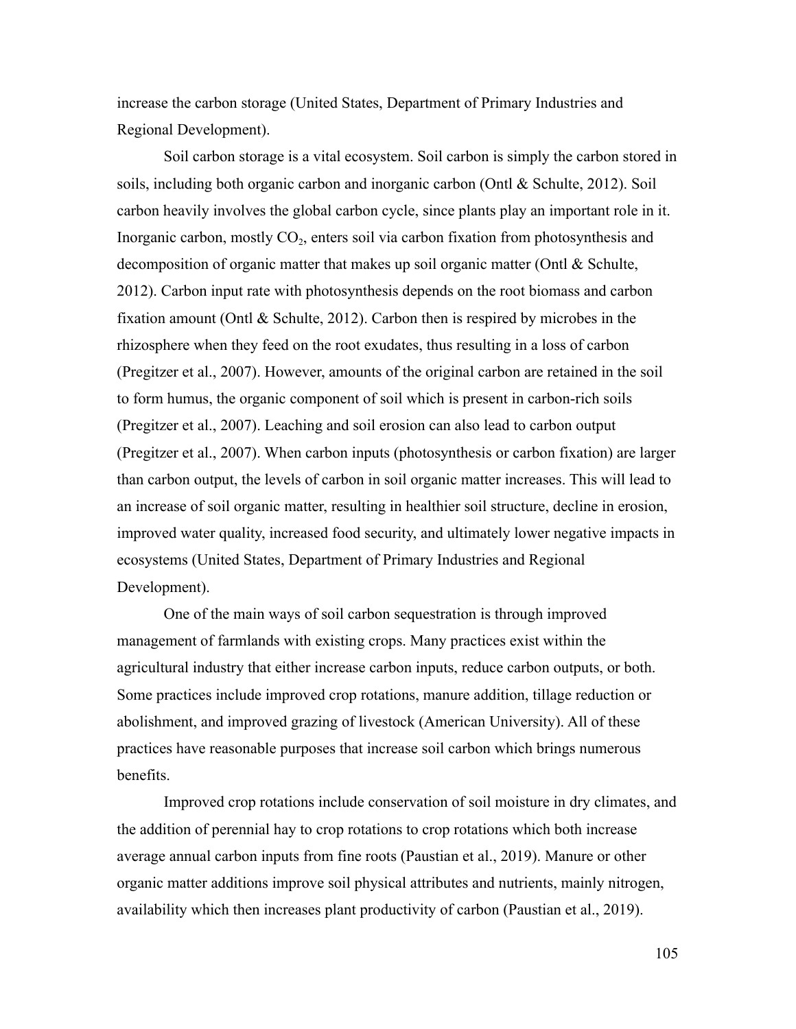increase the carbon storage (United States, Department of Primary Industries and Regional Development).

Soil carbon storage is a vital ecosystem. Soil carbon is simply the carbon stored in soils, including both organic carbon and inorganic carbon (Ontl & Schulte, 2012). Soil carbon heavily involves the global carbon cycle, since plants play an important role in it. Inorganic carbon, mostly $CO_2$, enters soil via carbon fixation from photosynthesis and decomposition of organic matter that makes up soil organic matter (Ontl & Schulte, 2012). Carbon input rate with photosynthesis depends on the root biomass and carbon fixation amount (Ontl & Schulte, 2012). Carbon then is respired by microbes in the rhizosphere when they feed on the root exudates, thus resulting in a loss of carbon (Pregitzer et al., 2007). However, amounts of the original carbon are retained in the soil to form humus, the organic component of soil which is present in carbon-rich soils (Pregitzer et al., 2007). Leaching and soil erosion can also lead to carbon output (Pregitzer et al., 2007). When carbon inputs (photosynthesis or carbon fixation) are larger than carbon output, the levels of carbon in soil organic matter increases. This will lead to an increase of soil organic matter, resulting in healthier soil structure, decline in erosion, improved water quality, increased food security, and ultimately lower negative impacts in ecosystems (United States, Department of Primary Industries and Regional Development).

One of the main ways of soil carbon sequestration is through improved management of farmlands with existing crops. Many practices exist within the agricultural industry that either increase carbon inputs, reduce carbon outputs, or both. Some practices include improved crop rotations, manure addition, tillage reduction or abolishment, and improved grazing of livestock (American University). All of these practices have reasonable purposes that increase soil carbon which brings numerous benefits.

Improved crop rotations include conservation of soil moisture in dry climates, and the addition of perennial hay to crop rotations to crop rotations which both increase average annual carbon inputs from fine roots (Paustian et al., 2019). Manure or other organic matter additions improve soil physical attributes and nutrients, mainly nitrogen, availability which then increases plant productivity of carbon (Paustian et al., 2019).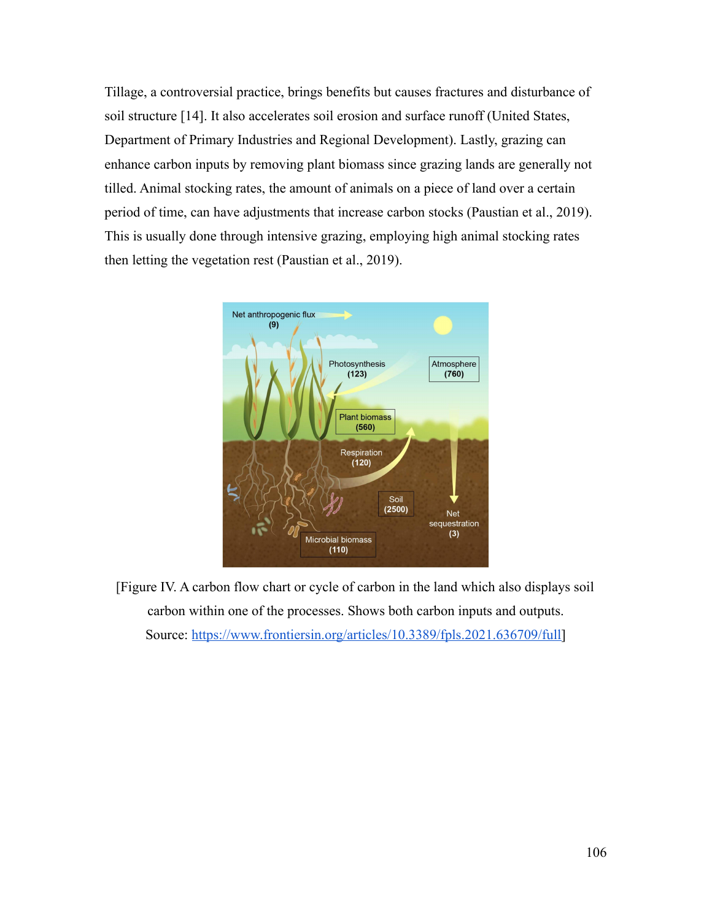Tillage, a controversial practice, brings benefits but causes fractures and disturbance of soil structure [14]. It also accelerates soil erosion and surface runoff (United States, Department of Primary Industries and Regional Development). Lastly, grazing can enhance carbon inputs by removing plant biomass since grazing lands are generally not tilled. Animal stocking rates, the amount of animals on a piece of land over a certain period of time, can have adjustments that increase carbon stocks (Paustian et al., 2019). This is usually done through intensive grazing, employing high animal stocking rates then letting the vegetation rest (Paustian et al., 2019).

[Figure IV. A carbon flow chart or cycle of carbon in the land which also displays soil carbon within one of the processes. Shows both carbon inputs and outputs. Source: https://www.frontiersin.org/articles/10.3389/fpls.2021.636709/full]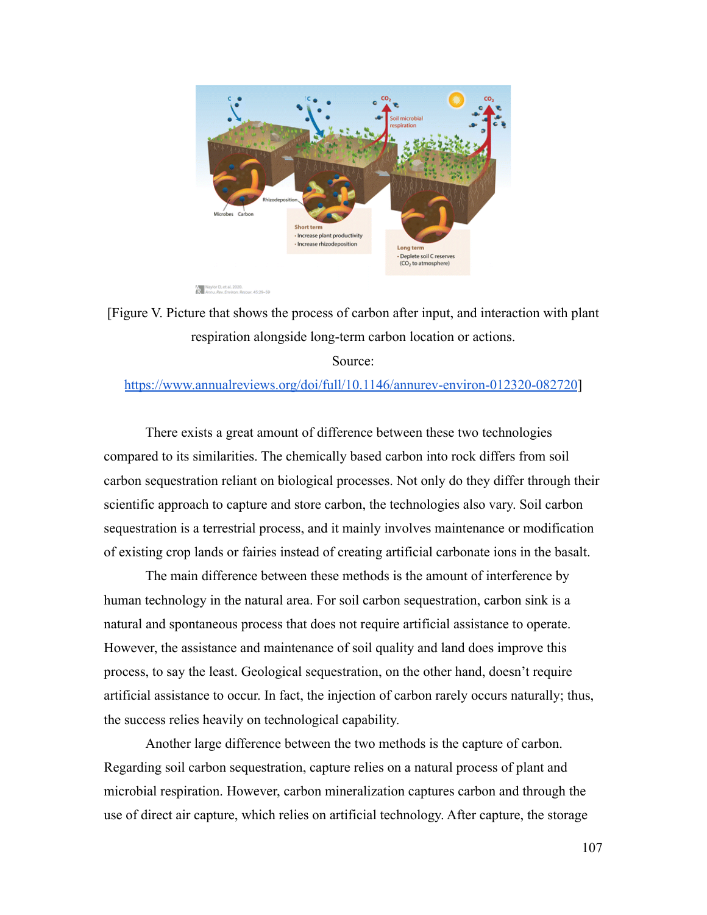[Figure V. Picture that shows the process of carbon after input, and interaction with plant respiration alongside long-term carbon location or actions.
Source:
https://www.annualreviews.org/doi/full/10.1146/annurev-environ-012320-082720]

There exists a great amount of difference between these two technologies compared to its similarities. The chemically based carbon into rock differs from soil carbon sequestration reliant on biological processes. Not only do they differ through their scientific approach to capture and store carbon, the technologies also vary. Soil carbon sequestration is a terrestrial process, and it mainly involves maintenance or modification of existing crop lands or fairies instead of creating artificial carbonate ions in the basalt.

The main difference between these methods is the amount of interference by human technology in the natural area. For soil carbon sequestration, carbon sink is a natural and spontaneous process that does not require artificial assistance to operate. However, the assistance and maintenance of soil quality and land does improve this process, to say the least. Geological sequestration, on the other hand, doesn't require artificial assistance to occur. In fact, the injection of carbon rarely occurs naturally; thus, the success relies heavily on technological capability.

Another large difference between the two methods is the capture of carbon. Regarding soil carbon sequestration, capture relies on a natural process of plant and microbial respiration. However, carbon mineralization captures carbon and through the use of direct air capture, which relies on artificial technology. After capture, the storage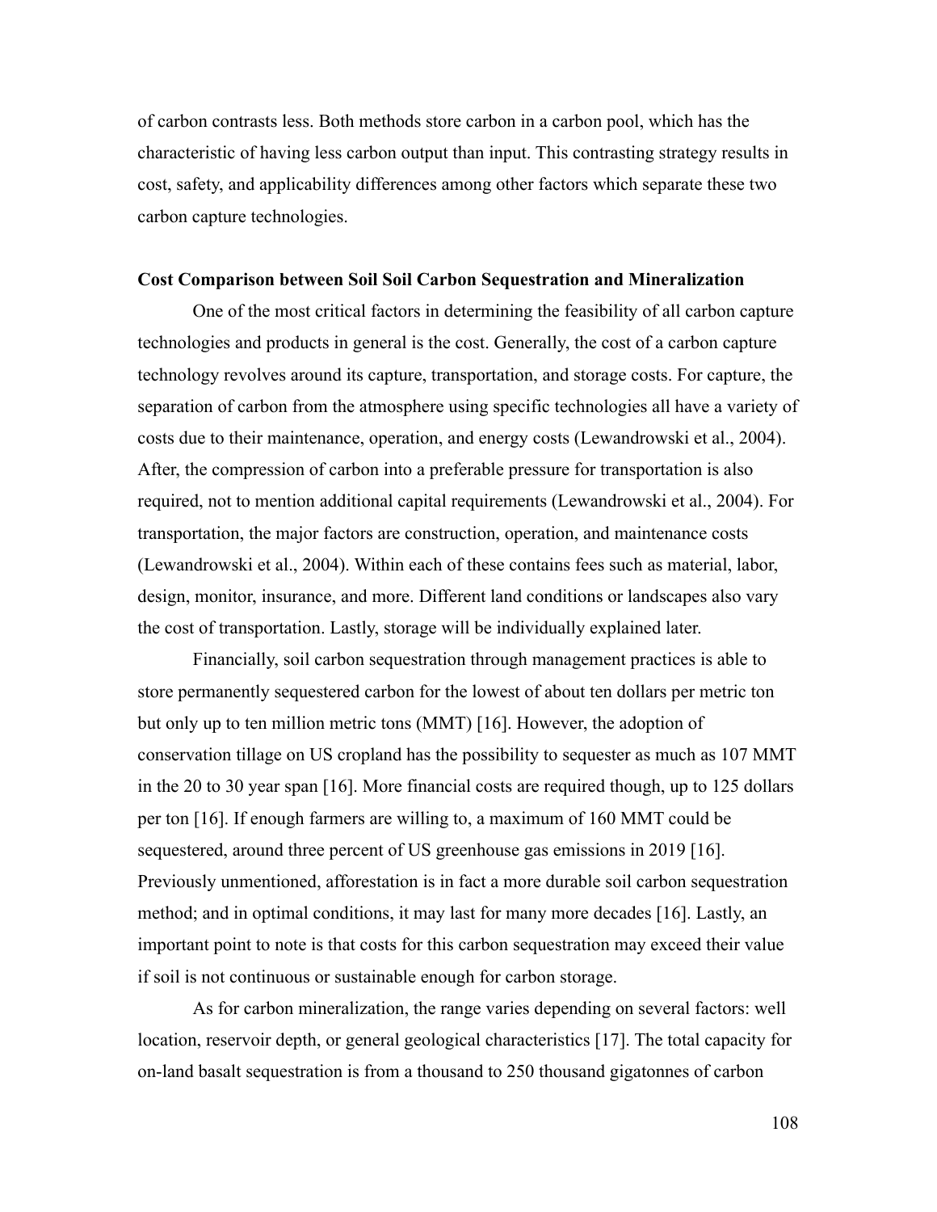of carbon contrasts less. Both methods store carbon in a carbon pool, which has the characteristic of having less carbon output than input. This contrasting strategy results in cost, safety, and applicability differences among other factors which separate these two carbon capture technologies.

**Cost Comparison between Soil Soil Carbon Sequestration and Mineralization**

One of the most critical factors in determining the feasibility of all carbon capture technologies and products in general is the cost. Generally, the cost of a carbon capture technology revolves around its capture, transportation, and storage costs. For capture, the separation of carbon from the atmosphere using specific technologies all have a variety of costs due to their maintenance, operation, and energy costs (Lewandrowski et al., 2004). After, the compression of carbon into a preferable pressure for transportation is also required, not to mention additional capital requirements (Lewandrowski et al., 2004). For transportation, the major factors are construction, operation, and maintenance costs (Lewandrowski et al., 2004). Within each of these contains fees such as material, labor, design, monitor, insurance, and more. Different land conditions or landscapes also vary the cost of transportation. Lastly, storage will be individually explained later.

Financially, soil carbon sequestration through management practices is able to store permanently sequestered carbon for the lowest of about ten dollars per metric ton but only up to ten million metric tons (MMT) [16]. However, the adoption of conservation tillage on US cropland has the possibility to sequester as much as 107 MMT in the 20 to 30 year span [16]. More financial costs are required though, up to 125 dollars per ton [16]. If enough farmers are willing to, a maximum of 160 MMT could be sequestered, around three percent of US greenhouse gas emissions in 2019 [16]. Previously unmentioned, afforestation is in fact a more durable soil carbon sequestration method; and in optimal conditions, it may last for many more decades [16]. Lastly, an important point to note is that costs for this carbon sequestration may exceed their value if soil is not continuous or sustainable enough for carbon storage.

As for carbon mineralization, the range varies depending on several factors: well location, reservoir depth, or general geological characteristics [17]. The total capacity for on-land basalt sequestration is from a thousand to 250 thousand gigatonnes of carbon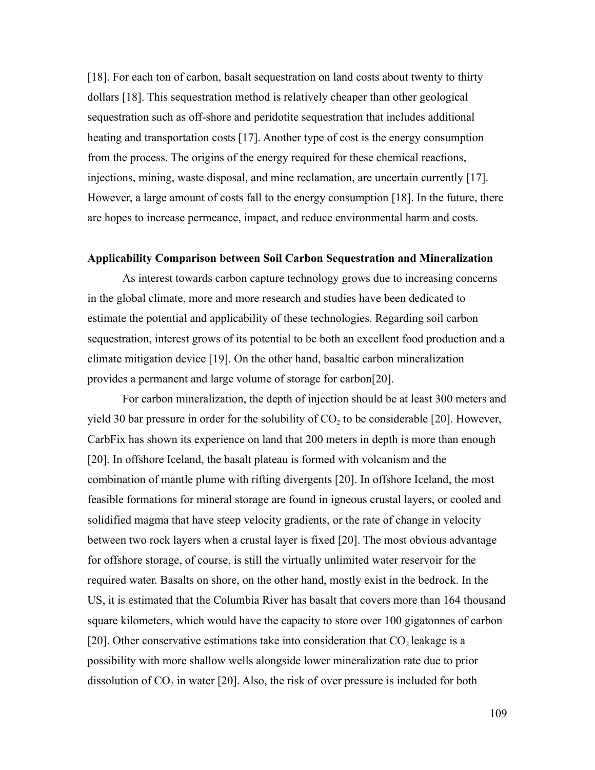[18]. For each ton of carbon, basalt sequestration on land costs about twenty to thirty dollars [18]. This sequestration method is relatively cheaper than other geological sequestration such as off-shore and peridotite sequestration that includes additional heating and transportation costs [17]. Another type of cost is the energy consumption from the process. The origins of the energy required for these chemical reactions, injections, mining, waste disposal, and mine reclamation, are uncertain currently [17]. However, a large amount of costs fall to the energy consumption [18]. In the future, there are hopes to increase permeance, impact, and reduce environmental harm and costs.

**Applicability Comparison between Soil Carbon Sequestration and Mineralization**

As interest towards carbon capture technology grows due to increasing concerns in the global climate, more and more research and studies have been dedicated to estimate the potential and applicability of these technologies. Regarding soil carbon sequestration, interest grows of its potential to be both an excellent food production and a climate mitigation device [19]. On the other hand, basaltic carbon mineralization provides a permanent and large volume of storage for carbon[20].

For carbon mineralization, the depth of injection should be at least 300 meters and yield 30 bar pressure in order for the solubility of $CO_2$ to be considerable [20]. However, CarbFix has shown its experience on land that 200 meters in depth is more than enough [20]. In offshore Iceland, the basalt plateau is formed with volcanism and the combination of mantle plume with rifting divergents [20]. In offshore Iceland, the most feasible formations for mineral storage are found in igneous crustal layers, or cooled and solidified magma that have steep velocity gradients, or the rate of change in velocity between two rock layers when a crustal layer is fixed [20]. The most obvious advantage for offshore storage, of course, is still the virtually unlimited water reservoir for the required water. Basalts on shore, on the other hand, mostly exist in the bedrock. In the US, it is estimated that the Columbia River has basalt that covers more than 164 thousand square kilometers, which would have the capacity to store over 100 gigatonnes of carbon [20]. Other conservative estimations take into consideration that $CO_2$ leakage is a possibility with more shallow wells alongside lower mineralization rate due to prior dissolution of $CO_2$ in water [20]. Also, the risk of over pressure is included for both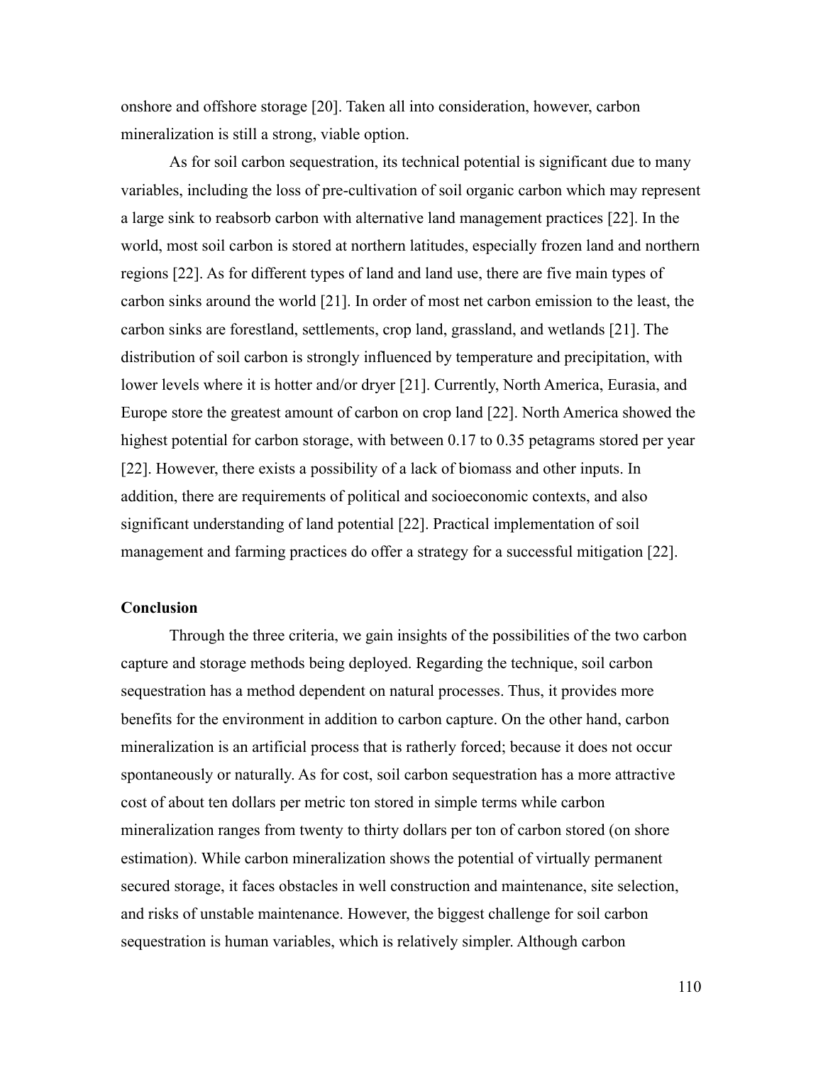onshore and offshore storage [20]. Taken all into consideration, however, carbon mineralization is still a strong, viable option.

As for soil carbon sequestration, its technical potential is significant due to many variables, including the loss of pre-cultivation of soil organic carbon which may represent a large sink to reabsorb carbon with alternative land management practices [22]. In the world, most soil carbon is stored at northern latitudes, especially frozen land and northern regions [22]. As for different types of land and land use, there are five main types of carbon sinks around the world [21]. In order of most net carbon emission to the least, the carbon sinks are forestland, settlements, crop land, grassland, and wetlands [21]. The distribution of soil carbon is strongly influenced by temperature and precipitation, with lower levels where it is hotter and/or dryer [21]. Currently, North America, Eurasia, and Europe store the greatest amount of carbon on crop land [22]. North America showed the highest potential for carbon storage, with between 0.17 to 0.35 petagrams stored per year [22]. However, there exists a possibility of a lack of biomass and other inputs. In addition, there are requirements of political and socioeconomic contexts, and also significant understanding of land potential [22]. Practical implementation of soil management and farming practices do offer a strategy for a successful mitigation [22].

**Conclusion**

Through the three criteria, we gain insights of the possibilities of the two carbon capture and storage methods being deployed. Regarding the technique, soil carbon sequestration has a method dependent on natural processes. Thus, it provides more benefits for the environment in addition to carbon capture. On the other hand, carbon mineralization is an artificial process that is ratherly forced; because it does not occur spontaneously or naturally. As for cost, soil carbon sequestration has a more attractive cost of about ten dollars per metric ton stored in simple terms while carbon mineralization ranges from twenty to thirty dollars per ton of carbon stored (on shore estimation). While carbon mineralization shows the potential of virtually permanent secured storage, it faces obstacles in well construction and maintenance, site selection, and risks of unstable maintenance. However, the biggest challenge for soil carbon sequestration is human variables, which is relatively simpler. Although carbon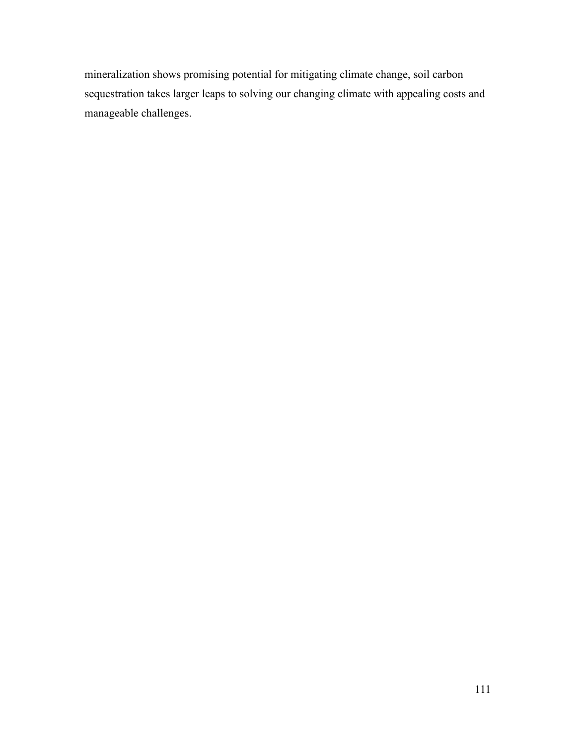mineralization shows promising potential for mitigating climate change, soil carbon sequestration takes larger leaps to solving our changing climate with appealing costs and manageable challenges.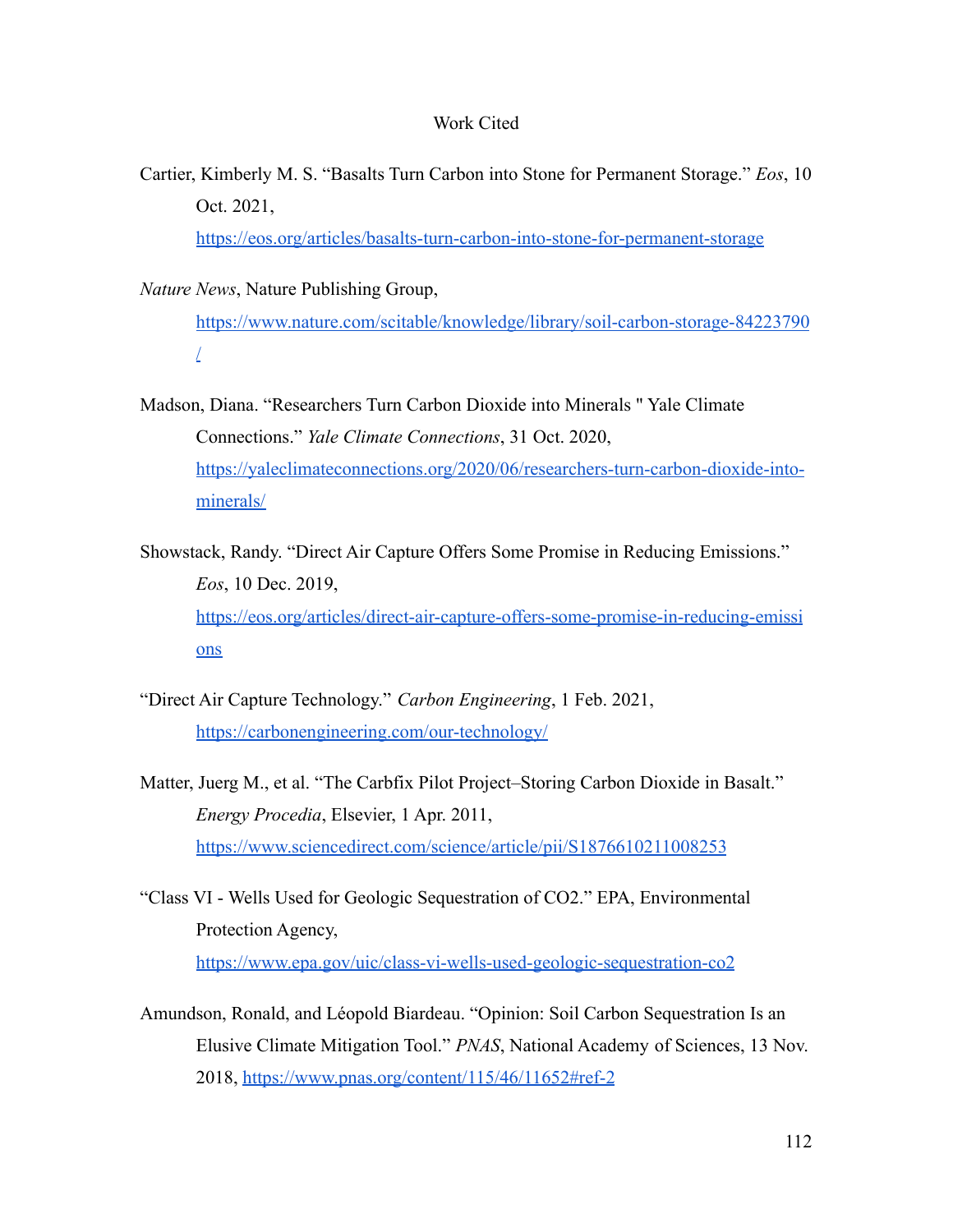# Work Cited

Cartier, Kimberly M. S. "Basalts Turn Carbon into Stone for Permanent Storage." *Eos*, 10 Oct. 2021, https://eos.org/articles/basalts-turn-carbon-into-stone-for-permanent-storage

*Nature News*, Nature Publishing Group, https://www.nature.com/scitable/knowledge/library/soil-carbon-storage-84223790/

Madson, Diana. "Researchers Turn Carbon Dioxide into Minerals " Yale Climate Connections." *Yale Climate Connections*, 31 Oct. 2020, https://yaleclimateconnections.org/2020/06/researchers-turn-carbon-dioxide-into-minerals/

Showstack, Randy. "Direct Air Capture Offers Some Promise in Reducing Emissions." *Eos*, 10 Dec. 2019, https://eos.org/articles/direct-air-capture-offers-some-promise-in-reducing-emissions

"Direct Air Capture Technology." *Carbon Engineering*, 1 Feb. 2021, https://carbonengineering.com/our-technology/

Matter, Juerg M., et al. "The Carbfix Pilot Project–Storing Carbon Dioxide in Basalt." *Energy Procedia*, Elsevier, 1 Apr. 2011, https://www.sciencedirect.com/science/article/pii/S1876610211008253

"Class VI - Wells Used for Geologic Sequestration of CO2." EPA, Environmental Protection Agency, https://www.epa.gov/uic/class-vi-wells-used-geologic-sequestration-co2

Amundson, Ronald, and Léopold Biardeau. "Opinion: Soil Carbon Sequestration Is an Elusive Climate Mitigation Tool." *PNAS*, National Academy of Sciences, 13 Nov. 2018, https://www.pnas.org/content/115/46/11652#ref-2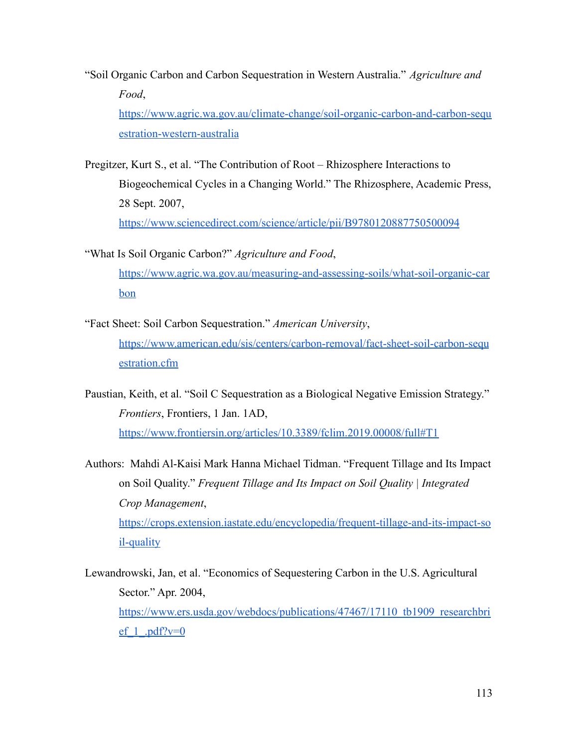"Soil Organic Carbon and Carbon Sequestration in Western Australia." *Agriculture and Food*, https://www.agric.wa.gov.au/climate-change/soil-organic-carbon-and-carbon-sequestration-western-australia

Pregitzer, Kurt S., et al. "The Contribution of Root – Rhizosphere Interactions to Biogeochemical Cycles in a Changing World." The Rhizosphere, Academic Press, 28 Sept. 2007, https://www.sciencedirect.com/science/article/pii/B9780120887750500094

"What Is Soil Organic Carbon?" *Agriculture and Food*, https://www.agric.wa.gov.au/measuring-and-assessing-soils/what-soil-organic-carbon

"Fact Sheet: Soil Carbon Sequestration." *American University*, https://www.american.edu/sis/centers/carbon-removal/fact-sheet-soil-carbon-sequestration.cfm

Paustian, Keith, et al. "Soil C Sequestration as a Biological Negative Emission Strategy." *Frontiers*, Frontiers, 1 Jan. 1AD, https://www.frontiersin.org/articles/10.3389/fclim.2019.00008/full#T1

Authors: Mahdi Al-Kaisi Mark Hanna Michael Tidman. "Frequent Tillage and Its Impact on Soil Quality." *Frequent Tillage and Its Impact on Soil Quality | Integrated Crop Management*, https://crops.extension.iastate.edu/encyclopedia/frequent-tillage-and-its-impact-soil-quality

Lewandrowski, Jan, et al. "Economics of Sequestering Carbon in the U.S. Agricultural Sector." Apr. 2004, https://www.ers.usda.gov/webdocs/publications/47467/17110_tb1909_researchbrief_1_.pdf?v=0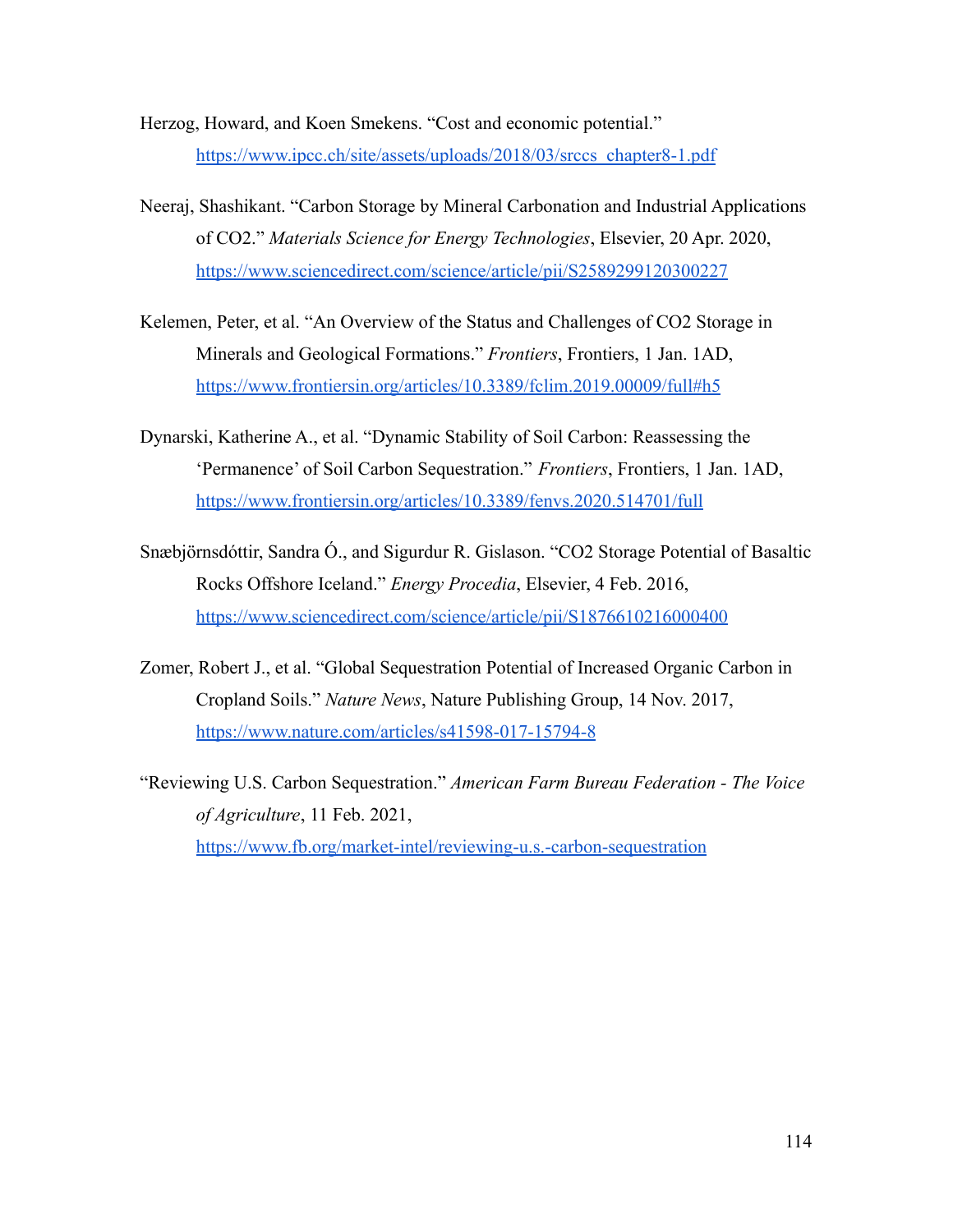Herzog, Howard, and Koen Smekens. “Cost and economic potential.” https://www.ipcc.ch/site/assets/uploads/2018/03/srccs_chapter8-1.pdf

Neeraj, Shashikant. “Carbon Storage by Mineral Carbonation and Industrial Applications of CO2.” *Materials Science for Energy Technologies*, Elsevier, 20 Apr. 2020, https://www.sciencedirect.com/science/article/pii/S2589299120300227

Kelemen, Peter, et al. “An Overview of the Status and Challenges of CO2 Storage in Minerals and Geological Formations.” *Frontiers*, Frontiers, 1 Jan. 1AD, https://www.frontiersin.org/articles/10.3389/fclim.2019.00009/full#h5

Dynarski, Katherine A., et al. “Dynamic Stability of Soil Carbon: Reassessing the ‘Permanence’ of Soil Carbon Sequestration.” *Frontiers*, Frontiers, 1 Jan. 1AD, https://www.frontiersin.org/articles/10.3389/fenvs.2020.514701/full

Snæbjörnsdóttir, Sandra Ó., and Sigurdur R. Gislason. “CO2 Storage Potential of Basaltic Rocks Offshore Iceland.” *Energy Procedia*, Elsevier, 4 Feb. 2016, https://www.sciencedirect.com/science/article/pii/S1876610216000400

Zomer, Robert J., et al. “Global Sequestration Potential of Increased Organic Carbon in Cropland Soils.” *Nature News*, Nature Publishing Group, 14 Nov. 2017, https://www.nature.com/articles/s41598-017-15794-8

“Reviewing U.S. Carbon Sequestration.” *American Farm Bureau Federation - The Voice of Agriculture*, 11 Feb. 2021, https://www.fb.org/market-intel/reviewing-u.s.-carbon-sequestration